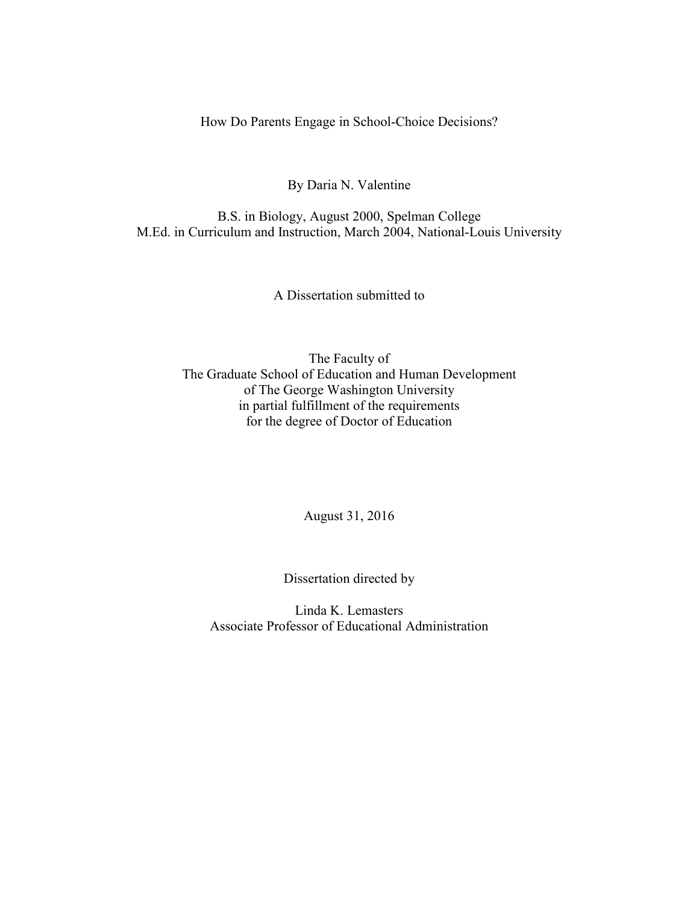# How Do Parents Engage in School-Choice Decisions?

By Daria N. Valentine

B.S. in Biology, August 2000, Spelman College
M.Ed. in Curriculum and Instruction, March 2004, National-Louis University

A Dissertation submitted to

The Faculty of
The Graduate School of Education and Human Development
of The George Washington University
in partial fulfillment of the requirements
for the degree of Doctor of Education

August 31, 2016

Dissertation directed by

Linda K. Lemasters
Associate Professor of Educational Administration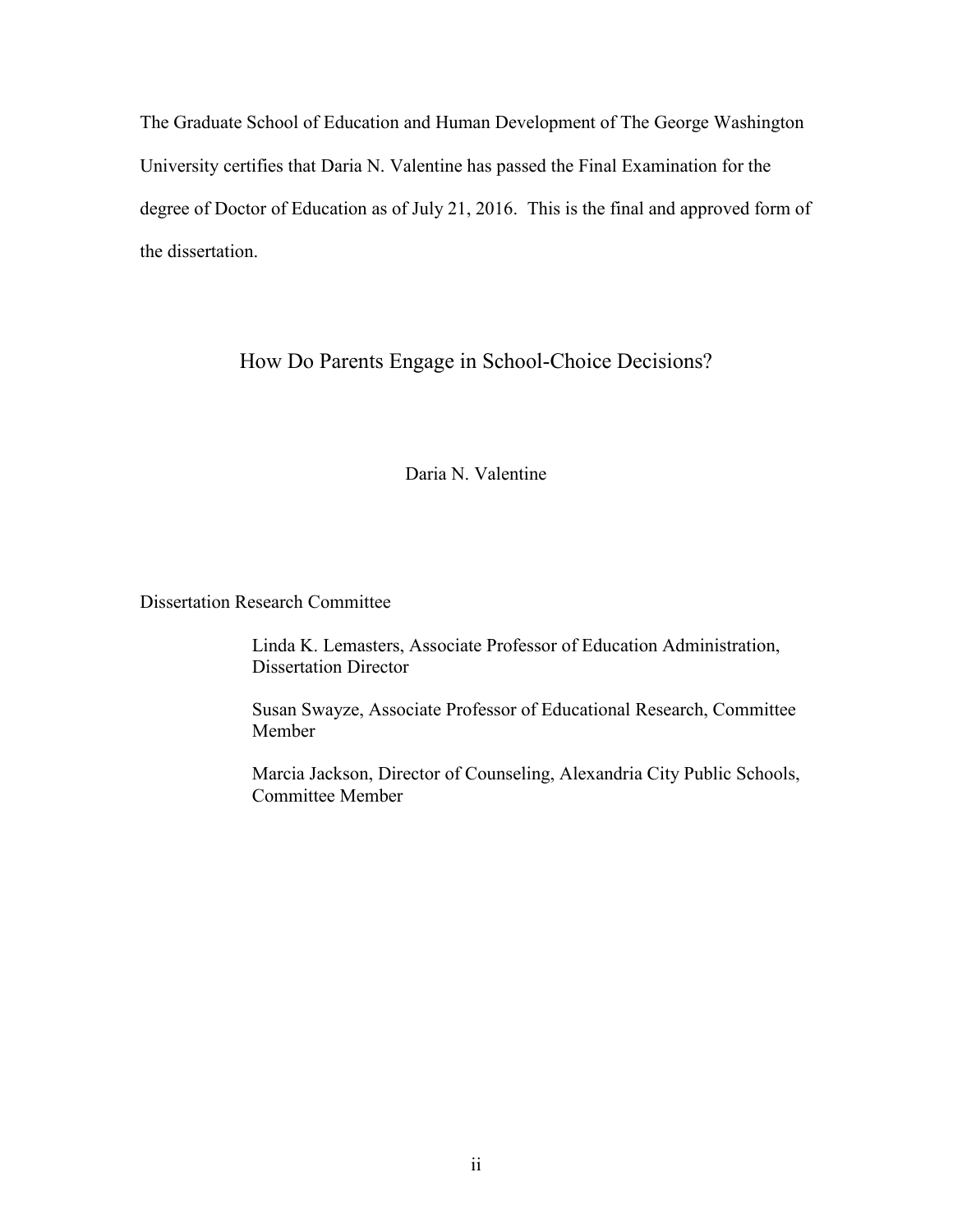The Graduate School of Education and Human Development of The George Washington University certifies that Daria N. Valentine has passed the Final Examination for the degree of Doctor of Education as of July 21, 2016. This is the final and approved form of the dissertation.

# How Do Parents Engage in School-Choice Decisions?

Daria N. Valentine

Dissertation Research Committee

Linda K. Lemasters, Associate Professor of Education Administration, Dissertation Director

Susan Swayze, Associate Professor of Educational Research, Committee Member

Marcia Jackson, Director of Counseling, Alexandria City Public Schools, Committee Member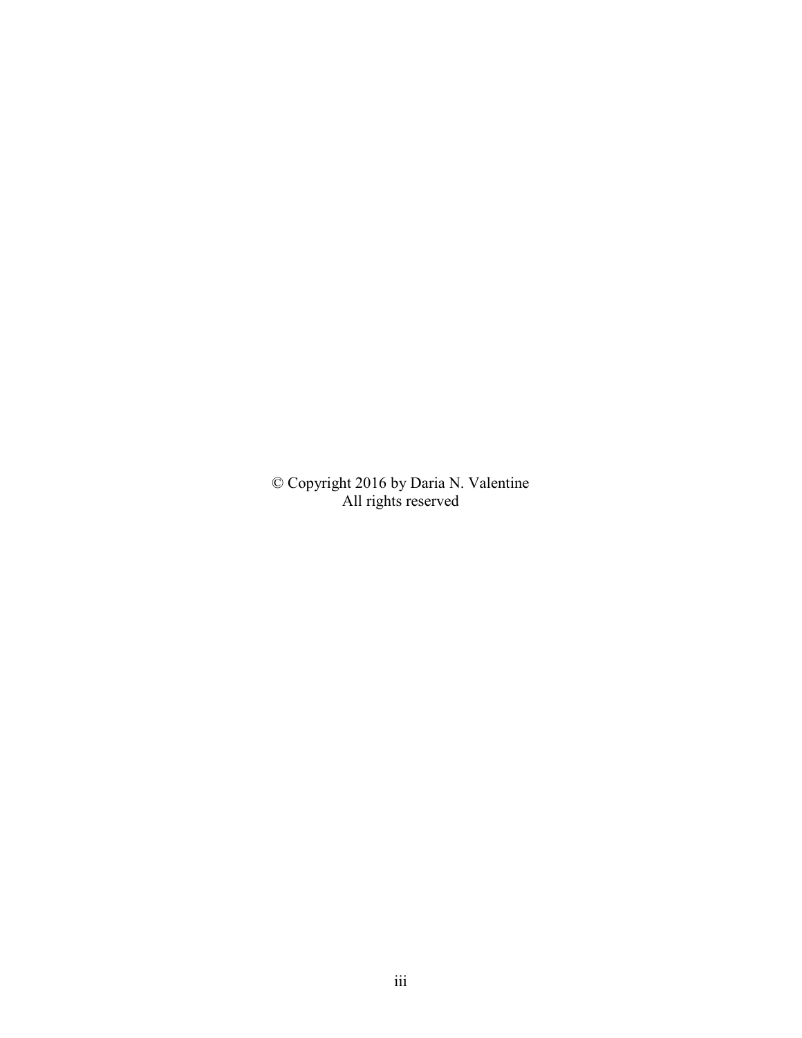© Copyright 2016 by Daria N. Valentine
All rights reserved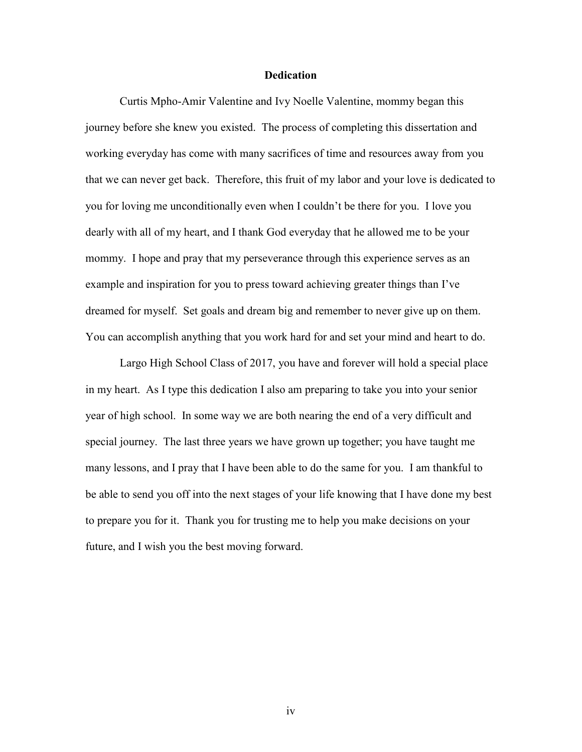# Dedication

Curtis Mpho-Amir Valentine and Ivy Noelle Valentine, mommy began this journey before she knew you existed. The process of completing this dissertation and working everyday has come with many sacrifices of time and resources away from you that we can never get back. Therefore, this fruit of my labor and your love is dedicated to you for loving me unconditionally even when I couldn't be there for you. I love you dearly with all of my heart, and I thank God everyday that he allowed me to be your mommy. I hope and pray that my perseverance through this experience serves as an example and inspiration for you to press toward achieving greater things than I've dreamed for myself. Set goals and dream big and remember to never give up on them. You can accomplish anything that you work hard for and set your mind and heart to do.

Largo High School Class of 2017, you have and forever will hold a special place in my heart. As I type this dedication I also am preparing to take you into your senior year of high school. In some way we are both nearing the end of a very difficult and special journey. The last three years we have grown up together; you have taught me many lessons, and I pray that I have been able to do the same for you. I am thankful to be able to send you off into the next stages of your life knowing that I have done my best to prepare you for it. Thank you for trusting me to help you make decisions on your future, and I wish you the best moving forward.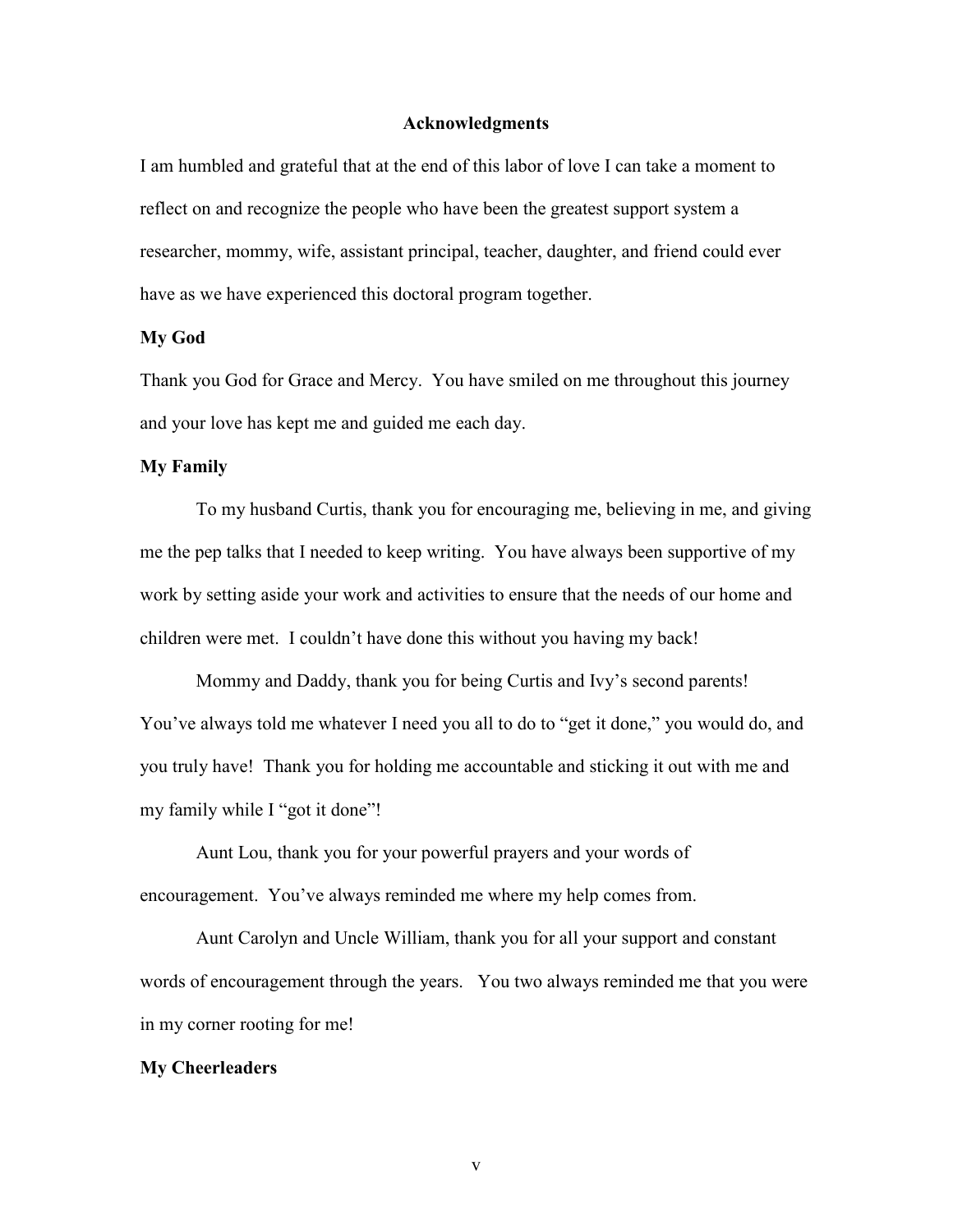## Acknowledgments

I am humbled and grateful that at the end of this labor of love I can take a moment to reflect on and recognize the people who have been the greatest support system a researcher, mommy, wife, assistant principal, teacher, daughter, and friend could ever have as we have experienced this doctoral program together.

### My God

Thank you God for Grace and Mercy. You have smiled on me throughout this journey and your love has kept me and guided me each day.

### My Family

To my husband Curtis, thank you for encouraging me, believing in me, and giving me the pep talks that I needed to keep writing. You have always been supportive of my work by setting aside your work and activities to ensure that the needs of our home and children were met. I couldn't have done this without you having my back!

Mommy and Daddy, thank you for being Curtis and Ivy's second parents! You've always told me whatever I need you all to do to "get it done," you would do, and you truly have! Thank you for holding me accountable and sticking it out with me and my family while I "got it done"!

Aunt Lou, thank you for your powerful prayers and your words of encouragement. You've always reminded me where my help comes from.

Aunt Carolyn and Uncle William, thank you for all your support and constant words of encouragement through the years. You two always reminded me that you were in my corner rooting for me!

### My Cheerleaders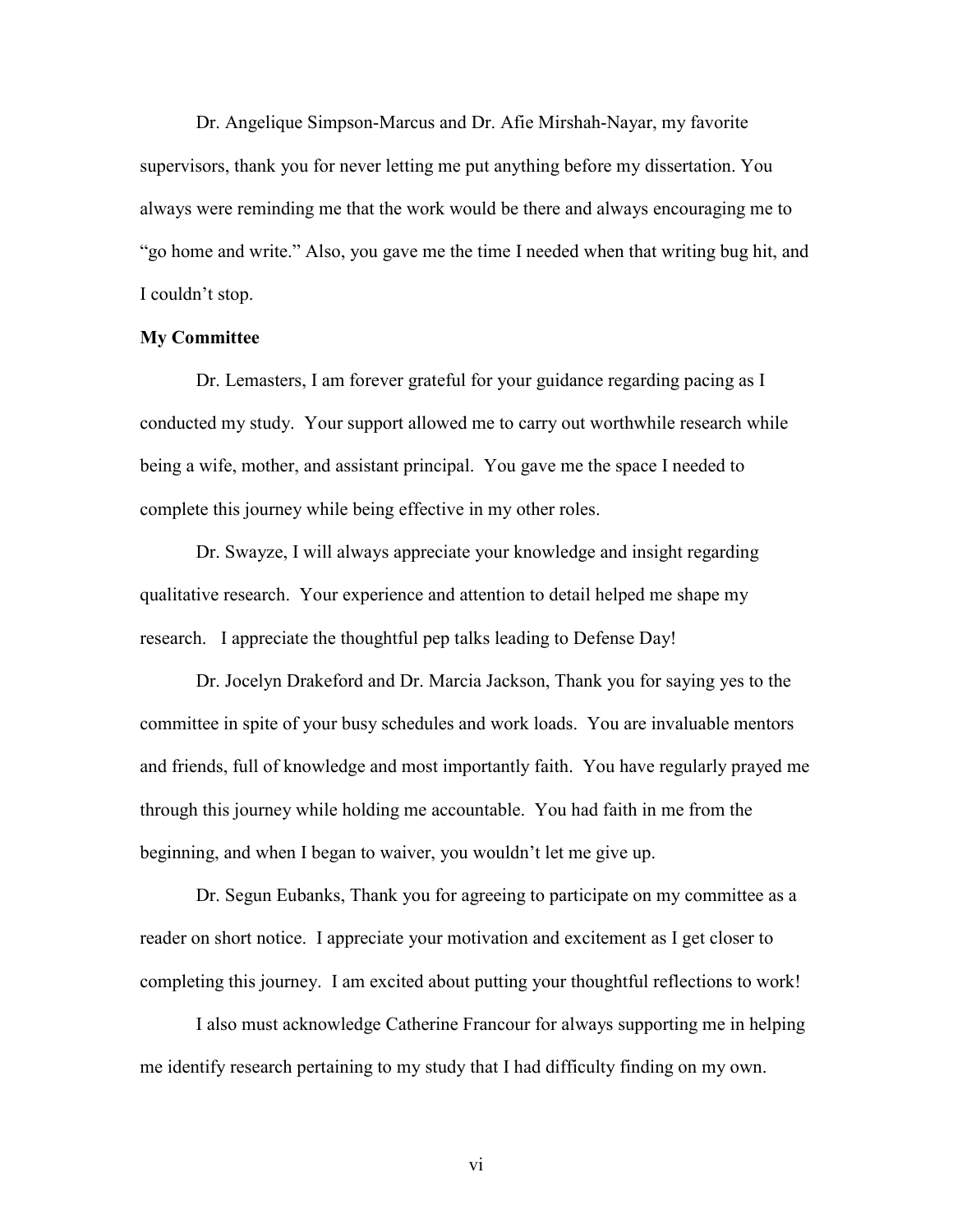Dr. Angelique Simpson-Marcus and Dr. Afie Mirshah-Nayar, my favorite supervisors, thank you for never letting me put anything before my dissertation. You always were reminding me that the work would be there and always encouraging me to "go home and write." Also, you gave me the time I needed when that writing bug hit, and I couldn't stop.

**My Committee**

Dr. Lemasters, I am forever grateful for your guidance regarding pacing as I conducted my study. Your support allowed me to carry out worthwhile research while being a wife, mother, and assistant principal. You gave me the space I needed to complete this journey while being effective in my other roles.

Dr. Swayze, I will always appreciate your knowledge and insight regarding qualitative research. Your experience and attention to detail helped me shape my research. I appreciate the thoughtful pep talks leading to Defense Day!

Dr. Jocelyn Drakeford and Dr. Marcia Jackson, Thank you for saying yes to the committee in spite of your busy schedules and work loads. You are invaluable mentors and friends, full of knowledge and most importantly faith. You have regularly prayed me through this journey while holding me accountable. You had faith in me from the beginning, and when I began to waiver, you wouldn't let me give up.

Dr. Segun Eubanks, Thank you for agreeing to participate on my committee as a reader on short notice. I appreciate your motivation and excitement as I get closer to completing this journey. I am excited about putting your thoughtful reflections to work!

I also must acknowledge Catherine Francour for always supporting me in helping me identify research pertaining to my study that I had difficulty finding on my own.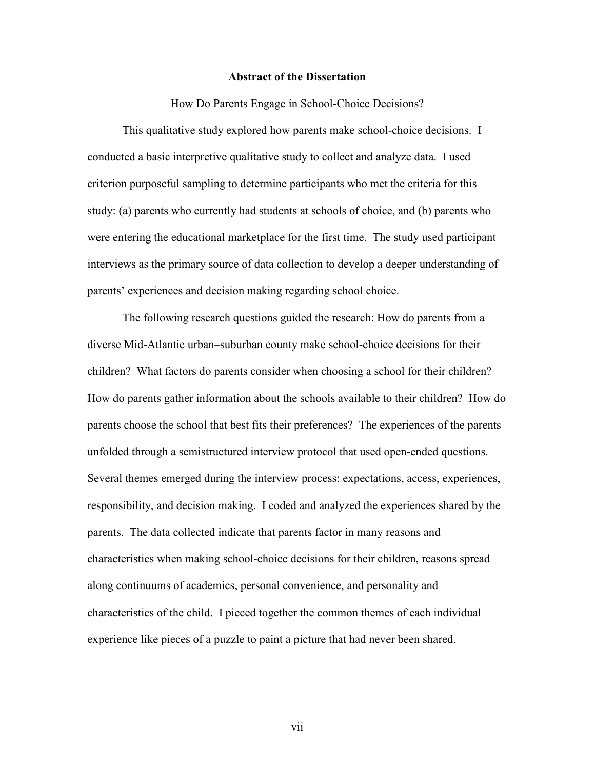## Abstract of the Dissertation

How Do Parents Engage in School-Choice Decisions?

This qualitative study explored how parents make school-choice decisions. I conducted a basic interpretive qualitative study to collect and analyze data. I used criterion purposeful sampling to determine participants who met the criteria for this study: (a) parents who currently had students at schools of choice, and (b) parents who were entering the educational marketplace for the first time. The study used participant interviews as the primary source of data collection to develop a deeper understanding of parents' experiences and decision making regarding school choice.

The following research questions guided the research: How do parents from a diverse Mid-Atlantic urban–suburban county make school-choice decisions for their children? What factors do parents consider when choosing a school for their children? How do parents gather information about the schools available to their children? How do parents choose the school that best fits their preferences? The experiences of the parents unfolded through a semistructured interview protocol that used open-ended questions. Several themes emerged during the interview process: expectations, access, experiences, responsibility, and decision making. I coded and analyzed the experiences shared by the parents. The data collected indicate that parents factor in many reasons and characteristics when making school-choice decisions for their children, reasons spread along continuums of academics, personal convenience, and personality and characteristics of the child. I pieced together the common themes of each individual experience like pieces of a puzzle to paint a picture that had never been shared.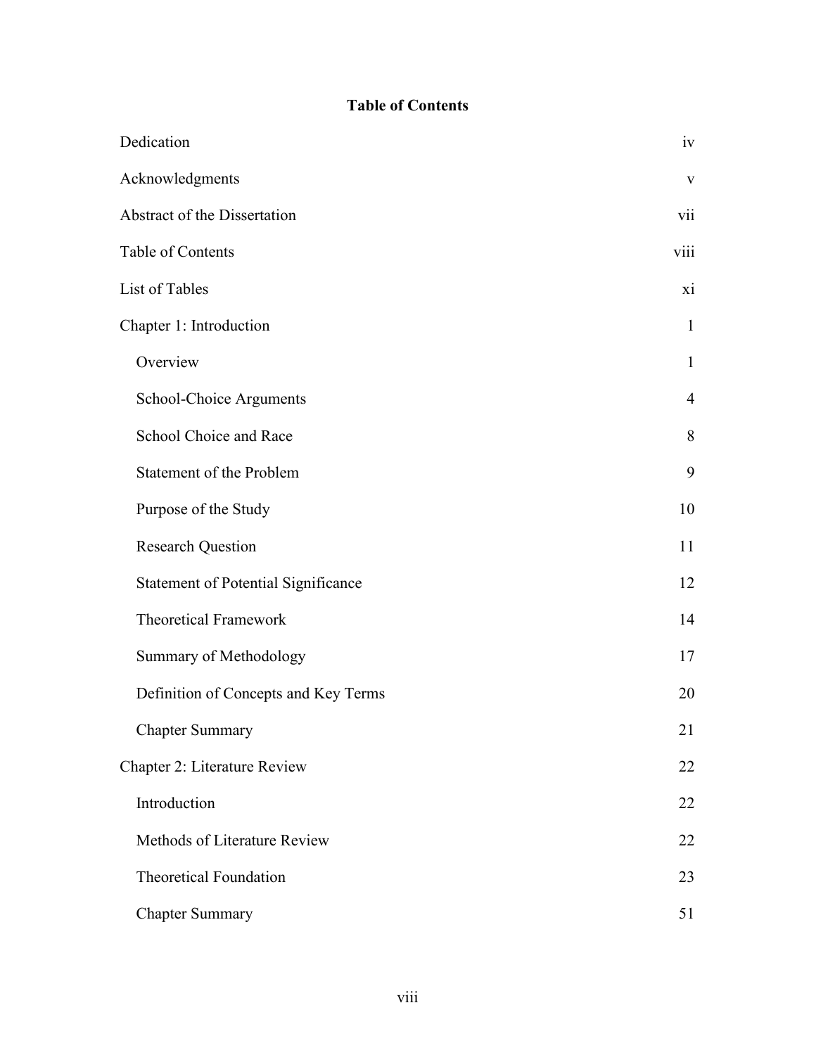# Table of Contents

| | |
|---|---|
| Dedication | iv |
| Acknowledgments | v |
| Abstract of the Dissertation | vii |
| Table of Contents | viii |
| List of Tables | xi |
| Chapter 1: Introduction | 1 |
| Overview | 1 |
| School-Choice Arguments | 4 |
| School Choice and Race | 8 |
| Statement of the Problem | 9 |
| Purpose of the Study | 10 |
| Research Question | 11 |
| Statement of Potential Significance | 12 |
| Theoretical Framework | 14 |
| Summary of Methodology | 17 |
| Definition of Concepts and Key Terms | 20 |
| Chapter Summary | 21 |
| Chapter 2: Literature Review | 22 |
| Introduction | 22 |
| Methods of Literature Review | 22 |
| Theoretical Foundation | 23 |
| Chapter Summary | 51 |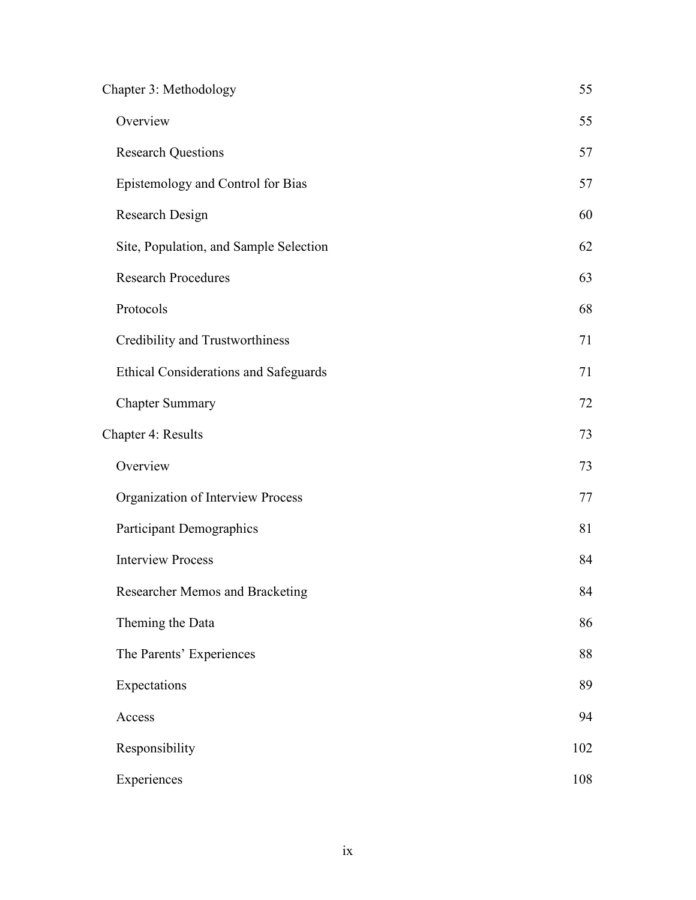| | |
|---|---|
| Chapter 3: Methodology | 55 |
| Overview | 55 |
| Research Questions | 57 |
| Epistemology and Control for Bias | 57 |
| Research Design | 60 |
| Site, Population, and Sample Selection | 62 |
| Research Procedures | 63 |
| Protocols | 68 |
| Credibility and Trustworthiness | 71 |
| Ethical Considerations and Safeguards | 71 |
| Chapter Summary | 72 |
| Chapter 4: Results | 73 |
| Overview | 73 |
| Organization of Interview Process | 77 |
| Participant Demographics | 81 |
| Interview Process | 84 |
| Researcher Memos and Bracketing | 84 |
| Theming the Data | 86 |
| The Parents' Experiences | 88 |
| Expectations | 89 |
| Access | 94 |
| Responsibility | 102 |
| Experiences | 108 |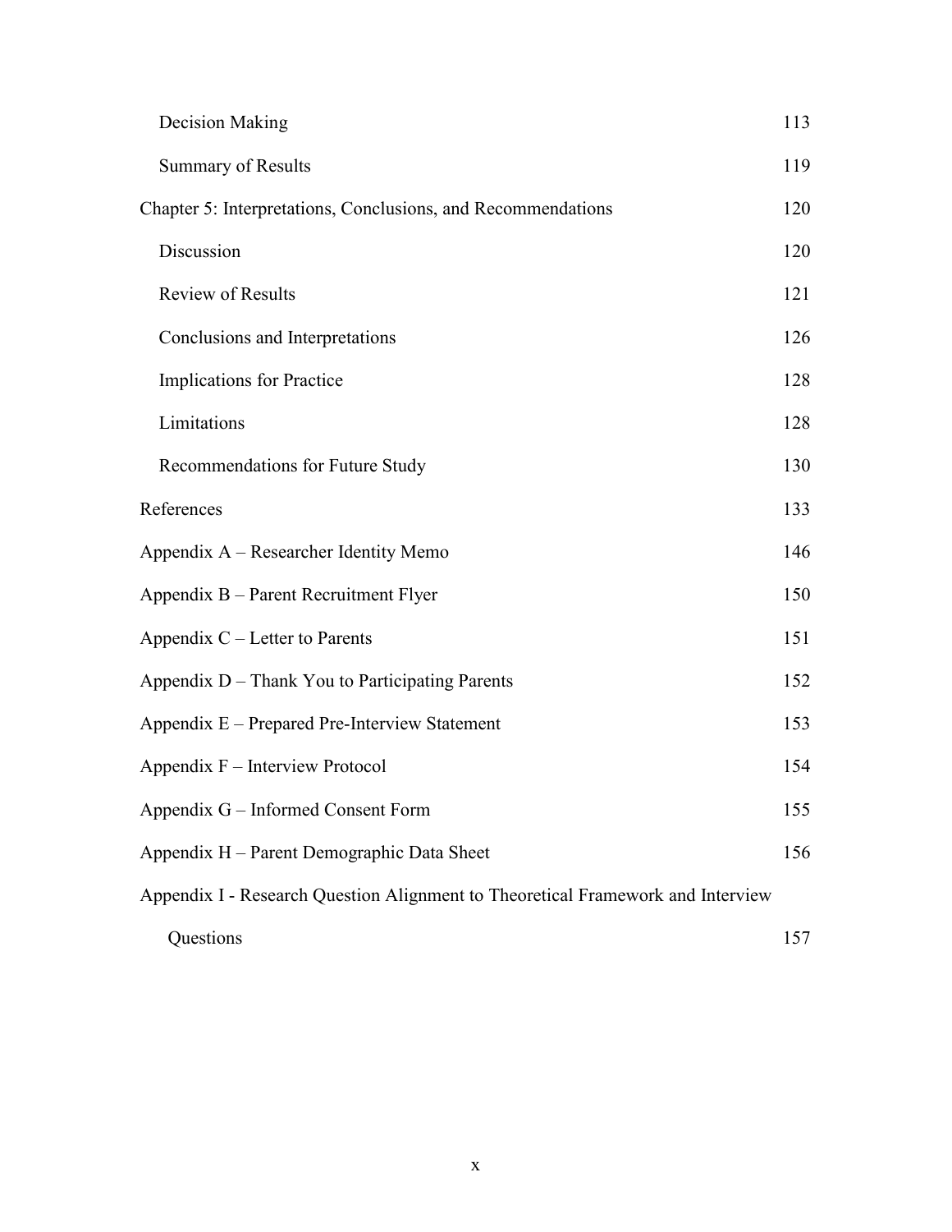| | |
|---|---|
| Decision Making | 113 |
| Summary of Results | 119 |
| Chapter 5: Interpretations, Conclusions, and Recommendations | 120 |
| Discussion | 120 |
| Review of Results | 121 |
| Conclusions and Interpretations | 126 |
| Implications for Practice | 128 |
| Limitations | 128 |
| Recommendations for Future Study | 130 |
| References | 133 |
| Appendix A – Researcher Identity Memo | 146 |
| Appendix B – Parent Recruitment Flyer | 150 |
| Appendix C – Letter to Parents | 151 |
| Appendix D – Thank You to Participating Parents | 152 |
| Appendix E – Prepared Pre-Interview Statement | 153 |
| Appendix F – Interview Protocol | 154 |
| Appendix G – Informed Consent Form | 155 |
| Appendix H – Parent Demographic Data Sheet | 156 |
| Appendix I - Research Question Alignment to Theoretical Framework and Interview Questions | 157 |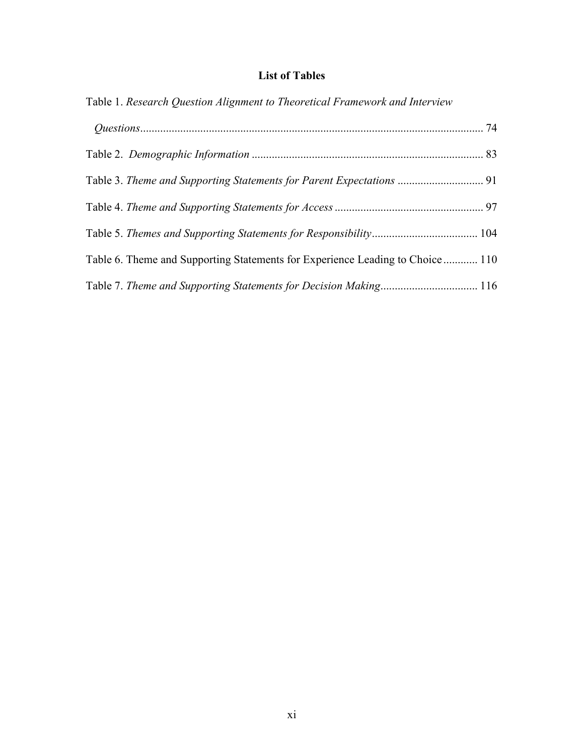## List of Tables

Table 1. *Research Question Alignment to Theoretical Framework and Interview Questions* ........................................................................................................ 74

Table 2. *Demographic Information* ................................................................................ 83

Table 3. *Theme and Supporting Statements for Parent Expectations* .............................. 91

Table 4. *Theme and Supporting Statements for Access* .................................................... 97

Table 5. *Themes and Supporting Statements for Responsibility* ..................................... 104

Table 6. Theme and Supporting Statements for Experience Leading to Choice ............ 110

Table 7. *Theme and Supporting Statements for Decision Making* .................................. 116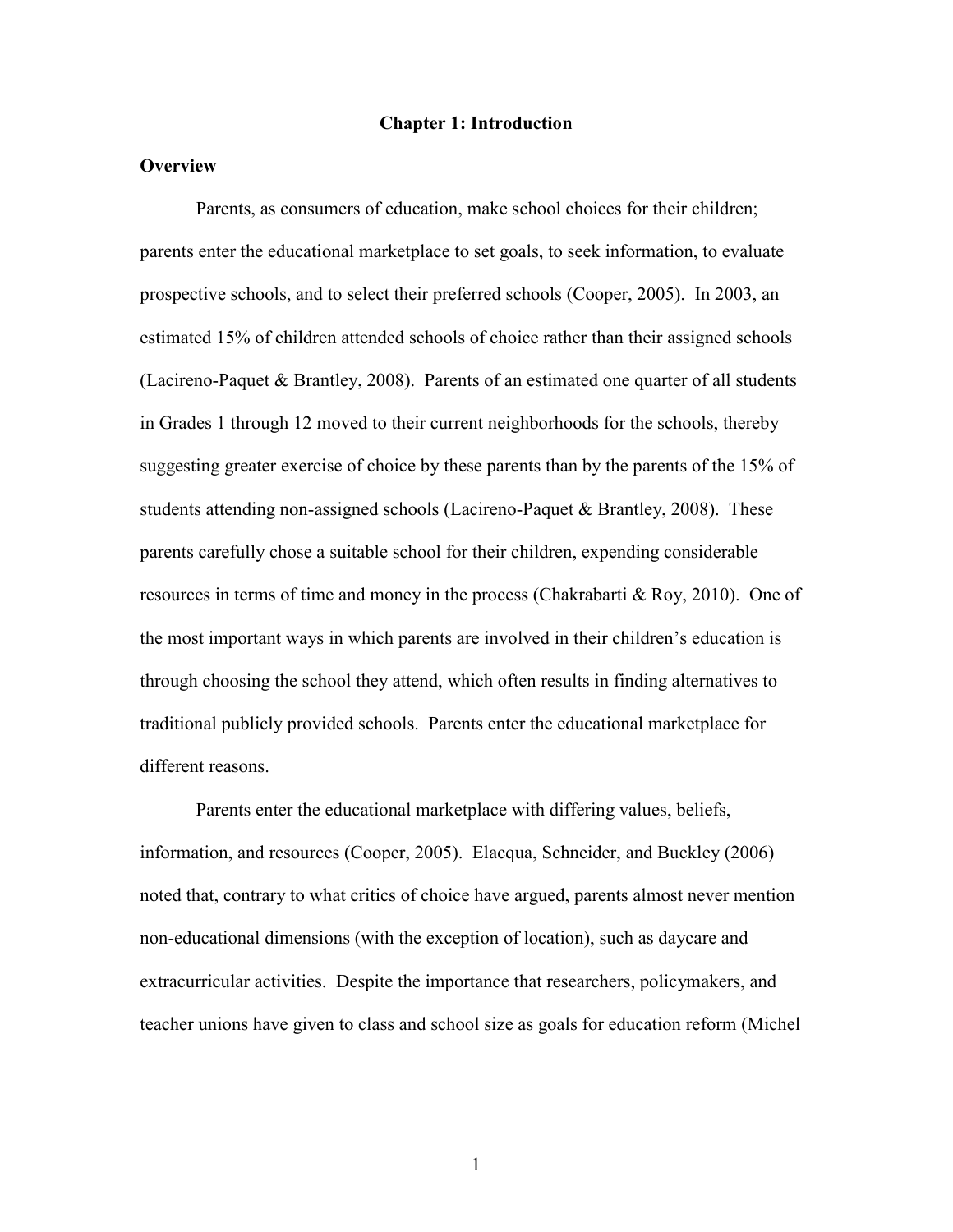# Chapter 1: Introduction

## Overview

Parents, as consumers of education, make school choices for their children; parents enter the educational marketplace to set goals, to seek information, to evaluate prospective schools, and to select their preferred schools (Cooper, 2005). In 2003, an estimated 15% of children attended schools of choice rather than their assigned schools (Lacireno-Paquet & Brantley, 2008). Parents of an estimated one quarter of all students in Grades 1 through 12 moved to their current neighborhoods for the schools, thereby suggesting greater exercise of choice by these parents than by the parents of the 15% of students attending non-assigned schools (Lacireno-Paquet & Brantley, 2008). These parents carefully chose a suitable school for their children, expending considerable resources in terms of time and money in the process (Chakrabarti & Roy, 2010). One of the most important ways in which parents are involved in their children's education is through choosing the school they attend, which often results in finding alternatives to traditional publicly provided schools. Parents enter the educational marketplace for different reasons.

Parents enter the educational marketplace with differing values, beliefs, information, and resources (Cooper, 2005). Elacqua, Schneider, and Buckley (2006) noted that, contrary to what critics of choice have argued, parents almost never mention non-educational dimensions (with the exception of location), such as daycare and extracurricular activities. Despite the importance that researchers, policymakers, and teacher unions have given to class and school size as goals for education reform (Michel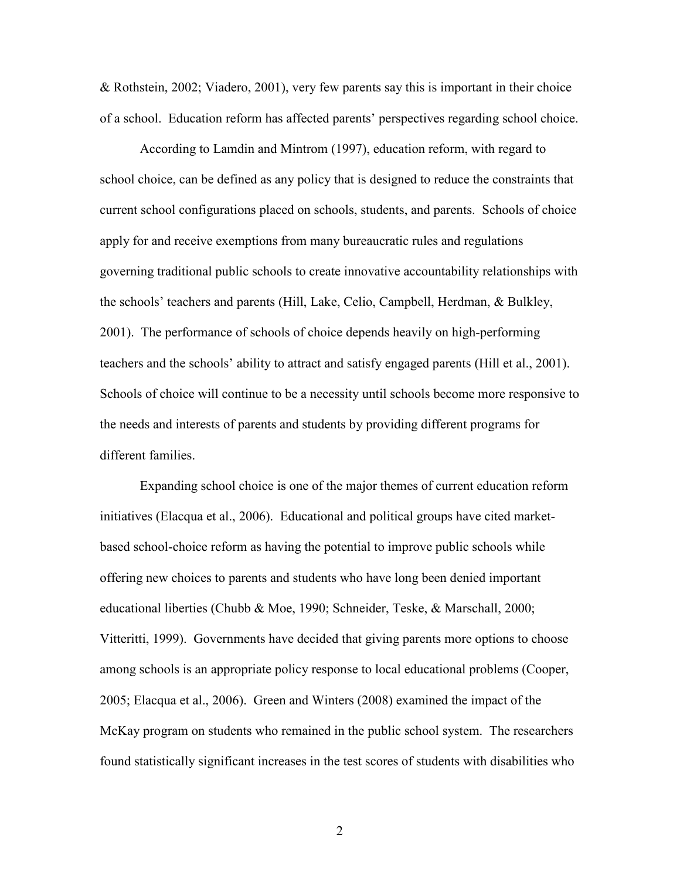& Rothstein, 2002; Viadero, 2001), very few parents say this is important in their choice of a school. Education reform has affected parents' perspectives regarding school choice.

According to Lamdin and Mintrom (1997), education reform, with regard to school choice, can be defined as any policy that is designed to reduce the constraints that current school configurations placed on schools, students, and parents. Schools of choice apply for and receive exemptions from many bureaucratic rules and regulations governing traditional public schools to create innovative accountability relationships with the schools' teachers and parents (Hill, Lake, Celio, Campbell, Herdman, & Bulkley, 2001). The performance of schools of choice depends heavily on high-performing teachers and the schools' ability to attract and satisfy engaged parents (Hill et al., 2001). Schools of choice will continue to be a necessity until schools become more responsive to the needs and interests of parents and students by providing different programs for different families.

Expanding school choice is one of the major themes of current education reform initiatives (Elacqua et al., 2006). Educational and political groups have cited market-based school-choice reform as having the potential to improve public schools while offering new choices to parents and students who have long been denied important educational liberties (Chubb & Moe, 1990; Schneider, Teske, & Marschall, 2000; Vitteritti, 1999). Governments have decided that giving parents more options to choose among schools is an appropriate policy response to local educational problems (Cooper, 2005; Elacqua et al., 2006). Green and Winters (2008) examined the impact of the McKay program on students who remained in the public school system. The researchers found statistically significant increases in the test scores of students with disabilities who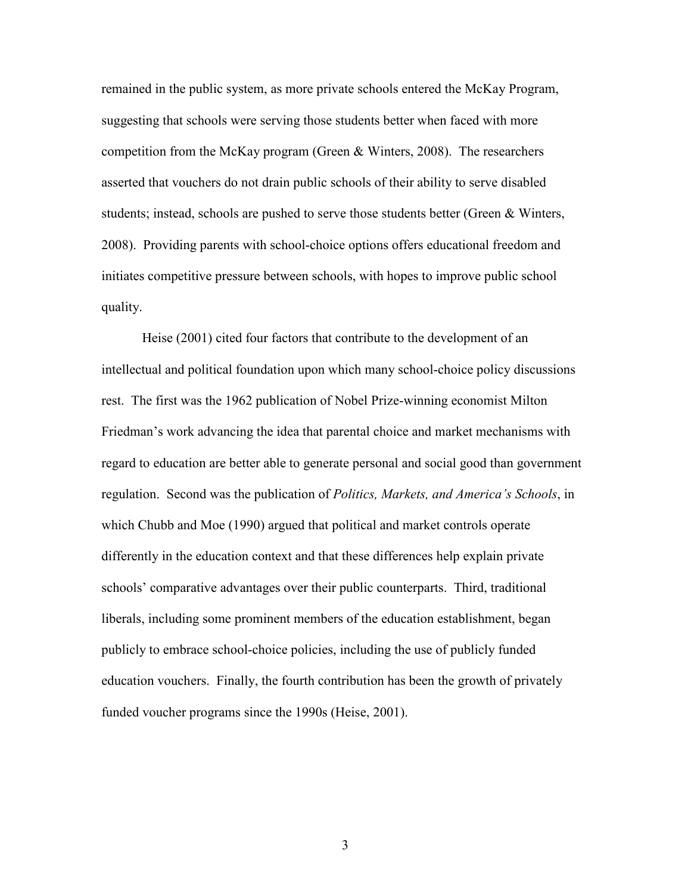remained in the public system, as more private schools entered the McKay Program, suggesting that schools were serving those students better when faced with more competition from the McKay program (Green & Winters, 2008). The researchers asserted that vouchers do not drain public schools of their ability to serve disabled students; instead, schools are pushed to serve those students better (Green & Winters, 2008). Providing parents with school-choice options offers educational freedom and initiates competitive pressure between schools, with hopes to improve public school quality.

Heise (2001) cited four factors that contribute to the development of an intellectual and political foundation upon which many school-choice policy discussions rest. The first was the 1962 publication of Nobel Prize-winning economist Milton Friedman's work advancing the idea that parental choice and market mechanisms with regard to education are better able to generate personal and social good than government regulation. Second was the publication of *Politics, Markets, and America's Schools*, in which Chubb and Moe (1990) argued that political and market controls operate differently in the education context and that these differences help explain private schools' comparative advantages over their public counterparts. Third, traditional liberals, including some prominent members of the education establishment, began publicly to embrace school-choice policies, including the use of publicly funded education vouchers. Finally, the fourth contribution has been the growth of privately funded voucher programs since the 1990s (Heise, 2001).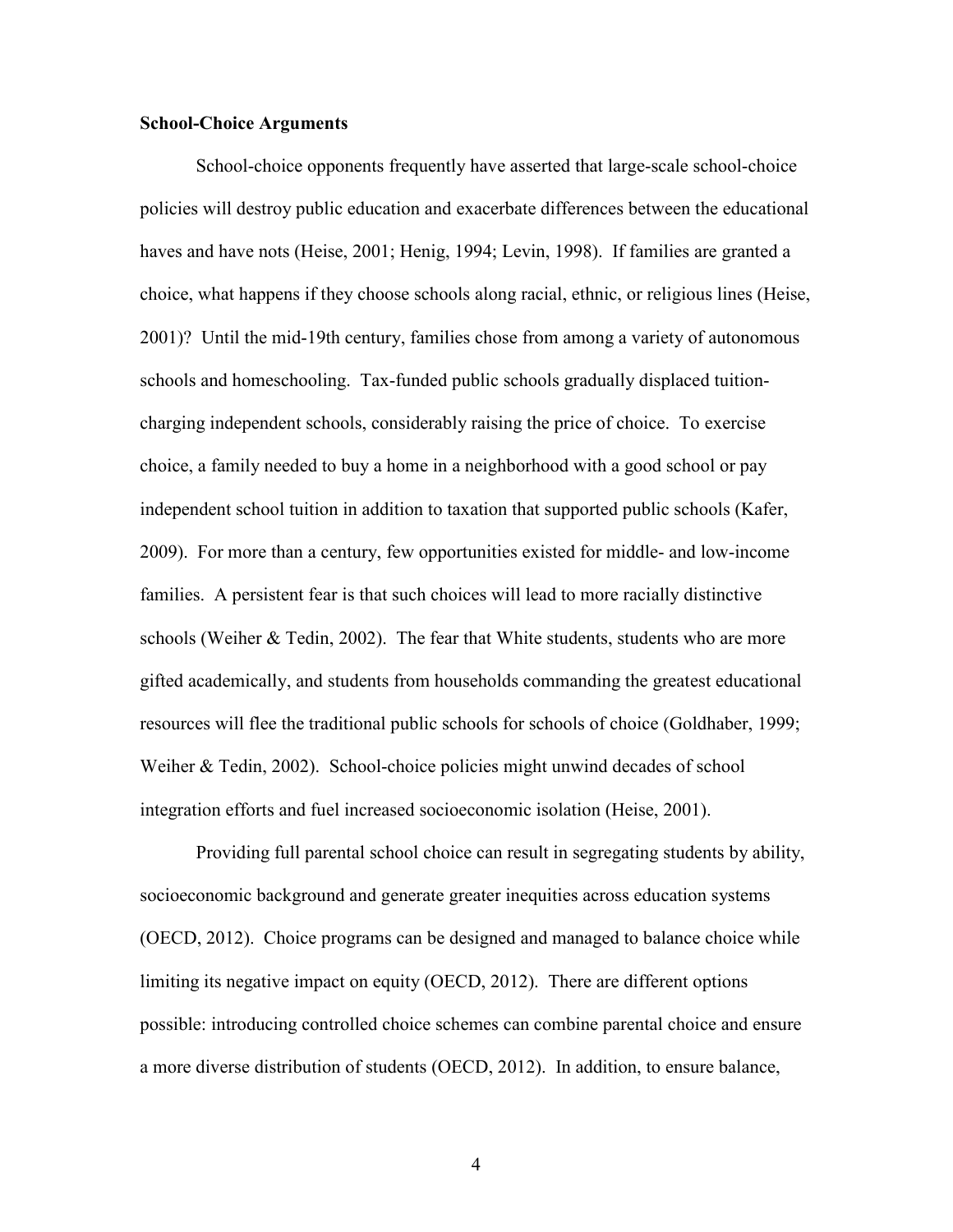**School-Choice Arguments**

School-choice opponents frequently have asserted that large-scale school-choice policies will destroy public education and exacerbate differences between the educational haves and have nots (Heise, 2001; Henig, 1994; Levin, 1998). If families are granted a choice, what happens if they choose schools along racial, ethnic, or religious lines (Heise, 2001)? Until the mid-19th century, families chose from among a variety of autonomous schools and homeschooling. Tax-funded public schools gradually displaced tuition-charging independent schools, considerably raising the price of choice. To exercise choice, a family needed to buy a home in a neighborhood with a good school or pay independent school tuition in addition to taxation that supported public schools (Kafer, 2009). For more than a century, few opportunities existed for middle- and low-income families. A persistent fear is that such choices will lead to more racially distinctive schools (Weiher & Tedin, 2002). The fear that White students, students who are more gifted academically, and students from households commanding the greatest educational resources will flee the traditional public schools for schools of choice (Goldhaber, 1999; Weiher & Tedin, 2002). School-choice policies might unwind decades of school integration efforts and fuel increased socioeconomic isolation (Heise, 2001).

Providing full parental school choice can result in segregating students by ability, socioeconomic background and generate greater inequities across education systems (OECD, 2012). Choice programs can be designed and managed to balance choice while limiting its negative impact on equity (OECD, 2012). There are different options possible: introducing controlled choice schemes can combine parental choice and ensure a more diverse distribution of students (OECD, 2012). In addition, to ensure balance,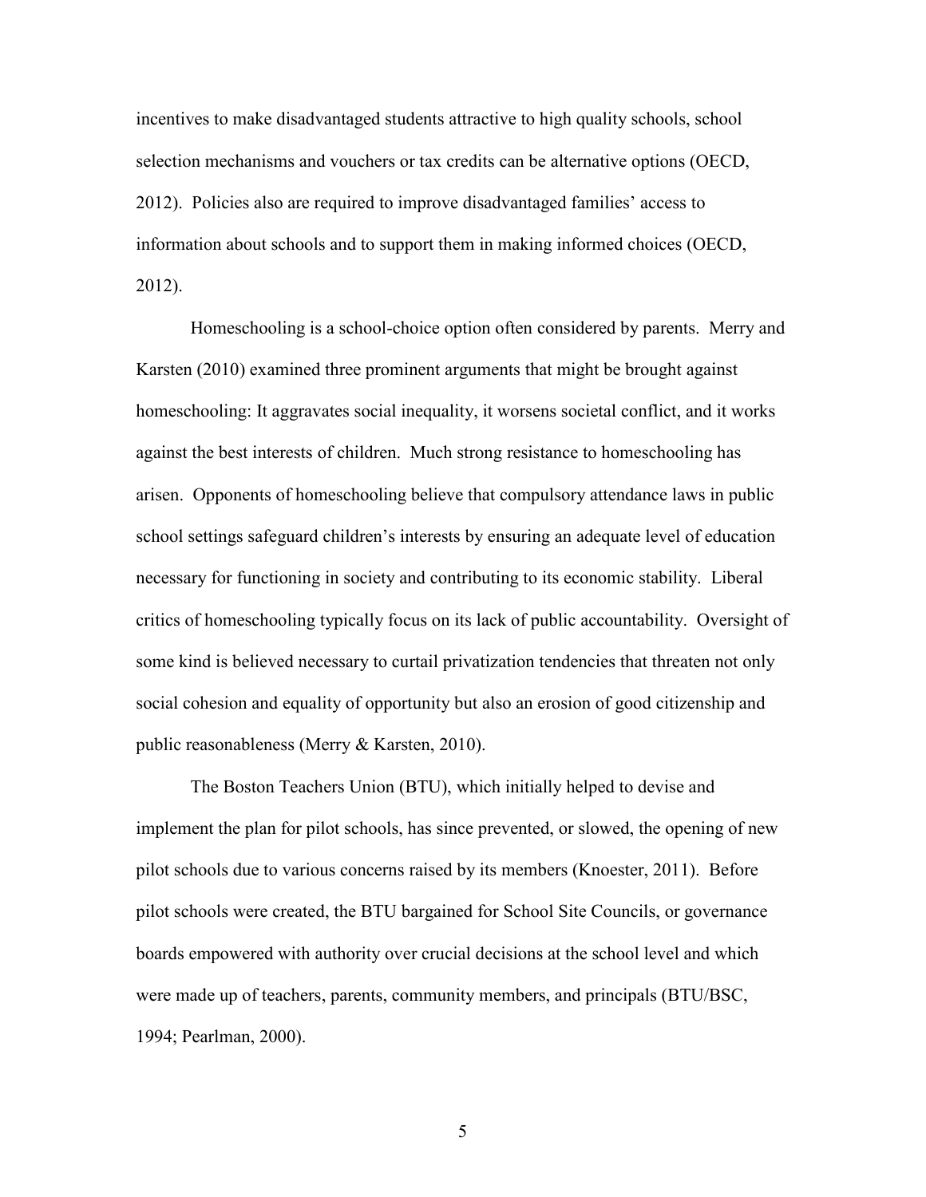incentives to make disadvantaged students attractive to high quality schools, school selection mechanisms and vouchers or tax credits can be alternative options (OECD, 2012). Policies also are required to improve disadvantaged families' access to information about schools and to support them in making informed choices (OECD, 2012).

Homeschooling is a school-choice option often considered by parents. Merry and Karsten (2010) examined three prominent arguments that might be brought against homeschooling: It aggravates social inequality, it worsens societal conflict, and it works against the best interests of children. Much strong resistance to homeschooling has arisen. Opponents of homeschooling believe that compulsory attendance laws in public school settings safeguard children's interests by ensuring an adequate level of education necessary for functioning in society and contributing to its economic stability. Liberal critics of homeschooling typically focus on its lack of public accountability. Oversight of some kind is believed necessary to curtail privatization tendencies that threaten not only social cohesion and equality of opportunity but also an erosion of good citizenship and public reasonableness (Merry & Karsten, 2010).

The Boston Teachers Union (BTU), which initially helped to devise and implement the plan for pilot schools, has since prevented, or slowed, the opening of new pilot schools due to various concerns raised by its members (Knoester, 2011). Before pilot schools were created, the BTU bargained for School Site Councils, or governance boards empowered with authority over crucial decisions at the school level and which were made up of teachers, parents, community members, and principals (BTU/BSC, 1994; Pearlman, 2000).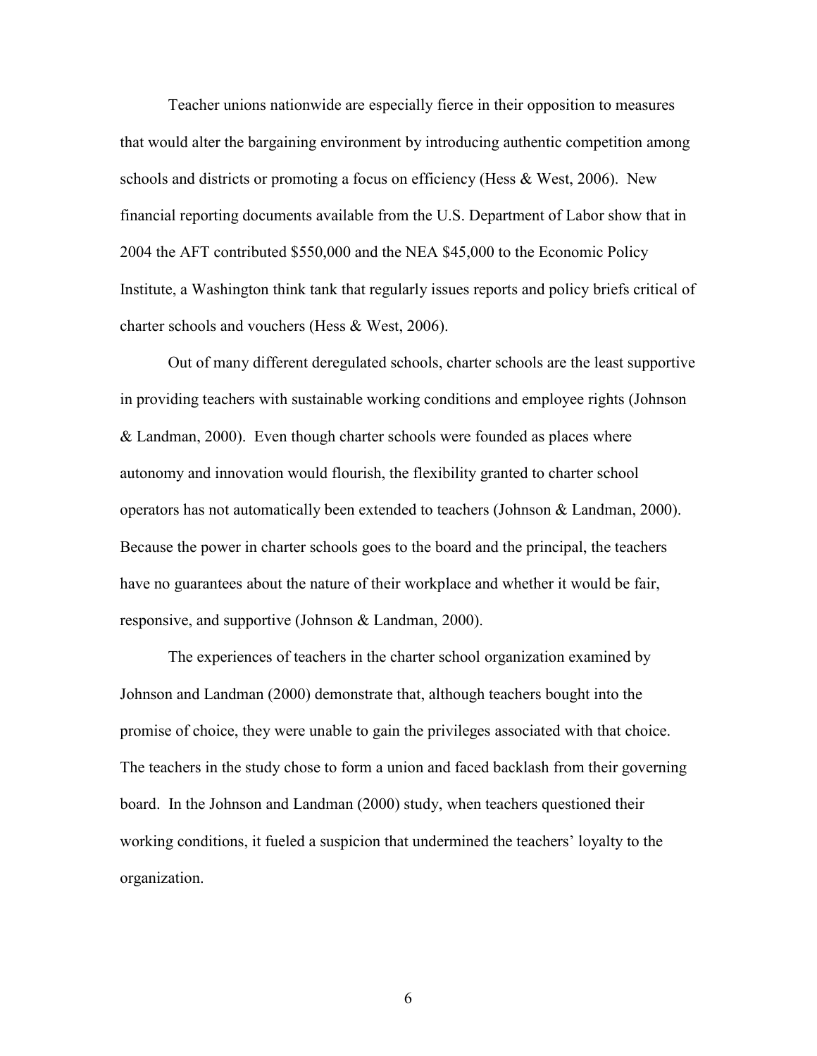Teacher unions nationwide are especially fierce in their opposition to measures that would alter the bargaining environment by introducing authentic competition among schools and districts or promoting a focus on efficiency (Hess & West, 2006). New financial reporting documents available from the U.S. Department of Labor show that in 2004 the AFT contributed $550,000 and the NEA $45,000 to the Economic Policy Institute, a Washington think tank that regularly issues reports and policy briefs critical of charter schools and vouchers (Hess & West, 2006).

Out of many different deregulated schools, charter schools are the least supportive in providing teachers with sustainable working conditions and employee rights (Johnson & Landman, 2000). Even though charter schools were founded as places where autonomy and innovation would flourish, the flexibility granted to charter school operators has not automatically been extended to teachers (Johnson & Landman, 2000). Because the power in charter schools goes to the board and the principal, the teachers have no guarantees about the nature of their workplace and whether it would be fair, responsive, and supportive (Johnson & Landman, 2000).

The experiences of teachers in the charter school organization examined by Johnson and Landman (2000) demonstrate that, although teachers bought into the promise of choice, they were unable to gain the privileges associated with that choice. The teachers in the study chose to form a union and faced backlash from their governing board. In the Johnson and Landman (2000) study, when teachers questioned their working conditions, it fueled a suspicion that undermined the teachers' loyalty to the organization.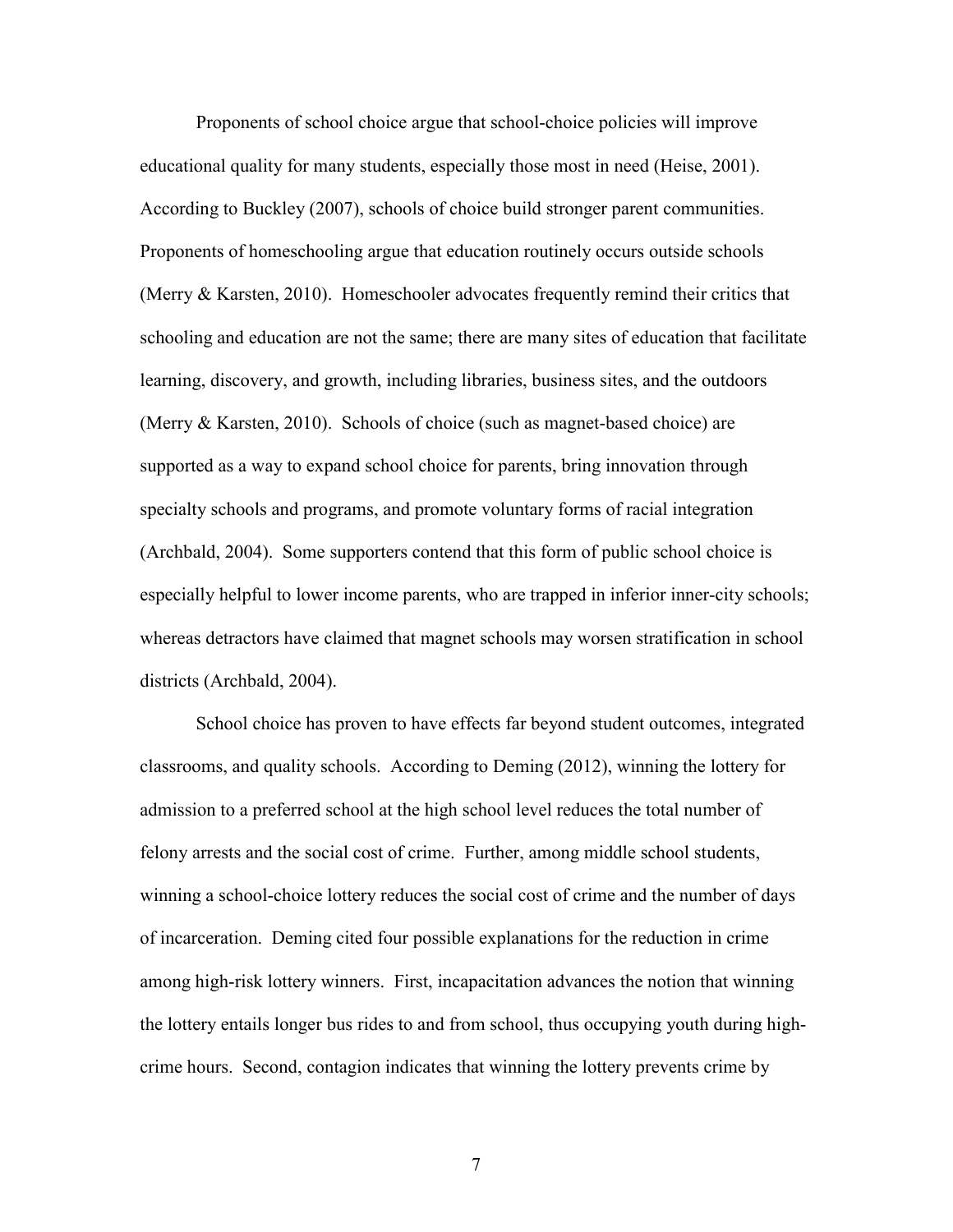Proponents of school choice argue that school-choice policies will improve educational quality for many students, especially those most in need (Heise, 2001). According to Buckley (2007), schools of choice build stronger parent communities. Proponents of homeschooling argue that education routinely occurs outside schools (Merry & Karsten, 2010). Homeschooler advocates frequently remind their critics that schooling and education are not the same; there are many sites of education that facilitate learning, discovery, and growth, including libraries, business sites, and the outdoors (Merry & Karsten, 2010). Schools of choice (such as magnet-based choice) are supported as a way to expand school choice for parents, bring innovation through specialty schools and programs, and promote voluntary forms of racial integration (Archbald, 2004). Some supporters contend that this form of public school choice is especially helpful to lower income parents, who are trapped in inferior inner-city schools; whereas detractors have claimed that magnet schools may worsen stratification in school districts (Archbald, 2004).

School choice has proven to have effects far beyond student outcomes, integrated classrooms, and quality schools. According to Deming (2012), winning the lottery for admission to a preferred school at the high school level reduces the total number of felony arrests and the social cost of crime. Further, among middle school students, winning a school-choice lottery reduces the social cost of crime and the number of days of incarceration. Deming cited four possible explanations for the reduction in crime among high-risk lottery winners. First, incapacitation advances the notion that winning the lottery entails longer bus rides to and from school, thus occupying youth during high-crime hours. Second, contagion indicates that winning the lottery prevents crime by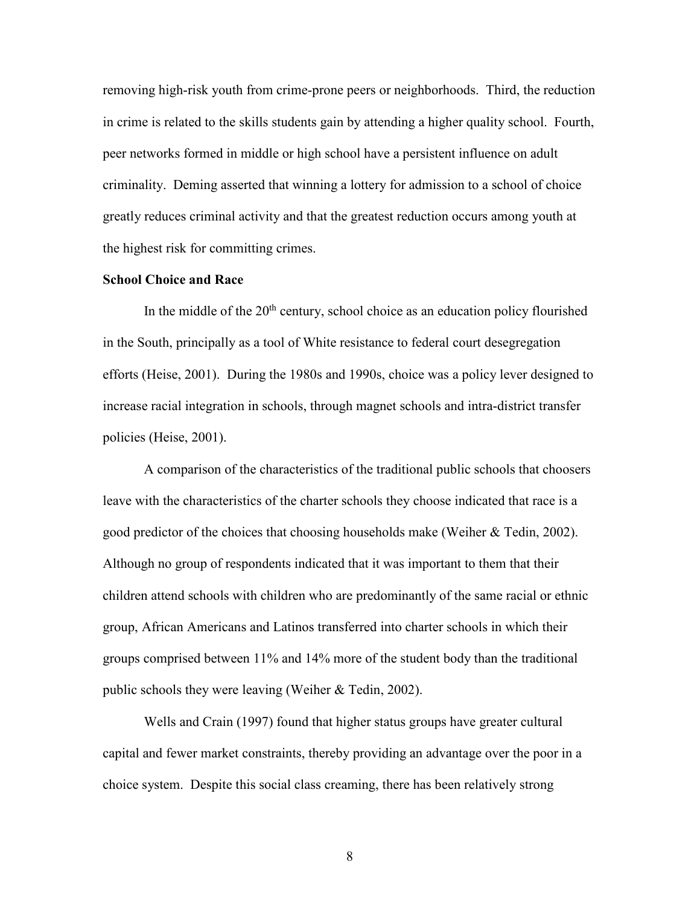removing high-risk youth from crime-prone peers or neighborhoods. Third, the reduction in crime is related to the skills students gain by attending a higher quality school. Fourth, peer networks formed in middle or high school have a persistent influence on adult criminality. Deming asserted that winning a lottery for admission to a school of choice greatly reduces criminal activity and that the greatest reduction occurs among youth at the highest risk for committing crimes.

**School Choice and Race**

In the middle of the 20th century, school choice as an education policy flourished in the South, principally as a tool of White resistance to federal court desegregation efforts (Heise, 2001). During the 1980s and 1990s, choice was a policy lever designed to increase racial integration in schools, through magnet schools and intra-district transfer policies (Heise, 2001).

A comparison of the characteristics of the traditional public schools that choosers leave with the characteristics of the charter schools they choose indicated that race is a good predictor of the choices that choosing households make (Weiher & Tedin, 2002). Although no group of respondents indicated that it was important to them that their children attend schools with children who are predominantly of the same racial or ethnic group, African Americans and Latinos transferred into charter schools in which their groups comprised between 11% and 14% more of the student body than the traditional public schools they were leaving (Weiher & Tedin, 2002).

Wells and Crain (1997) found that higher status groups have greater cultural capital and fewer market constraints, thereby providing an advantage over the poor in a choice system. Despite this social class creaming, there has been relatively strong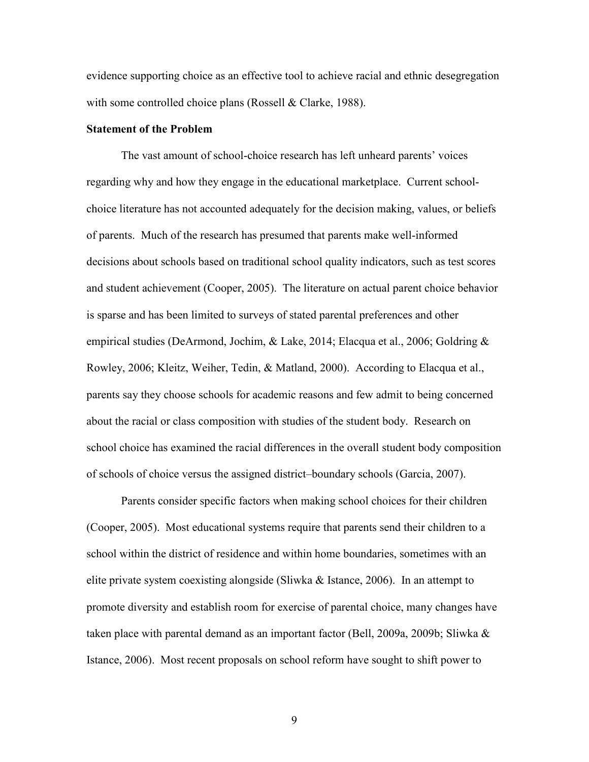evidence supporting choice as an effective tool to achieve racial and ethnic desegregation with some controlled choice plans (Rossell & Clarke, 1988).

**Statement of the Problem**

The vast amount of school-choice research has left unheard parents' voices regarding why and how they engage in the educational marketplace. Current school-choice literature has not accounted adequately for the decision making, values, or beliefs of parents. Much of the research has presumed that parents make well-informed decisions about schools based on traditional school quality indicators, such as test scores and student achievement (Cooper, 2005). The literature on actual parent choice behavior is sparse and has been limited to surveys of stated parental preferences and other empirical studies (DeArmond, Jochim, & Lake, 2014; Elacqua et al., 2006; Goldring & Rowley, 2006; Kleitz, Weiher, Tedin, & Matland, 2000). According to Elacqua et al., parents say they choose schools for academic reasons and few admit to being concerned about the racial or class composition with studies of the student body. Research on school choice has examined the racial differences in the overall student body composition of schools of choice versus the assigned district–boundary schools (Garcia, 2007).

Parents consider specific factors when making school choices for their children (Cooper, 2005). Most educational systems require that parents send their children to a school within the district of residence and within home boundaries, sometimes with an elite private system coexisting alongside (Sliwka & Istance, 2006). In an attempt to promote diversity and establish room for exercise of parental choice, many changes have taken place with parental demand as an important factor (Bell, 2009a, 2009b; Sliwka & Istance, 2006). Most recent proposals on school reform have sought to shift power to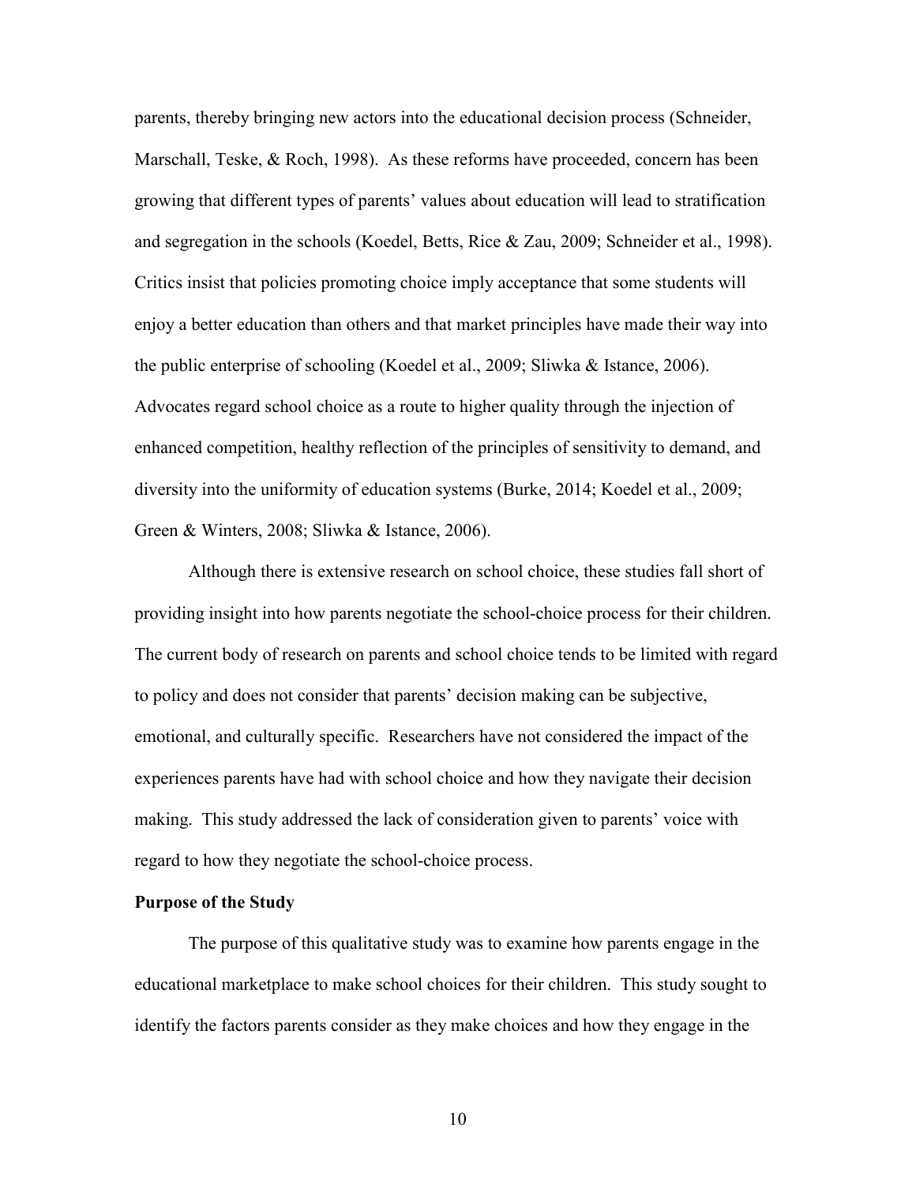parents, thereby bringing new actors into the educational decision process (Schneider, Marschall, Teske, & Roch, 1998). As these reforms have proceeded, concern has been growing that different types of parents' values about education will lead to stratification and segregation in the schools (Koedel, Betts, Rice & Zau, 2009; Schneider et al., 1998). Critics insist that policies promoting choice imply acceptance that some students will enjoy a better education than others and that market principles have made their way into the public enterprise of schooling (Koedel et al., 2009; Sliwka & Istance, 2006). Advocates regard school choice as a route to higher quality through the injection of enhanced competition, healthy reflection of the principles of sensitivity to demand, and diversity into the uniformity of education systems (Burke, 2014; Koedel et al., 2009; Green & Winters, 2008; Sliwka & Istance, 2006).

Although there is extensive research on school choice, these studies fall short of providing insight into how parents negotiate the school-choice process for their children. The current body of research on parents and school choice tends to be limited with regard to policy and does not consider that parents' decision making can be subjective, emotional, and culturally specific. Researchers have not considered the impact of the experiences parents have had with school choice and how they navigate their decision making. This study addressed the lack of consideration given to parents' voice with regard to how they negotiate the school-choice process.

**Purpose of the Study**

The purpose of this qualitative study was to examine how parents engage in the educational marketplace to make school choices for their children. This study sought to identify the factors parents consider as they make choices and how they engage in the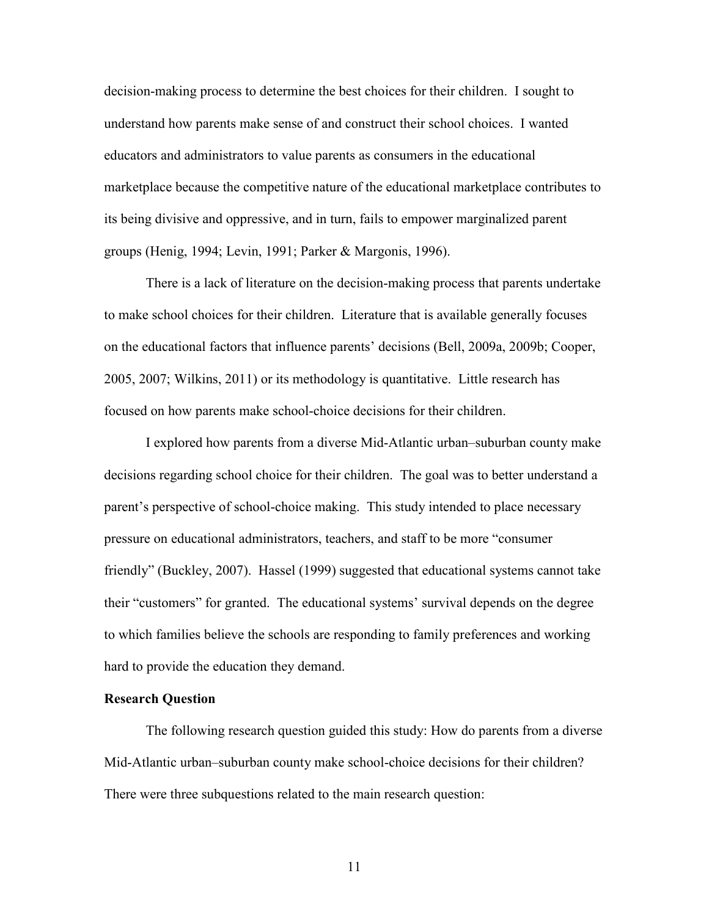decision-making process to determine the best choices for their children. I sought to understand how parents make sense of and construct their school choices. I wanted educators and administrators to value parents as consumers in the educational marketplace because the competitive nature of the educational marketplace contributes to its being divisive and oppressive, and in turn, fails to empower marginalized parent groups (Henig, 1994; Levin, 1991; Parker & Margonis, 1996).

There is a lack of literature on the decision-making process that parents undertake to make school choices for their children. Literature that is available generally focuses on the educational factors that influence parents' decisions (Bell, 2009a, 2009b; Cooper, 2005, 2007; Wilkins, 2011) or its methodology is quantitative. Little research has focused on how parents make school-choice decisions for their children.

I explored how parents from a diverse Mid-Atlantic urban–suburban county make decisions regarding school choice for their children. The goal was to better understand a parent's perspective of school-choice making. This study intended to place necessary pressure on educational administrators, teachers, and staff to be more "consumer friendly" (Buckley, 2007). Hassel (1999) suggested that educational systems cannot take their "customers" for granted. The educational systems' survival depends on the degree to which families believe the schools are responding to family preferences and working hard to provide the education they demand.

**Research Question**

The following research question guided this study: How do parents from a diverse Mid-Atlantic urban–suburban county make school-choice decisions for their children? There were three subquestions related to the main research question: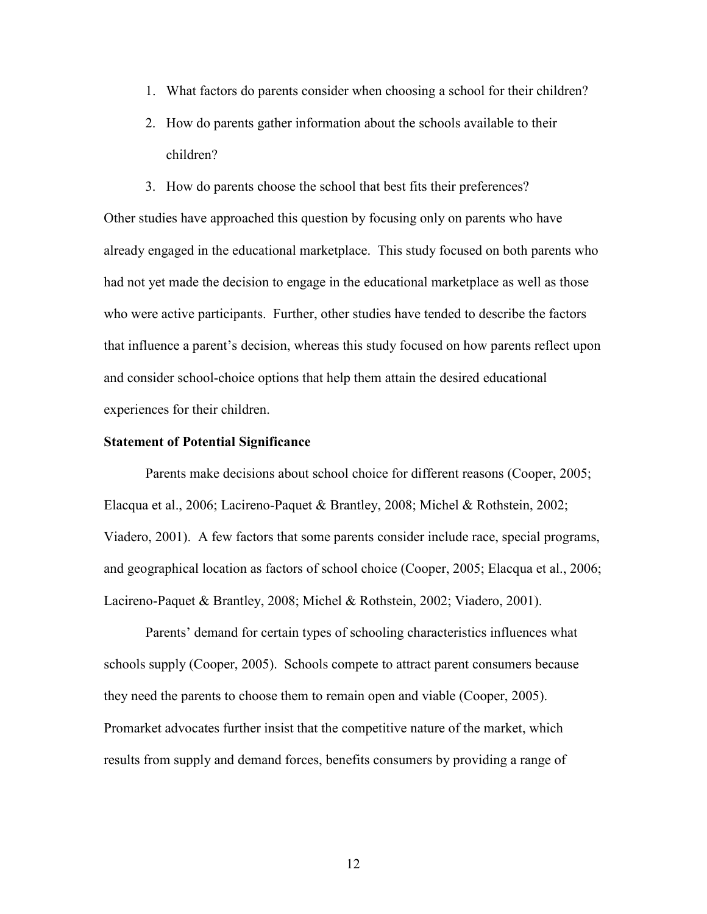1. What factors do parents consider when choosing a school for their children?
2. How do parents gather information about the schools available to their children?
3. How do parents choose the school that best fits their preferences?

Other studies have approached this question by focusing only on parents who have already engaged in the educational marketplace. This study focused on both parents who had not yet made the decision to engage in the educational marketplace as well as those who were active participants. Further, other studies have tended to describe the factors that influence a parent's decision, whereas this study focused on how parents reflect upon and consider school-choice options that help them attain the desired educational experiences for their children.

**Statement of Potential Significance**

Parents make decisions about school choice for different reasons (Cooper, 2005; Elacqua et al., 2006; Lacireno-Paquet & Brantley, 2008; Michel & Rothstein, 2002; Viadero, 2001). A few factors that some parents consider include race, special programs, and geographical location as factors of school choice (Cooper, 2005; Elacqua et al., 2006; Lacireno-Paquet & Brantley, 2008; Michel & Rothstein, 2002; Viadero, 2001).

Parents' demand for certain types of schooling characteristics influences what schools supply (Cooper, 2005). Schools compete to attract parent consumers because they need the parents to choose them to remain open and viable (Cooper, 2005). Promarket advocates further insist that the competitive nature of the market, which results from supply and demand forces, benefits consumers by providing a range of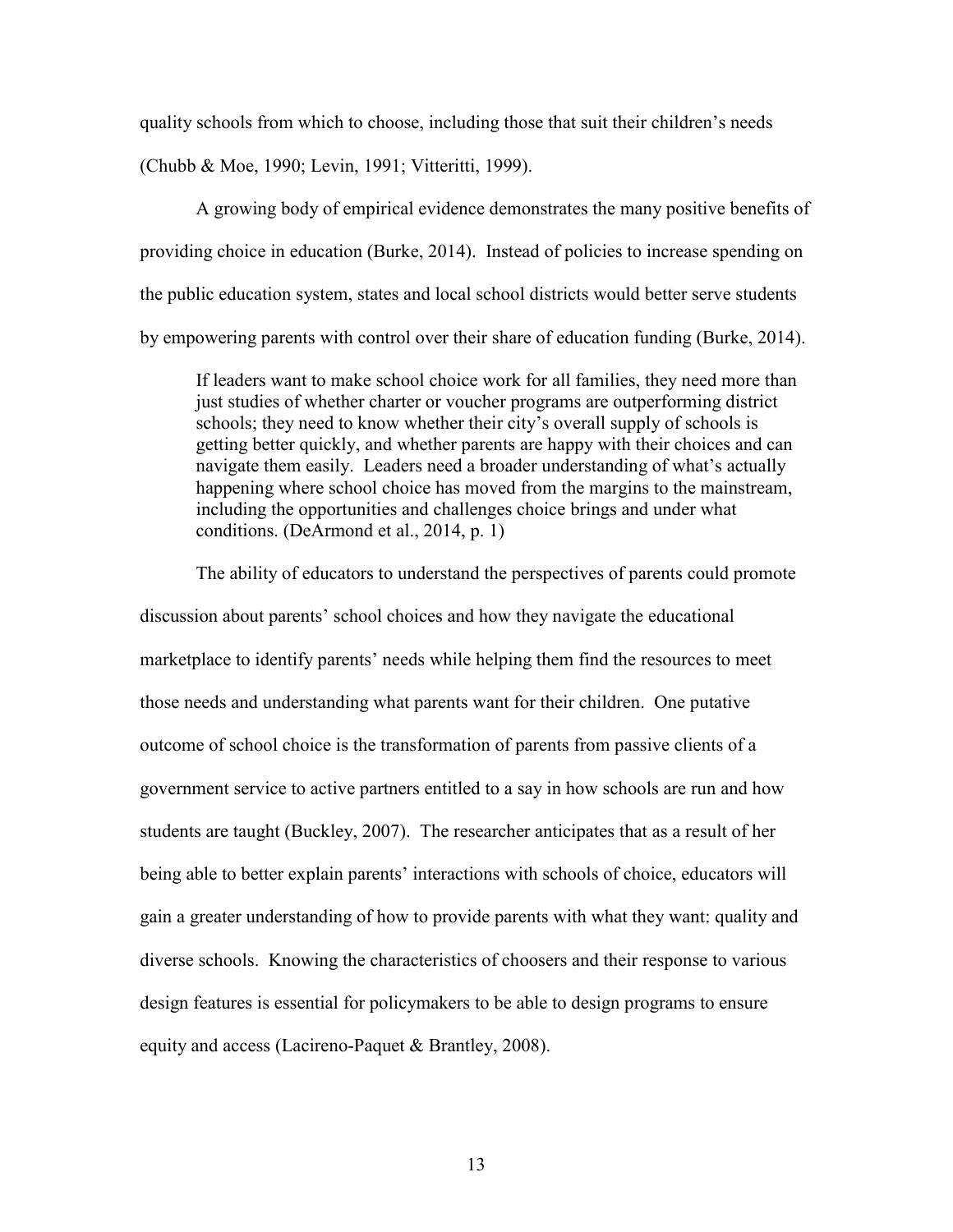quality schools from which to choose, including those that suit their children's needs (Chubb & Moe, 1990; Levin, 1991; Vitteritti, 1999).

A growing body of empirical evidence demonstrates the many positive benefits of providing choice in education (Burke, 2014). Instead of policies to increase spending on the public education system, states and local school districts would better serve students by empowering parents with control over their share of education funding (Burke, 2014).

> If leaders want to make school choice work for all families, they need more than just studies of whether charter or voucher programs are outperforming district schools; they need to know whether their city's overall supply of schools is getting better quickly, and whether parents are happy with their choices and can navigate them easily. Leaders need a broader understanding of what's actually happening where school choice has moved from the margins to the mainstream, including the opportunities and challenges choice brings and under what conditions. (DeArmond et al., 2014, p. 1)

The ability of educators to understand the perspectives of parents could promote discussion about parents' school choices and how they navigate the educational marketplace to identify parents' needs while helping them find the resources to meet those needs and understanding what parents want for their children. One putative outcome of school choice is the transformation of parents from passive clients of a government service to active partners entitled to a say in how schools are run and how students are taught (Buckley, 2007). The researcher anticipates that as a result of her being able to better explain parents' interactions with schools of choice, educators will gain a greater understanding of how to provide parents with what they want: quality and diverse schools. Knowing the characteristics of choosers and their response to various design features is essential for policymakers to be able to design programs to ensure equity and access (Lacireno-Paquet & Brantley, 2008).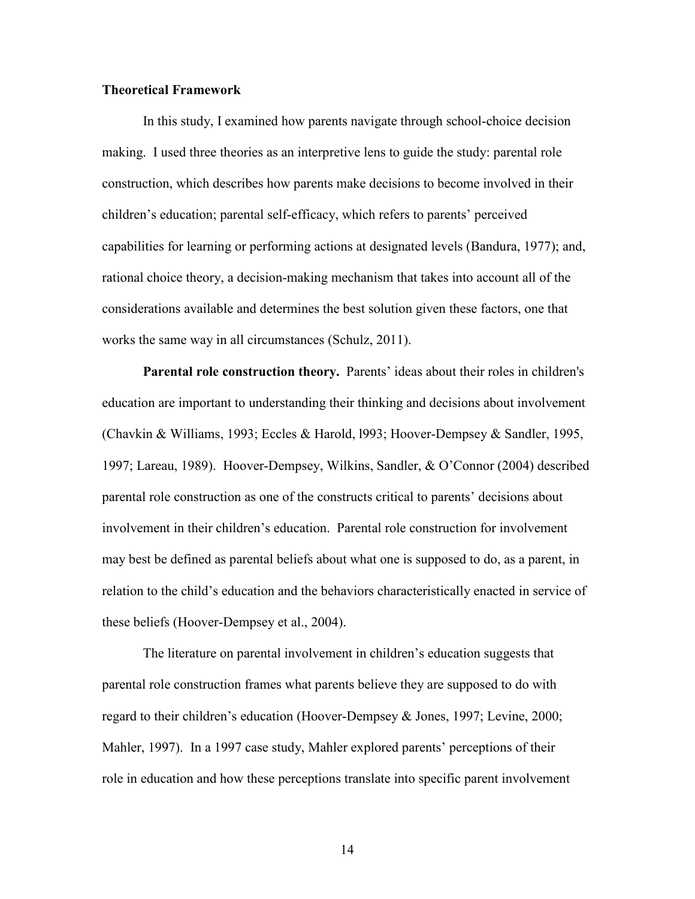### Theoretical Framework

In this study, I examined how parents navigate through school-choice decision making. I used three theories as an interpretive lens to guide the study: parental role construction, which describes how parents make decisions to become involved in their children's education; parental self-efficacy, which refers to parents' perceived capabilities for learning or performing actions at designated levels (Bandura, 1977); and, rational choice theory, a decision-making mechanism that takes into account all of the considerations available and determines the best solution given these factors, one that works the same way in all circumstances (Schulz, 2011).

**Parental role construction theory.** Parents' ideas about their roles in children's education are important to understanding their thinking and decisions about involvement (Chavkin & Williams, 1993; Eccles & Harold, l993; Hoover-Dempsey & Sandler, 1995, 1997; Lareau, 1989). Hoover-Dempsey, Wilkins, Sandler, & O'Connor (2004) described parental role construction as one of the constructs critical to parents' decisions about involvement in their children's education. Parental role construction for involvement may best be defined as parental beliefs about what one is supposed to do, as a parent, in relation to the child's education and the behaviors characteristically enacted in service of these beliefs (Hoover-Dempsey et al., 2004).

The literature on parental involvement in children's education suggests that parental role construction frames what parents believe they are supposed to do with regard to their children's education (Hoover-Dempsey & Jones, 1997; Levine, 2000; Mahler, 1997). In a 1997 case study, Mahler explored parents' perceptions of their role in education and how these perceptions translate into specific parent involvement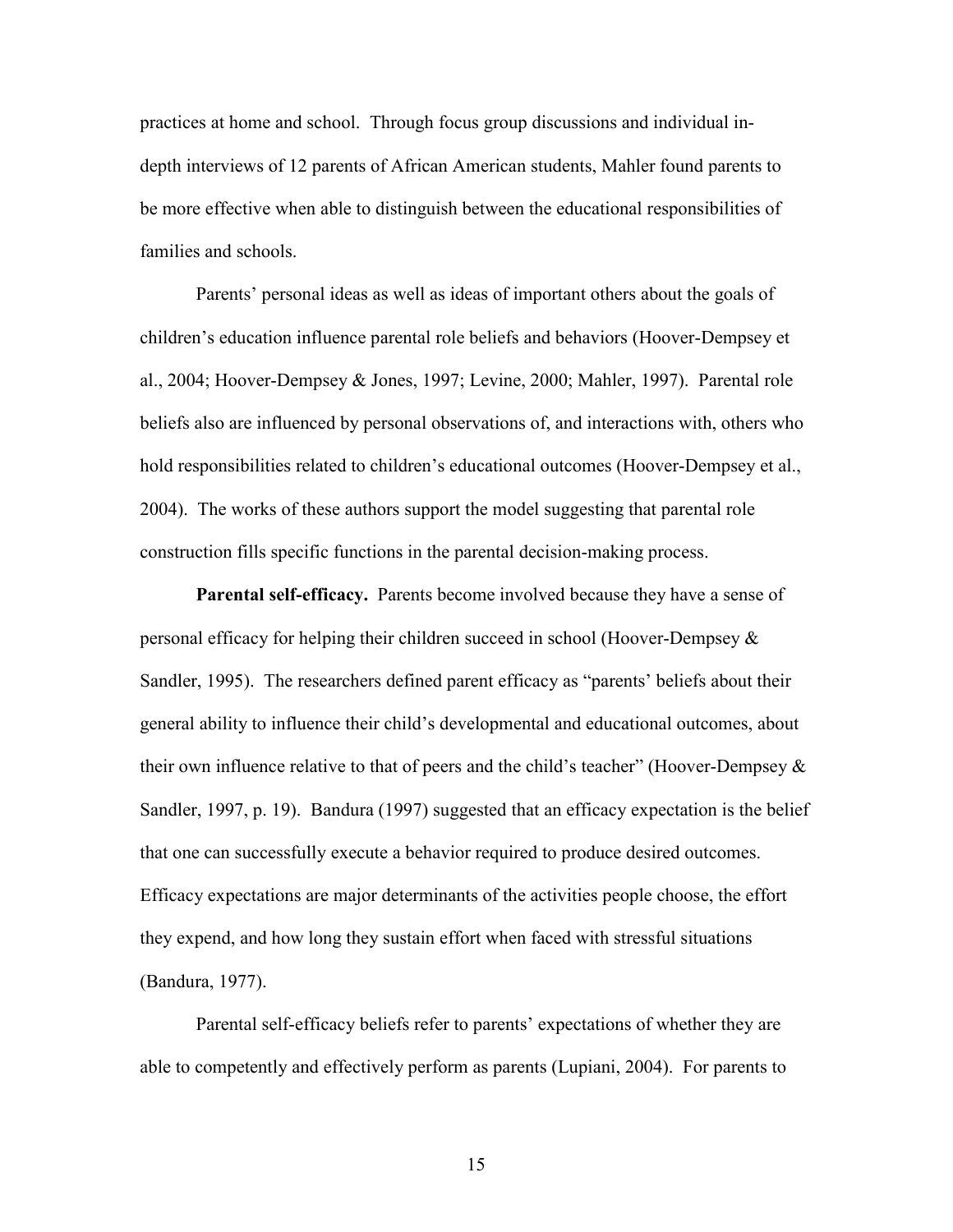practices at home and school. Through focus group discussions and individual in-depth interviews of 12 parents of African American students, Mahler found parents to be more effective when able to distinguish between the educational responsibilities of families and schools.

Parents' personal ideas as well as ideas of important others about the goals of children's education influence parental role beliefs and behaviors (Hoover-Dempsey et al., 2004; Hoover-Dempsey & Jones, 1997; Levine, 2000; Mahler, 1997). Parental role beliefs also are influenced by personal observations of, and interactions with, others who hold responsibilities related to children's educational outcomes (Hoover-Dempsey et al., 2004). The works of these authors support the model suggesting that parental role construction fills specific functions in the parental decision-making process.

**Parental self-efficacy.** Parents become involved because they have a sense of personal efficacy for helping their children succeed in school (Hoover-Dempsey & Sandler, 1995). The researchers defined parent efficacy as "parents' beliefs about their general ability to influence their child's developmental and educational outcomes, about their own influence relative to that of peers and the child's teacher" (Hoover-Dempsey & Sandler, 1997, p. 19). Bandura (1997) suggested that an efficacy expectation is the belief that one can successfully execute a behavior required to produce desired outcomes. Efficacy expectations are major determinants of the activities people choose, the effort they expend, and how long they sustain effort when faced with stressful situations (Bandura, 1977).

Parental self-efficacy beliefs refer to parents' expectations of whether they are able to competently and effectively perform as parents (Lupiani, 2004). For parents to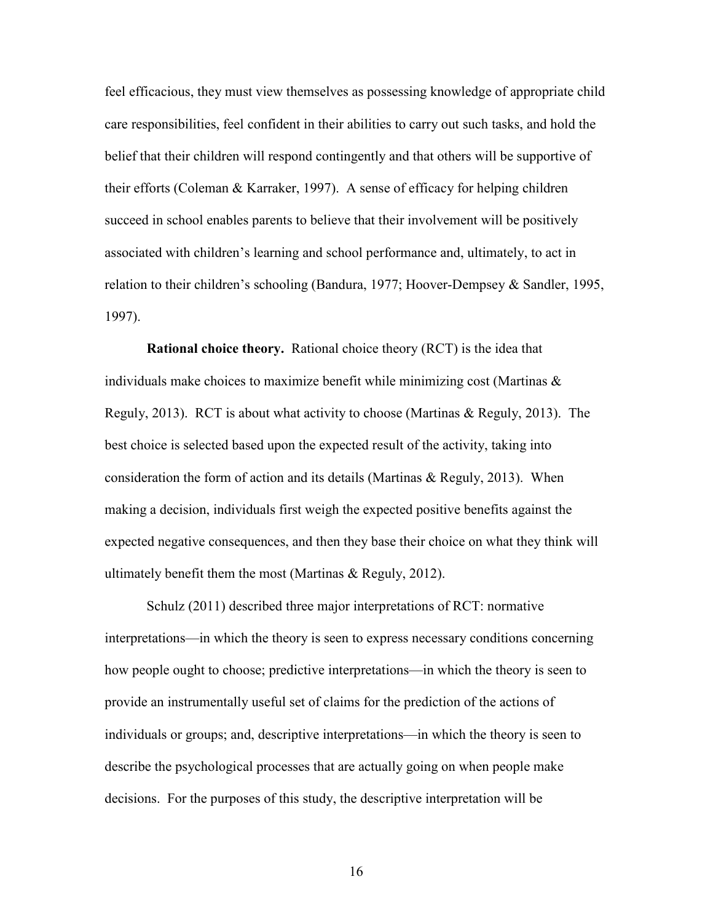feel efficacious, they must view themselves as possessing knowledge of appropriate child care responsibilities, feel confident in their abilities to carry out such tasks, and hold the belief that their children will respond contingently and that others will be supportive of their efforts (Coleman & Karraker, 1997). A sense of efficacy for helping children succeed in school enables parents to believe that their involvement will be positively associated with children's learning and school performance and, ultimately, to act in relation to their children's schooling (Bandura, 1977; Hoover-Dempsey & Sandler, 1995, 1997).

**Rational choice theory.** Rational choice theory (RCT) is the idea that individuals make choices to maximize benefit while minimizing cost (Martinas & Reguly, 2013). RCT is about what activity to choose (Martinas & Reguly, 2013). The best choice is selected based upon the expected result of the activity, taking into consideration the form of action and its details (Martinas & Reguly, 2013). When making a decision, individuals first weigh the expected positive benefits against the expected negative consequences, and then they base their choice on what they think will ultimately benefit them the most (Martinas & Reguly, 2012).

Schulz (2011) described three major interpretations of RCT: normative interpretations—in which the theory is seen to express necessary conditions concerning how people ought to choose; predictive interpretations—in which the theory is seen to provide an instrumentally useful set of claims for the prediction of the actions of individuals or groups; and, descriptive interpretations—in which the theory is seen to describe the psychological processes that are actually going on when people make decisions. For the purposes of this study, the descriptive interpretation will be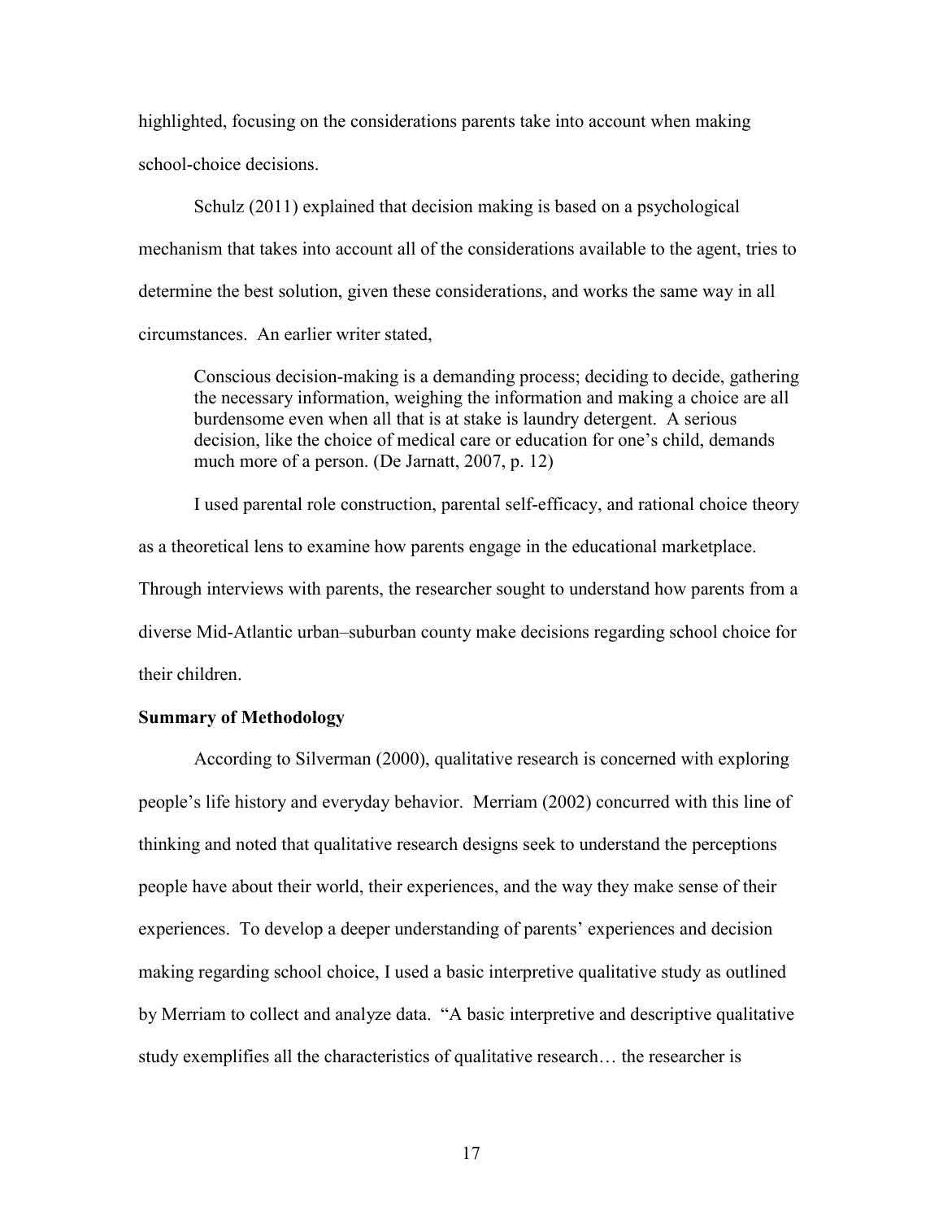highlighted, focusing on the considerations parents take into account when making school-choice decisions.

Schulz (2011) explained that decision making is based on a psychological mechanism that takes into account all of the considerations available to the agent, tries to determine the best solution, given these considerations, and works the same way in all circumstances. An earlier writer stated,

> Conscious decision-making is a demanding process; deciding to decide, gathering the necessary information, weighing the information and making a choice are all burdensome even when all that is at stake is laundry detergent. A serious decision, like the choice of medical care or education for one's child, demands much more of a person. (De Jarnatt, 2007, p. 12)

I used parental role construction, parental self-efficacy, and rational choice theory as a theoretical lens to examine how parents engage in the educational marketplace. Through interviews with parents, the researcher sought to understand how parents from a diverse Mid-Atlantic urban–suburban county make decisions regarding school choice for their children.

**Summary of Methodology**

According to Silverman (2000), qualitative research is concerned with exploring people's life history and everyday behavior. Merriam (2002) concurred with this line of thinking and noted that qualitative research designs seek to understand the perceptions people have about their world, their experiences, and the way they make sense of their experiences. To develop a deeper understanding of parents' experiences and decision making regarding school choice, I used a basic interpretive qualitative study as outlined by Merriam to collect and analyze data. "A basic interpretive and descriptive qualitative study exemplifies all the characteristics of qualitative research… the researcher is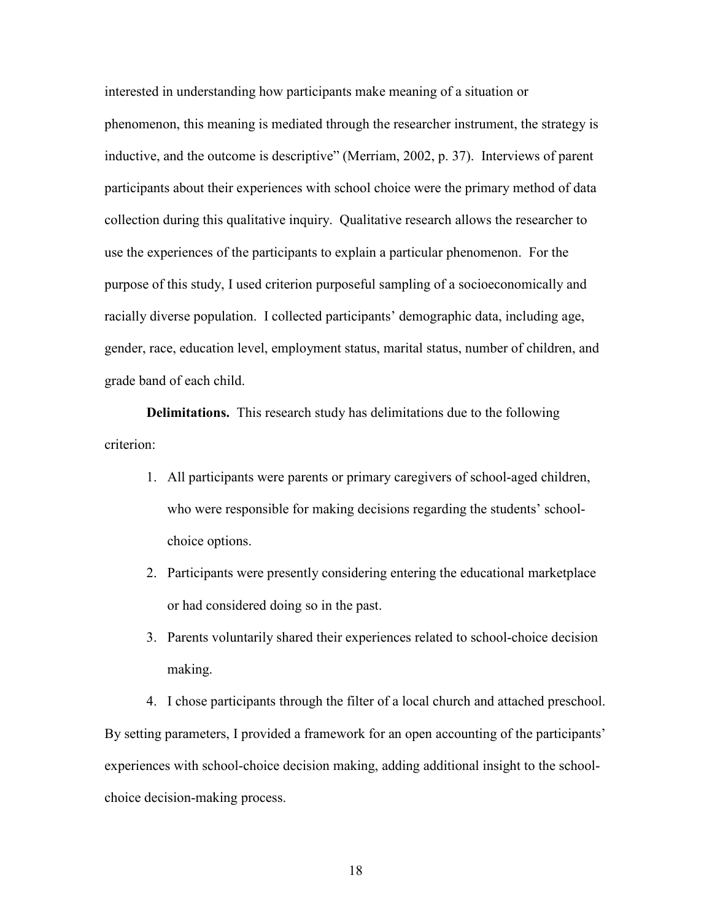interested in understanding how participants make meaning of a situation or phenomenon, this meaning is mediated through the researcher instrument, the strategy is inductive, and the outcome is descriptive" (Merriam, 2002, p. 37). Interviews of parent participants about their experiences with school choice were the primary method of data collection during this qualitative inquiry. Qualitative research allows the researcher to use the experiences of the participants to explain a particular phenomenon. For the purpose of this study, I used criterion purposeful sampling of a socioeconomically and racially diverse population. I collected participants' demographic data, including age, gender, race, education level, employment status, marital status, number of children, and grade band of each child.

**Delimitations.** This research study has delimitations due to the following criterion:

1. All participants were parents or primary caregivers of school-aged children, who were responsible for making decisions regarding the students' school-choice options.
2. Participants were presently considering entering the educational marketplace or had considered doing so in the past.
3. Parents voluntarily shared their experiences related to school-choice decision making.
4. I chose participants through the filter of a local church and attached preschool.

By setting parameters, I provided a framework for an open accounting of the participants' experiences with school-choice decision making, adding additional insight to the school-choice decision-making process.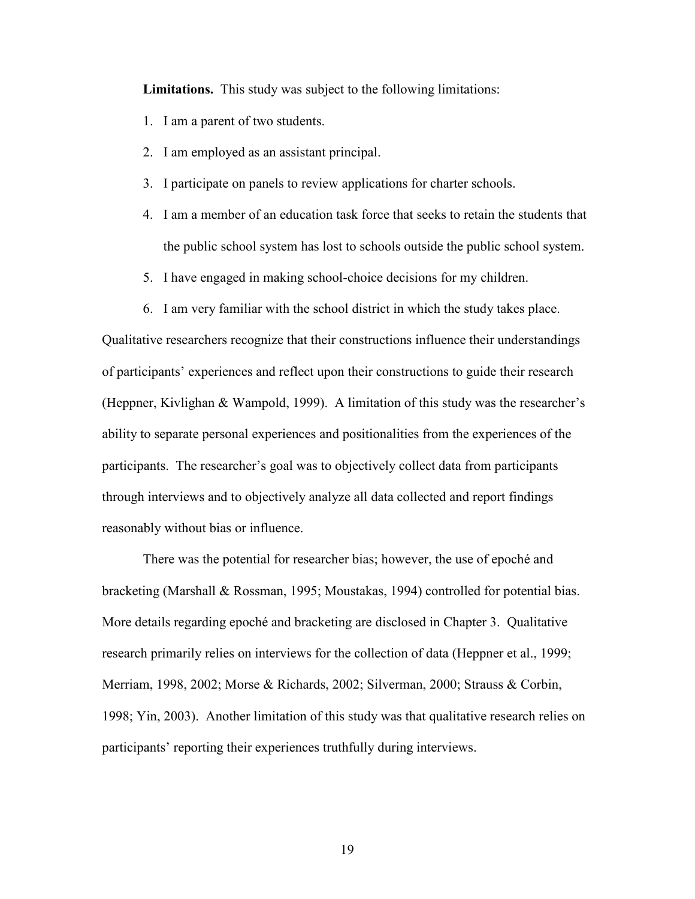**Limitations.** This study was subject to the following limitations:

1. I am a parent of two students.
2. I am employed as an assistant principal.
3. I participate on panels to review applications for charter schools.
4. I am a member of an education task force that seeks to retain the students that the public school system has lost to schools outside the public school system.
5. I have engaged in making school-choice decisions for my children.
6. I am very familiar with the school district in which the study takes place.

Qualitative researchers recognize that their constructions influence their understandings of participants' experiences and reflect upon their constructions to guide their research (Heppner, Kivlighan & Wampold, 1999). A limitation of this study was the researcher's ability to separate personal experiences and positionalities from the experiences of the participants. The researcher's goal was to objectively collect data from participants through interviews and to objectively analyze all data collected and report findings reasonably without bias or influence.

There was the potential for researcher bias; however, the use of epoché and bracketing (Marshall & Rossman, 1995; Moustakas, 1994) controlled for potential bias. More details regarding epoché and bracketing are disclosed in Chapter 3. Qualitative research primarily relies on interviews for the collection of data (Heppner et al., 1999; Merriam, 1998, 2002; Morse & Richards, 2002; Silverman, 2000; Strauss & Corbin, 1998; Yin, 2003). Another limitation of this study was that qualitative research relies on participants' reporting their experiences truthfully during interviews.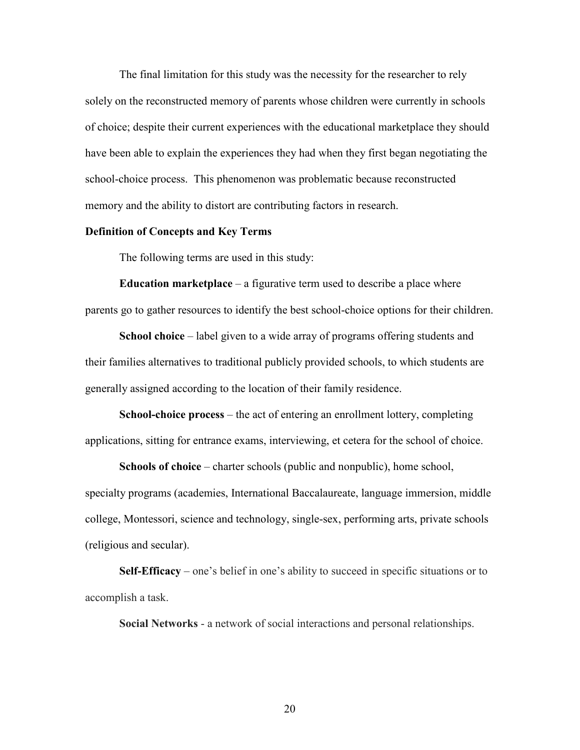The final limitation for this study was the necessity for the researcher to rely solely on the reconstructed memory of parents whose children were currently in schools of choice; despite their current experiences with the educational marketplace they should have been able to explain the experiences they had when they first began negotiating the school-choice process. This phenomenon was problematic because reconstructed memory and the ability to distort are contributing factors in research.

**Definition of Concepts and Key Terms**

The following terms are used in this study:

**Education marketplace** – a figurative term used to describe a place where parents go to gather resources to identify the best school-choice options for their children.

**School choice** – label given to a wide array of programs offering students and their families alternatives to traditional publicly provided schools, to which students are generally assigned according to the location of their family residence.

**School-choice process** – the act of entering an enrollment lottery, completing applications, sitting for entrance exams, interviewing, et cetera for the school of choice.

**Schools of choice** – charter schools (public and nonpublic), home school, specialty programs (academies, International Baccalaureate, language immersion, middle college, Montessori, science and technology, single-sex, performing arts, private schools (religious and secular).

**Self-Efficacy** – one's belief in one's ability to succeed in specific situations or to accomplish a task.

**Social Networks** - a network of social interactions and personal relationships.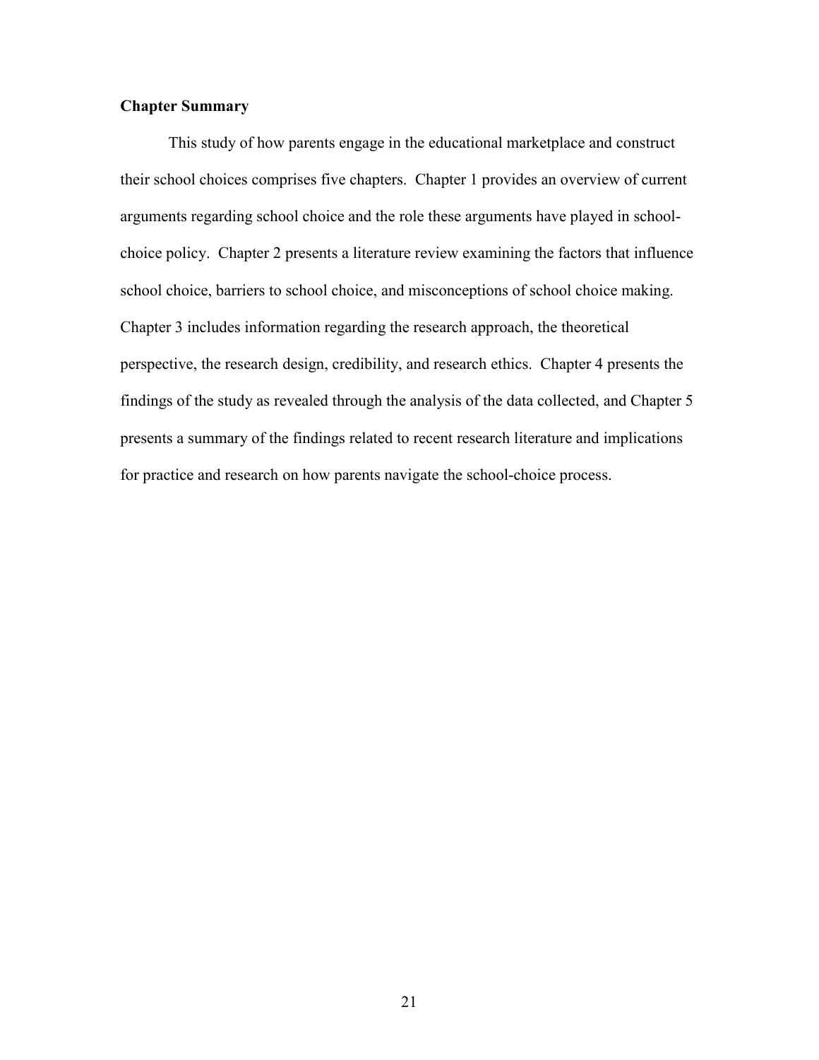## Chapter Summary

This study of how parents engage in the educational marketplace and construct their school choices comprises five chapters. Chapter 1 provides an overview of current arguments regarding school choice and the role these arguments have played in school-choice policy. Chapter 2 presents a literature review examining the factors that influence school choice, barriers to school choice, and misconceptions of school choice making. Chapter 3 includes information regarding the research approach, the theoretical perspective, the research design, credibility, and research ethics. Chapter 4 presents the findings of the study as revealed through the analysis of the data collected, and Chapter 5 presents a summary of the findings related to recent research literature and implications for practice and research on how parents navigate the school-choice process.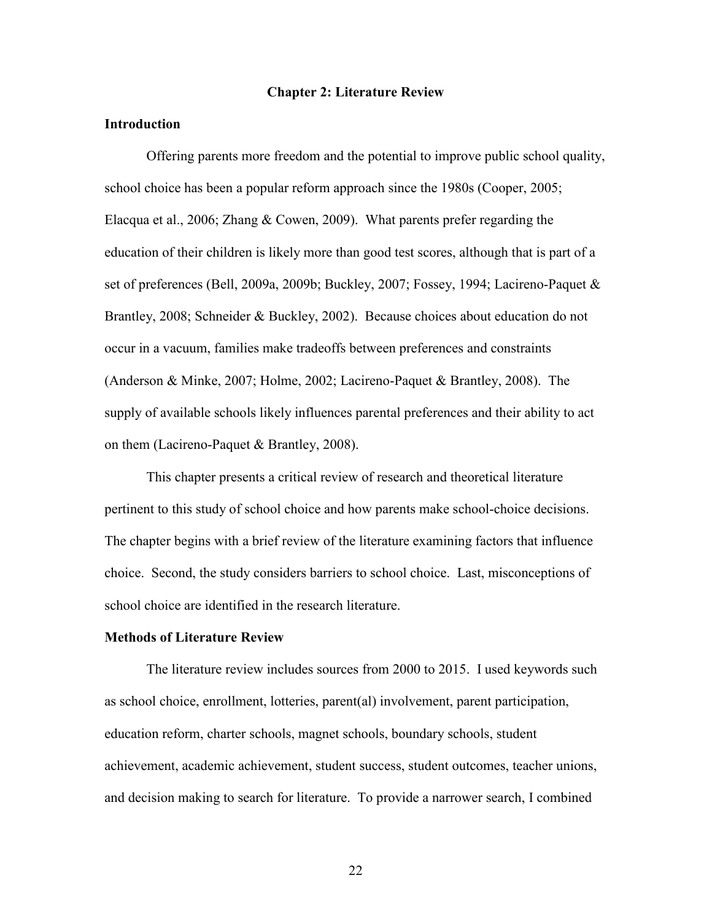# Chapter 2: Literature Review

## Introduction

Offering parents more freedom and the potential to improve public school quality, school choice has been a popular reform approach since the 1980s (Cooper, 2005; Elacqua et al., 2006; Zhang & Cowen, 2009). What parents prefer regarding the education of their children is likely more than good test scores, although that is part of a set of preferences (Bell, 2009a, 2009b; Buckley, 2007; Fossey, 1994; Lacireno-Paquet & Brantley, 2008; Schneider & Buckley, 2002). Because choices about education do not occur in a vacuum, families make tradeoffs between preferences and constraints (Anderson & Minke, 2007; Holme, 2002; Lacireno-Paquet & Brantley, 2008). The supply of available schools likely influences parental preferences and their ability to act on them (Lacireno-Paquet & Brantley, 2008).

This chapter presents a critical review of research and theoretical literature pertinent to this study of school choice and how parents make school-choice decisions. The chapter begins with a brief review of the literature examining factors that influence choice. Second, the study considers barriers to school choice. Last, misconceptions of school choice are identified in the research literature.

## Methods of Literature Review

The literature review includes sources from 2000 to 2015. I used keywords such as school choice, enrollment, lotteries, parent(al) involvement, parent participation, education reform, charter schools, magnet schools, boundary schools, student achievement, academic achievement, student success, student outcomes, teacher unions, and decision making to search for literature. To provide a narrower search, I combined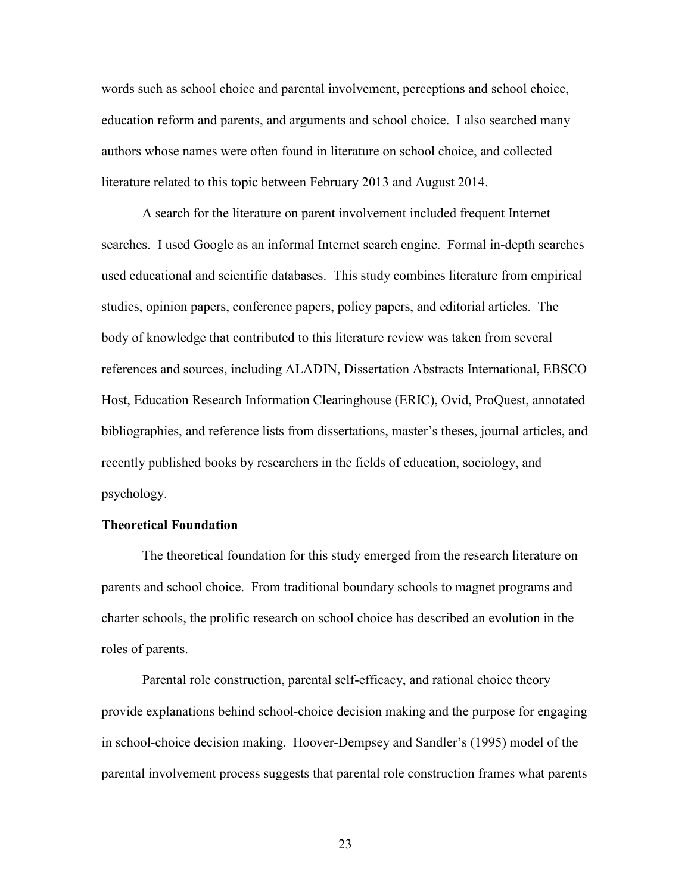words such as school choice and parental involvement, perceptions and school choice, education reform and parents, and arguments and school choice. I also searched many authors whose names were often found in literature on school choice, and collected literature related to this topic between February 2013 and August 2014.

A search for the literature on parent involvement included frequent Internet searches. I used Google as an informal Internet search engine. Formal in-depth searches used educational and scientific databases. This study combines literature from empirical studies, opinion papers, conference papers, policy papers, and editorial articles. The body of knowledge that contributed to this literature review was taken from several references and sources, including ALADIN, Dissertation Abstracts International, EBSCO Host, Education Research Information Clearinghouse (ERIC), Ovid, ProQuest, annotated bibliographies, and reference lists from dissertations, master's theses, journal articles, and recently published books by researchers in the fields of education, sociology, and psychology.

## Theoretical Foundation

The theoretical foundation for this study emerged from the research literature on parents and school choice. From traditional boundary schools to magnet programs and charter schools, the prolific research on school choice has described an evolution in the roles of parents.

Parental role construction, parental self-efficacy, and rational choice theory provide explanations behind school-choice decision making and the purpose for engaging in school-choice decision making. Hoover-Dempsey and Sandler's (1995) model of the parental involvement process suggests that parental role construction frames what parents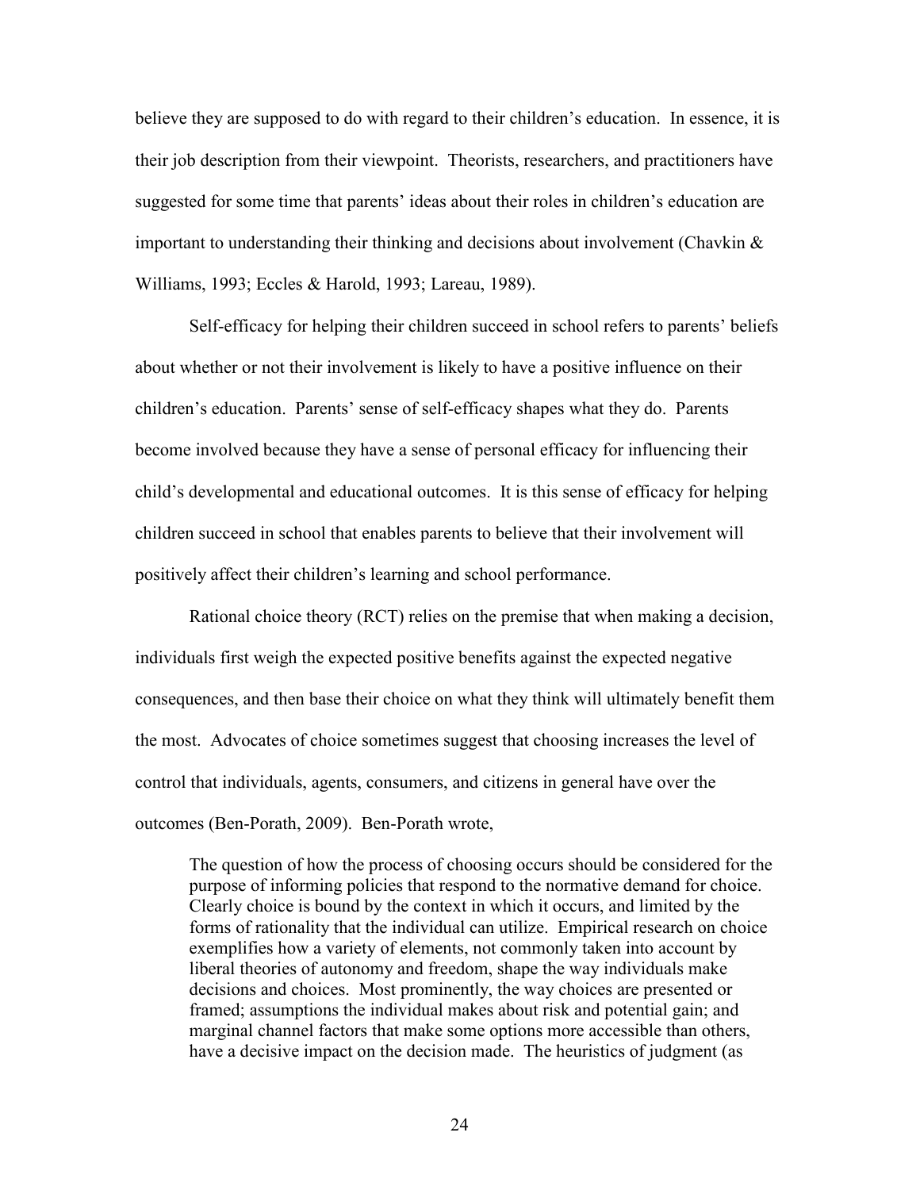believe they are supposed to do with regard to their children's education. In essence, it is their job description from their viewpoint. Theorists, researchers, and practitioners have suggested for some time that parents' ideas about their roles in children's education are important to understanding their thinking and decisions about involvement (Chavkin & Williams, 1993; Eccles & Harold, 1993; Lareau, 1989).

Self-efficacy for helping their children succeed in school refers to parents' beliefs about whether or not their involvement is likely to have a positive influence on their children's education. Parents' sense of self-efficacy shapes what they do. Parents become involved because they have a sense of personal efficacy for influencing their child's developmental and educational outcomes. It is this sense of efficacy for helping children succeed in school that enables parents to believe that their involvement will positively affect their children's learning and school performance.

Rational choice theory (RCT) relies on the premise that when making a decision, individuals first weigh the expected positive benefits against the expected negative consequences, and then base their choice on what they think will ultimately benefit them the most. Advocates of choice sometimes suggest that choosing increases the level of control that individuals, agents, consumers, and citizens in general have over the outcomes (Ben-Porath, 2009). Ben-Porath wrote,

> The question of how the process of choosing occurs should be considered for the purpose of informing policies that respond to the normative demand for choice. Clearly choice is bound by the context in which it occurs, and limited by the forms of rationality that the individual can utilize. Empirical research on choice exemplifies how a variety of elements, not commonly taken into account by liberal theories of autonomy and freedom, shape the way individuals make decisions and choices. Most prominently, the way choices are presented or framed; assumptions the individual makes about risk and potential gain; and marginal channel factors that make some options more accessible than others, have a decisive impact on the decision made. The heuristics of judgment (as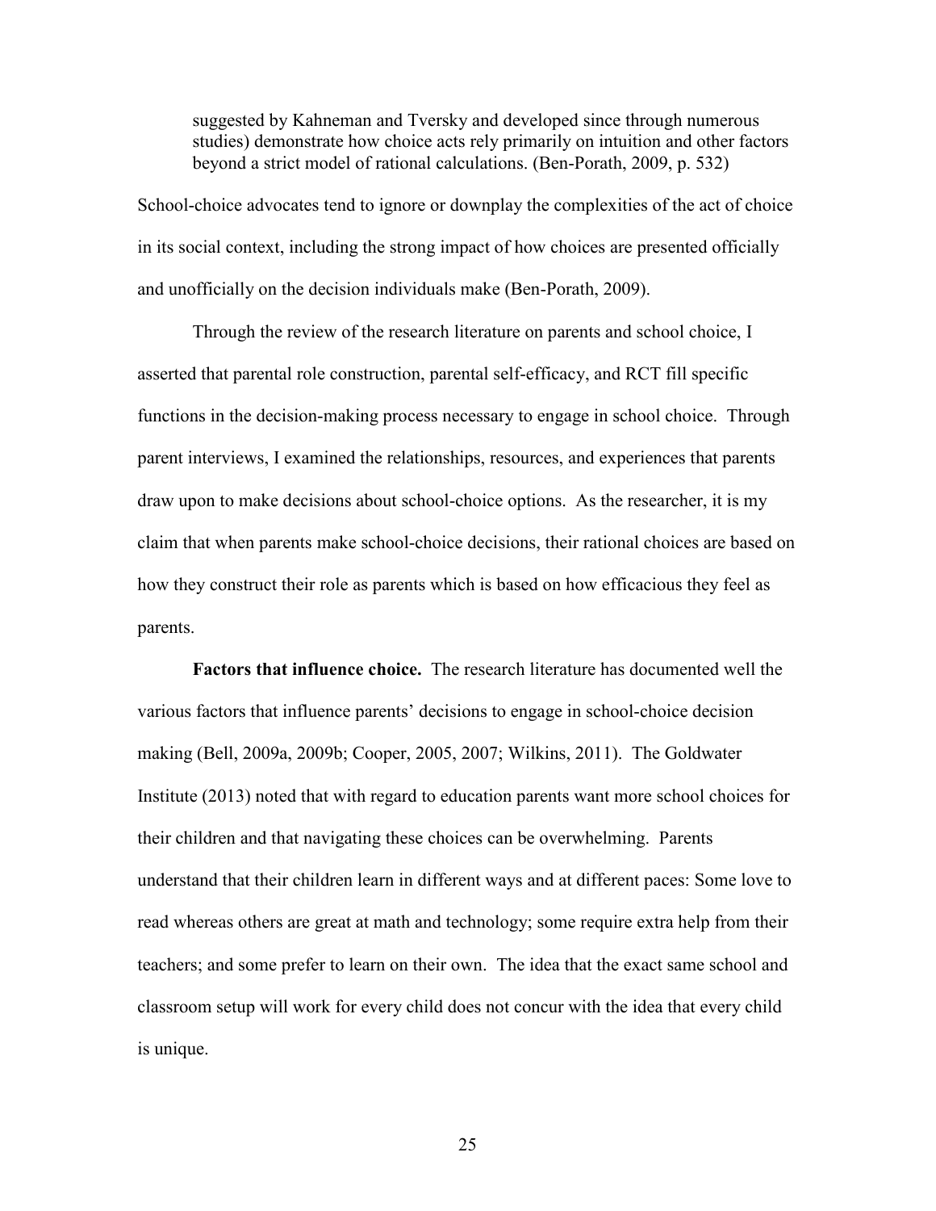> suggested by Kahneman and Tversky and developed since through numerous studies) demonstrate how choice acts rely primarily on intuition and other factors beyond a strict model of rational calculations. (Ben-Porath, 2009, p. 532)

School-choice advocates tend to ignore or downplay the complexities of the act of choice in its social context, including the strong impact of how choices are presented officially and unofficially on the decision individuals make (Ben-Porath, 2009).

Through the review of the research literature on parents and school choice, I asserted that parental role construction, parental self-efficacy, and RCT fill specific functions in the decision-making process necessary to engage in school choice. Through parent interviews, I examined the relationships, resources, and experiences that parents draw upon to make decisions about school-choice options. As the researcher, it is my claim that when parents make school-choice decisions, their rational choices are based on how they construct their role as parents which is based on how efficacious they feel as parents.

**Factors that influence choice.** The research literature has documented well the various factors that influence parents' decisions to engage in school-choice decision making (Bell, 2009a, 2009b; Cooper, 2005, 2007; Wilkins, 2011). The Goldwater Institute (2013) noted that with regard to education parents want more school choices for their children and that navigating these choices can be overwhelming. Parents understand that their children learn in different ways and at different paces: Some love to read whereas others are great at math and technology; some require extra help from their teachers; and some prefer to learn on their own. The idea that the exact same school and classroom setup will work for every child does not concur with the idea that every child is unique.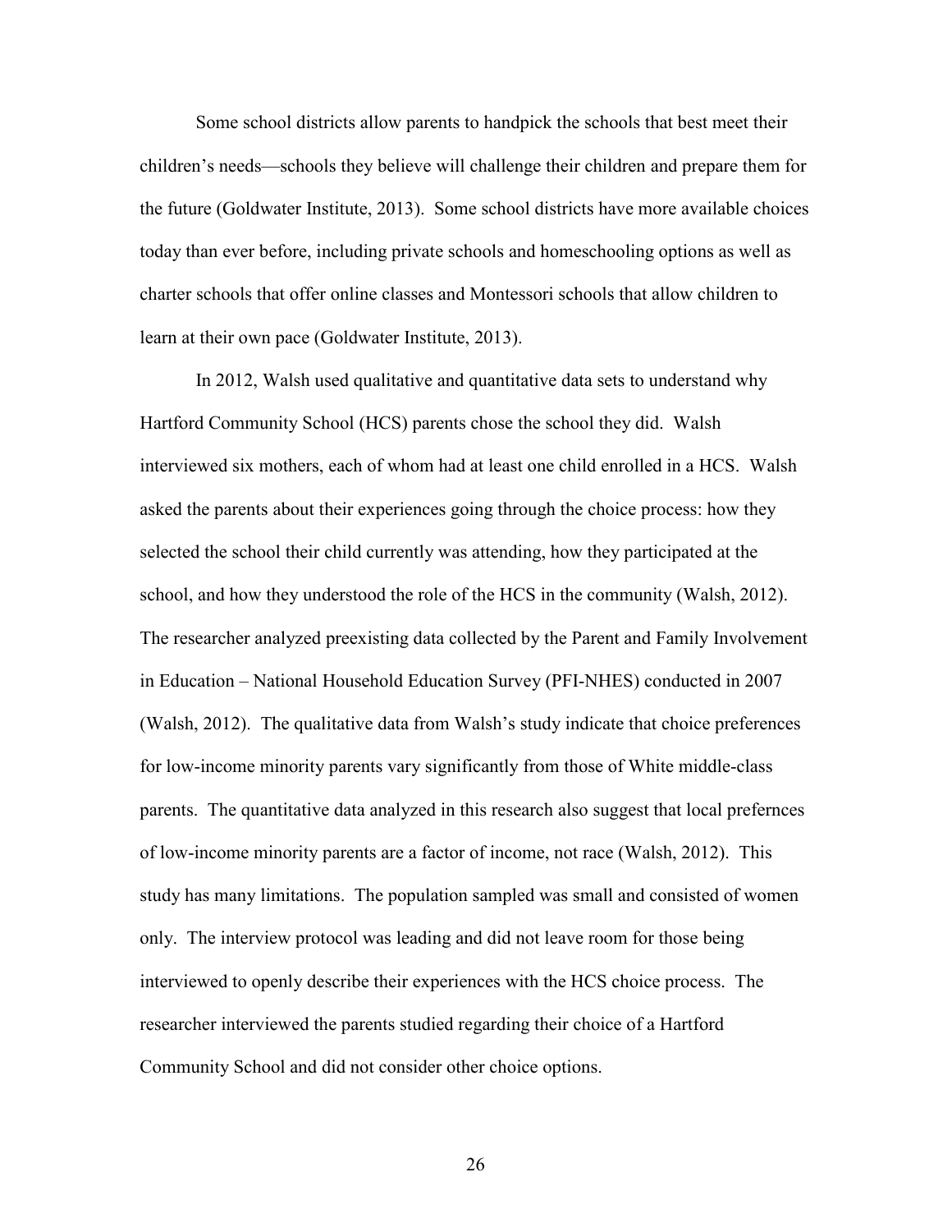Some school districts allow parents to handpick the schools that best meet their children's needs—schools they believe will challenge their children and prepare them for the future (Goldwater Institute, 2013). Some school districts have more available choices today than ever before, including private schools and homeschooling options as well as charter schools that offer online classes and Montessori schools that allow children to learn at their own pace (Goldwater Institute, 2013).

In 2012, Walsh used qualitative and quantitative data sets to understand why Hartford Community School (HCS) parents chose the school they did. Walsh interviewed six mothers, each of whom had at least one child enrolled in a HCS. Walsh asked the parents about their experiences going through the choice process: how they selected the school their child currently was attending, how they participated at the school, and how they understood the role of the HCS in the community (Walsh, 2012). The researcher analyzed preexisting data collected by the Parent and Family Involvement in Education – National Household Education Survey (PFI-NHES) conducted in 2007 (Walsh, 2012). The qualitative data from Walsh's study indicate that choice preferences for low-income minority parents vary significantly from those of White middle-class parents. The quantitative data analyzed in this research also suggest that local prefernces of low-income minority parents are a factor of income, not race (Walsh, 2012). This study has many limitations. The population sampled was small and consisted of women only. The interview protocol was leading and did not leave room for those being interviewed to openly describe their experiences with the HCS choice process. The researcher interviewed the parents studied regarding their choice of a Hartford Community School and did not consider other choice options.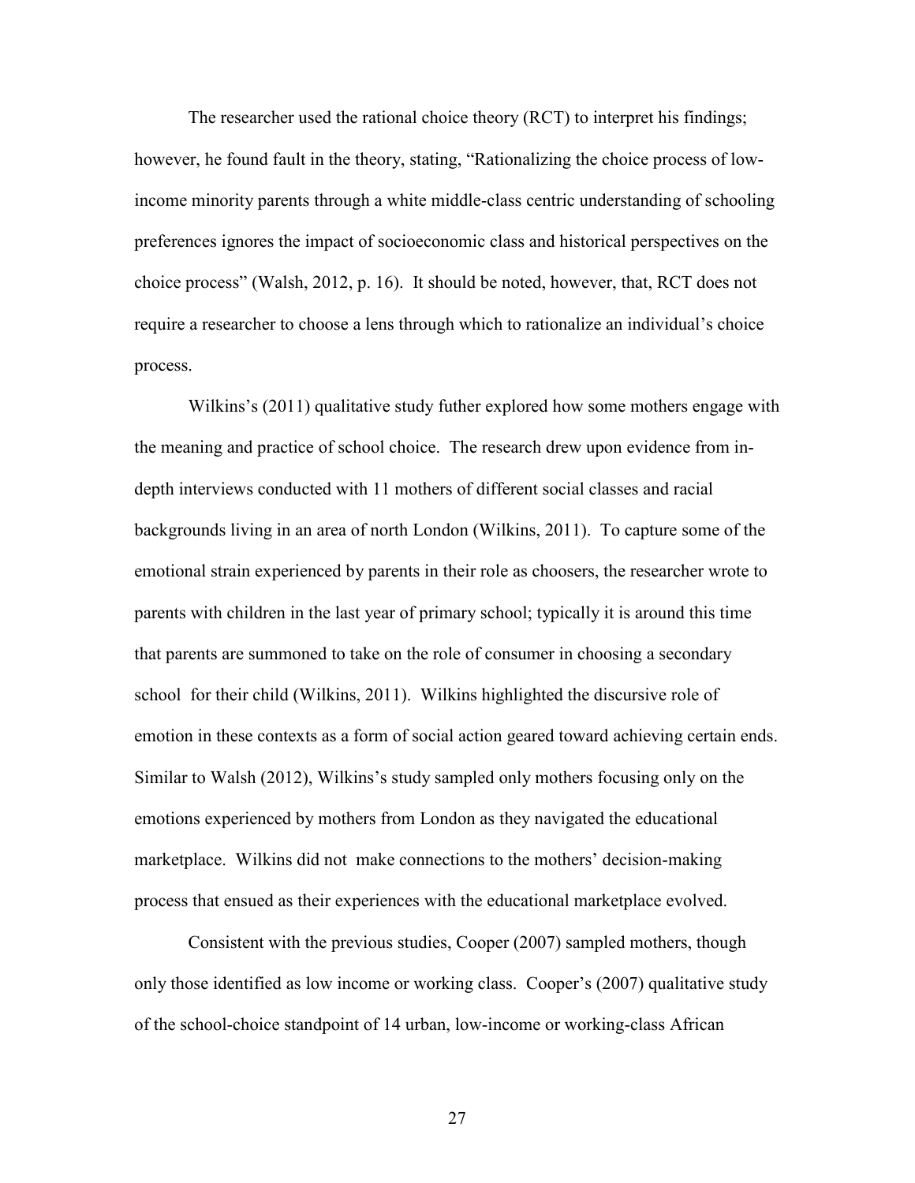The researcher used the rational choice theory (RCT) to interpret his findings; however, he found fault in the theory, stating, "Rationalizing the choice process of low-income minority parents through a white middle-class centric understanding of schooling preferences ignores the impact of socioeconomic class and historical perspectives on the choice process" (Walsh, 2012, p. 16). It should be noted, however, that, RCT does not require a researcher to choose a lens through which to rationalize an individual's choice process.

Wilkins's (2011) qualitative study futher explored how some mothers engage with the meaning and practice of school choice. The research drew upon evidence from in-depth interviews conducted with 11 mothers of different social classes and racial backgrounds living in an area of north London (Wilkins, 2011). To capture some of the emotional strain experienced by parents in their role as choosers, the researcher wrote to parents with children in the last year of primary school; typically it is around this time that parents are summoned to take on the role of consumer in choosing a secondary school for their child (Wilkins, 2011). Wilkins highlighted the discursive role of emotion in these contexts as a form of social action geared toward achieving certain ends. Similar to Walsh (2012), Wilkins's study sampled only mothers focusing only on the emotions experienced by mothers from London as they navigated the educational marketplace. Wilkins did not make connections to the mothers' decision-making process that ensued as their experiences with the educational marketplace evolved.

Consistent with the previous studies, Cooper (2007) sampled mothers, though only those identified as low income or working class. Cooper's (2007) qualitative study of the school-choice standpoint of 14 urban, low-income or working-class African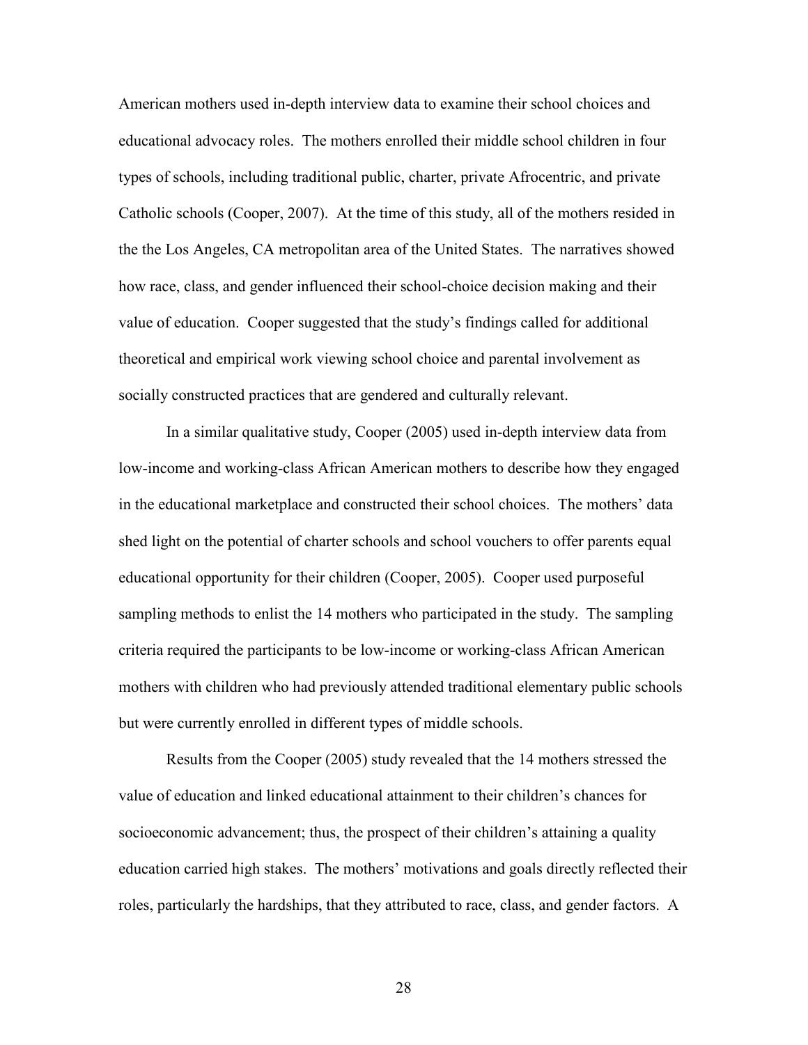American mothers used in-depth interview data to examine their school choices and educational advocacy roles. The mothers enrolled their middle school children in four types of schools, including traditional public, charter, private Afrocentric, and private Catholic schools (Cooper, 2007). At the time of this study, all of the mothers resided in the the Los Angeles, CA metropolitan area of the United States. The narratives showed how race, class, and gender influenced their school-choice decision making and their value of education. Cooper suggested that the study's findings called for additional theoretical and empirical work viewing school choice and parental involvement as socially constructed practices that are gendered and culturally relevant.

In a similar qualitative study, Cooper (2005) used in-depth interview data from low-income and working-class African American mothers to describe how they engaged in the educational marketplace and constructed their school choices. The mothers' data shed light on the potential of charter schools and school vouchers to offer parents equal educational opportunity for their children (Cooper, 2005). Cooper used purposeful sampling methods to enlist the 14 mothers who participated in the study. The sampling criteria required the participants to be low-income or working-class African American mothers with children who had previously attended traditional elementary public schools but were currently enrolled in different types of middle schools.

Results from the Cooper (2005) study revealed that the 14 mothers stressed the value of education and linked educational attainment to their children's chances for socioeconomic advancement; thus, the prospect of their children's attaining a quality education carried high stakes. The mothers' motivations and goals directly reflected their roles, particularly the hardships, that they attributed to race, class, and gender factors. A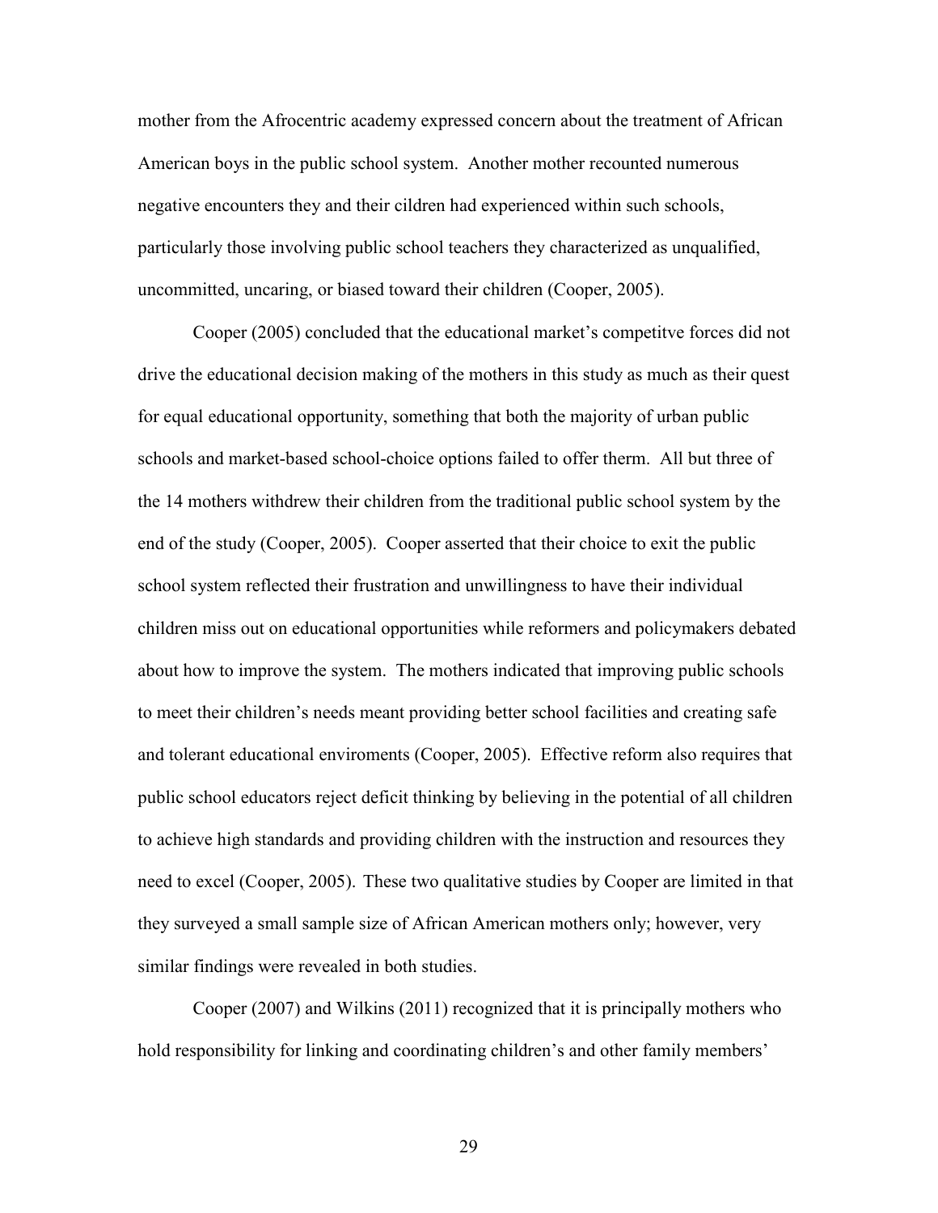mother from the Afrocentric academy expressed concern about the treatment of African American boys in the public school system. Another mother recounted numerous negative encounters they and their cildren had experienced within such schools, particularly those involving public school teachers they characterized as unqualified, uncommitted, uncaring, or biased toward their children (Cooper, 2005).

Cooper (2005) concluded that the educational market's competitve forces did not drive the educational decision making of the mothers in this study as much as their quest for equal educational opportunity, something that both the majority of urban public schools and market-based school-choice options failed to offer therm. All but three of the 14 mothers withdrew their children from the traditional public school system by the end of the study (Cooper, 2005). Cooper asserted that their choice to exit the public school system reflected their frustration and unwillingness to have their individual children miss out on educational opportunities while reformers and policymakers debated about how to improve the system. The mothers indicated that improving public schools to meet their children's needs meant providing better school facilities and creating safe and tolerant educational enviroments (Cooper, 2005). Effective reform also requires that public school educators reject deficit thinking by believing in the potential of all children to achieve high standards and providing children with the instruction and resources they need to excel (Cooper, 2005). These two qualitative studies by Cooper are limited in that they surveyed a small sample size of African American mothers only; however, very similar findings were revealed in both studies.

Cooper (2007) and Wilkins (2011) recognized that it is principally mothers who hold responsibility for linking and coordinating children's and other family members'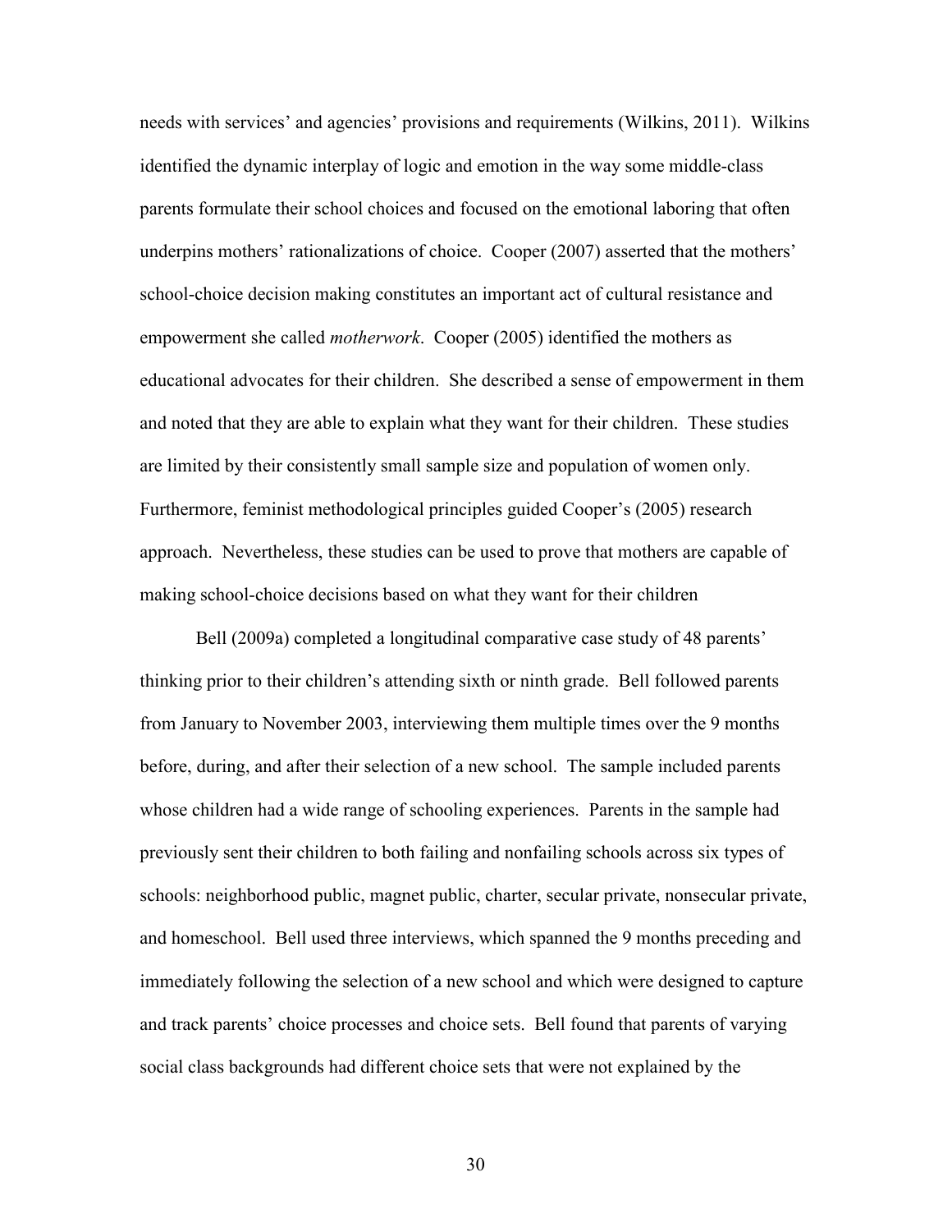needs with services' and agencies' provisions and requirements (Wilkins, 2011). Wilkins identified the dynamic interplay of logic and emotion in the way some middle-class parents formulate their school choices and focused on the emotional laboring that often underpins mothers' rationalizations of choice. Cooper (2007) asserted that the mothers' school-choice decision making constitutes an important act of cultural resistance and empowerment she called *motherwork*. Cooper (2005) identified the mothers as educational advocates for their children. She described a sense of empowerment in them and noted that they are able to explain what they want for their children. These studies are limited by their consistently small sample size and population of women only. Furthermore, feminist methodological principles guided Cooper's (2005) research approach. Nevertheless, these studies can be used to prove that mothers are capable of making school-choice decisions based on what they want for their children

Bell (2009a) completed a longitudinal comparative case study of 48 parents' thinking prior to their children's attending sixth or ninth grade. Bell followed parents from January to November 2003, interviewing them multiple times over the 9 months before, during, and after their selection of a new school. The sample included parents whose children had a wide range of schooling experiences. Parents in the sample had previously sent their children to both failing and nonfailing schools across six types of schools: neighborhood public, magnet public, charter, secular private, nonsecular private, and homeschool. Bell used three interviews, which spanned the 9 months preceding and immediately following the selection of a new school and which were designed to capture and track parents' choice processes and choice sets. Bell found that parents of varying social class backgrounds had different choice sets that were not explained by the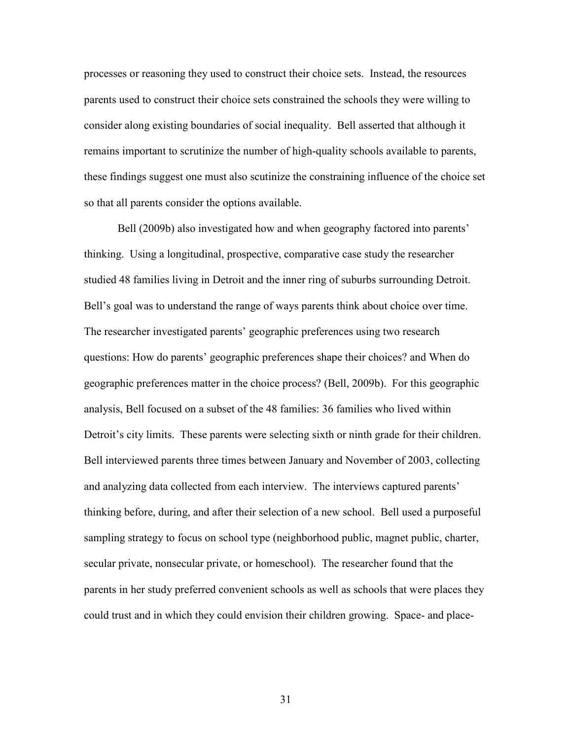processes or reasoning they used to construct their choice sets. Instead, the resources parents used to construct their choice sets constrained the schools they were willing to consider along existing boundaries of social inequality. Bell asserted that although it remains important to scrutinize the number of high-quality schools available to parents, these findings suggest one must also scutinize the constraining influence of the choice set so that all parents consider the options available.

Bell (2009b) also investigated how and when geography factored into parents' thinking. Using a longitudinal, prospective, comparative case study the researcher studied 48 families living in Detroit and the inner ring of suburbs surrounding Detroit. Bell's goal was to understand the range of ways parents think about choice over time. The researcher investigated parents' geographic preferences using two research questions: How do parents' geographic preferences shape their choices? and When do geographic preferences matter in the choice process? (Bell, 2009b). For this geographic analysis, Bell focused on a subset of the 48 families: 36 families who lived within Detroit's city limits. These parents were selecting sixth or ninth grade for their children. Bell interviewed parents three times between January and November of 2003, collecting and analyzing data collected from each interview. The interviews captured parents' thinking before, during, and after their selection of a new school. Bell used a purposeful sampling strategy to focus on school type (neighborhood public, magnet public, charter, secular private, nonsecular private, or homeschool). The researcher found that the parents in her study preferred convenient schools as well as schools that were places they could trust and in which they could envision their children growing. Space- and place-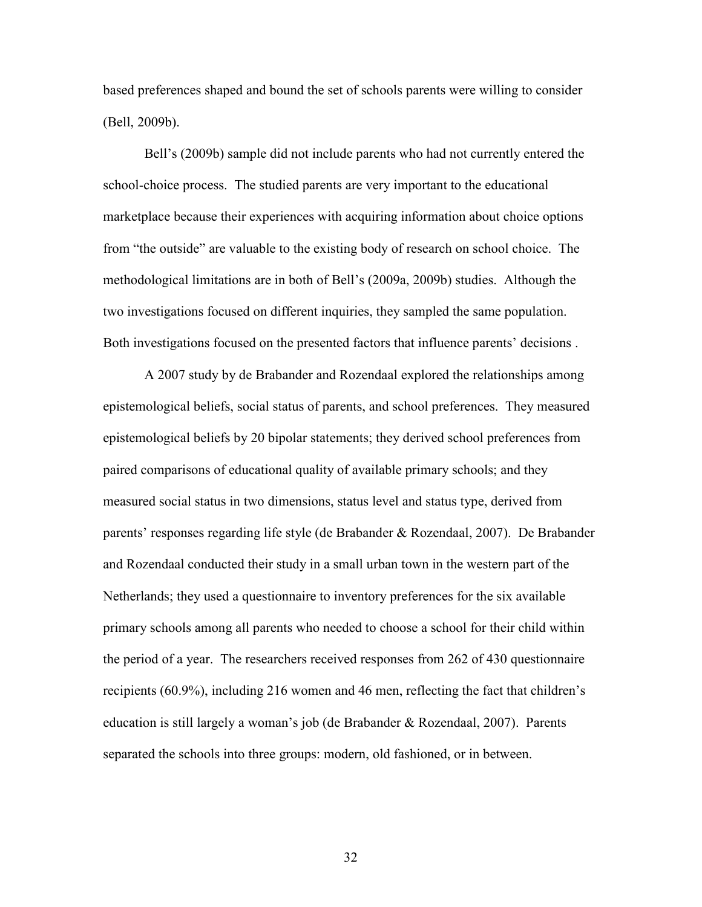based preferences shaped and bound the set of schools parents were willing to consider (Bell, 2009b).

Bell's (2009b) sample did not include parents who had not currently entered the school-choice process. The studied parents are very important to the educational marketplace because their experiences with acquiring information about choice options from "the outside" are valuable to the existing body of research on school choice. The methodological limitations are in both of Bell's (2009a, 2009b) studies. Although the two investigations focused on different inquiries, they sampled the same population. Both investigations focused on the presented factors that influence parents' decisions .

A 2007 study by de Brabander and Rozendaal explored the relationships among epistemological beliefs, social status of parents, and school preferences. They measured epistemological beliefs by 20 bipolar statements; they derived school preferences from paired comparisons of educational quality of available primary schools; and they measured social status in two dimensions, status level and status type, derived from parents' responses regarding life style (de Brabander & Rozendaal, 2007). De Brabander and Rozendaal conducted their study in a small urban town in the western part of the Netherlands; they used a questionnaire to inventory preferences for the six available primary schools among all parents who needed to choose a school for their child within the period of a year. The researchers received responses from 262 of 430 questionnaire recipients (60.9%), including 216 women and 46 men, reflecting the fact that children's education is still largely a woman's job (de Brabander & Rozendaal, 2007). Parents separated the schools into three groups: modern, old fashioned, or in between.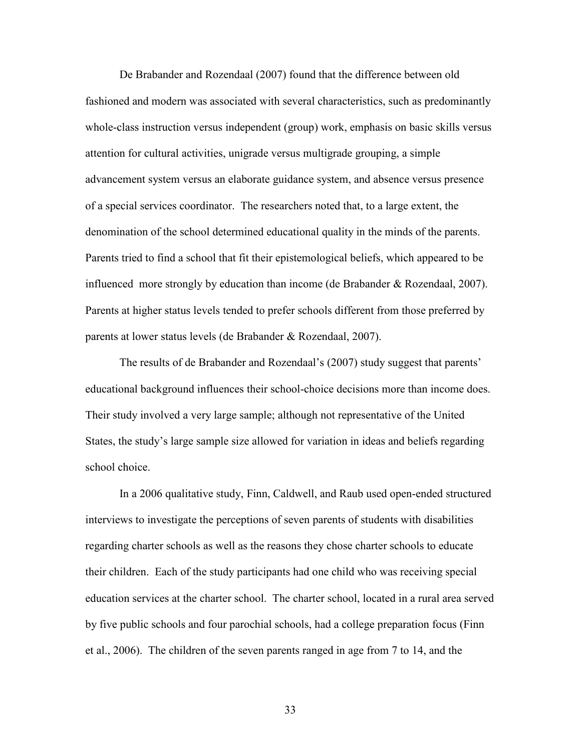De Brabander and Rozendaal (2007) found that the difference between old fashioned and modern was associated with several characteristics, such as predominantly whole-class instruction versus independent (group) work, emphasis on basic skills versus attention for cultural activities, unigrade versus multigrade grouping, a simple advancement system versus an elaborate guidance system, and absence versus presence of a special services coordinator. The researchers noted that, to a large extent, the denomination of the school determined educational quality in the minds of the parents. Parents tried to find a school that fit their epistemological beliefs, which appeared to be influenced more strongly by education than income (de Brabander & Rozendaal, 2007). Parents at higher status levels tended to prefer schools different from those preferred by parents at lower status levels (de Brabander & Rozendaal, 2007).

The results of de Brabander and Rozendaal's (2007) study suggest that parents' educational background influences their school-choice decisions more than income does. Their study involved a very large sample; although not representative of the United States, the study's large sample size allowed for variation in ideas and beliefs regarding school choice.

In a 2006 qualitative study, Finn, Caldwell, and Raub used open-ended structured interviews to investigate the perceptions of seven parents of students with disabilities regarding charter schools as well as the reasons they chose charter schools to educate their children. Each of the study participants had one child who was receiving special education services at the charter school. The charter school, located in a rural area served by five public schools and four parochial schools, had a college preparation focus (Finn et al., 2006). The children of the seven parents ranged in age from 7 to 14, and the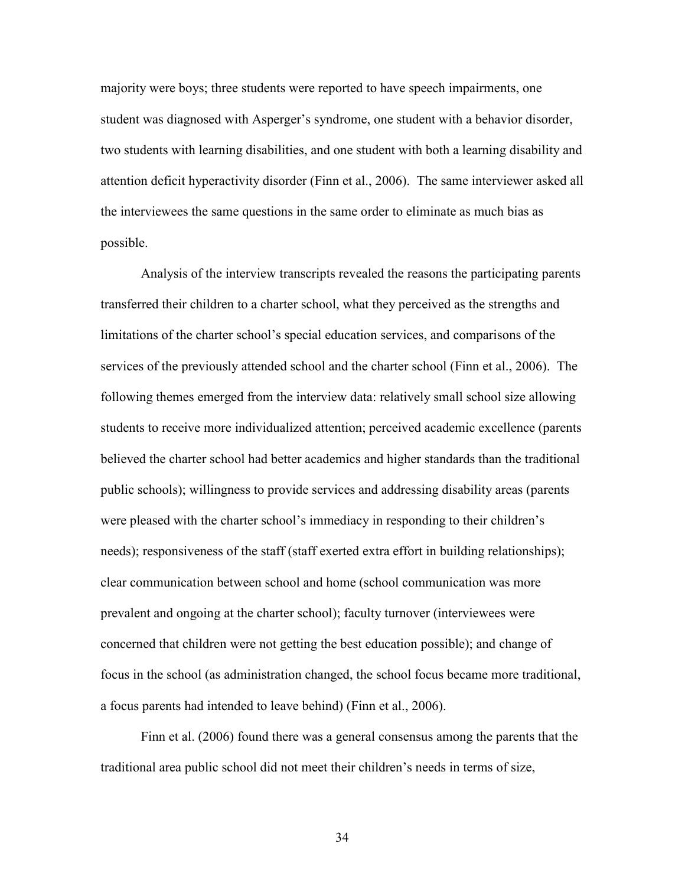majority were boys; three students were reported to have speech impairments, one student was diagnosed with Asperger's syndrome, one student with a behavior disorder, two students with learning disabilities, and one student with both a learning disability and attention deficit hyperactivity disorder (Finn et al., 2006). The same interviewer asked all the interviewees the same questions in the same order to eliminate as much bias as possible.

Analysis of the interview transcripts revealed the reasons the participating parents transferred their children to a charter school, what they perceived as the strengths and limitations of the charter school's special education services, and comparisons of the services of the previously attended school and the charter school (Finn et al., 2006). The following themes emerged from the interview data: relatively small school size allowing students to receive more individualized attention; perceived academic excellence (parents believed the charter school had better academics and higher standards than the traditional public schools); willingness to provide services and addressing disability areas (parents were pleased with the charter school's immediacy in responding to their children's needs); responsiveness of the staff (staff exerted extra effort in building relationships); clear communication between school and home (school communication was more prevalent and ongoing at the charter school); faculty turnover (interviewees were concerned that children were not getting the best education possible); and change of focus in the school (as administration changed, the school focus became more traditional, a focus parents had intended to leave behind) (Finn et al., 2006).

Finn et al. (2006) found there was a general consensus among the parents that the traditional area public school did not meet their children's needs in terms of size,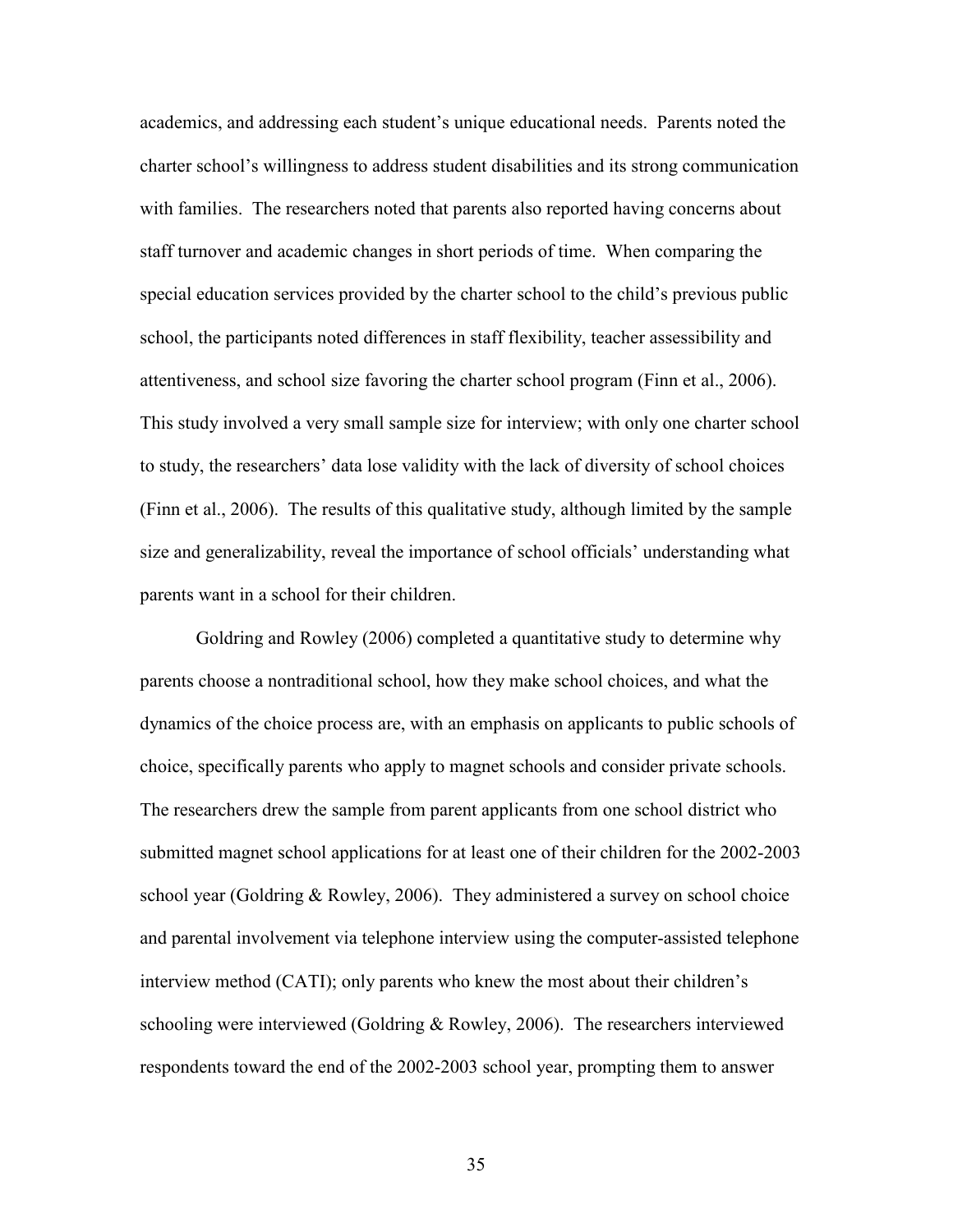academics, and addressing each student's unique educational needs. Parents noted the charter school's willingness to address student disabilities and its strong communication with families. The researchers noted that parents also reported having concerns about staff turnover and academic changes in short periods of time. When comparing the special education services provided by the charter school to the child's previous public school, the participants noted differences in staff flexibility, teacher assessibility and attentiveness, and school size favoring the charter school program (Finn et al., 2006). This study involved a very small sample size for interview; with only one charter school to study, the researchers' data lose validity with the lack of diversity of school choices (Finn et al., 2006). The results of this qualitative study, although limited by the sample size and generalizability, reveal the importance of school officials' understanding what parents want in a school for their children.

Goldring and Rowley (2006) completed a quantitative study to determine why parents choose a nontraditional school, how they make school choices, and what the dynamics of the choice process are, with an emphasis on applicants to public schools of choice, specifically parents who apply to magnet schools and consider private schools. The researchers drew the sample from parent applicants from one school district who submitted magnet school applications for at least one of their children for the 2002-2003 school year (Goldring & Rowley, 2006). They administered a survey on school choice and parental involvement via telephone interview using the computer-assisted telephone interview method (CATI); only parents who knew the most about their children's schooling were interviewed (Goldring & Rowley, 2006). The researchers interviewed respondents toward the end of the 2002-2003 school year, prompting them to answer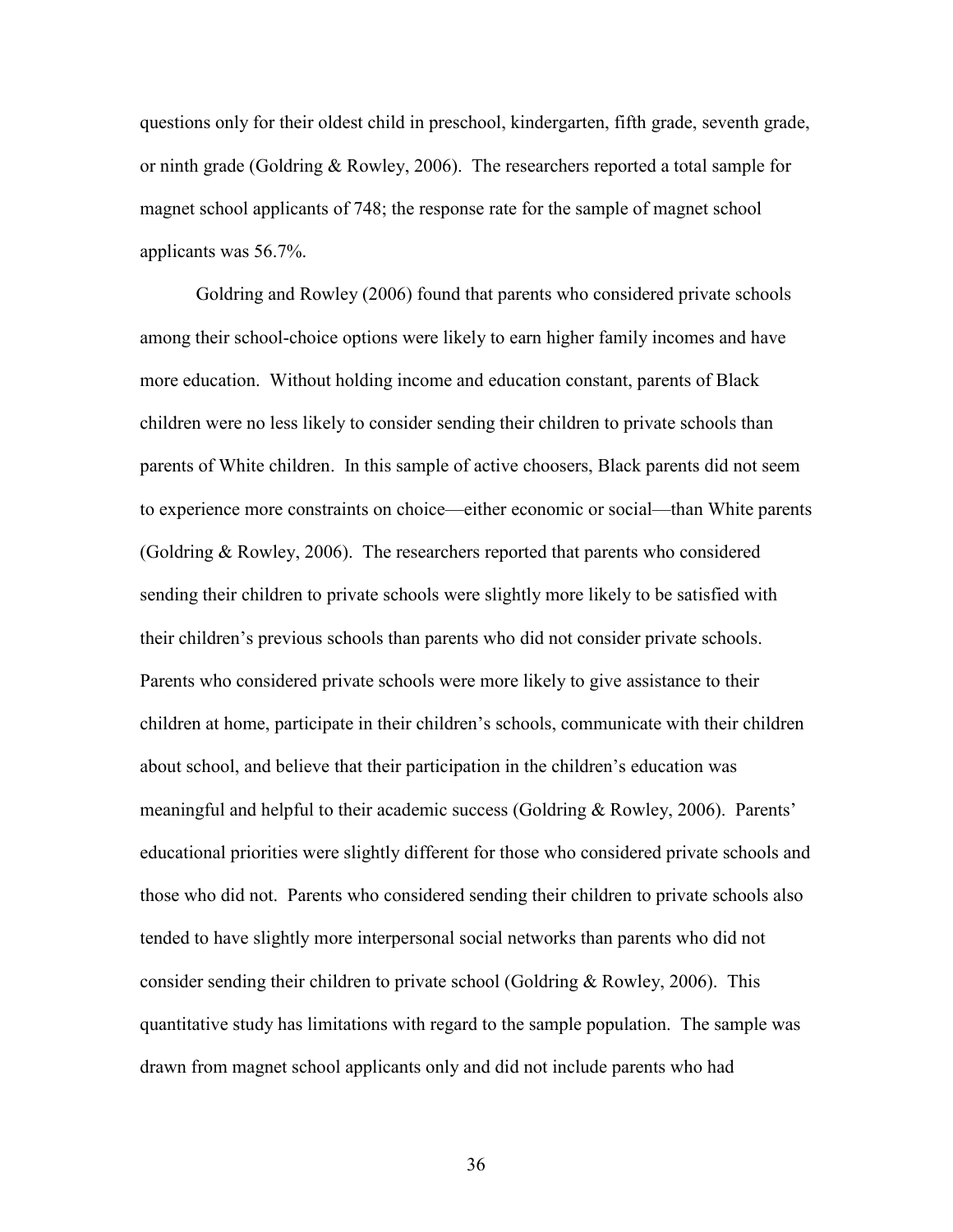questions only for their oldest child in preschool, kindergarten, fifth grade, seventh grade, or ninth grade (Goldring & Rowley, 2006). The researchers reported a total sample for magnet school applicants of 748; the response rate for the sample of magnet school applicants was 56.7%.

Goldring and Rowley (2006) found that parents who considered private schools among their school-choice options were likely to earn higher family incomes and have more education. Without holding income and education constant, parents of Black children were no less likely to consider sending their children to private schools than parents of White children. In this sample of active choosers, Black parents did not seem to experience more constraints on choice—either economic or social—than White parents (Goldring & Rowley, 2006). The researchers reported that parents who considered sending their children to private schools were slightly more likely to be satisfied with their children's previous schools than parents who did not consider private schools. Parents who considered private schools were more likely to give assistance to their children at home, participate in their children's schools, communicate with their children about school, and believe that their participation in the children's education was meaningful and helpful to their academic success (Goldring & Rowley, 2006). Parents' educational priorities were slightly different for those who considered private schools and those who did not. Parents who considered sending their children to private schools also tended to have slightly more interpersonal social networks than parents who did not consider sending their children to private school (Goldring & Rowley, 2006). This quantitative study has limitations with regard to the sample population. The sample was drawn from magnet school applicants only and did not include parents who had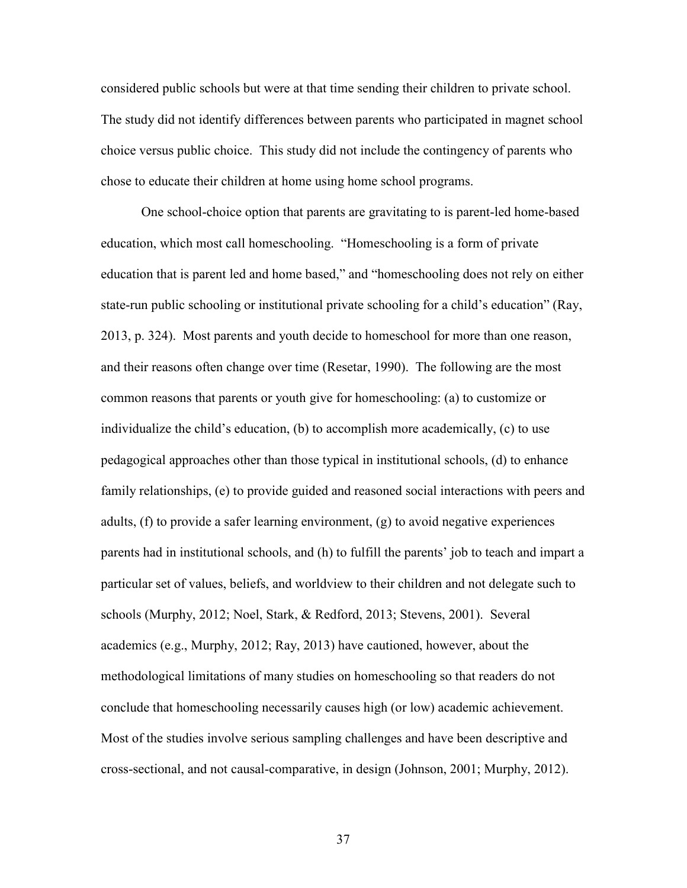considered public schools but were at that time sending their children to private school. The study did not identify differences between parents who participated in magnet school choice versus public choice. This study did not include the contingency of parents who chose to educate their children at home using home school programs.

One school-choice option that parents are gravitating to is parent-led home-based education, which most call homeschooling. "Homeschooling is a form of private education that is parent led and home based," and "homeschooling does not rely on either state-run public schooling or institutional private schooling for a child's education" (Ray, 2013, p. 324). Most parents and youth decide to homeschool for more than one reason, and their reasons often change over time (Resetar, 1990). The following are the most common reasons that parents or youth give for homeschooling: (a) to customize or individualize the child's education, (b) to accomplish more academically, (c) to use pedagogical approaches other than those typical in institutional schools, (d) to enhance family relationships, (e) to provide guided and reasoned social interactions with peers and adults, (f) to provide a safer learning environment, (g) to avoid negative experiences parents had in institutional schools, and (h) to fulfill the parents' job to teach and impart a particular set of values, beliefs, and worldview to their children and not delegate such to schools (Murphy, 2012; Noel, Stark, & Redford, 2013; Stevens, 2001). Several academics (e.g., Murphy, 2012; Ray, 2013) have cautioned, however, about the methodological limitations of many studies on homeschooling so that readers do not conclude that homeschooling necessarily causes high (or low) academic achievement. Most of the studies involve serious sampling challenges and have been descriptive and cross-sectional, and not causal-comparative, in design (Johnson, 2001; Murphy, 2012).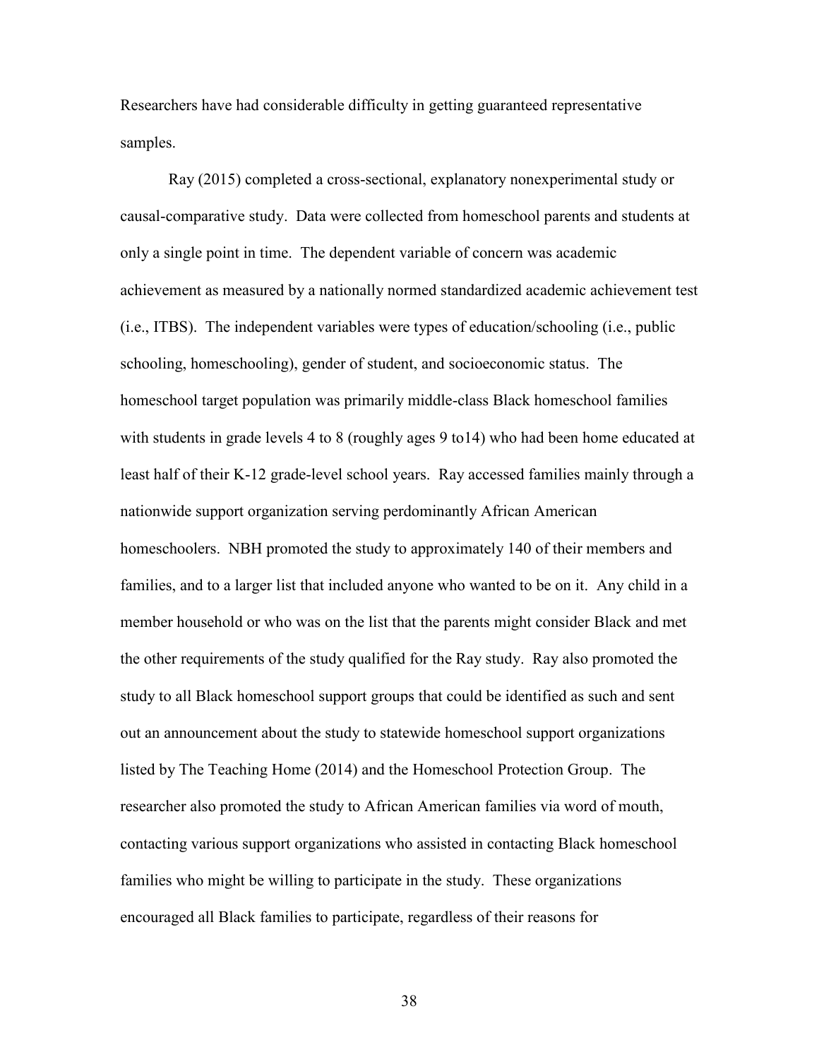Researchers have had considerable difficulty in getting guaranteed representative samples.

Ray (2015) completed a cross-sectional, explanatory nonexperimental study or causal-comparative study. Data were collected from homeschool parents and students at only a single point in time. The dependent variable of concern was academic achievement as measured by a nationally normed standardized academic achievement test (i.e., ITBS). The independent variables were types of education/schooling (i.e., public schooling, homeschooling), gender of student, and socioeconomic status. The homeschool target population was primarily middle-class Black homeschool families with students in grade levels 4 to 8 (roughly ages 9 to14) who had been home educated at least half of their K-12 grade-level school years. Ray accessed families mainly through a nationwide support organization serving perdominantly African American homeschoolers. NBH promoted the study to approximately 140 of their members and families, and to a larger list that included anyone who wanted to be on it. Any child in a member household or who was on the list that the parents might consider Black and met the other requirements of the study qualified for the Ray study. Ray also promoted the study to all Black homeschool support groups that could be identified as such and sent out an announcement about the study to statewide homeschool support organizations listed by The Teaching Home (2014) and the Homeschool Protection Group. The researcher also promoted the study to African American families via word of mouth, contacting various support organizations who assisted in contacting Black homeschool families who might be willing to participate in the study. These organizations encouraged all Black families to participate, regardless of their reasons for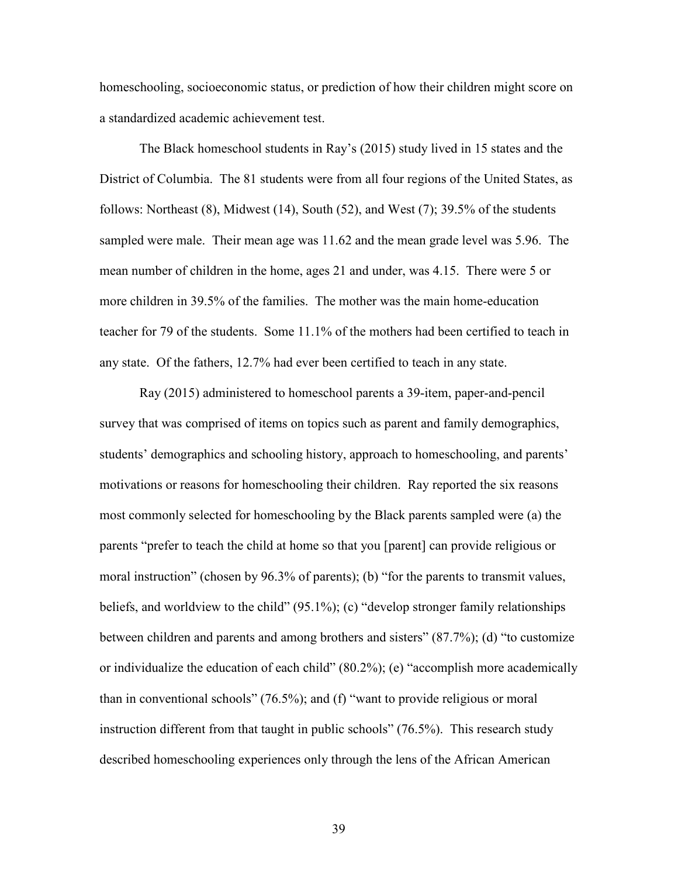homeschooling, socioeconomic status, or prediction of how their children might score on a standardized academic achievement test.

The Black homeschool students in Ray's (2015) study lived in 15 states and the District of Columbia. The 81 students were from all four regions of the United States, as follows: Northeast (8), Midwest (14), South (52), and West (7); 39.5% of the students sampled were male. Their mean age was 11.62 and the mean grade level was 5.96. The mean number of children in the home, ages 21 and under, was 4.15. There were 5 or more children in 39.5% of the families. The mother was the main home-education teacher for 79 of the students. Some 11.1% of the mothers had been certified to teach in any state. Of the fathers, 12.7% had ever been certified to teach in any state.

Ray (2015) administered to homeschool parents a 39-item, paper-and-pencil survey that was comprised of items on topics such as parent and family demographics, students' demographics and schooling history, approach to homeschooling, and parents' motivations or reasons for homeschooling their children. Ray reported the six reasons most commonly selected for homeschooling by the Black parents sampled were (a) the parents "prefer to teach the child at home so that you [parent] can provide religious or moral instruction" (chosen by 96.3% of parents); (b) "for the parents to transmit values, beliefs, and worldview to the child" (95.1%); (c) "develop stronger family relationships between children and parents and among brothers and sisters" (87.7%); (d) "to customize or individualize the education of each child" (80.2%); (e) "accomplish more academically than in conventional schools" (76.5%); and (f) "want to provide religious or moral instruction different from that taught in public schools" (76.5%). This research study described homeschooling experiences only through the lens of the African American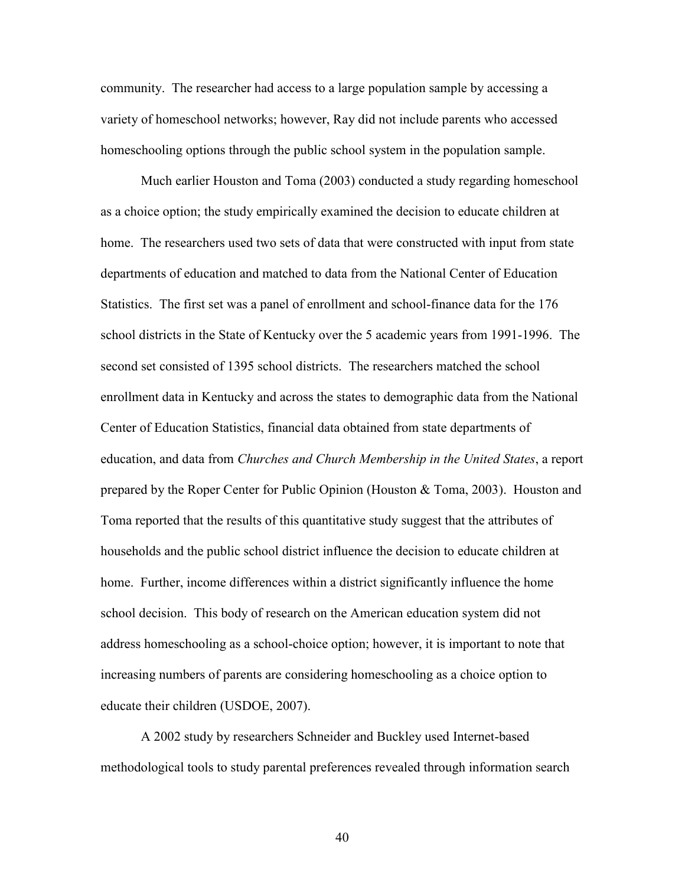community. The researcher had access to a large population sample by accessing a variety of homeschool networks; however, Ray did not include parents who accessed homeschooling options through the public school system in the population sample.

Much earlier Houston and Toma (2003) conducted a study regarding homeschool as a choice option; the study empirically examined the decision to educate children at home. The researchers used two sets of data that were constructed with input from state departments of education and matched to data from the National Center of Education Statistics. The first set was a panel of enrollment and school-finance data for the 176 school districts in the State of Kentucky over the 5 academic years from 1991-1996. The second set consisted of 1395 school districts. The researchers matched the school enrollment data in Kentucky and across the states to demographic data from the National Center of Education Statistics, financial data obtained from state departments of education, and data from *Churches and Church Membership in the United States*, a report prepared by the Roper Center for Public Opinion (Houston & Toma, 2003). Houston and Toma reported that the results of this quantitative study suggest that the attributes of households and the public school district influence the decision to educate children at home. Further, income differences within a district significantly influence the home school decision. This body of research on the American education system did not address homeschooling as a school-choice option; however, it is important to note that increasing numbers of parents are considering homeschooling as a choice option to educate their children (USDOE, 2007).

A 2002 study by researchers Schneider and Buckley used Internet-based methodological tools to study parental preferences revealed through information search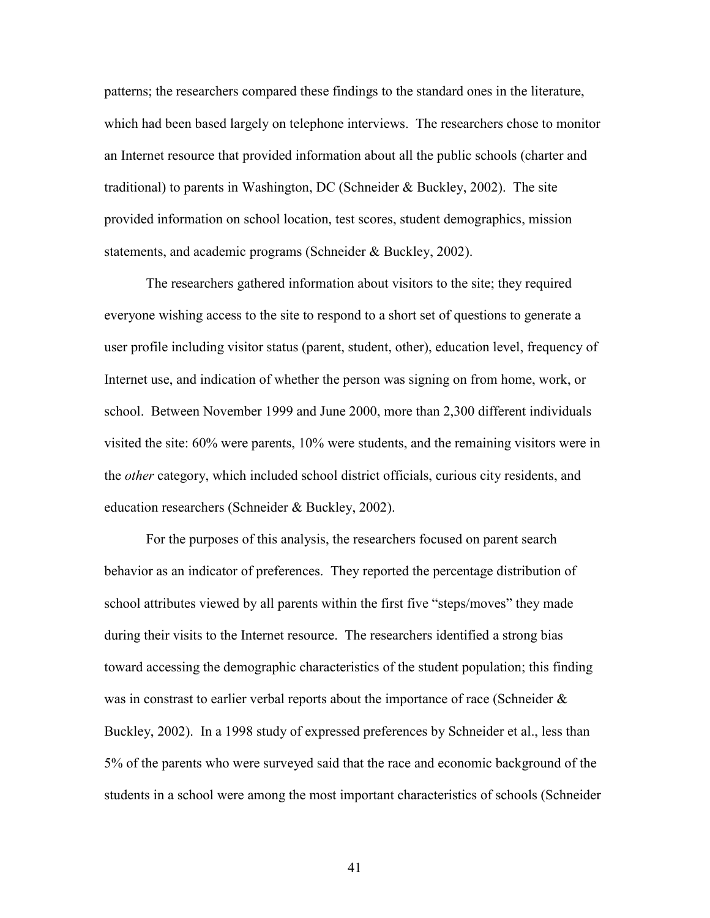patterns; the researchers compared these findings to the standard ones in the literature, which had been based largely on telephone interviews. The researchers chose to monitor an Internet resource that provided information about all the public schools (charter and traditional) to parents in Washington, DC (Schneider & Buckley, 2002). The site provided information on school location, test scores, student demographics, mission statements, and academic programs (Schneider & Buckley, 2002).

The researchers gathered information about visitors to the site; they required everyone wishing access to the site to respond to a short set of questions to generate a user profile including visitor status (parent, student, other), education level, frequency of Internet use, and indication of whether the person was signing on from home, work, or school. Between November 1999 and June 2000, more than 2,300 different individuals visited the site: 60% were parents, 10% were students, and the remaining visitors were in the *other* category, which included school district officials, curious city residents, and education researchers (Schneider & Buckley, 2002).

For the purposes of this analysis, the researchers focused on parent search behavior as an indicator of preferences. They reported the percentage distribution of school attributes viewed by all parents within the first five "steps/moves" they made during their visits to the Internet resource. The researchers identified a strong bias toward accessing the demographic characteristics of the student population; this finding was in constrast to earlier verbal reports about the importance of race (Schneider & Buckley, 2002). In a 1998 study of expressed preferences by Schneider et al., less than 5% of the parents who were surveyed said that the race and economic background of the students in a school were among the most important characteristics of schools (Schneider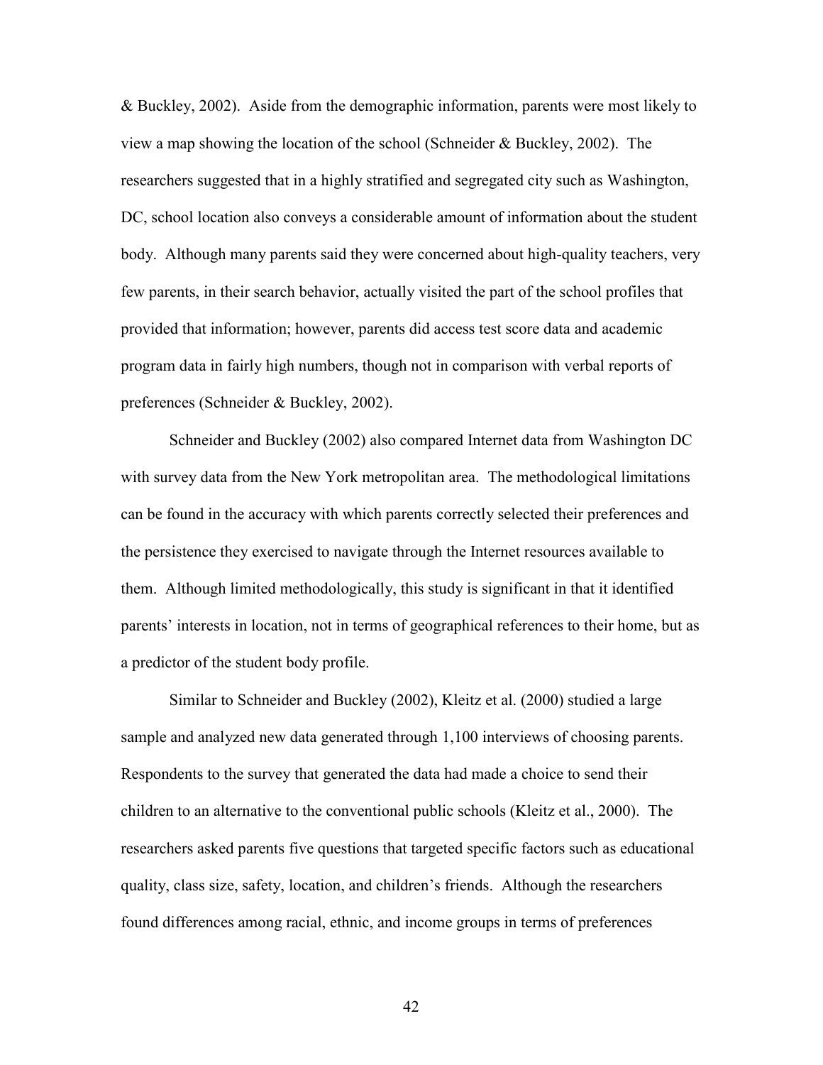& Buckley, 2002). Aside from the demographic information, parents were most likely to view a map showing the location of the school (Schneider & Buckley, 2002). The researchers suggested that in a highly stratified and segregated city such as Washington, DC, school location also conveys a considerable amount of information about the student body. Although many parents said they were concerned about high-quality teachers, very few parents, in their search behavior, actually visited the part of the school profiles that provided that information; however, parents did access test score data and academic program data in fairly high numbers, though not in comparison with verbal reports of preferences (Schneider & Buckley, 2002).

Schneider and Buckley (2002) also compared Internet data from Washington DC with survey data from the New York metropolitan area. The methodological limitations can be found in the accuracy with which parents correctly selected their preferences and the persistence they exercised to navigate through the Internet resources available to them. Although limited methodologically, this study is significant in that it identified parents' interests in location, not in terms of geographical references to their home, but as a predictor of the student body profile.

Similar to Schneider and Buckley (2002), Kleitz et al. (2000) studied a large sample and analyzed new data generated through 1,100 interviews of choosing parents. Respondents to the survey that generated the data had made a choice to send their children to an alternative to the conventional public schools (Kleitz et al., 2000). The researchers asked parents five questions that targeted specific factors such as educational quality, class size, safety, location, and children's friends. Although the researchers found differences among racial, ethnic, and income groups in terms of preferences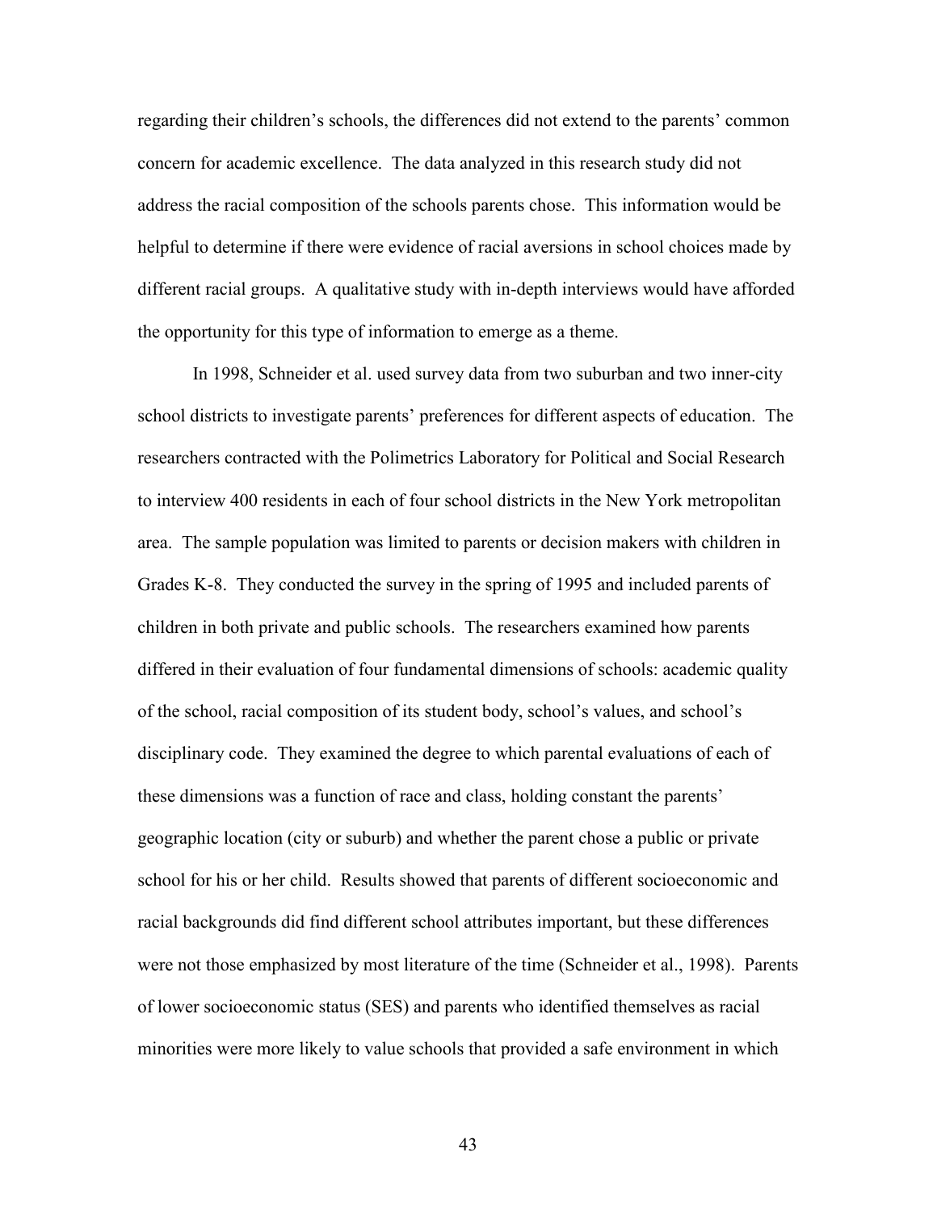regarding their children's schools, the differences did not extend to the parents' common concern for academic excellence. The data analyzed in this research study did not address the racial composition of the schools parents chose. This information would be helpful to determine if there were evidence of racial aversions in school choices made by different racial groups. A qualitative study with in-depth interviews would have afforded the opportunity for this type of information to emerge as a theme.

In 1998, Schneider et al. used survey data from two suburban and two inner-city school districts to investigate parents' preferences for different aspects of education. The researchers contracted with the Polimetrics Laboratory for Political and Social Research to interview 400 residents in each of four school districts in the New York metropolitan area. The sample population was limited to parents or decision makers with children in Grades K-8. They conducted the survey in the spring of 1995 and included parents of children in both private and public schools. The researchers examined how parents differed in their evaluation of four fundamental dimensions of schools: academic quality of the school, racial composition of its student body, school's values, and school's disciplinary code. They examined the degree to which parental evaluations of each of these dimensions was a function of race and class, holding constant the parents' geographic location (city or suburb) and whether the parent chose a public or private school for his or her child. Results showed that parents of different socioeconomic and racial backgrounds did find different school attributes important, but these differences were not those emphasized by most literature of the time (Schneider et al., 1998). Parents of lower socioeconomic status (SES) and parents who identified themselves as racial minorities were more likely to value schools that provided a safe environment in which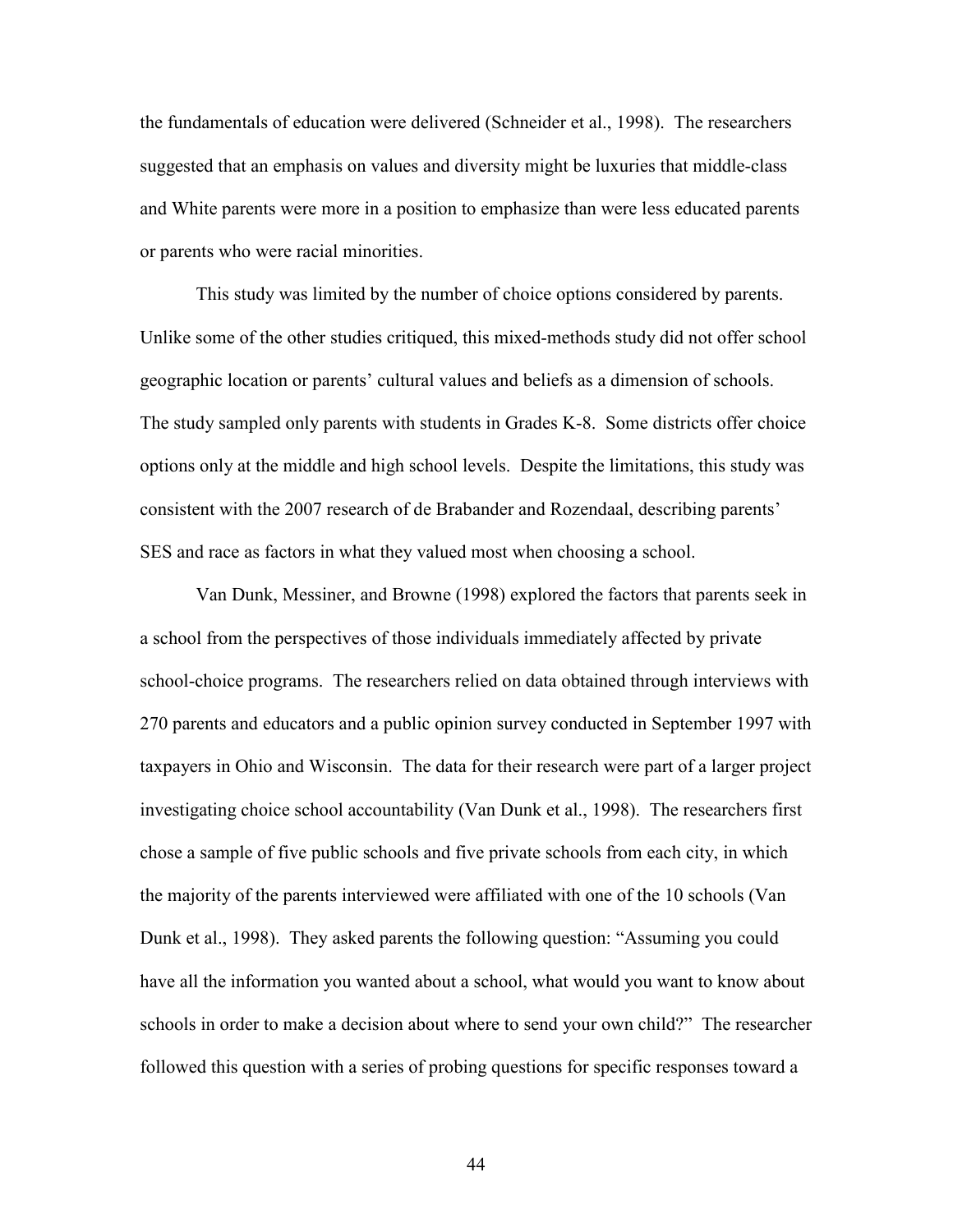the fundamentals of education were delivered (Schneider et al., 1998). The researchers suggested that an emphasis on values and diversity might be luxuries that middle-class and White parents were more in a position to emphasize than were less educated parents or parents who were racial minorities.

This study was limited by the number of choice options considered by parents. Unlike some of the other studies critiqued, this mixed-methods study did not offer school geographic location or parents' cultural values and beliefs as a dimension of schools. The study sampled only parents with students in Grades K-8. Some districts offer choice options only at the middle and high school levels. Despite the limitations, this study was consistent with the 2007 research of de Brabander and Rozendaal, describing parents' SES and race as factors in what they valued most when choosing a school.

Van Dunk, Messiner, and Browne (1998) explored the factors that parents seek in a school from the perspectives of those individuals immediately affected by private school-choice programs. The researchers relied on data obtained through interviews with 270 parents and educators and a public opinion survey conducted in September 1997 with taxpayers in Ohio and Wisconsin. The data for their research were part of a larger project investigating choice school accountability (Van Dunk et al., 1998). The researchers first chose a sample of five public schools and five private schools from each city, in which the majority of the parents interviewed were affiliated with one of the 10 schools (Van Dunk et al., 1998). They asked parents the following question: "Assuming you could have all the information you wanted about a school, what would you want to know about schools in order to make a decision about where to send your own child?" The researcher followed this question with a series of probing questions for specific responses toward a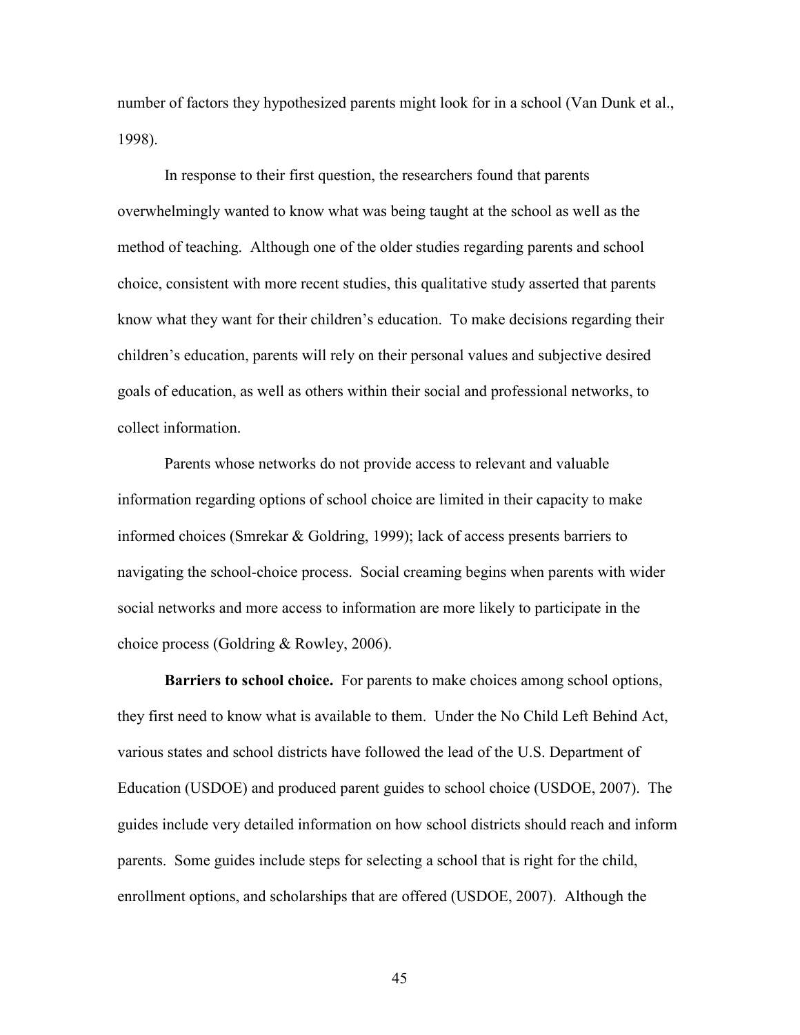number of factors they hypothesized parents might look for in a school (Van Dunk et al., 1998).

In response to their first question, the researchers found that parents overwhelmingly wanted to know what was being taught at the school as well as the method of teaching. Although one of the older studies regarding parents and school choice, consistent with more recent studies, this qualitative study asserted that parents know what they want for their children's education. To make decisions regarding their children's education, parents will rely on their personal values and subjective desired goals of education, as well as others within their social and professional networks, to collect information.

Parents whose networks do not provide access to relevant and valuable information regarding options of school choice are limited in their capacity to make informed choices (Smrekar & Goldring, 1999); lack of access presents barriers to navigating the school-choice process. Social creaming begins when parents with wider social networks and more access to information are more likely to participate in the choice process (Goldring & Rowley, 2006).

**Barriers to school choice.** For parents to make choices among school options, they first need to know what is available to them. Under the No Child Left Behind Act, various states and school districts have followed the lead of the U.S. Department of Education (USDOE) and produced parent guides to school choice (USDOE, 2007). The guides include very detailed information on how school districts should reach and inform parents. Some guides include steps for selecting a school that is right for the child, enrollment options, and scholarships that are offered (USDOE, 2007). Although the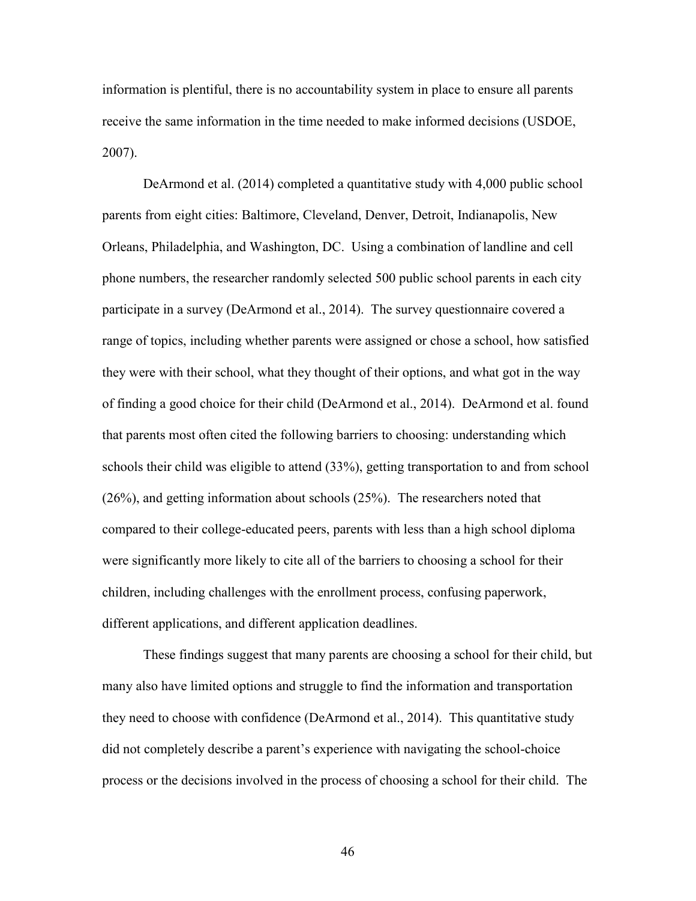information is plentiful, there is no accountability system in place to ensure all parents receive the same information in the time needed to make informed decisions (USDOE, 2007).

DeArmond et al. (2014) completed a quantitative study with 4,000 public school parents from eight cities: Baltimore, Cleveland, Denver, Detroit, Indianapolis, New Orleans, Philadelphia, and Washington, DC. Using a combination of landline and cell phone numbers, the researcher randomly selected 500 public school parents in each city participate in a survey (DeArmond et al., 2014). The survey questionnaire covered a range of topics, including whether parents were assigned or chose a school, how satisfied they were with their school, what they thought of their options, and what got in the way of finding a good choice for their child (DeArmond et al., 2014). DeArmond et al. found that parents most often cited the following barriers to choosing: understanding which schools their child was eligible to attend (33%), getting transportation to and from school (26%), and getting information about schools (25%). The researchers noted that compared to their college-educated peers, parents with less than a high school diploma were significantly more likely to cite all of the barriers to choosing a school for their children, including challenges with the enrollment process, confusing paperwork, different applications, and different application deadlines.

These findings suggest that many parents are choosing a school for their child, but many also have limited options and struggle to find the information and transportation they need to choose with confidence (DeArmond et al., 2014). This quantitative study did not completely describe a parent's experience with navigating the school-choice process or the decisions involved in the process of choosing a school for their child. The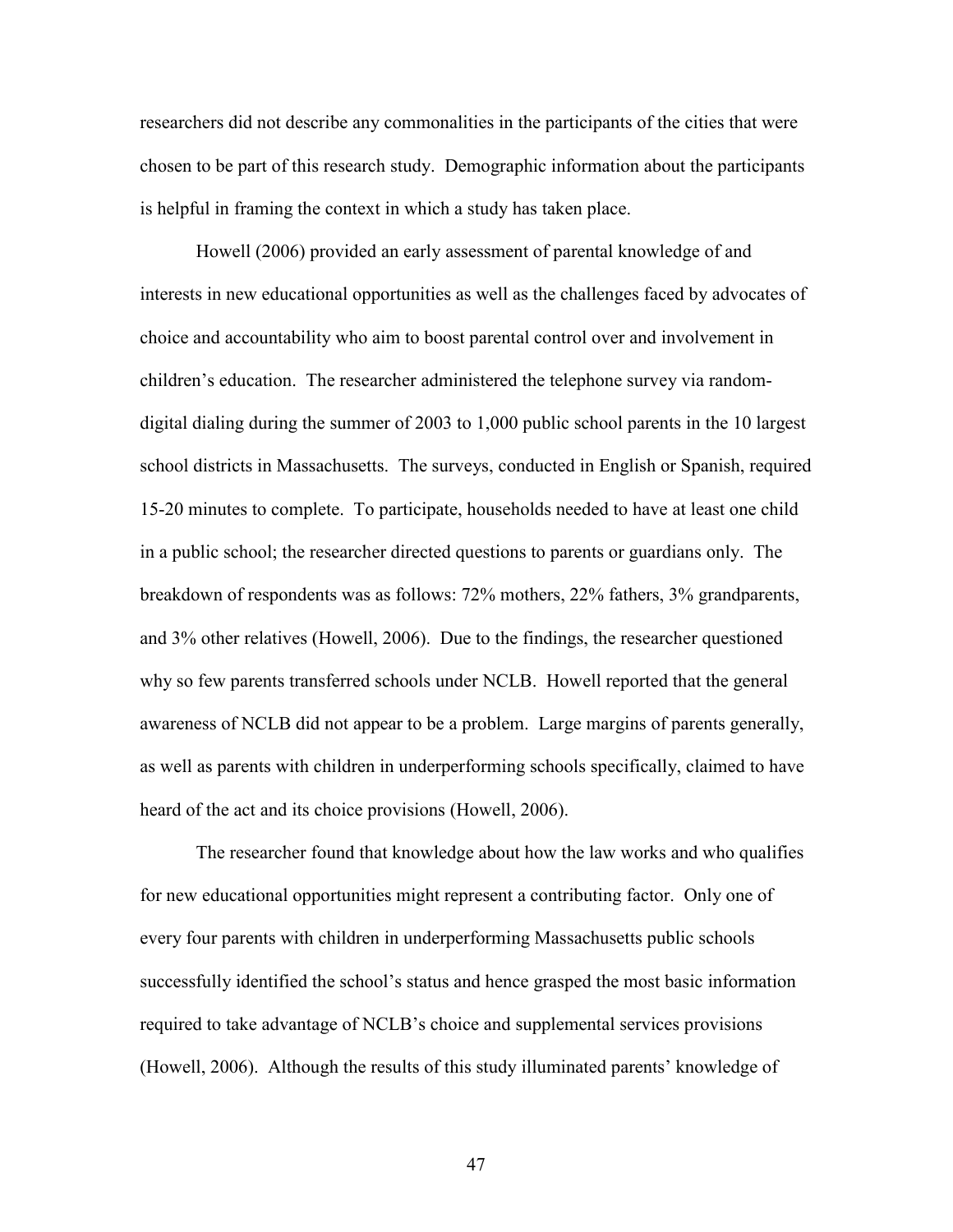researchers did not describe any commonalities in the participants of the cities that were chosen to be part of this research study. Demographic information about the participants is helpful in framing the context in which a study has taken place.

Howell (2006) provided an early assessment of parental knowledge of and interests in new educational opportunities as well as the challenges faced by advocates of choice and accountability who aim to boost parental control over and involvement in children's education. The researcher administered the telephone survey via random-digital dialing during the summer of 2003 to 1,000 public school parents in the 10 largest school districts in Massachusetts. The surveys, conducted in English or Spanish, required 15-20 minutes to complete. To participate, households needed to have at least one child in a public school; the researcher directed questions to parents or guardians only. The breakdown of respondents was as follows: 72% mothers, 22% fathers, 3% grandparents, and 3% other relatives (Howell, 2006). Due to the findings, the researcher questioned why so few parents transferred schools under NCLB. Howell reported that the general awareness of NCLB did not appear to be a problem. Large margins of parents generally, as well as parents with children in underperforming schools specifically, claimed to have heard of the act and its choice provisions (Howell, 2006).

The researcher found that knowledge about how the law works and who qualifies for new educational opportunities might represent a contributing factor. Only one of every four parents with children in underperforming Massachusetts public schools successfully identified the school's status and hence grasped the most basic information required to take advantage of NCLB's choice and supplemental services provisions (Howell, 2006). Although the results of this study illuminated parents' knowledge of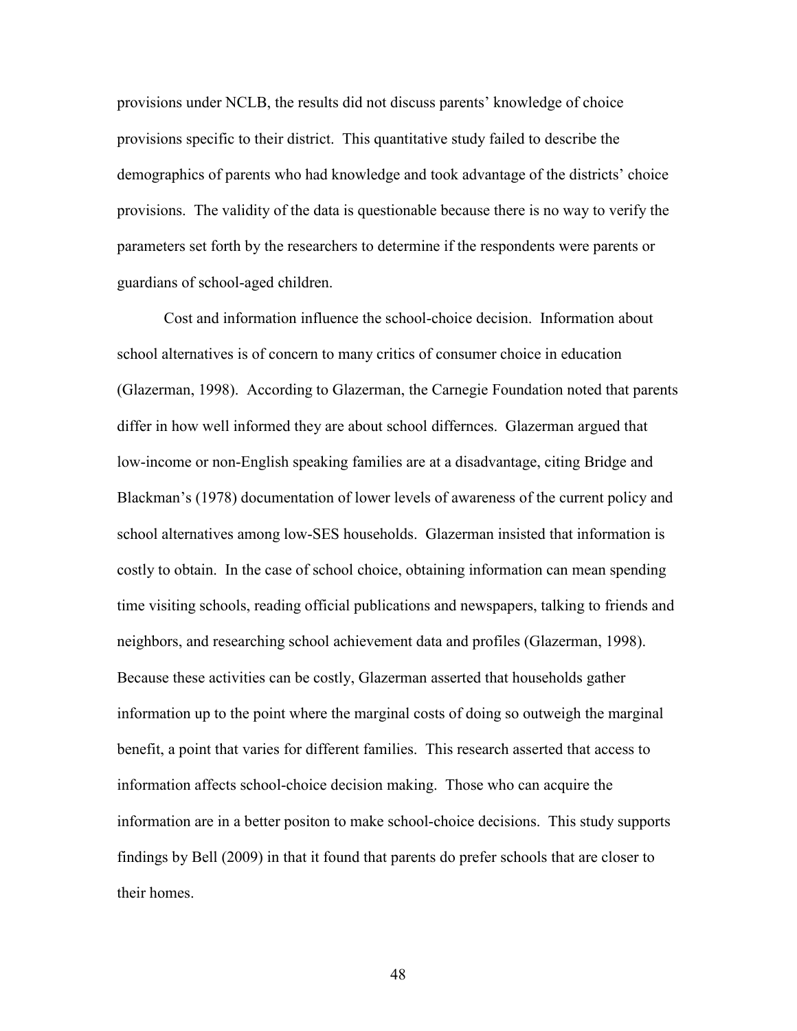provisions under NCLB, the results did not discuss parents' knowledge of choice provisions specific to their district. This quantitative study failed to describe the demographics of parents who had knowledge and took advantage of the districts' choice provisions. The validity of the data is questionable because there is no way to verify the parameters set forth by the researchers to determine if the respondents were parents or guardians of school-aged children.

Cost and information influence the school-choice decision. Information about school alternatives is of concern to many critics of consumer choice in education (Glazerman, 1998). According to Glazerman, the Carnegie Foundation noted that parents differ in how well informed they are about school differnces. Glazerman argued that low-income or non-English speaking families are at a disadvantage, citing Bridge and Blackman's (1978) documentation of lower levels of awareness of the current policy and school alternatives among low-SES households. Glazerman insisted that information is costly to obtain. In the case of school choice, obtaining information can mean spending time visiting schools, reading official publications and newspapers, talking to friends and neighbors, and researching school achievement data and profiles (Glazerman, 1998). Because these activities can be costly, Glazerman asserted that households gather information up to the point where the marginal costs of doing so outweigh the marginal benefit, a point that varies for different families. This research asserted that access to information affects school-choice decision making. Those who can acquire the information are in a better positon to make school-choice decisions. This study supports findings by Bell (2009) in that it found that parents do prefer schools that are closer to their homes.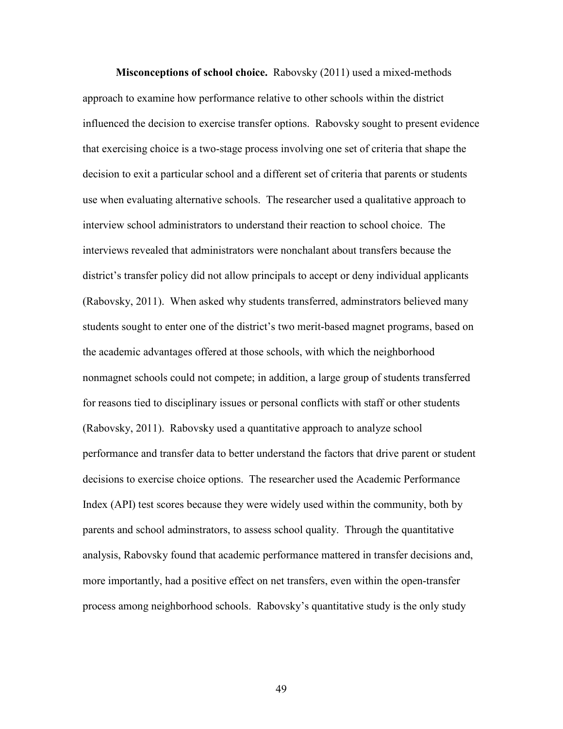**Misconceptions of school choice.** Rabovsky (2011) used a mixed-methods approach to examine how performance relative to other schools within the district influenced the decision to exercise transfer options. Rabovsky sought to present evidence that exercising choice is a two-stage process involving one set of criteria that shape the decision to exit a particular school and a different set of criteria that parents or students use when evaluating alternative schools. The researcher used a qualitative approach to interview school administrators to understand their reaction to school choice. The interviews revealed that administrators were nonchalant about transfers because the district's transfer policy did not allow principals to accept or deny individual applicants (Rabovsky, 2011). When asked why students transferred, adminstrators believed many students sought to enter one of the district's two merit-based magnet programs, based on the academic advantages offered at those schools, with which the neighborhood nonmagnet schools could not compete; in addition, a large group of students transferred for reasons tied to disciplinary issues or personal conflicts with staff or other students (Rabovsky, 2011). Rabovsky used a quantitative approach to analyze school performance and transfer data to better understand the factors that drive parent or student decisions to exercise choice options. The researcher used the Academic Performance Index (API) test scores because they were widely used within the community, both by parents and school adminstrators, to assess school quality. Through the quantitative analysis, Rabovsky found that academic performance mattered in transfer decisions and, more importantly, had a positive effect on net transfers, even within the open-transfer process among neighborhood schools. Rabovsky's quantitative study is the only study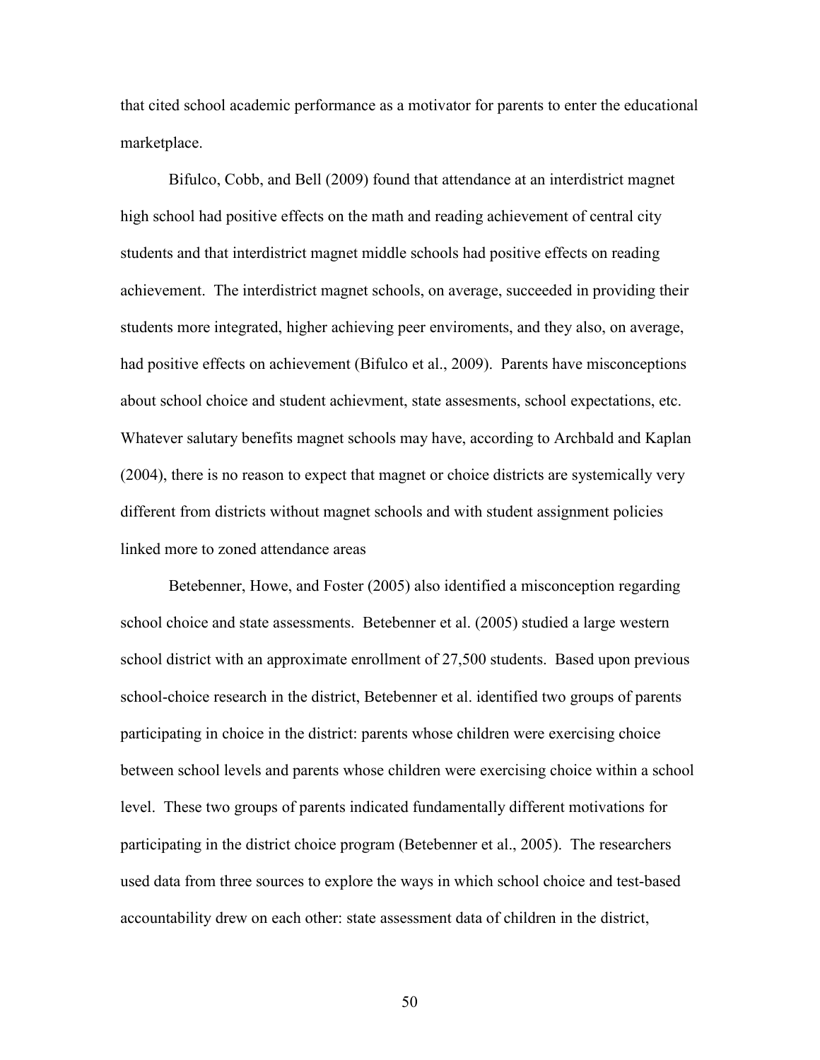that cited school academic performance as a motivator for parents to enter the educational marketplace.

Bifulco, Cobb, and Bell (2009) found that attendance at an interdistrict magnet high school had positive effects on the math and reading achievement of central city students and that interdistrict magnet middle schools had positive effects on reading achievement. The interdistrict magnet schools, on average, succeeded in providing their students more integrated, higher achieving peer enviroments, and they also, on average, had positive effects on achievement (Bifulco et al., 2009). Parents have misconceptions about school choice and student achievment, state assesments, school expectations, etc. Whatever salutary benefits magnet schools may have, according to Archbald and Kaplan (2004), there is no reason to expect that magnet or choice districts are systemically very different from districts without magnet schools and with student assignment policies linked more to zoned attendance areas

Betebenner, Howe, and Foster (2005) also identified a misconception regarding school choice and state assessments. Betebenner et al. (2005) studied a large western school district with an approximate enrollment of 27,500 students. Based upon previous school-choice research in the district, Betebenner et al. identified two groups of parents participating in choice in the district: parents whose children were exercising choice between school levels and parents whose children were exercising choice within a school level. These two groups of parents indicated fundamentally different motivations for participating in the district choice program (Betebenner et al., 2005). The researchers used data from three sources to explore the ways in which school choice and test-based accountability drew on each other: state assessment data of children in the district,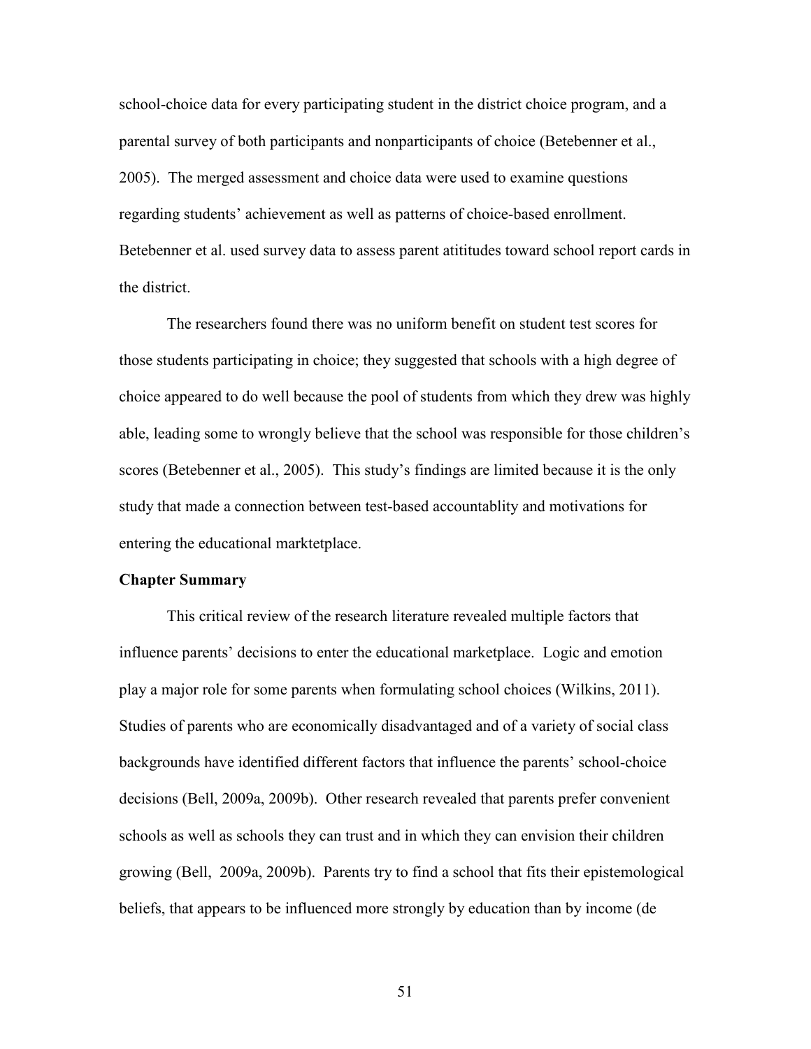school-choice data for every participating student in the district choice program, and a parental survey of both participants and nonparticipants of choice (Betebenner et al., 2005). The merged assessment and choice data were used to examine questions regarding students' achievement as well as patterns of choice-based enrollment. Betebenner et al. used survey data to assess parent atititudes toward school report cards in the district.

The researchers found there was no uniform benefit on student test scores for those students participating in choice; they suggested that schools with a high degree of choice appeared to do well because the pool of students from which they drew was highly able, leading some to wrongly believe that the school was responsible for those children's scores (Betebenner et al., 2005). This study's findings are limited because it is the only study that made a connection between test-based accountablity and motivations for entering the educational marktetplace.

**Chapter Summary**

This critical review of the research literature revealed multiple factors that influence parents' decisions to enter the educational marketplace. Logic and emotion play a major role for some parents when formulating school choices (Wilkins, 2011). Studies of parents who are economically disadvantaged and of a variety of social class backgrounds have identified different factors that influence the parents' school-choice decisions (Bell, 2009a, 2009b). Other research revealed that parents prefer convenient schools as well as schools they can trust and in which they can envision their children growing (Bell, 2009a, 2009b). Parents try to find a school that fits their epistemological beliefs, that appears to be influenced more strongly by education than by income (de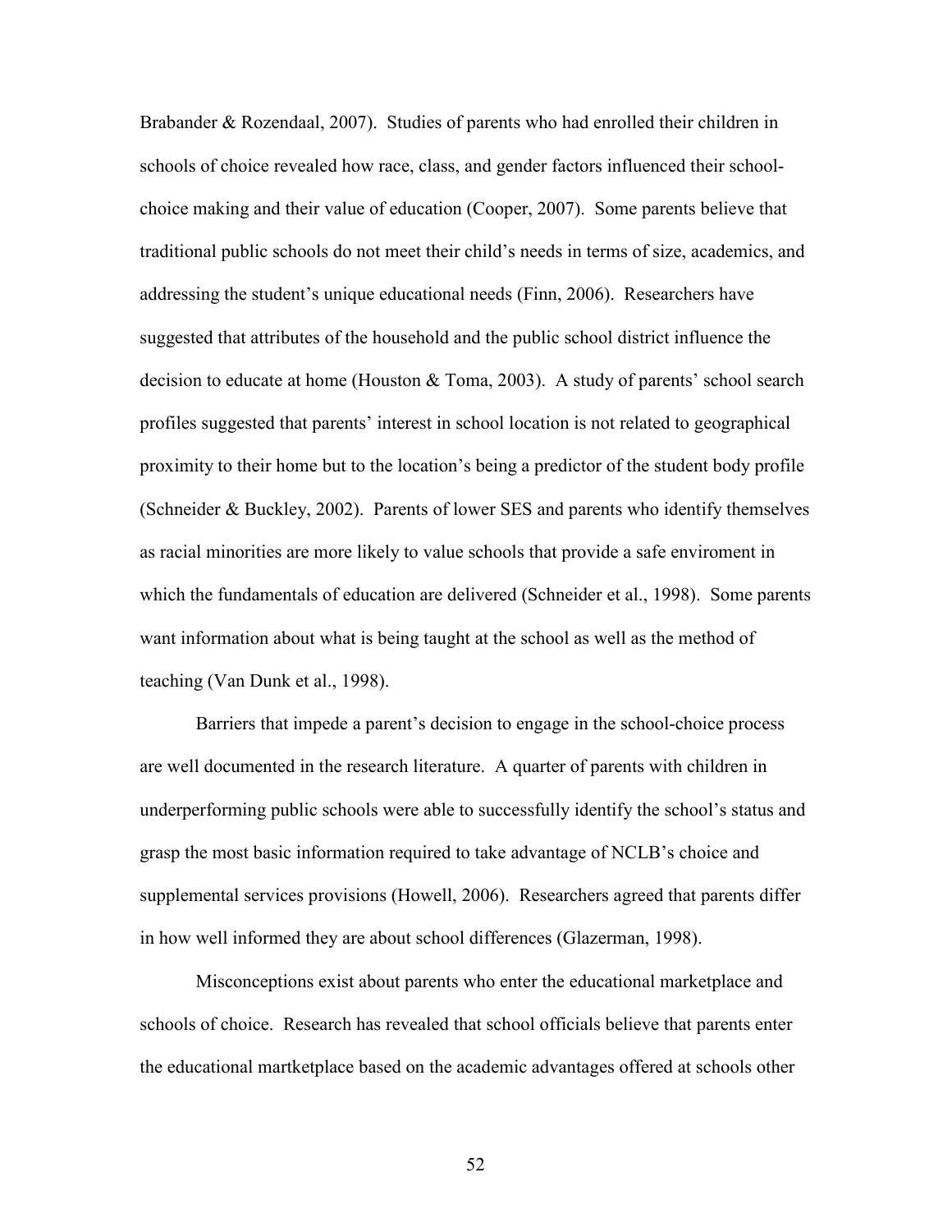Brabander & Rozendaal, 2007). Studies of parents who had enrolled their children in schools of choice revealed how race, class, and gender factors influenced their school-choice making and their value of education (Cooper, 2007). Some parents believe that traditional public schools do not meet their child's needs in terms of size, academics, and addressing the student's unique educational needs (Finn, 2006). Researchers have suggested that attributes of the household and the public school district influence the decision to educate at home (Houston & Toma, 2003). A study of parents' school search profiles suggested that parents' interest in school location is not related to geographical proximity to their home but to the location's being a predictor of the student body profile (Schneider & Buckley, 2002). Parents of lower SES and parents who identify themselves as racial minorities are more likely to value schools that provide a safe enviroment in which the fundamentals of education are delivered (Schneider et al., 1998). Some parents want information about what is being taught at the school as well as the method of teaching (Van Dunk et al., 1998).

Barriers that impede a parent's decision to engage in the school-choice process are well documented in the research literature. A quarter of parents with children in underperforming public schools were able to successfully identify the school's status and grasp the most basic information required to take advantage of NCLB's choice and supplemental services provisions (Howell, 2006). Researchers agreed that parents differ in how well informed they are about school differences (Glazerman, 1998).

Misconceptions exist about parents who enter the educational marketplace and schools of choice. Research has revealed that school officials believe that parents enter the educational martketplace based on the academic advantages offered at schools other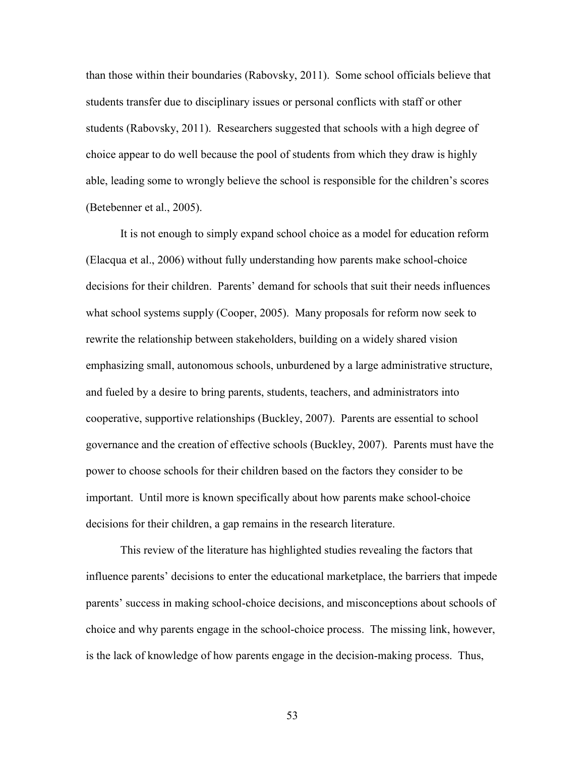than those within their boundaries (Rabovsky, 2011). Some school officials believe that students transfer due to disciplinary issues or personal conflicts with staff or other students (Rabovsky, 2011). Researchers suggested that schools with a high degree of choice appear to do well because the pool of students from which they draw is highly able, leading some to wrongly believe the school is responsible for the children's scores (Betebenner et al., 2005).

It is not enough to simply expand school choice as a model for education reform (Elacqua et al., 2006) without fully understanding how parents make school-choice decisions for their children. Parents' demand for schools that suit their needs influences what school systems supply (Cooper, 2005). Many proposals for reform now seek to rewrite the relationship between stakeholders, building on a widely shared vision emphasizing small, autonomous schools, unburdened by a large administrative structure, and fueled by a desire to bring parents, students, teachers, and administrators into cooperative, supportive relationships (Buckley, 2007). Parents are essential to school governance and the creation of effective schools (Buckley, 2007). Parents must have the power to choose schools for their children based on the factors they consider to be important. Until more is known specifically about how parents make school-choice decisions for their children, a gap remains in the research literature.

This review of the literature has highlighted studies revealing the factors that influence parents' decisions to enter the educational marketplace, the barriers that impede parents' success in making school-choice decisions, and misconceptions about schools of choice and why parents engage in the school-choice process. The missing link, however, is the lack of knowledge of how parents engage in the decision-making process. Thus,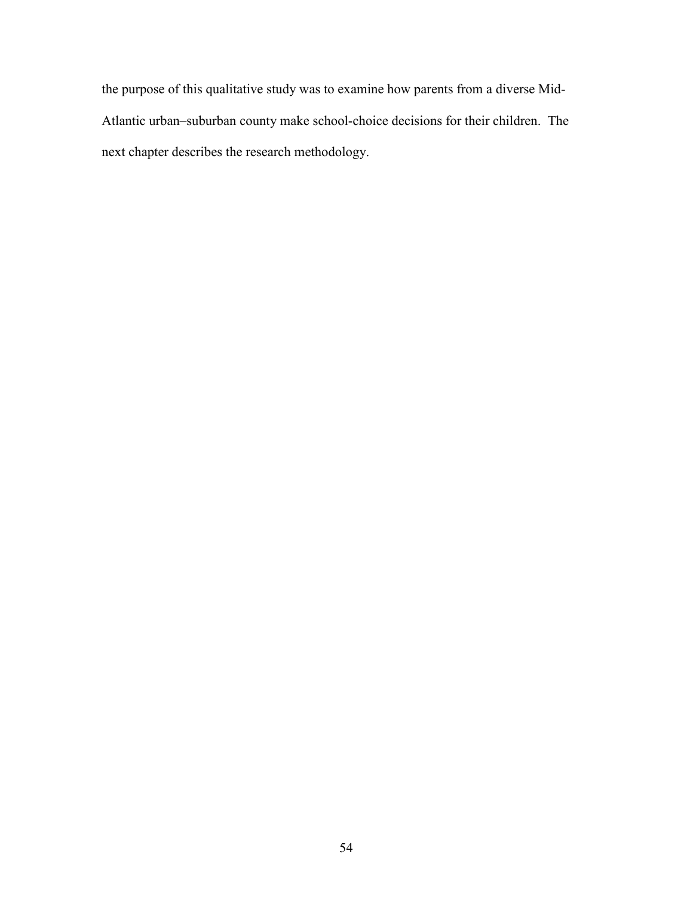the purpose of this qualitative study was to examine how parents from a diverse Mid-Atlantic urban–suburban county make school-choice decisions for their children. The next chapter describes the research methodology.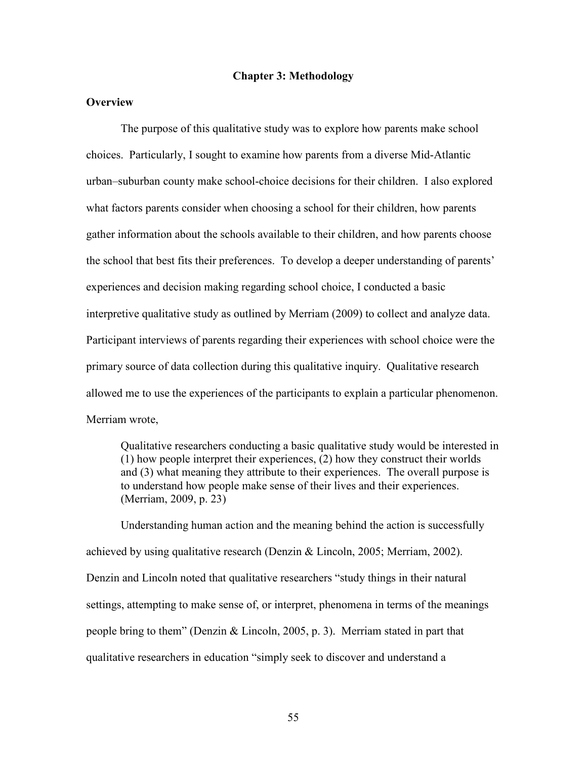# Chapter 3: Methodology

## Overview

The purpose of this qualitative study was to explore how parents make school choices. Particularly, I sought to examine how parents from a diverse Mid-Atlantic urban–suburban county make school-choice decisions for their children. I also explored what factors parents consider when choosing a school for their children, how parents gather information about the schools available to their children, and how parents choose the school that best fits their preferences. To develop a deeper understanding of parents' experiences and decision making regarding school choice, I conducted a basic interpretive qualitative study as outlined by Merriam (2009) to collect and analyze data. Participant interviews of parents regarding their experiences with school choice were the primary source of data collection during this qualitative inquiry. Qualitative research allowed me to use the experiences of the participants to explain a particular phenomenon. Merriam wrote,

> Qualitative researchers conducting a basic qualitative study would be interested in (1) how people interpret their experiences, (2) how they construct their worlds and (3) what meaning they attribute to their experiences. The overall purpose is to understand how people make sense of their lives and their experiences. (Merriam, 2009, p. 23)

Understanding human action and the meaning behind the action is successfully achieved by using qualitative research (Denzin & Lincoln, 2005; Merriam, 2002). Denzin and Lincoln noted that qualitative researchers "study things in their natural settings, attempting to make sense of, or interpret, phenomena in terms of the meanings people bring to them" (Denzin & Lincoln, 2005, p. 3). Merriam stated in part that qualitative researchers in education "simply seek to discover and understand a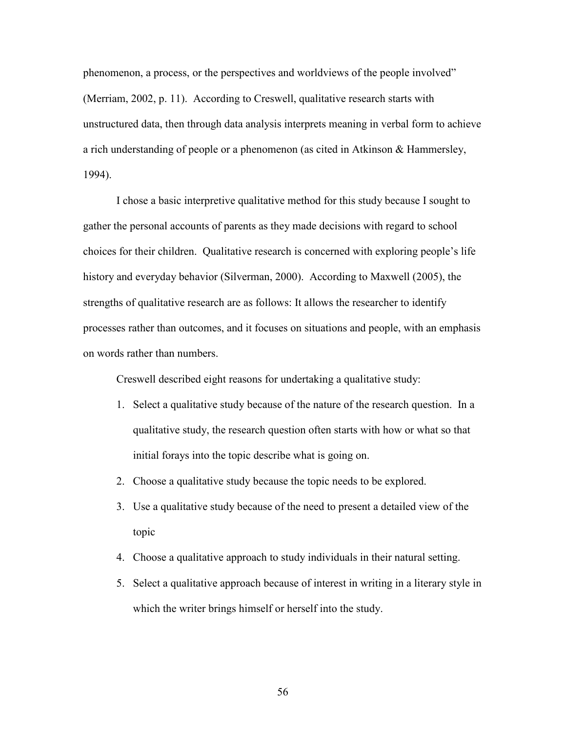phenomenon, a process, or the perspectives and worldviews of the people involved" (Merriam, 2002, p. 11). According to Creswell, qualitative research starts with unstructured data, then through data analysis interprets meaning in verbal form to achieve a rich understanding of people or a phenomenon (as cited in Atkinson & Hammersley, 1994).

I chose a basic interpretive qualitative method for this study because I sought to gather the personal accounts of parents as they made decisions with regard to school choices for their children. Qualitative research is concerned with exploring people's life history and everyday behavior (Silverman, 2000). According to Maxwell (2005), the strengths of qualitative research are as follows: It allows the researcher to identify processes rather than outcomes, and it focuses on situations and people, with an emphasis on words rather than numbers.

Creswell described eight reasons for undertaking a qualitative study:

1. Select a qualitative study because of the nature of the research question. In a qualitative study, the research question often starts with how or what so that initial forays into the topic describe what is going on.
2. Choose a qualitative study because the topic needs to be explored.
3. Use a qualitative study because of the need to present a detailed view of the topic
4. Choose a qualitative approach to study individuals in their natural setting.
5. Select a qualitative approach because of interest in writing in a literary style in which the writer brings himself or herself into the study.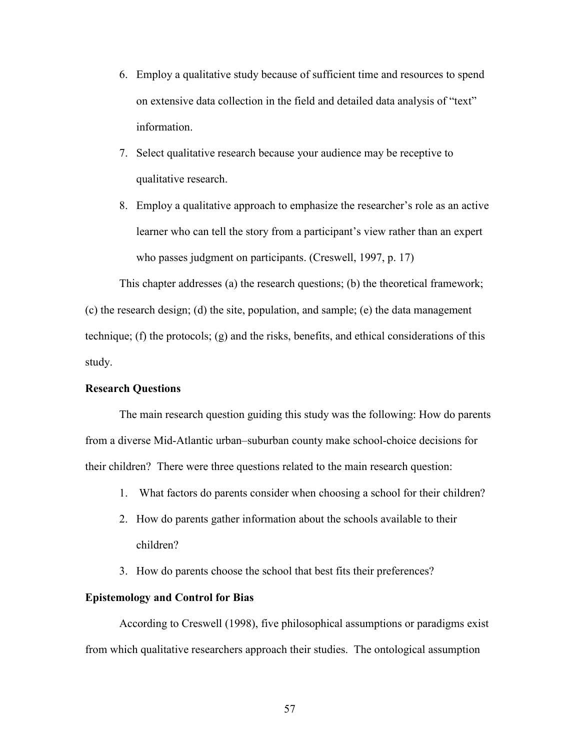6. Employ a qualitative study because of sufficient time and resources to spend on extensive data collection in the field and detailed data analysis of "text" information.
7. Select qualitative research because your audience may be receptive to qualitative research.
8. Employ a qualitative approach to emphasize the researcher's role as an active learner who can tell the story from a participant's view rather than an expert who passes judgment on participants. (Creswell, 1997, p. 17)

This chapter addresses (a) the research questions; (b) the theoretical framework; (c) the research design; (d) the site, population, and sample; (e) the data management technique; (f) the protocols; (g) and the risks, benefits, and ethical considerations of this study.

**Research Questions**

The main research question guiding this study was the following: How do parents from a diverse Mid-Atlantic urban–suburban county make school-choice decisions for their children? There were three questions related to the main research question:

1. What factors do parents consider when choosing a school for their children?
2. How do parents gather information about the schools available to their children?
3. How do parents choose the school that best fits their preferences?

**Epistemology and Control for Bias**

According to Creswell (1998), five philosophical assumptions or paradigms exist from which qualitative researchers approach their studies. The ontological assumption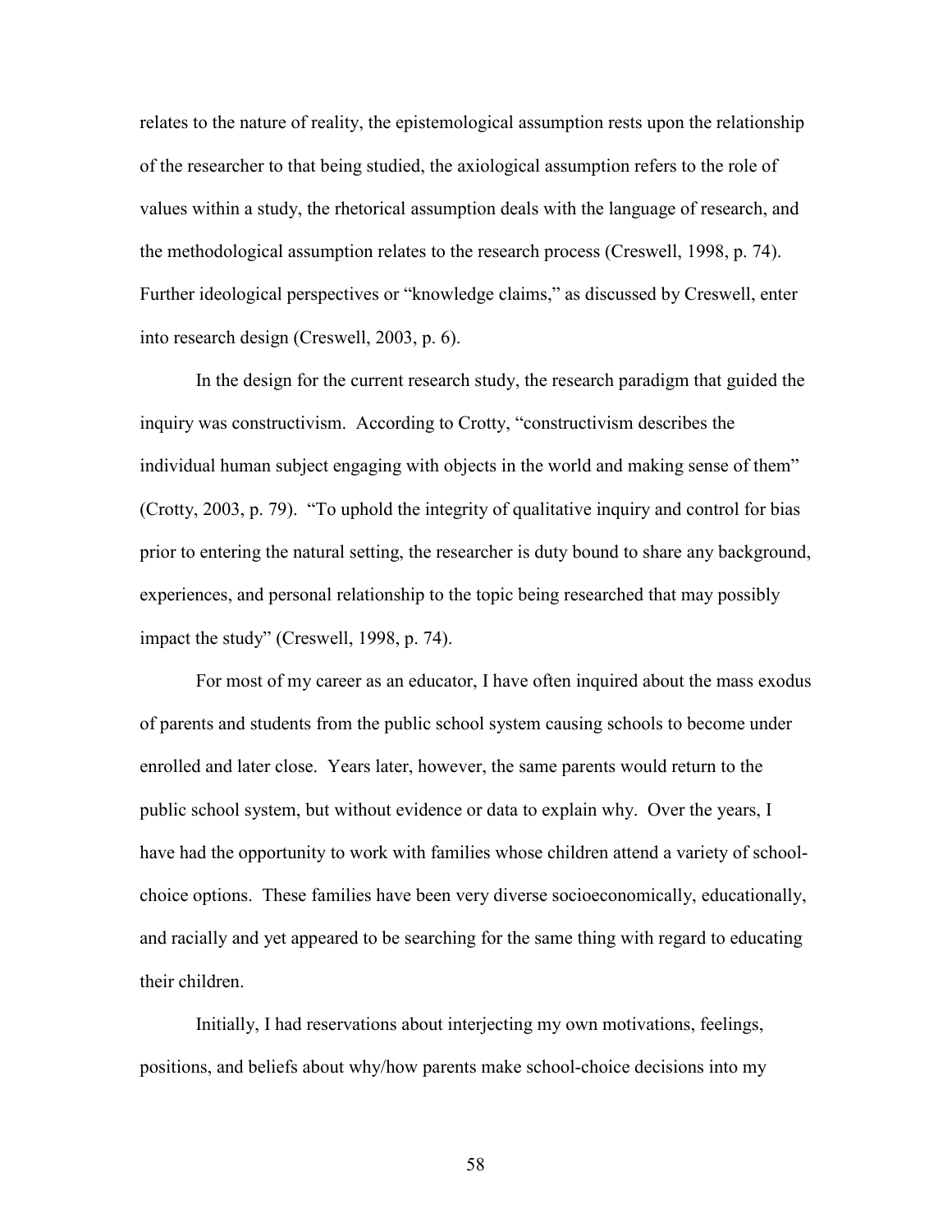relates to the nature of reality, the epistemological assumption rests upon the relationship of the researcher to that being studied, the axiological assumption refers to the role of values within a study, the rhetorical assumption deals with the language of research, and the methodological assumption relates to the research process (Creswell, 1998, p. 74). Further ideological perspectives or "knowledge claims," as discussed by Creswell, enter into research design (Creswell, 2003, p. 6).

In the design for the current research study, the research paradigm that guided the inquiry was constructivism. According to Crotty, "constructivism describes the individual human subject engaging with objects in the world and making sense of them" (Crotty, 2003, p. 79). "To uphold the integrity of qualitative inquiry and control for bias prior to entering the natural setting, the researcher is duty bound to share any background, experiences, and personal relationship to the topic being researched that may possibly impact the study" (Creswell, 1998, p. 74).

For most of my career as an educator, I have often inquired about the mass exodus of parents and students from the public school system causing schools to become under enrolled and later close. Years later, however, the same parents would return to the public school system, but without evidence or data to explain why. Over the years, I have had the opportunity to work with families whose children attend a variety of school-choice options. These families have been very diverse socioeconomically, educationally, and racially and yet appeared to be searching for the same thing with regard to educating their children.

Initially, I had reservations about interjecting my own motivations, feelings, positions, and beliefs about why/how parents make school-choice decisions into my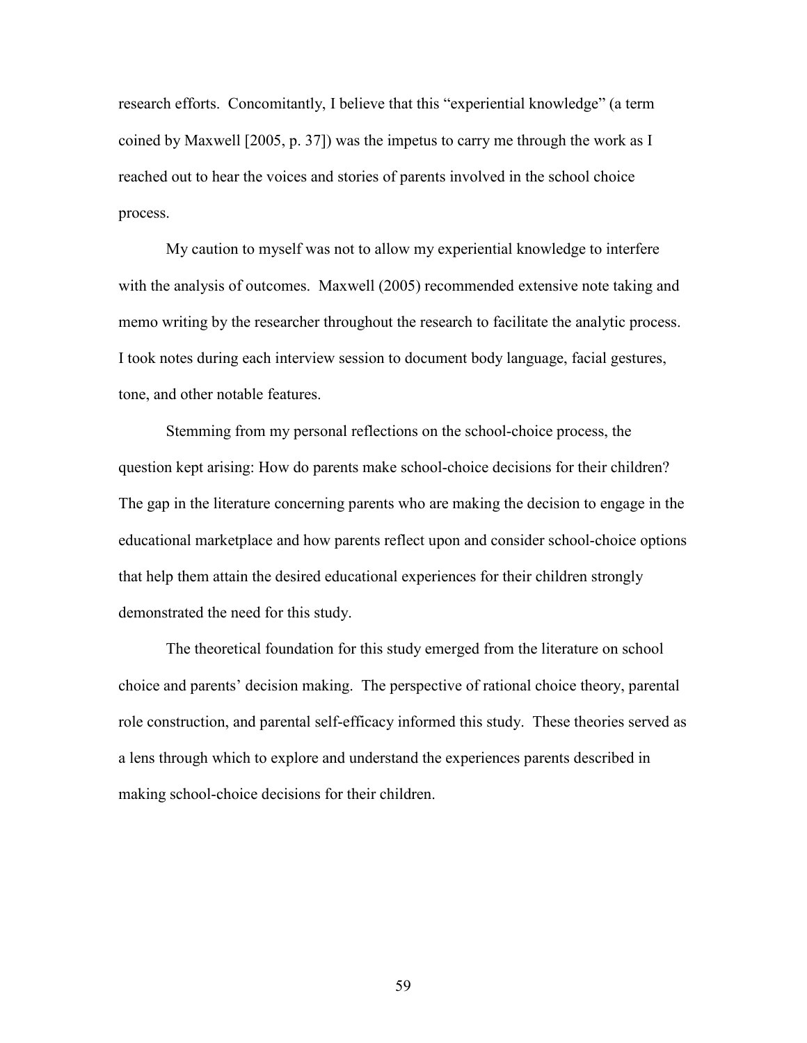research efforts. Concomitantly, I believe that this "experiential knowledge" (a term coined by Maxwell [2005, p. 37]) was the impetus to carry me through the work as I reached out to hear the voices and stories of parents involved in the school choice process.

My caution to myself was not to allow my experiential knowledge to interfere with the analysis of outcomes. Maxwell (2005) recommended extensive note taking and memo writing by the researcher throughout the research to facilitate the analytic process. I took notes during each interview session to document body language, facial gestures, tone, and other notable features.

Stemming from my personal reflections on the school-choice process, the question kept arising: How do parents make school-choice decisions for their children? The gap in the literature concerning parents who are making the decision to engage in the educational marketplace and how parents reflect upon and consider school-choice options that help them attain the desired educational experiences for their children strongly demonstrated the need for this study.

The theoretical foundation for this study emerged from the literature on school choice and parents' decision making. The perspective of rational choice theory, parental role construction, and parental self-efficacy informed this study. These theories served as a lens through which to explore and understand the experiences parents described in making school-choice decisions for their children.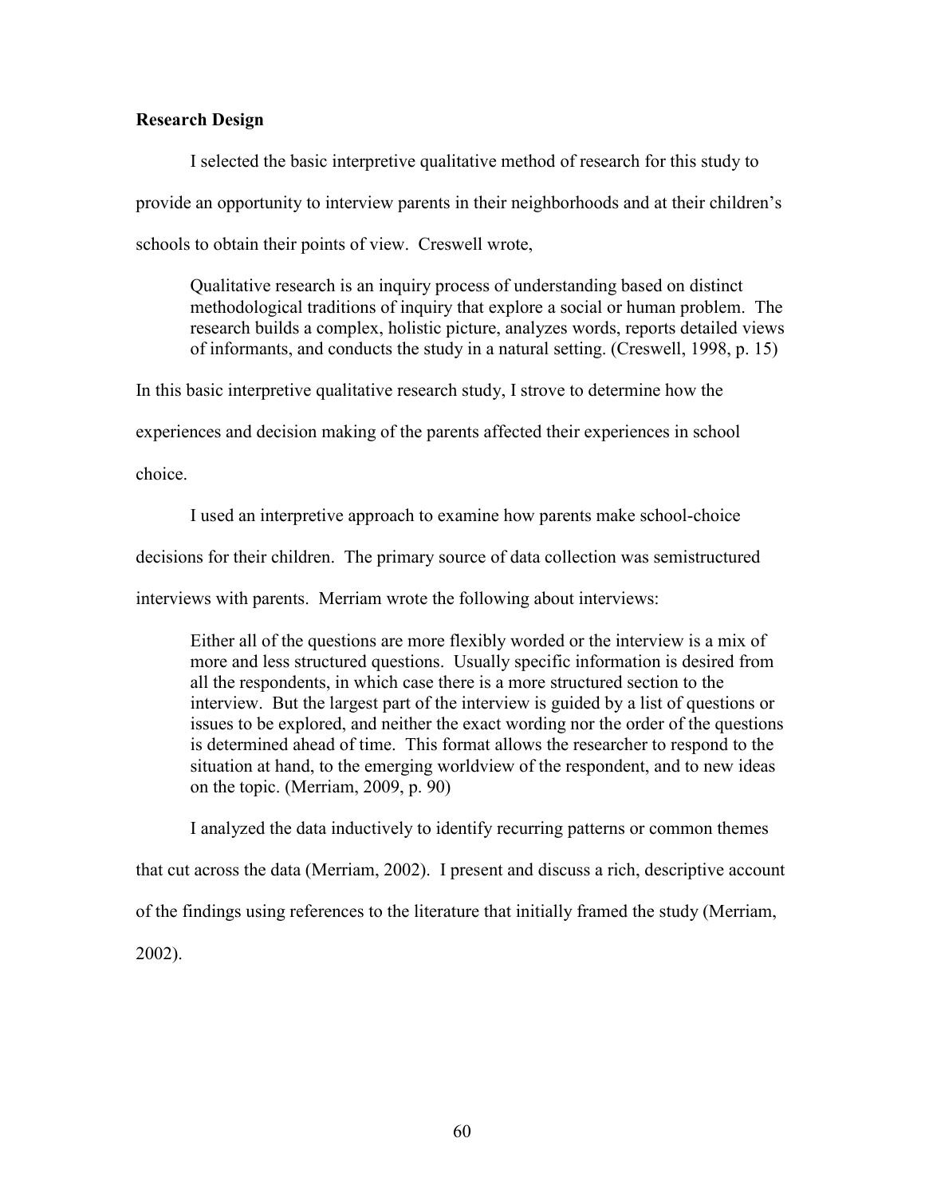### Research Design

I selected the basic interpretive qualitative method of research for this study to provide an opportunity to interview parents in their neighborhoods and at their children's schools to obtain their points of view. Creswell wrote,

> Qualitative research is an inquiry process of understanding based on distinct methodological traditions of inquiry that explore a social or human problem. The research builds a complex, holistic picture, analyzes words, reports detailed views of informants, and conducts the study in a natural setting. (Creswell, 1998, p. 15)

In this basic interpretive qualitative research study, I strove to determine how the experiences and decision making of the parents affected their experiences in school choice.

I used an interpretive approach to examine how parents make school-choice decisions for their children. The primary source of data collection was semistructured interviews with parents. Merriam wrote the following about interviews:

> Either all of the questions are more flexibly worded or the interview is a mix of more and less structured questions. Usually specific information is desired from all the respondents, in which case there is a more structured section to the interview. But the largest part of the interview is guided by a list of questions or issues to be explored, and neither the exact wording nor the order of the questions is determined ahead of time. This format allows the researcher to respond to the situation at hand, to the emerging worldview of the respondent, and to new ideas on the topic. (Merriam, 2009, p. 90)

I analyzed the data inductively to identify recurring patterns or common themes that cut across the data (Merriam, 2002). I present and discuss a rich, descriptive account of the findings using references to the literature that initially framed the study (Merriam, 2002).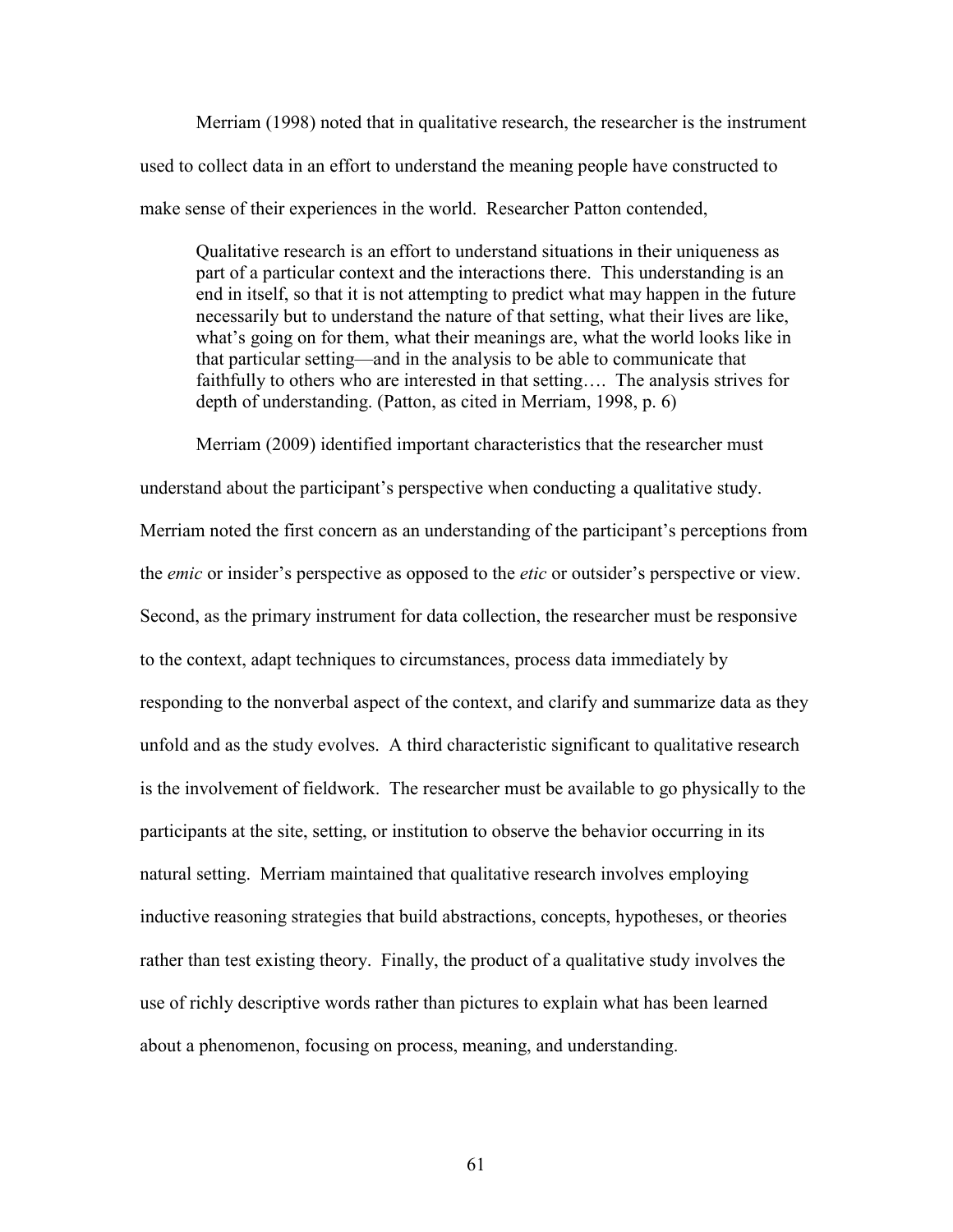Merriam (1998) noted that in qualitative research, the researcher is the instrument used to collect data in an effort to understand the meaning people have constructed to make sense of their experiences in the world. Researcher Patton contended,

> Qualitative research is an effort to understand situations in their uniqueness as part of a particular context and the interactions there. This understanding is an end in itself, so that it is not attempting to predict what may happen in the future necessarily but to understand the nature of that setting, what their lives are like, what's going on for them, what their meanings are, what the world looks like in that particular setting—and in the analysis to be able to communicate that faithfully to others who are interested in that setting…. The analysis strives for depth of understanding. (Patton, as cited in Merriam, 1998, p. 6)

Merriam (2009) identified important characteristics that the researcher must understand about the participant's perspective when conducting a qualitative study. Merriam noted the first concern as an understanding of the participant's perceptions from the *emic* or insider's perspective as opposed to the *etic* or outsider's perspective or view. Second, as the primary instrument for data collection, the researcher must be responsive to the context, adapt techniques to circumstances, process data immediately by responding to the nonverbal aspect of the context, and clarify and summarize data as they unfold and as the study evolves. A third characteristic significant to qualitative research is the involvement of fieldwork. The researcher must be available to go physically to the participants at the site, setting, or institution to observe the behavior occurring in its natural setting. Merriam maintained that qualitative research involves employing inductive reasoning strategies that build abstractions, concepts, hypotheses, or theories rather than test existing theory. Finally, the product of a qualitative study involves the use of richly descriptive words rather than pictures to explain what has been learned about a phenomenon, focusing on process, meaning, and understanding.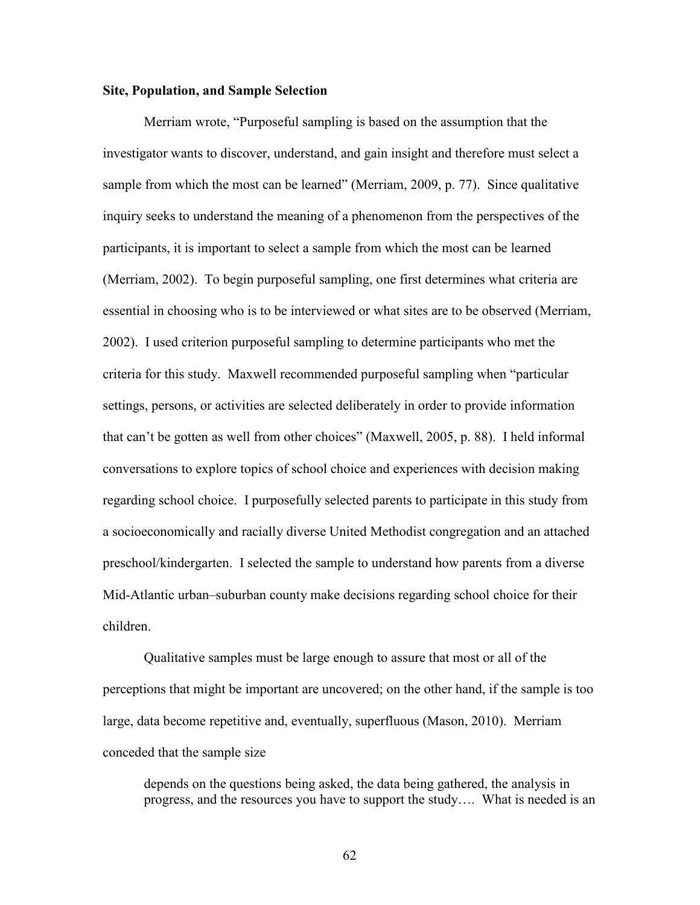**Site, Population, and Sample Selection**

Merriam wrote, "Purposeful sampling is based on the assumption that the investigator wants to discover, understand, and gain insight and therefore must select a sample from which the most can be learned" (Merriam, 2009, p. 77). Since qualitative inquiry seeks to understand the meaning of a phenomenon from the perspectives of the participants, it is important to select a sample from which the most can be learned (Merriam, 2002). To begin purposeful sampling, one first determines what criteria are essential in choosing who is to be interviewed or what sites are to be observed (Merriam, 2002). I used criterion purposeful sampling to determine participants who met the criteria for this study. Maxwell recommended purposeful sampling when "particular settings, persons, or activities are selected deliberately in order to provide information that can't be gotten as well from other choices" (Maxwell, 2005, p. 88). I held informal conversations to explore topics of school choice and experiences with decision making regarding school choice. I purposefully selected parents to participate in this study from a socioeconomically and racially diverse United Methodist congregation and an attached preschool/kindergarten. I selected the sample to understand how parents from a diverse Mid-Atlantic urban–suburban county make decisions regarding school choice for their children.

Qualitative samples must be large enough to assure that most or all of the perceptions that might be important are uncovered; on the other hand, if the sample is too large, data become repetitive and, eventually, superfluous (Mason, 2010). Merriam conceded that the sample size

> depends on the questions being asked, the data being gathered, the analysis in progress, and the resources you have to support the study…. What is needed is an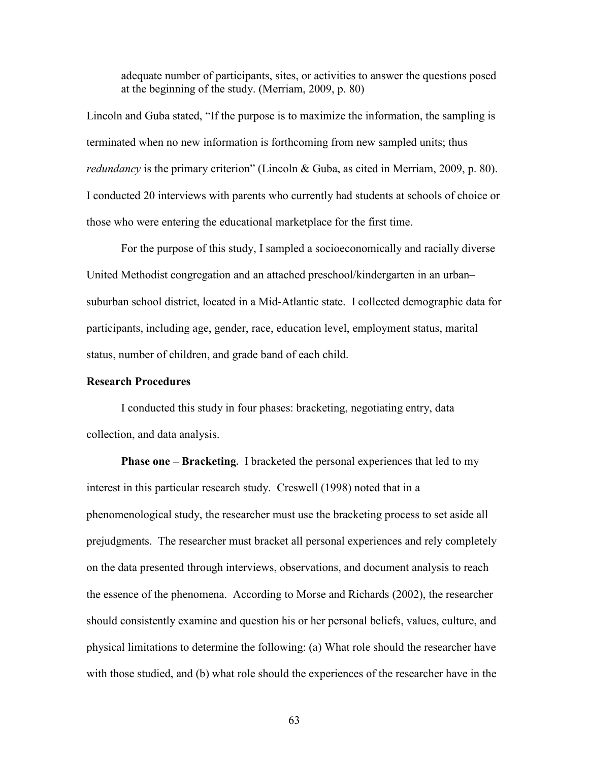> adequate number of participants, sites, or activities to answer the questions posed at the beginning of the study. (Merriam, 2009, p. 80)

Lincoln and Guba stated, "If the purpose is to maximize the information, the sampling is terminated when no new information is forthcoming from new sampled units; thus *redundancy* is the primary criterion" (Lincoln & Guba, as cited in Merriam, 2009, p. 80). I conducted 20 interviews with parents who currently had students at schools of choice or those who were entering the educational marketplace for the first time.

For the purpose of this study, I sampled a socioeconomically and racially diverse United Methodist congregation and an attached preschool/kindergarten in an urban–suburban school district, located in a Mid-Atlantic state. I collected demographic data for participants, including age, gender, race, education level, employment status, marital status, number of children, and grade band of each child.

### Research Procedures

I conducted this study in four phases: bracketing, negotiating entry, data collection, and data analysis.

**Phase one – Bracketing.** I bracketed the personal experiences that led to my interest in this particular research study. Creswell (1998) noted that in a phenomenological study, the researcher must use the bracketing process to set aside all prejudgments. The researcher must bracket all personal experiences and rely completely on the data presented through interviews, observations, and document analysis to reach the essence of the phenomena. According to Morse and Richards (2002), the researcher should consistently examine and question his or her personal beliefs, values, culture, and physical limitations to determine the following: (a) What role should the researcher have with those studied, and (b) what role should the experiences of the researcher have in the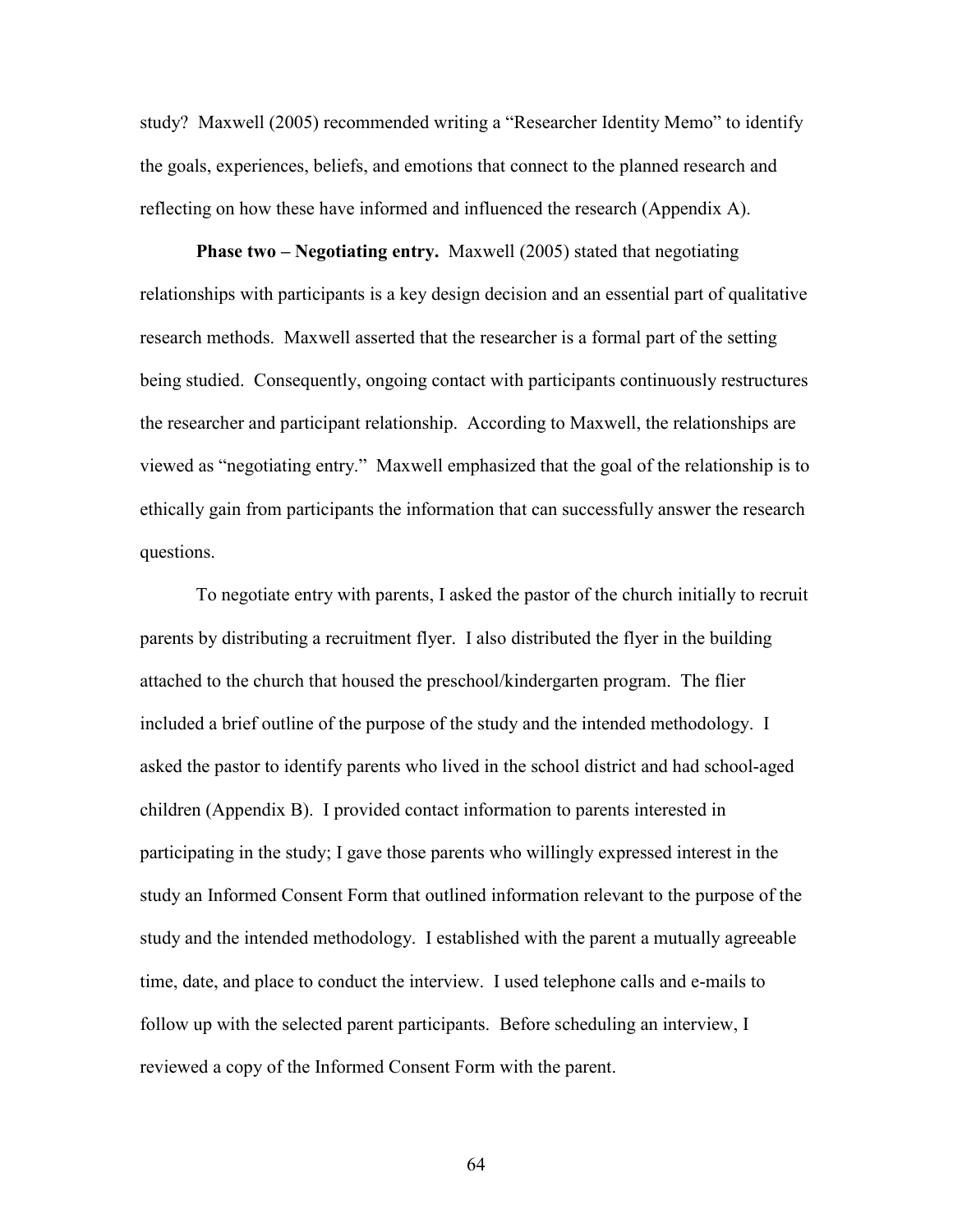study? Maxwell (2005) recommended writing a "Researcher Identity Memo" to identify the goals, experiences, beliefs, and emotions that connect to the planned research and reflecting on how these have informed and influenced the research (Appendix A).

**Phase two – Negotiating entry.** Maxwell (2005) stated that negotiating relationships with participants is a key design decision and an essential part of qualitative research methods. Maxwell asserted that the researcher is a formal part of the setting being studied. Consequently, ongoing contact with participants continuously restructures the researcher and participant relationship. According to Maxwell, the relationships are viewed as "negotiating entry." Maxwell emphasized that the goal of the relationship is to ethically gain from participants the information that can successfully answer the research questions.

To negotiate entry with parents, I asked the pastor of the church initially to recruit parents by distributing a recruitment flyer. I also distributed the flyer in the building attached to the church that housed the preschool/kindergarten program. The flier included a brief outline of the purpose of the study and the intended methodology. I asked the pastor to identify parents who lived in the school district and had school-aged children (Appendix B). I provided contact information to parents interested in participating in the study; I gave those parents who willingly expressed interest in the study an Informed Consent Form that outlined information relevant to the purpose of the study and the intended methodology. I established with the parent a mutually agreeable time, date, and place to conduct the interview. I used telephone calls and e-mails to follow up with the selected parent participants. Before scheduling an interview, I reviewed a copy of the Informed Consent Form with the parent.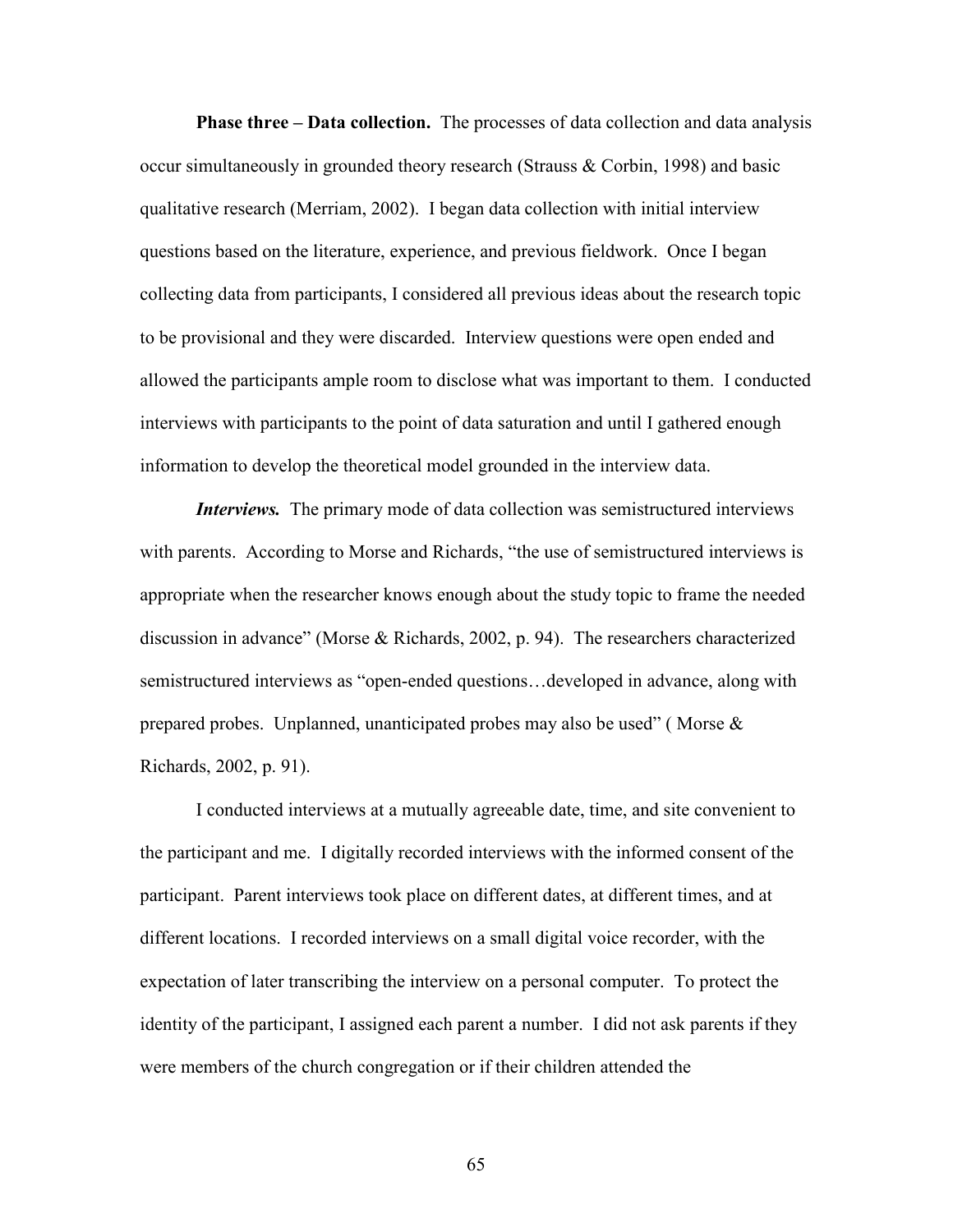**Phase three – Data collection.** The processes of data collection and data analysis occur simultaneously in grounded theory research (Strauss & Corbin, 1998) and basic qualitative research (Merriam, 2002). I began data collection with initial interview questions based on the literature, experience, and previous fieldwork. Once I began collecting data from participants, I considered all previous ideas about the research topic to be provisional and they were discarded. Interview questions were open ended and allowed the participants ample room to disclose what was important to them. I conducted interviews with participants to the point of data saturation and until I gathered enough information to develop the theoretical model grounded in the interview data.

***Interviews.*** The primary mode of data collection was semistructured interviews with parents. According to Morse and Richards, "the use of semistructured interviews is appropriate when the researcher knows enough about the study topic to frame the needed discussion in advance" (Morse & Richards, 2002, p. 94). The researchers characterized semistructured interviews as "open-ended questions…developed in advance, along with prepared probes. Unplanned, unanticipated probes may also be used" ( Morse & Richards, 2002, p. 91).

I conducted interviews at a mutually agreeable date, time, and site convenient to the participant and me. I digitally recorded interviews with the informed consent of the participant. Parent interviews took place on different dates, at different times, and at different locations. I recorded interviews on a small digital voice recorder, with the expectation of later transcribing the interview on a personal computer. To protect the identity of the participant, I assigned each parent a number. I did not ask parents if they were members of the church congregation or if their children attended the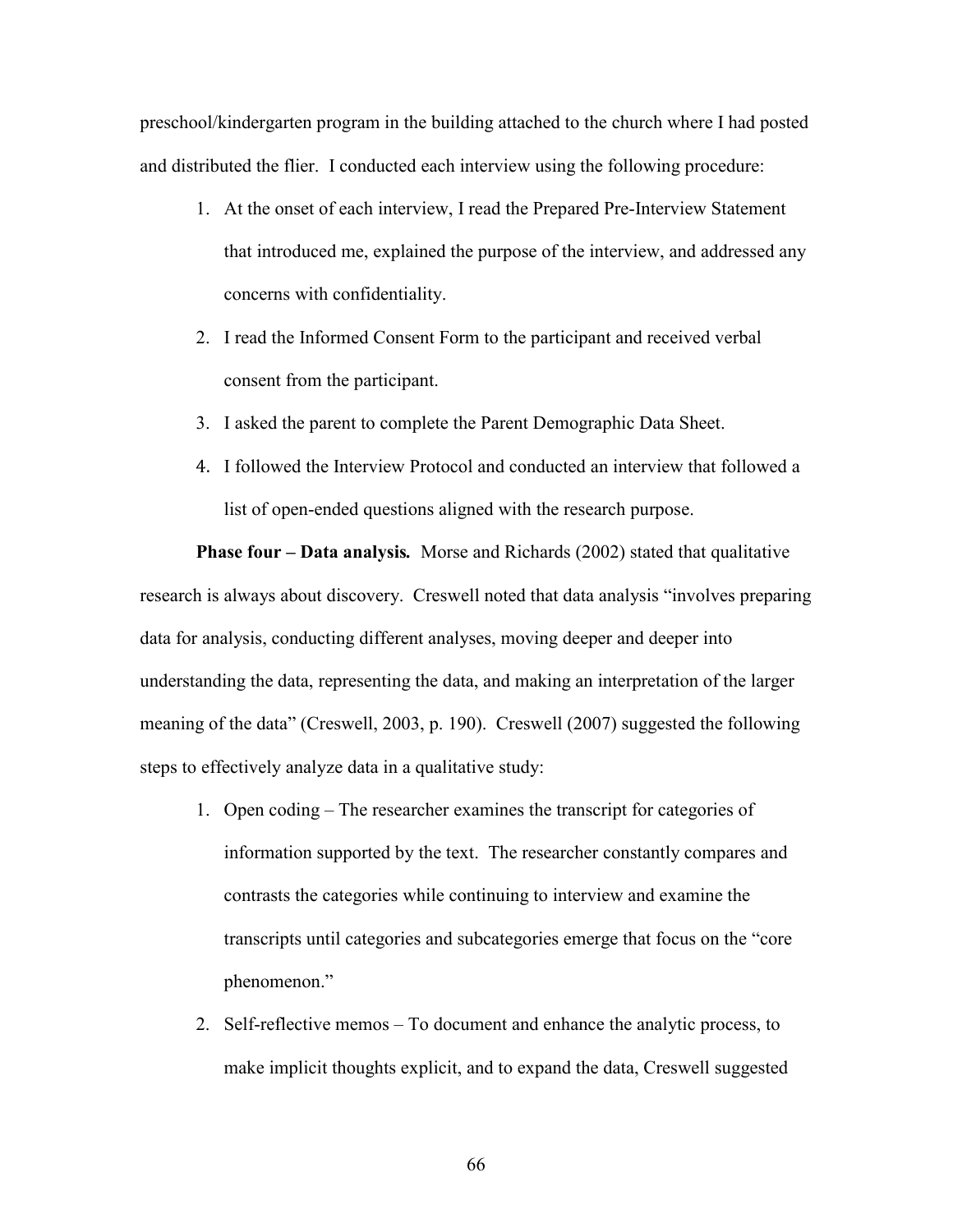preschool/kindergarten program in the building attached to the church where I had posted and distributed the flier. I conducted each interview using the following procedure:

1. At the onset of each interview, I read the Prepared Pre-Interview Statement that introduced me, explained the purpose of the interview, and addressed any concerns with confidentiality.
2. I read the Informed Consent Form to the participant and received verbal consent from the participant.
3. I asked the parent to complete the Parent Demographic Data Sheet.
4. I followed the Interview Protocol and conducted an interview that followed a list of open-ended questions aligned with the research purpose.

**Phase four – Data analysis.** Morse and Richards (2002) stated that qualitative research is always about discovery. Creswell noted that data analysis "involves preparing data for analysis, conducting different analyses, moving deeper and deeper into understanding the data, representing the data, and making an interpretation of the larger meaning of the data" (Creswell, 2003, p. 190). Creswell (2007) suggested the following steps to effectively analyze data in a qualitative study:

1. Open coding – The researcher examines the transcript for categories of information supported by the text. The researcher constantly compares and contrasts the categories while continuing to interview and examine the transcripts until categories and subcategories emerge that focus on the "core phenomenon."
2. Self-reflective memos – To document and enhance the analytic process, to make implicit thoughts explicit, and to expand the data, Creswell suggested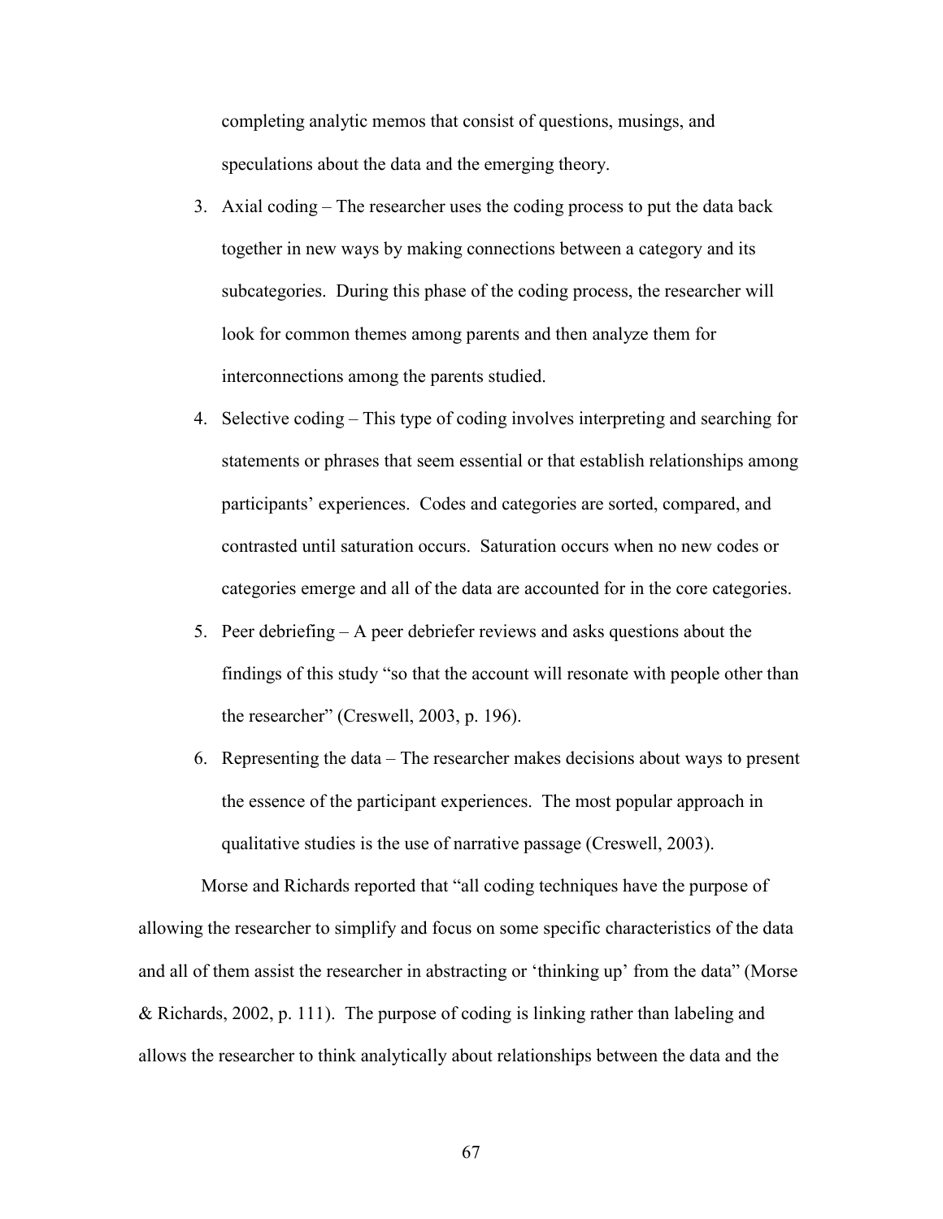completing analytic memos that consist of questions, musings, and speculations about the data and the emerging theory.

3. Axial coding – The researcher uses the coding process to put the data back together in new ways by making connections between a category and its subcategories. During this phase of the coding process, the researcher will look for common themes among parents and then analyze them for interconnections among the parents studied.
4. Selective coding – This type of coding involves interpreting and searching for statements or phrases that seem essential or that establish relationships among participants' experiences. Codes and categories are sorted, compared, and contrasted until saturation occurs. Saturation occurs when no new codes or categories emerge and all of the data are accounted for in the core categories.
5. Peer debriefing – A peer debriefer reviews and asks questions about the findings of this study "so that the account will resonate with people other than the researcher" (Creswell, 2003, p. 196).
6. Representing the data – The researcher makes decisions about ways to present the essence of the participant experiences. The most popular approach in qualitative studies is the use of narrative passage (Creswell, 2003).

Morse and Richards reported that "all coding techniques have the purpose of allowing the researcher to simplify and focus on some specific characteristics of the data and all of them assist the researcher in abstracting or 'thinking up' from the data" (Morse & Richards, 2002, p. 111). The purpose of coding is linking rather than labeling and allows the researcher to think analytically about relationships between the data and the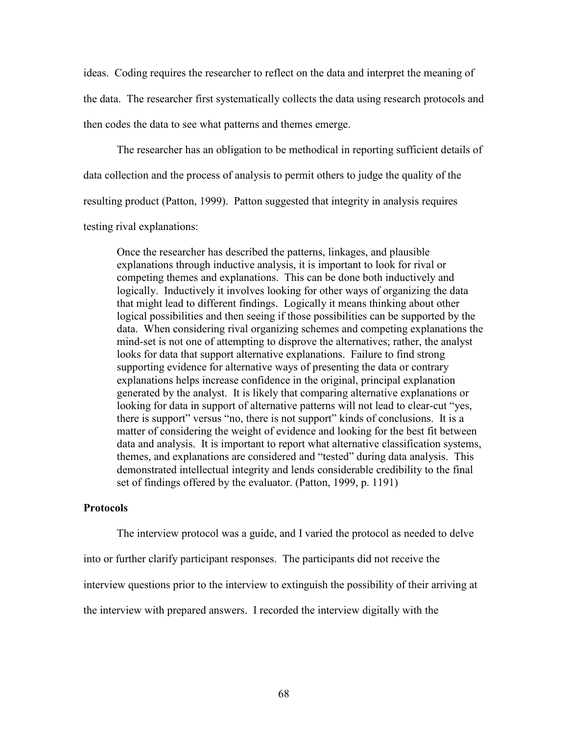ideas. Coding requires the researcher to reflect on the data and interpret the meaning of the data. The researcher first systematically collects the data using research protocols and then codes the data to see what patterns and themes emerge.

The researcher has an obligation to be methodical in reporting sufficient details of data collection and the process of analysis to permit others to judge the quality of the resulting product (Patton, 1999). Patton suggested that integrity in analysis requires testing rival explanations:

> Once the researcher has described the patterns, linkages, and plausible explanations through inductive analysis, it is important to look for rival or competing themes and explanations. This can be done both inductively and logically. Inductively it involves looking for other ways of organizing the data that might lead to different findings. Logically it means thinking about other logical possibilities and then seeing if those possibilities can be supported by the data. When considering rival organizing schemes and competing explanations the mind-set is not one of attempting to disprove the alternatives; rather, the analyst looks for data that support alternative explanations. Failure to find strong supporting evidence for alternative ways of presenting the data or contrary explanations helps increase confidence in the original, principal explanation generated by the analyst. It is likely that comparing alternative explanations or looking for data in support of alternative patterns will not lead to clear-cut "yes, there is support" versus "no, there is not support" kinds of conclusions. It is a matter of considering the weight of evidence and looking for the best fit between data and analysis. It is important to report what alternative classification systems, themes, and explanations are considered and "tested" during data analysis. This demonstrated intellectual integrity and lends considerable credibility to the final set of findings offered by the evaluator. (Patton, 1999, p. 1191)

**Protocols**

The interview protocol was a guide, and I varied the protocol as needed to delve into or further clarify participant responses. The participants did not receive the interview questions prior to the interview to extinguish the possibility of their arriving at the interview with prepared answers. I recorded the interview digitally with the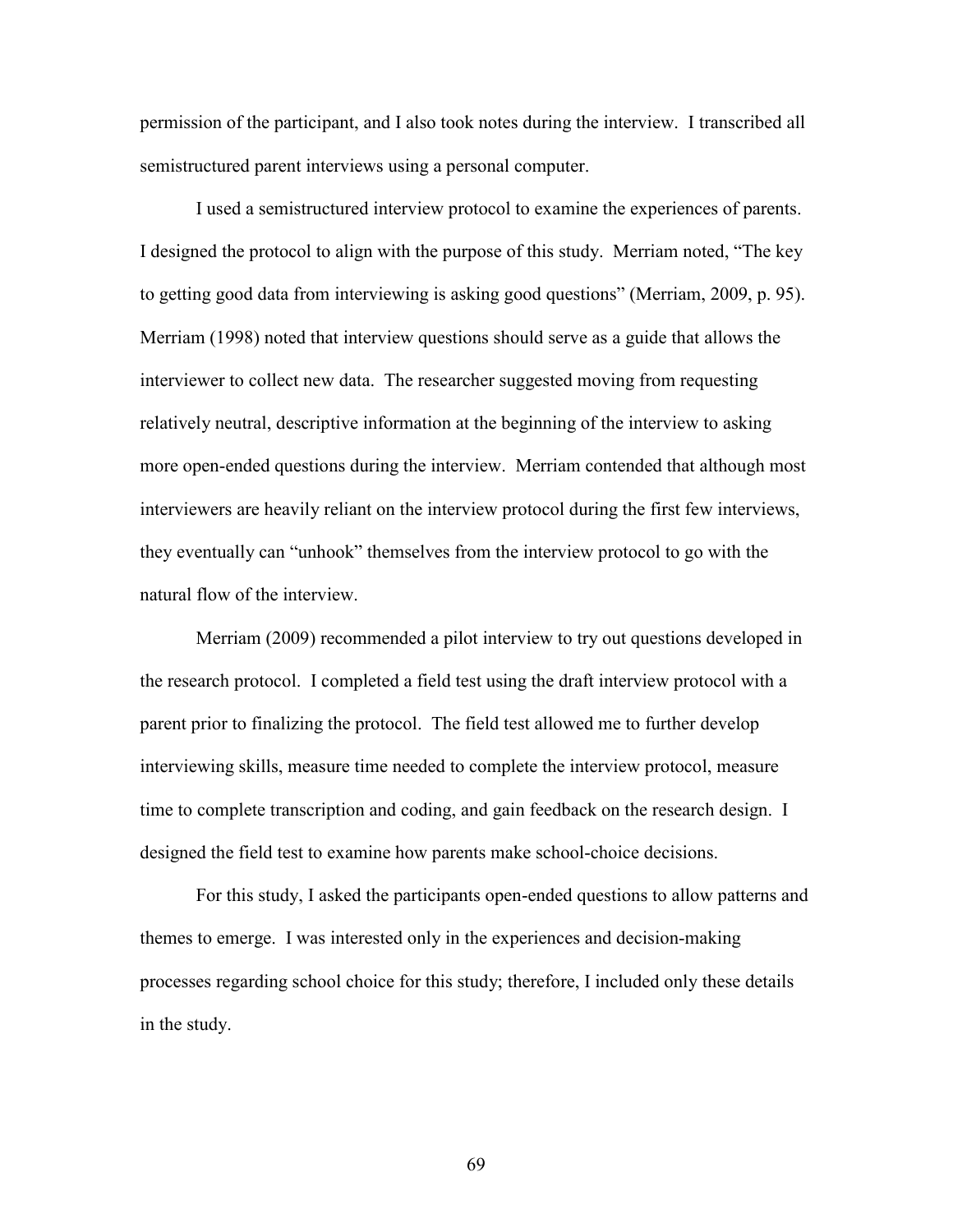permission of the participant, and I also took notes during the interview. I transcribed all semistructured parent interviews using a personal computer.

I used a semistructured interview protocol to examine the experiences of parents. I designed the protocol to align with the purpose of this study. Merriam noted, "The key to getting good data from interviewing is asking good questions" (Merriam, 2009, p. 95). Merriam (1998) noted that interview questions should serve as a guide that allows the interviewer to collect new data. The researcher suggested moving from requesting relatively neutral, descriptive information at the beginning of the interview to asking more open-ended questions during the interview. Merriam contended that although most interviewers are heavily reliant on the interview protocol during the first few interviews, they eventually can "unhook" themselves from the interview protocol to go with the natural flow of the interview.

Merriam (2009) recommended a pilot interview to try out questions developed in the research protocol. I completed a field test using the draft interview protocol with a parent prior to finalizing the protocol. The field test allowed me to further develop interviewing skills, measure time needed to complete the interview protocol, measure time to complete transcription and coding, and gain feedback on the research design. I designed the field test to examine how parents make school-choice decisions.

For this study, I asked the participants open-ended questions to allow patterns and themes to emerge. I was interested only in the experiences and decision-making processes regarding school choice for this study; therefore, I included only these details in the study.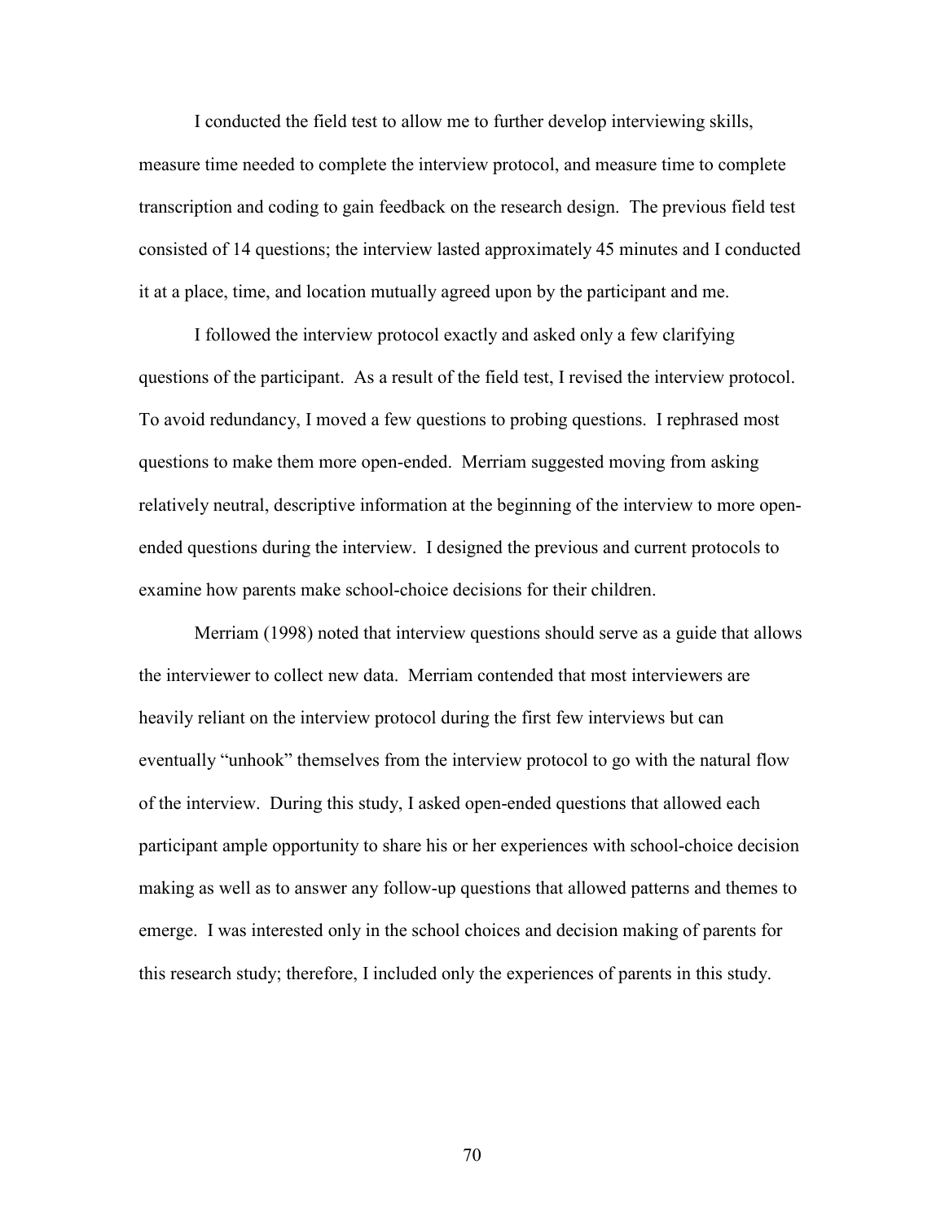I conducted the field test to allow me to further develop interviewing skills, measure time needed to complete the interview protocol, and measure time to complete transcription and coding to gain feedback on the research design. The previous field test consisted of 14 questions; the interview lasted approximately 45 minutes and I conducted it at a place, time, and location mutually agreed upon by the participant and me.

I followed the interview protocol exactly and asked only a few clarifying questions of the participant. As a result of the field test, I revised the interview protocol. To avoid redundancy, I moved a few questions to probing questions. I rephrased most questions to make them more open-ended. Merriam suggested moving from asking relatively neutral, descriptive information at the beginning of the interview to more open-ended questions during the interview. I designed the previous and current protocols to examine how parents make school-choice decisions for their children.

Merriam (1998) noted that interview questions should serve as a guide that allows the interviewer to collect new data. Merriam contended that most interviewers are heavily reliant on the interview protocol during the first few interviews but can eventually "unhook" themselves from the interview protocol to go with the natural flow of the interview. During this study, I asked open-ended questions that allowed each participant ample opportunity to share his or her experiences with school-choice decision making as well as to answer any follow-up questions that allowed patterns and themes to emerge. I was interested only in the school choices and decision making of parents for this research study; therefore, I included only the experiences of parents in this study.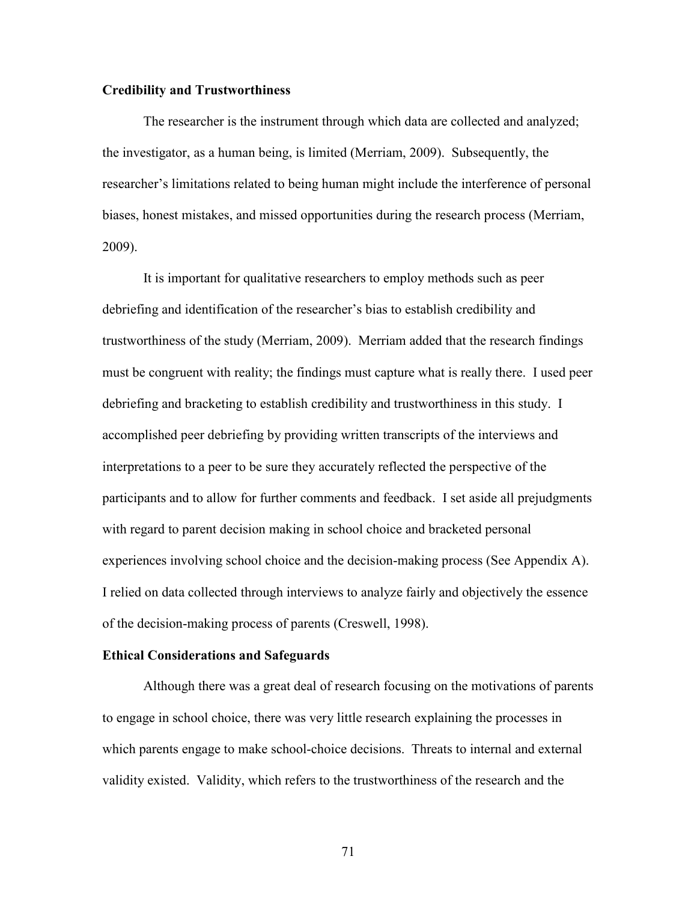### Credibility and Trustworthiness

The researcher is the instrument through which data are collected and analyzed; the investigator, as a human being, is limited (Merriam, 2009). Subsequently, the researcher's limitations related to being human might include the interference of personal biases, honest mistakes, and missed opportunities during the research process (Merriam, 2009).

It is important for qualitative researchers to employ methods such as peer debriefing and identification of the researcher's bias to establish credibility and trustworthiness of the study (Merriam, 2009). Merriam added that the research findings must be congruent with reality; the findings must capture what is really there. I used peer debriefing and bracketing to establish credibility and trustworthiness in this study. I accomplished peer debriefing by providing written transcripts of the interviews and interpretations to a peer to be sure they accurately reflected the perspective of the participants and to allow for further comments and feedback. I set aside all prejudgments with regard to parent decision making in school choice and bracketed personal experiences involving school choice and the decision-making process (See Appendix A). I relied on data collected through interviews to analyze fairly and objectively the essence of the decision-making process of parents (Creswell, 1998).

### Ethical Considerations and Safeguards

Although there was a great deal of research focusing on the motivations of parents to engage in school choice, there was very little research explaining the processes in which parents engage to make school-choice decisions. Threats to internal and external validity existed. Validity, which refers to the trustworthiness of the research and the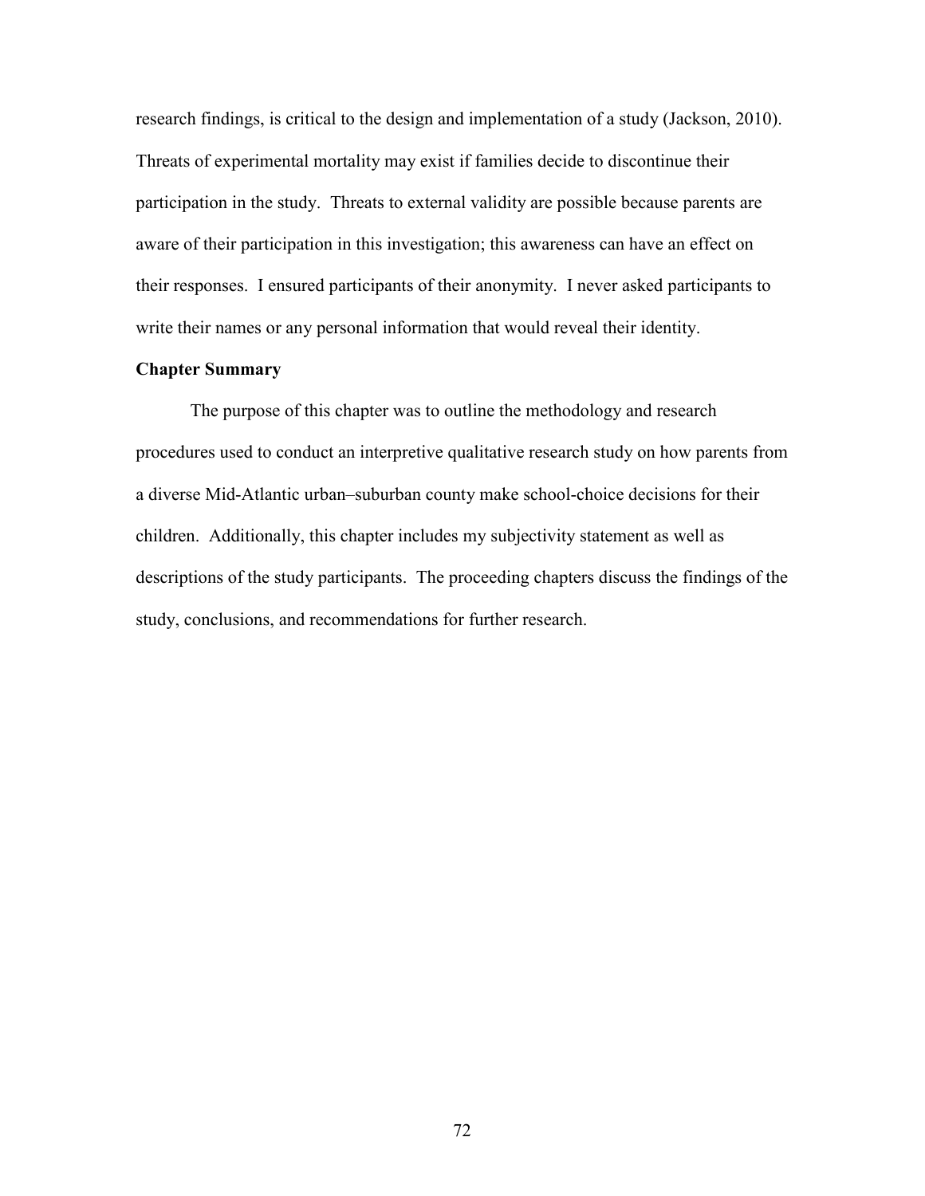research findings, is critical to the design and implementation of a study (Jackson, 2010). Threats of experimental mortality may exist if families decide to discontinue their participation in the study. Threats to external validity are possible because parents are aware of their participation in this investigation; this awareness can have an effect on their responses. I ensured participants of their anonymity. I never asked participants to write their names or any personal information that would reveal their identity.

## Chapter Summary

The purpose of this chapter was to outline the methodology and research procedures used to conduct an interpretive qualitative research study on how parents from a diverse Mid-Atlantic urban–suburban county make school-choice decisions for their children. Additionally, this chapter includes my subjectivity statement as well as descriptions of the study participants. The proceeding chapters discuss the findings of the study, conclusions, and recommendations for further research.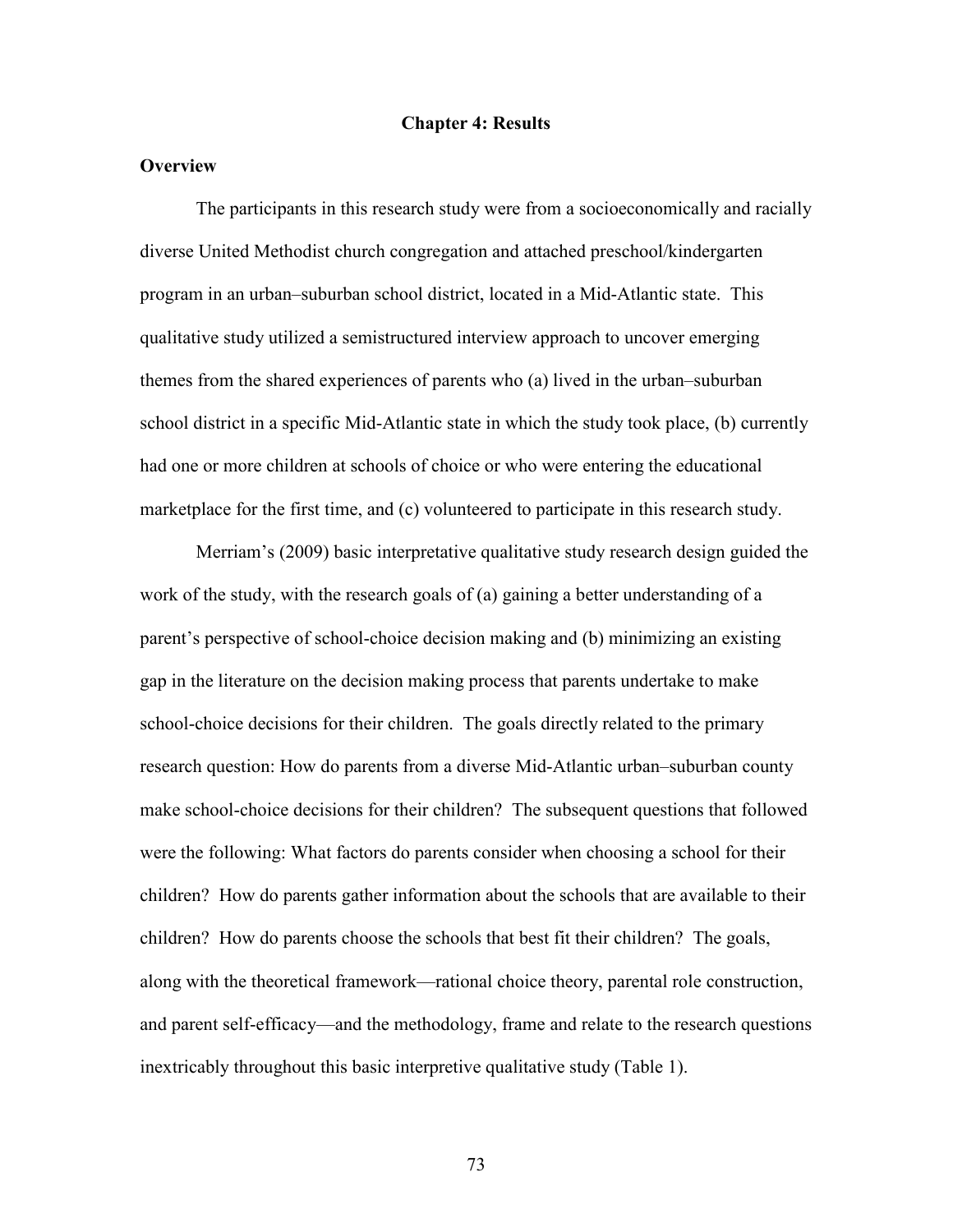# Chapter 4: Results

## Overview

The participants in this research study were from a socioeconomically and racially diverse United Methodist church congregation and attached preschool/kindergarten program in an urban–suburban school district, located in a Mid-Atlantic state. This qualitative study utilized a semistructured interview approach to uncover emerging themes from the shared experiences of parents who (a) lived in the urban–suburban school district in a specific Mid-Atlantic state in which the study took place, (b) currently had one or more children at schools of choice or who were entering the educational marketplace for the first time, and (c) volunteered to participate in this research study.

Merriam's (2009) basic interpretative qualitative study research design guided the work of the study, with the research goals of (a) gaining a better understanding of a parent's perspective of school-choice decision making and (b) minimizing an existing gap in the literature on the decision making process that parents undertake to make school-choice decisions for their children. The goals directly related to the primary research question: How do parents from a diverse Mid-Atlantic urban–suburban county make school-choice decisions for their children? The subsequent questions that followed were the following: What factors do parents consider when choosing a school for their children? How do parents gather information about the schools that are available to their children? How do parents choose the schools that best fit their children? The goals, along with the theoretical framework—rational choice theory, parental role construction, and parent self-efficacy—and the methodology, frame and relate to the research questions inextricably throughout this basic interpretive qualitative study (Table 1).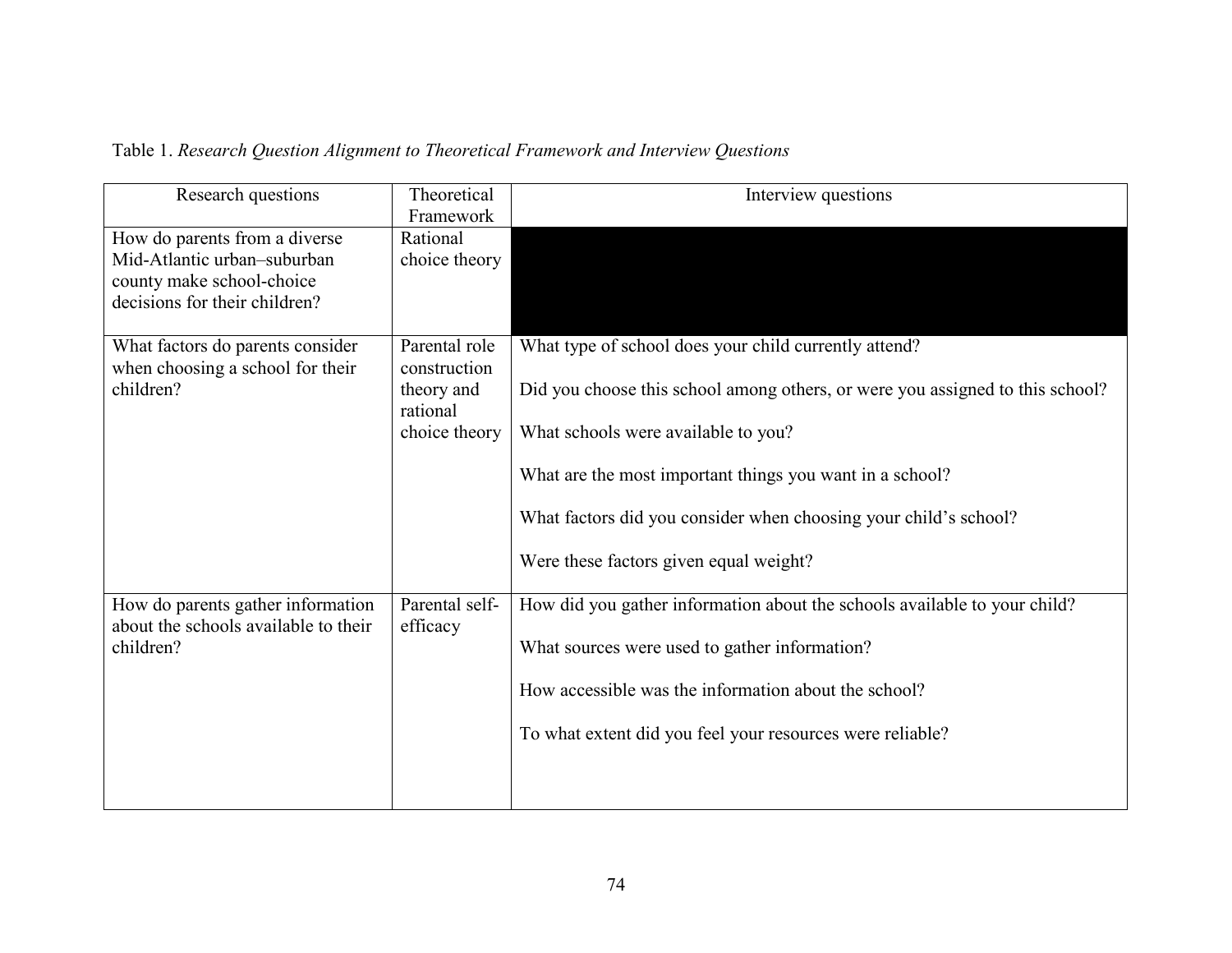Table 1. *Research Question Alignment to Theoretical Framework and Interview Questions*

| Research questions | Theoretical Framework | Interview questions |
|---|---|---|
| How do parents from a diverse Mid-Atlantic urban–suburban county make school-choice decisions for their children? | Rational choice theory | |
| What factors do parents consider when choosing a school for their children? | Parental role construction theory and rational choice theory | What type of school does your child currently attend?<br><br>Did you choose this school among others, or were you assigned to this school?<br><br>What schools were available to you?<br><br>What are the most important things you want in a school?<br><br>What factors did you consider when choosing your child’s school?<br><br>Were these factors given equal weight? |
| How do parents gather information about the schools available to their children? | Parental self-efficacy | How did you gather information about the schools available to your child?<br><br>What sources were used to gather information?<br><br>How accessible was the information about the school?<br><br>To what extent did you feel your resources were reliable? |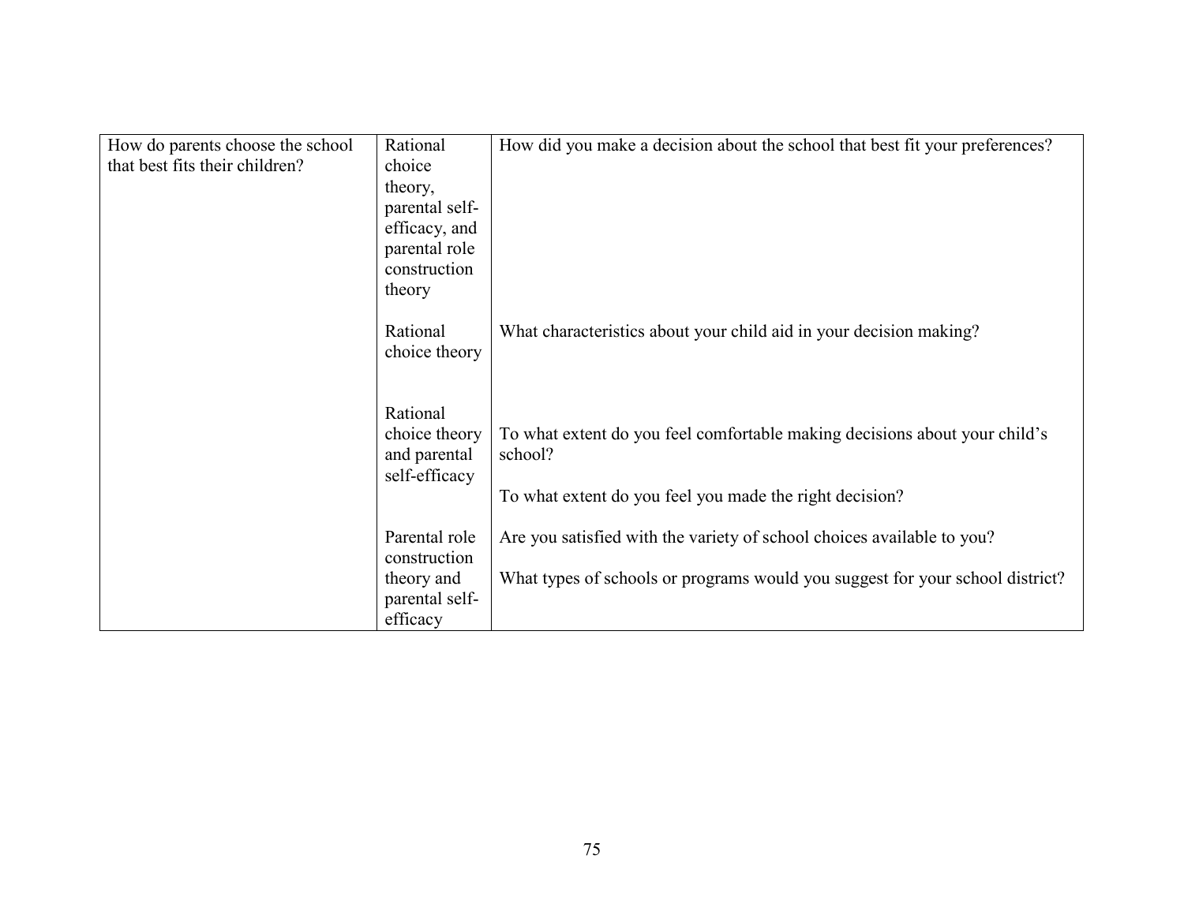| | | |
|---|---|---|
| How do parents choose the school that best fits their children? | Rational choice theory, parental self-efficacy, and parental role construction theory | How did you make a decision about the school that best fit your preferences? |
| | Rational choice theory | What characteristics about your child aid in your decision making? |
| | Rational choice theory and parental self-efficacy | To what extent do you feel comfortable making decisions about your child's school? |
| | | To what extent do you feel you made the right decision? |
| | Parental role construction theory and parental self-efficacy | Are you satisfied with the variety of school choices available to you? |
| | | What types of schools or programs would you suggest for your school district? |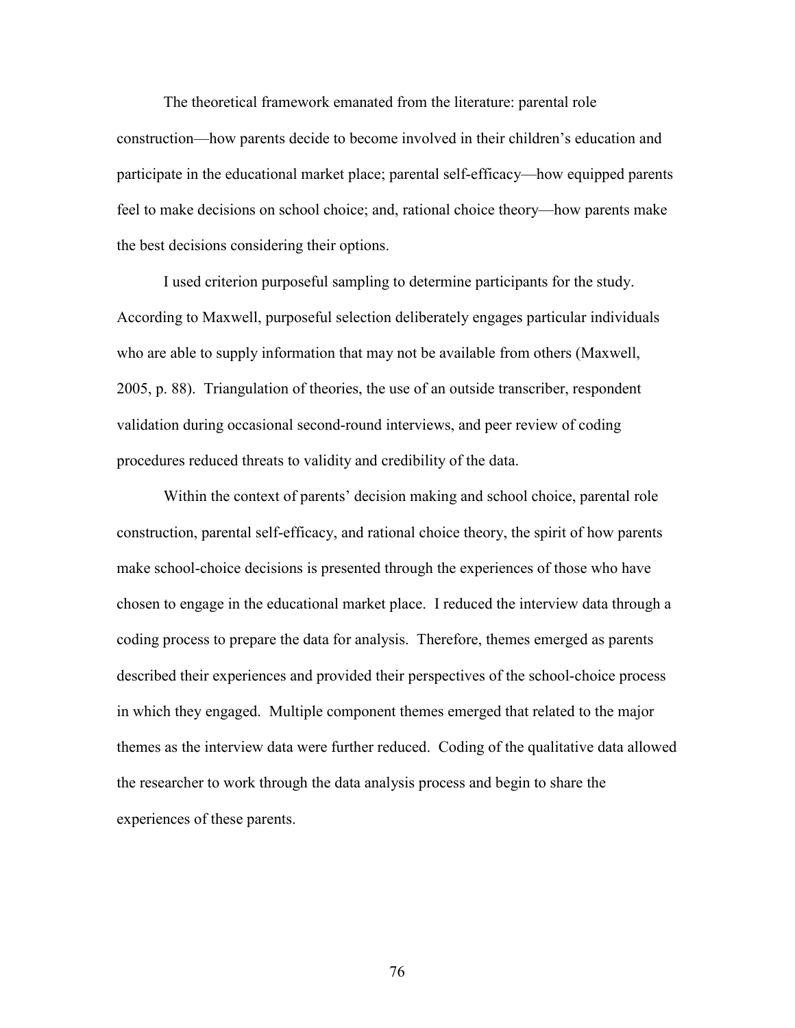The theoretical framework emanated from the literature: parental role construction—how parents decide to become involved in their children's education and participate in the educational market place; parental self-efficacy—how equipped parents feel to make decisions on school choice; and, rational choice theory—how parents make the best decisions considering their options.

I used criterion purposeful sampling to determine participants for the study. According to Maxwell, purposeful selection deliberately engages particular individuals who are able to supply information that may not be available from others (Maxwell, 2005, p. 88). Triangulation of theories, the use of an outside transcriber, respondent validation during occasional second-round interviews, and peer review of coding procedures reduced threats to validity and credibility of the data.

Within the context of parents' decision making and school choice, parental role construction, parental self-efficacy, and rational choice theory, the spirit of how parents make school-choice decisions is presented through the experiences of those who have chosen to engage in the educational market place. I reduced the interview data through a coding process to prepare the data for analysis. Therefore, themes emerged as parents described their experiences and provided their perspectives of the school-choice process in which they engaged. Multiple component themes emerged that related to the major themes as the interview data were further reduced. Coding of the qualitative data allowed the researcher to work through the data analysis process and begin to share the experiences of these parents.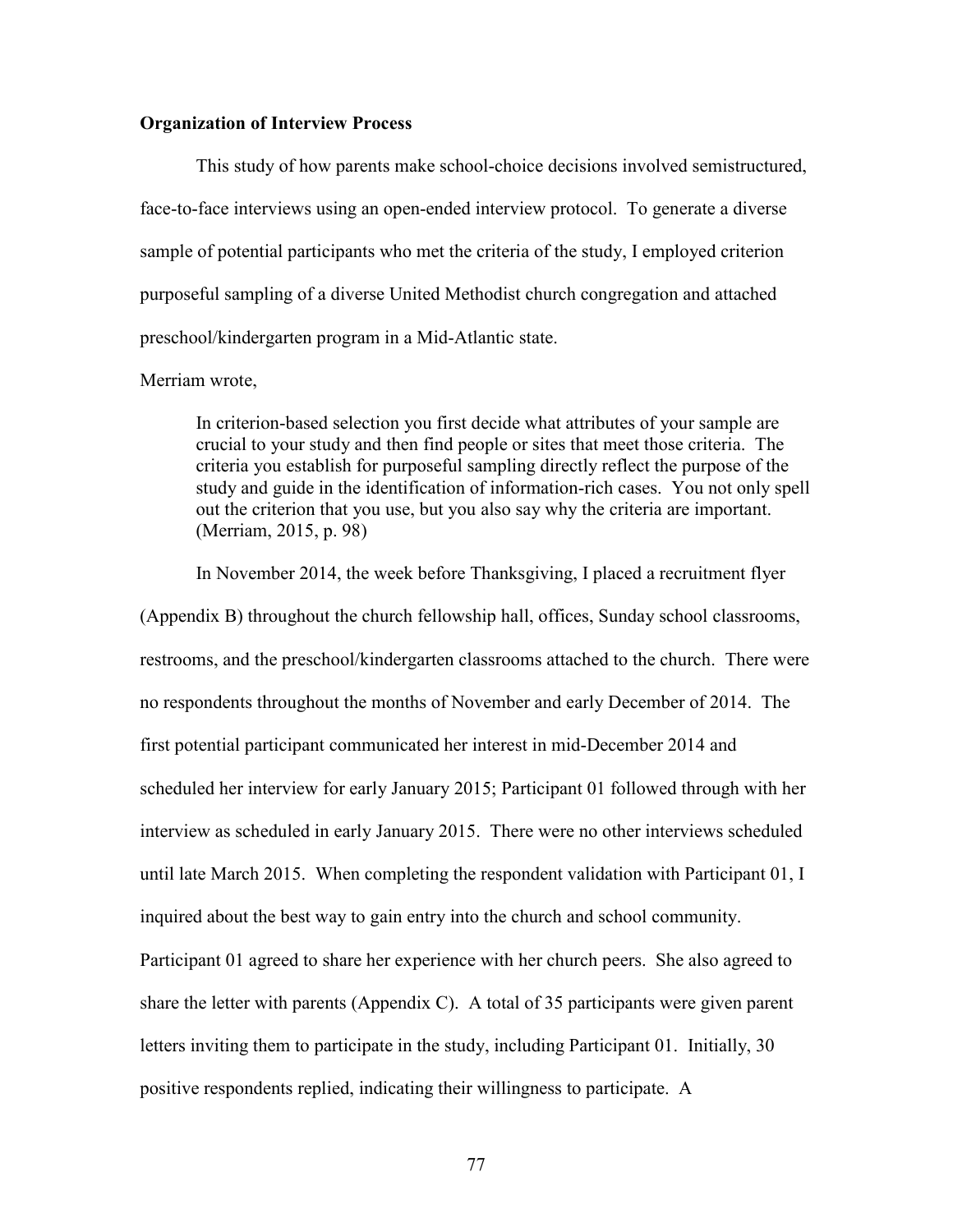**Organization of Interview Process**

This study of how parents make school-choice decisions involved semistructured, face-to-face interviews using an open-ended interview protocol. To generate a diverse sample of potential participants who met the criteria of the study, I employed criterion purposeful sampling of a diverse United Methodist church congregation and attached preschool/kindergarten program in a Mid-Atlantic state.

Merriam wrote,

> In criterion-based selection you first decide what attributes of your sample are crucial to your study and then find people or sites that meet those criteria. The criteria you establish for purposeful sampling directly reflect the purpose of the study and guide in the identification of information-rich cases. You not only spell out the criterion that you use, but you also say why the criteria are important. (Merriam, 2015, p. 98)

In November 2014, the week before Thanksgiving, I placed a recruitment flyer (Appendix B) throughout the church fellowship hall, offices, Sunday school classrooms, restrooms, and the preschool/kindergarten classrooms attached to the church. There were no respondents throughout the months of November and early December of 2014. The first potential participant communicated her interest in mid-December 2014 and scheduled her interview for early January 2015; Participant 01 followed through with her interview as scheduled in early January 2015. There were no other interviews scheduled until late March 2015. When completing the respondent validation with Participant 01, I inquired about the best way to gain entry into the church and school community. Participant 01 agreed to share her experience with her church peers. She also agreed to share the letter with parents (Appendix C). A total of 35 participants were given parent letters inviting them to participate in the study, including Participant 01. Initially, 30 positive respondents replied, indicating their willingness to participate. A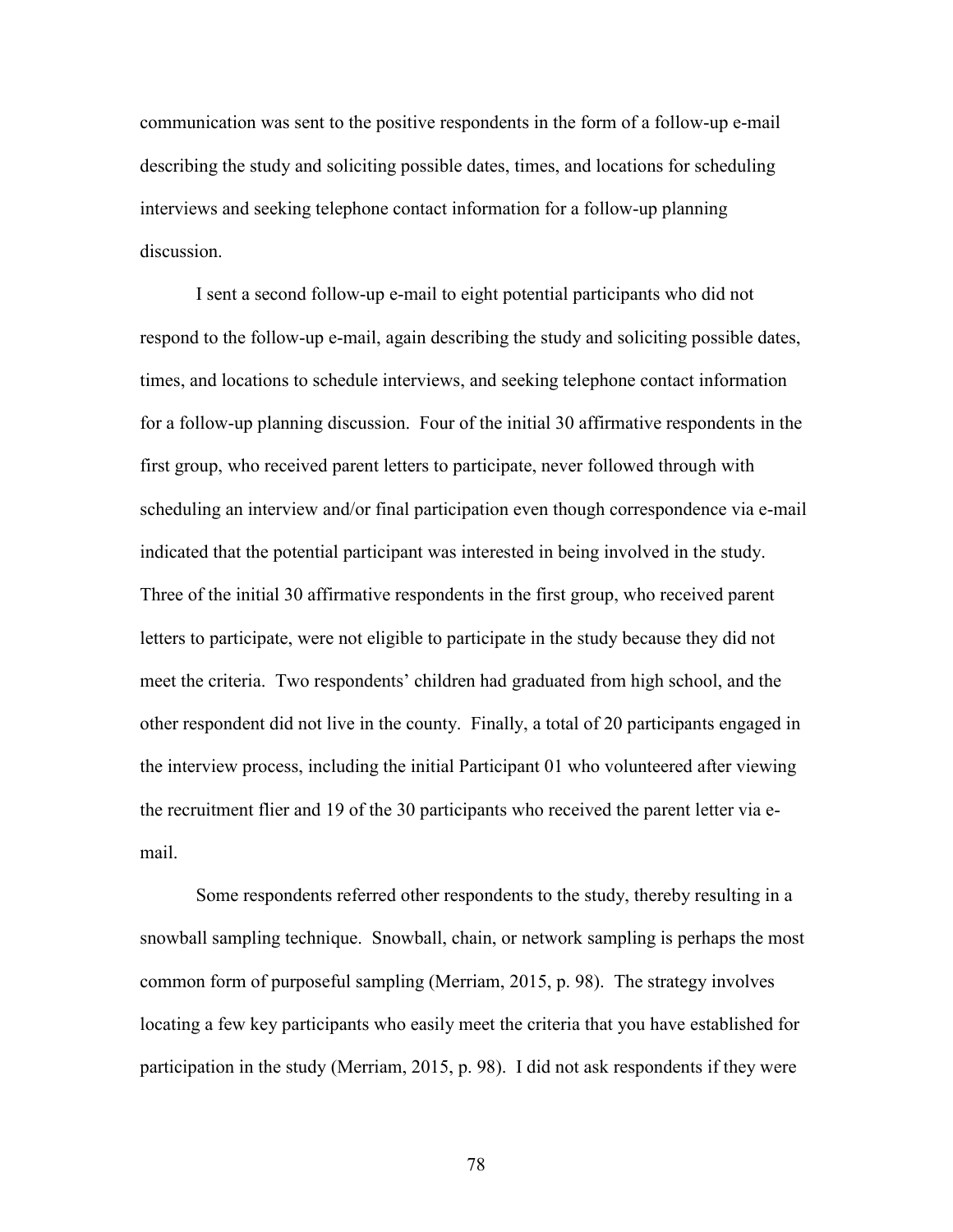communication was sent to the positive respondents in the form of a follow-up e-mail describing the study and soliciting possible dates, times, and locations for scheduling interviews and seeking telephone contact information for a follow-up planning discussion.

I sent a second follow-up e-mail to eight potential participants who did not respond to the follow-up e-mail, again describing the study and soliciting possible dates, times, and locations to schedule interviews, and seeking telephone contact information for a follow-up planning discussion. Four of the initial 30 affirmative respondents in the first group, who received parent letters to participate, never followed through with scheduling an interview and/or final participation even though correspondence via e-mail indicated that the potential participant was interested in being involved in the study. Three of the initial 30 affirmative respondents in the first group, who received parent letters to participate, were not eligible to participate in the study because they did not meet the criteria. Two respondents' children had graduated from high school, and the other respondent did not live in the county. Finally, a total of 20 participants engaged in the interview process, including the initial Participant 01 who volunteered after viewing the recruitment flier and 19 of the 30 participants who received the parent letter via e-mail.

Some respondents referred other respondents to the study, thereby resulting in a snowball sampling technique. Snowball, chain, or network sampling is perhaps the most common form of purposeful sampling (Merriam, 2015, p. 98). The strategy involves locating a few key participants who easily meet the criteria that you have established for participation in the study (Merriam, 2015, p. 98). I did not ask respondents if they were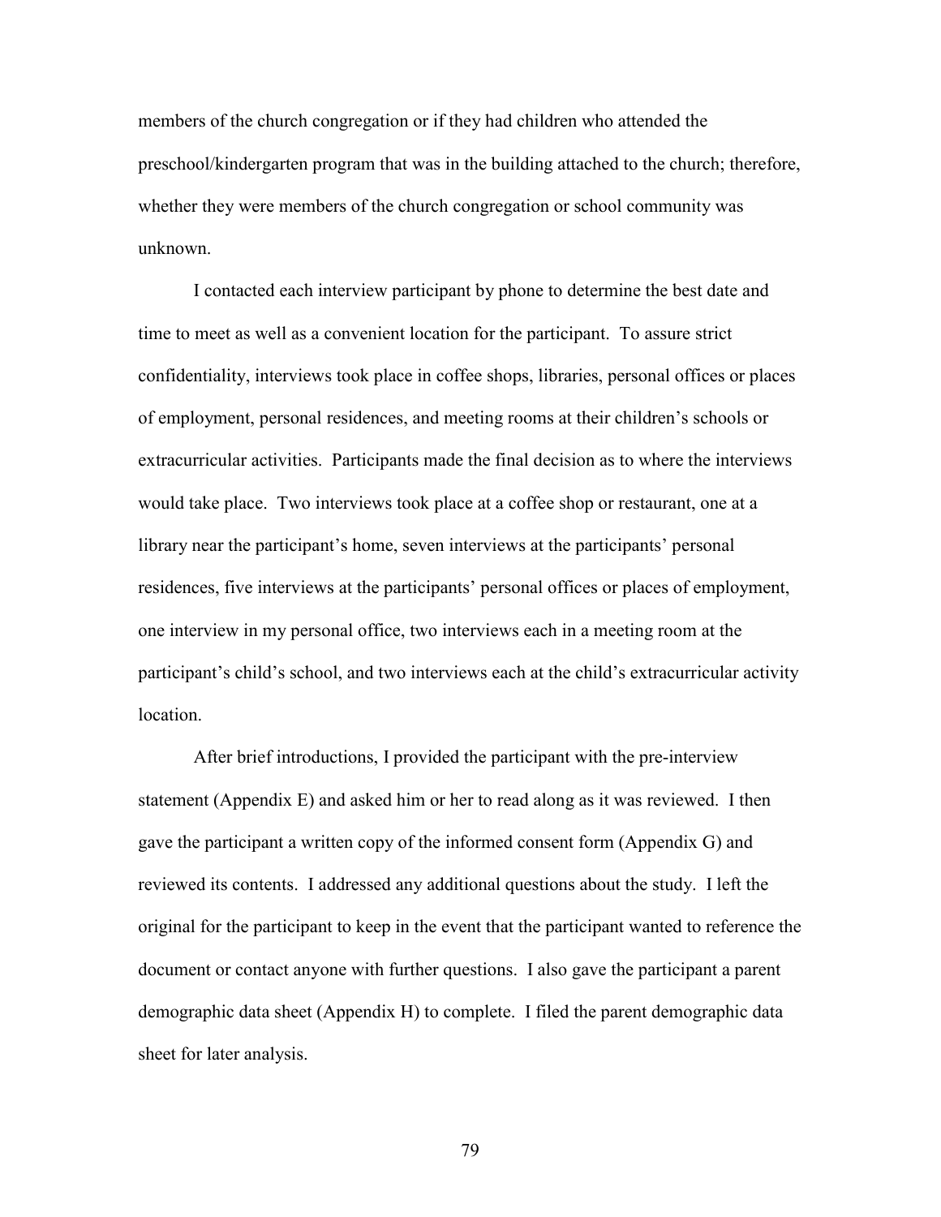members of the church congregation or if they had children who attended the preschool/kindergarten program that was in the building attached to the church; therefore, whether they were members of the church congregation or school community was unknown.

I contacted each interview participant by phone to determine the best date and time to meet as well as a convenient location for the participant. To assure strict confidentiality, interviews took place in coffee shops, libraries, personal offices or places of employment, personal residences, and meeting rooms at their children's schools or extracurricular activities. Participants made the final decision as to where the interviews would take place. Two interviews took place at a coffee shop or restaurant, one at a library near the participant's home, seven interviews at the participants' personal residences, five interviews at the participants' personal offices or places of employment, one interview in my personal office, two interviews each in a meeting room at the participant's child's school, and two interviews each at the child's extracurricular activity location.

After brief introductions, I provided the participant with the pre-interview statement (Appendix E) and asked him or her to read along as it was reviewed. I then gave the participant a written copy of the informed consent form (Appendix G) and reviewed its contents. I addressed any additional questions about the study. I left the original for the participant to keep in the event that the participant wanted to reference the document or contact anyone with further questions. I also gave the participant a parent demographic data sheet (Appendix H) to complete. I filed the parent demographic data sheet for later analysis.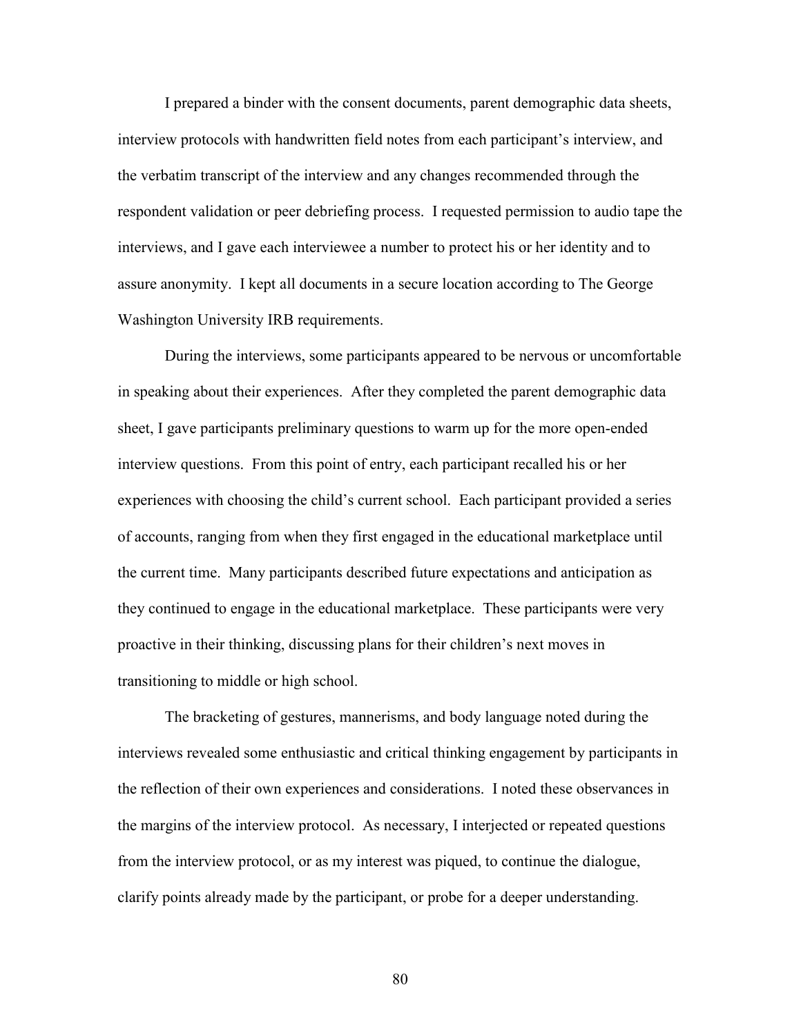I prepared a binder with the consent documents, parent demographic data sheets, interview protocols with handwritten field notes from each participant's interview, and the verbatim transcript of the interview and any changes recommended through the respondent validation or peer debriefing process. I requested permission to audio tape the interviews, and I gave each interviewee a number to protect his or her identity and to assure anonymity. I kept all documents in a secure location according to The George Washington University IRB requirements.

During the interviews, some participants appeared to be nervous or uncomfortable in speaking about their experiences. After they completed the parent demographic data sheet, I gave participants preliminary questions to warm up for the more open-ended interview questions. From this point of entry, each participant recalled his or her experiences with choosing the child's current school. Each participant provided a series of accounts, ranging from when they first engaged in the educational marketplace until the current time. Many participants described future expectations and anticipation as they continued to engage in the educational marketplace. These participants were very proactive in their thinking, discussing plans for their children's next moves in transitioning to middle or high school.

The bracketing of gestures, mannerisms, and body language noted during the interviews revealed some enthusiastic and critical thinking engagement by participants in the reflection of their own experiences and considerations. I noted these observances in the margins of the interview protocol. As necessary, I interjected or repeated questions from the interview protocol, or as my interest was piqued, to continue the dialogue, clarify points already made by the participant, or probe for a deeper understanding.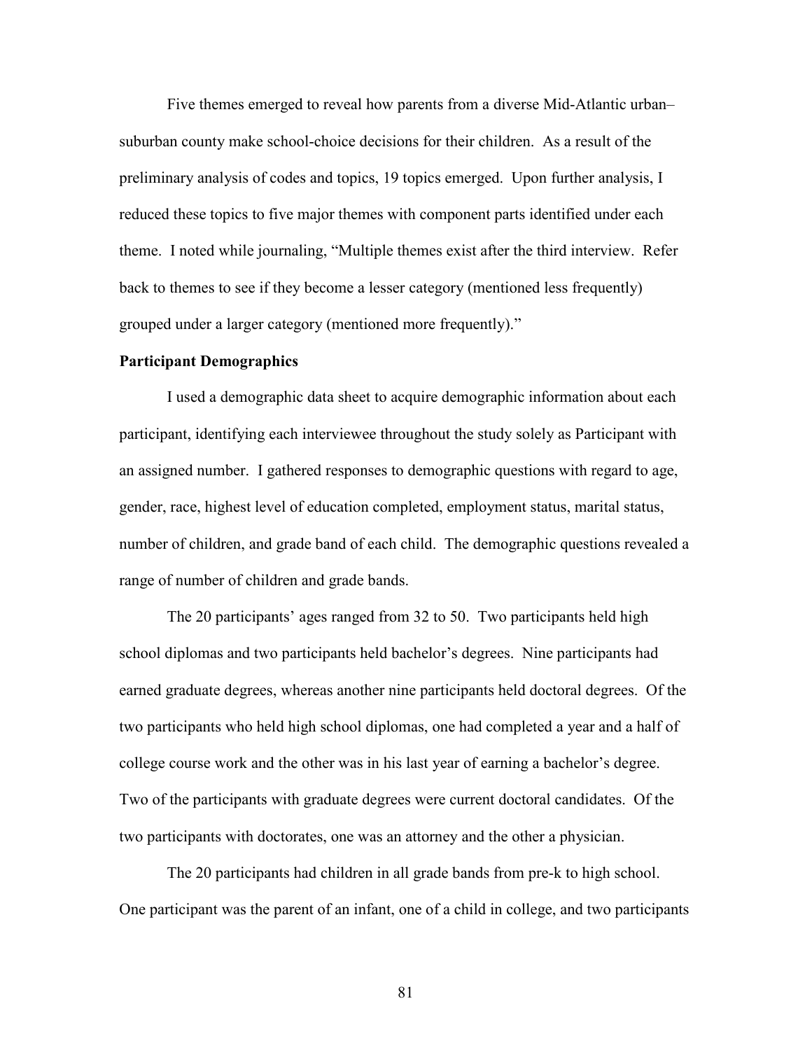Five themes emerged to reveal how parents from a diverse Mid-Atlantic urban–suburban county make school-choice decisions for their children. As a result of the preliminary analysis of codes and topics, 19 topics emerged. Upon further analysis, I reduced these topics to five major themes with component parts identified under each theme. I noted while journaling, "Multiple themes exist after the third interview. Refer back to themes to see if they become a lesser category (mentioned less frequently) grouped under a larger category (mentioned more frequently)."

**Participant Demographics**

I used a demographic data sheet to acquire demographic information about each participant, identifying each interviewee throughout the study solely as Participant with an assigned number. I gathered responses to demographic questions with regard to age, gender, race, highest level of education completed, employment status, marital status, number of children, and grade band of each child. The demographic questions revealed a range of number of children and grade bands.

The 20 participants' ages ranged from 32 to 50. Two participants held high school diplomas and two participants held bachelor's degrees. Nine participants had earned graduate degrees, whereas another nine participants held doctoral degrees. Of the two participants who held high school diplomas, one had completed a year and a half of college course work and the other was in his last year of earning a bachelor's degree. Two of the participants with graduate degrees were current doctoral candidates. Of the two participants with doctorates, one was an attorney and the other a physician.

The 20 participants had children in all grade bands from pre-k to high school. One participant was the parent of an infant, one of a child in college, and two participants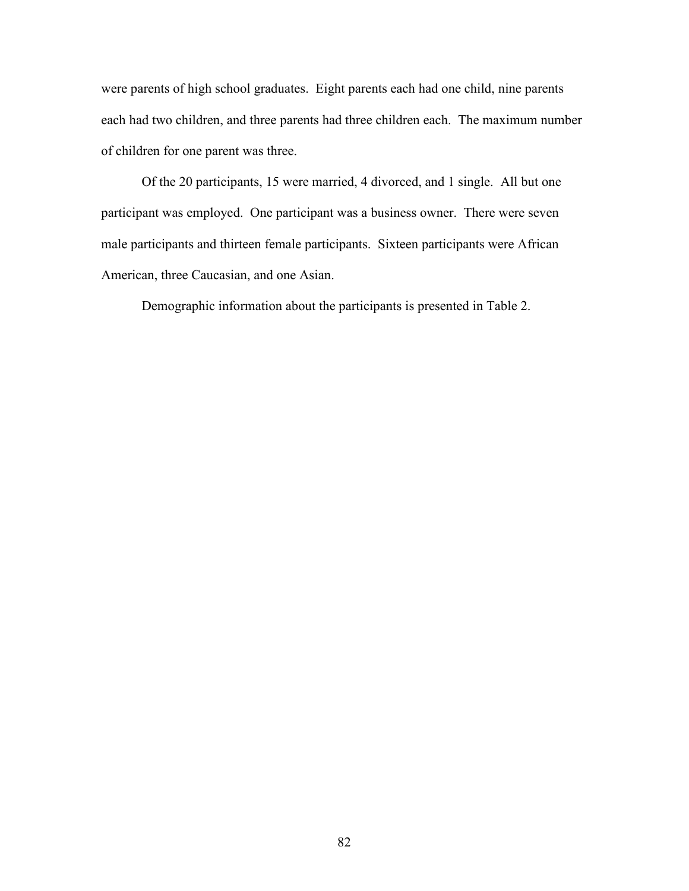were parents of high school graduates. Eight parents each had one child, nine parents each had two children, and three parents had three children each. The maximum number of children for one parent was three.

Of the 20 participants, 15 were married, 4 divorced, and 1 single. All but one participant was employed. One participant was a business owner. There were seven male participants and thirteen female participants. Sixteen participants were African American, three Caucasian, and one Asian.

Demographic information about the participants is presented in Table 2.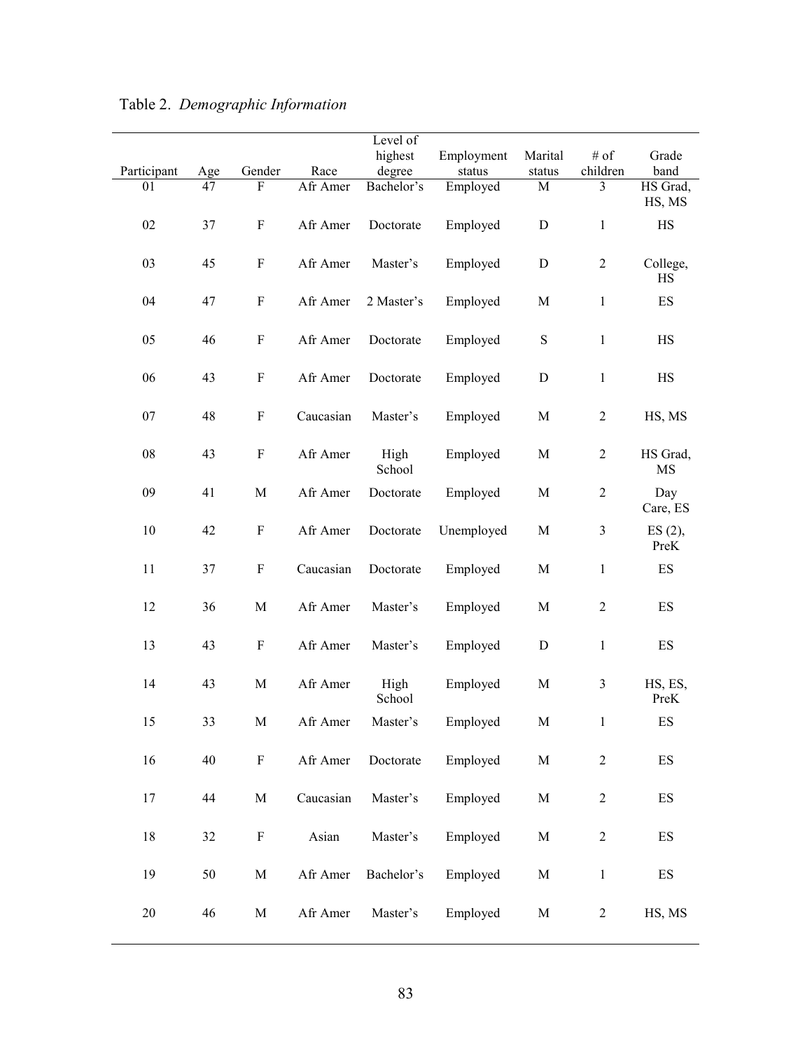Table 2. *Demographic Information*

| Participant | Age | Gender | Race | Level of highest degree | Employment status | Marital status | # of children | Grade band |
|---|---|---|---|---|---|---|---|---|
| 01 | 47 | F | Afr Amer | Bachelor's | Employed | M | 3 | HS Grad, HS, MS |
| 02 | 37 | F | Afr Amer | Doctorate | Employed | D | 1 | HS |
| 03 | 45 | F | Afr Amer | Master's | Employed | D | 2 | College, HS |
| 04 | 47 | F | Afr Amer | 2 Master's | Employed | M | 1 | ES |
| 05 | 46 | F | Afr Amer | Doctorate | Employed | S | 1 | HS |
| 06 | 43 | F | Afr Amer | Doctorate | Employed | D | 1 | HS |
| 07 | 48 | F | Caucasian | Master's | Employed | M | 2 | HS, MS |
| 08 | 43 | F | Afr Amer | High School | Employed | M | 2 | HS Grad, MS |
| 09 | 41 | M | Afr Amer | Doctorate | Employed | M | 2 | Day Care, ES |
| 10 | 42 | F | Afr Amer | Doctorate | Unemployed | M | 3 | ES (2), PreK |
| 11 | 37 | F | Caucasian | Doctorate | Employed | M | 1 | ES |
| 12 | 36 | M | Afr Amer | Master's | Employed | M | 2 | ES |
| 13 | 43 | F | Afr Amer | Master's | Employed | D | 1 | ES |
| 14 | 43 | M | Afr Amer | High School | Employed | M | 3 | HS, ES, PreK |
| 15 | 33 | M | Afr Amer | Master's | Employed | M | 1 | ES |
| 16 | 40 | F | Afr Amer | Doctorate | Employed | M | 2 | ES |
| 17 | 44 | M | Caucasian | Master's | Employed | M | 2 | ES |
| 18 | 32 | F | Asian | Master's | Employed | M | 2 | ES |
| 19 | 50 | M | Afr Amer | Bachelor's | Employed | M | 1 | ES |
| 20 | 46 | M | Afr Amer | Master's | Employed | M | 2 | HS, MS |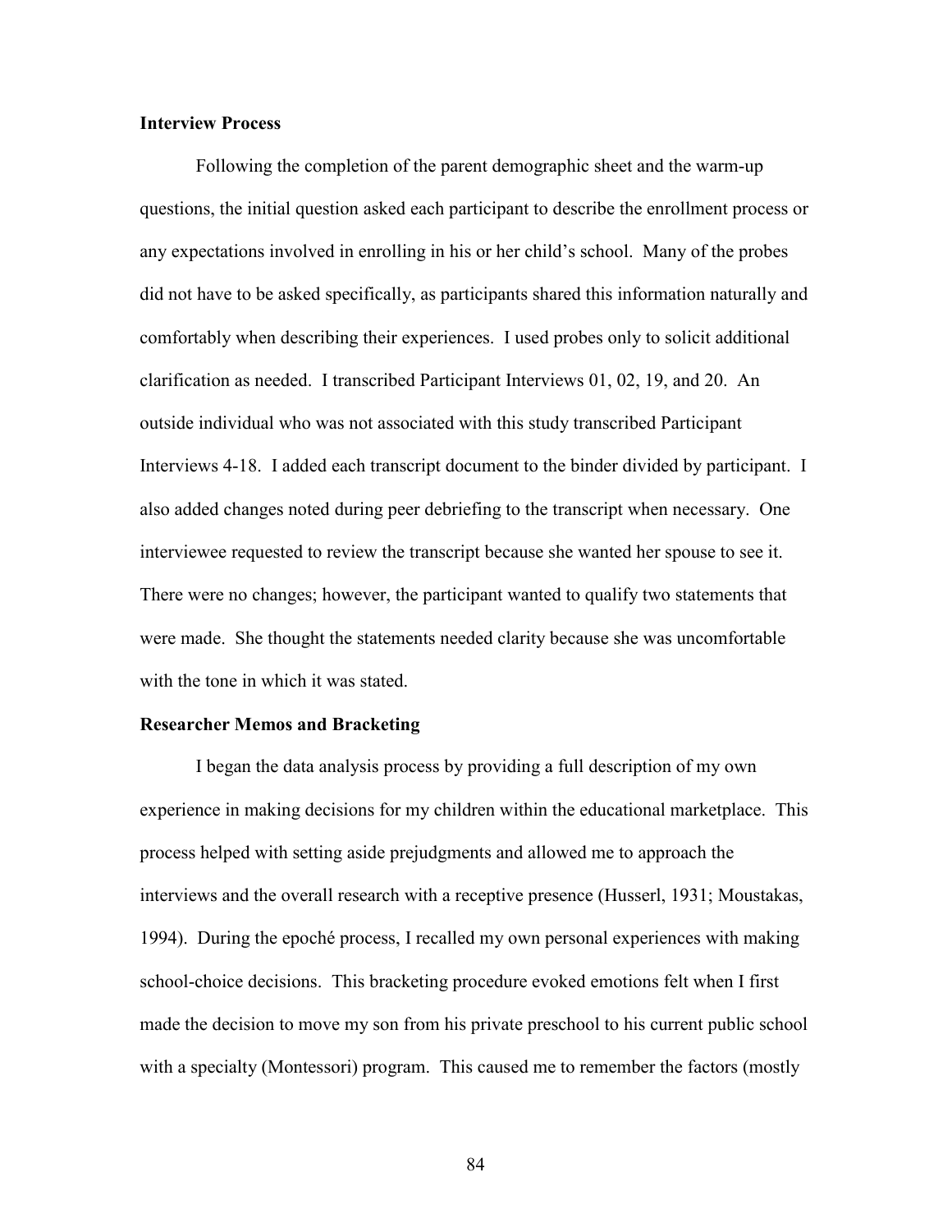**Interview Process**

Following the completion of the parent demographic sheet and the warm-up questions, the initial question asked each participant to describe the enrollment process or any expectations involved in enrolling in his or her child's school. Many of the probes did not have to be asked specifically, as participants shared this information naturally and comfortably when describing their experiences. I used probes only to solicit additional clarification as needed. I transcribed Participant Interviews 01, 02, 19, and 20. An outside individual who was not associated with this study transcribed Participant Interviews 4-18. I added each transcript document to the binder divided by participant. I also added changes noted during peer debriefing to the transcript when necessary. One interviewee requested to review the transcript because she wanted her spouse to see it. There were no changes; however, the participant wanted to qualify two statements that were made. She thought the statements needed clarity because she was uncomfortable with the tone in which it was stated.

**Researcher Memos and Bracketing**

I began the data analysis process by providing a full description of my own experience in making decisions for my children within the educational marketplace. This process helped with setting aside prejudgments and allowed me to approach the interviews and the overall research with a receptive presence (Husserl, 1931; Moustakas, 1994). During the epoché process, I recalled my own personal experiences with making school-choice decisions. This bracketing procedure evoked emotions felt when I first made the decision to move my son from his private preschool to his current public school with a specialty (Montessori) program. This caused me to remember the factors (mostly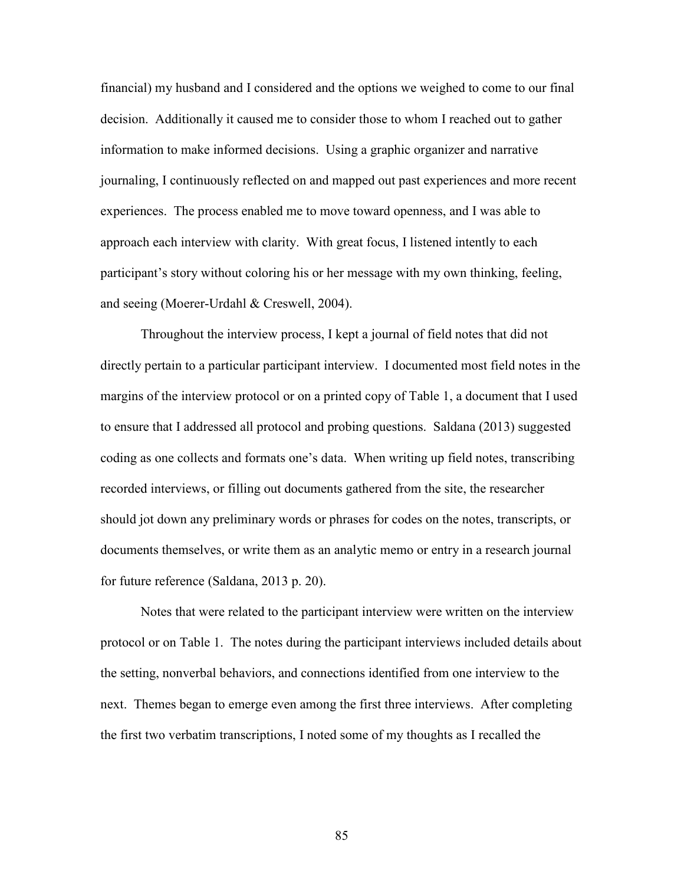financial) my husband and I considered and the options we weighed to come to our final decision. Additionally it caused me to consider those to whom I reached out to gather information to make informed decisions. Using a graphic organizer and narrative journaling, I continuously reflected on and mapped out past experiences and more recent experiences. The process enabled me to move toward openness, and I was able to approach each interview with clarity. With great focus, I listened intently to each participant's story without coloring his or her message with my own thinking, feeling, and seeing (Moerer-Urdahl & Creswell, 2004).

Throughout the interview process, I kept a journal of field notes that did not directly pertain to a particular participant interview. I documented most field notes in the margins of the interview protocol or on a printed copy of Table 1, a document that I used to ensure that I addressed all protocol and probing questions. Saldana (2013) suggested coding as one collects and formats one's data. When writing up field notes, transcribing recorded interviews, or filling out documents gathered from the site, the researcher should jot down any preliminary words or phrases for codes on the notes, transcripts, or documents themselves, or write them as an analytic memo or entry in a research journal for future reference (Saldana, 2013 p. 20).

Notes that were related to the participant interview were written on the interview protocol or on Table 1. The notes during the participant interviews included details about the setting, nonverbal behaviors, and connections identified from one interview to the next. Themes began to emerge even among the first three interviews. After completing the first two verbatim transcriptions, I noted some of my thoughts as I recalled the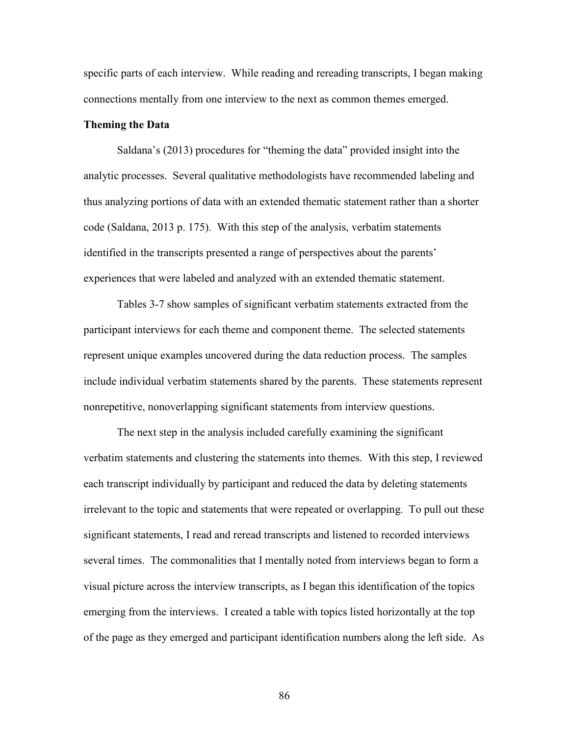specific parts of each interview. While reading and rereading transcripts, I began making connections mentally from one interview to the next as common themes emerged.

**Theming the Data**

Saldana's (2013) procedures for "theming the data" provided insight into the analytic processes. Several qualitative methodologists have recommended labeling and thus analyzing portions of data with an extended thematic statement rather than a shorter code (Saldana, 2013 p. 175). With this step of the analysis, verbatim statements identified in the transcripts presented a range of perspectives about the parents' experiences that were labeled and analyzed with an extended thematic statement.

Tables 3-7 show samples of significant verbatim statements extracted from the participant interviews for each theme and component theme. The selected statements represent unique examples uncovered during the data reduction process. The samples include individual verbatim statements shared by the parents. These statements represent nonrepetitive, nonoverlapping significant statements from interview questions.

The next step in the analysis included carefully examining the significant verbatim statements and clustering the statements into themes. With this step, I reviewed each transcript individually by participant and reduced the data by deleting statements irrelevant to the topic and statements that were repeated or overlapping. To pull out these significant statements, I read and reread transcripts and listened to recorded interviews several times. The commonalities that I mentally noted from interviews began to form a visual picture across the interview transcripts, as I began this identification of the topics emerging from the interviews. I created a table with topics listed horizontally at the top of the page as they emerged and participant identification numbers along the left side. As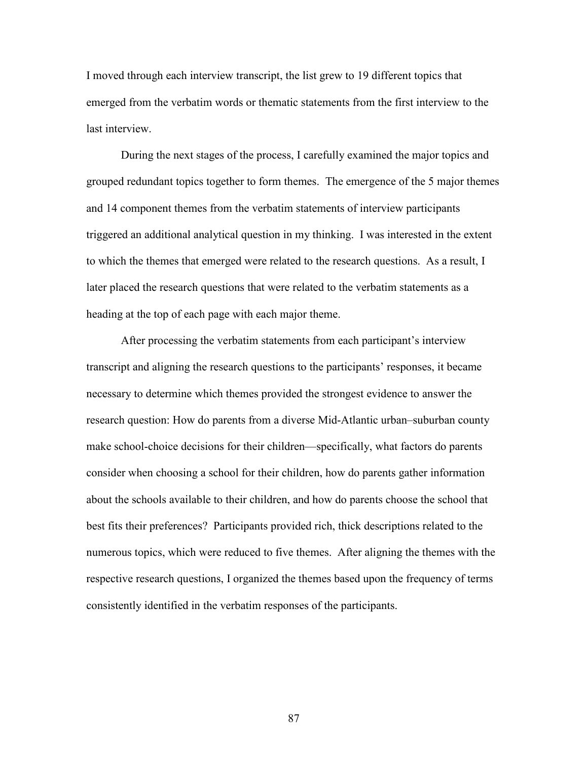I moved through each interview transcript, the list grew to 19 different topics that emerged from the verbatim words or thematic statements from the first interview to the last interview.

During the next stages of the process, I carefully examined the major topics and grouped redundant topics together to form themes. The emergence of the 5 major themes and 14 component themes from the verbatim statements of interview participants triggered an additional analytical question in my thinking. I was interested in the extent to which the themes that emerged were related to the research questions. As a result, I later placed the research questions that were related to the verbatim statements as a heading at the top of each page with each major theme.

After processing the verbatim statements from each participant's interview transcript and aligning the research questions to the participants' responses, it became necessary to determine which themes provided the strongest evidence to answer the research question: How do parents from a diverse Mid-Atlantic urban–suburban county make school-choice decisions for their children—specifically, what factors do parents consider when choosing a school for their children, how do parents gather information about the schools available to their children, and how do parents choose the school that best fits their preferences? Participants provided rich, thick descriptions related to the numerous topics, which were reduced to five themes. After aligning the themes with the respective research questions, I organized the themes based upon the frequency of terms consistently identified in the verbatim responses of the participants.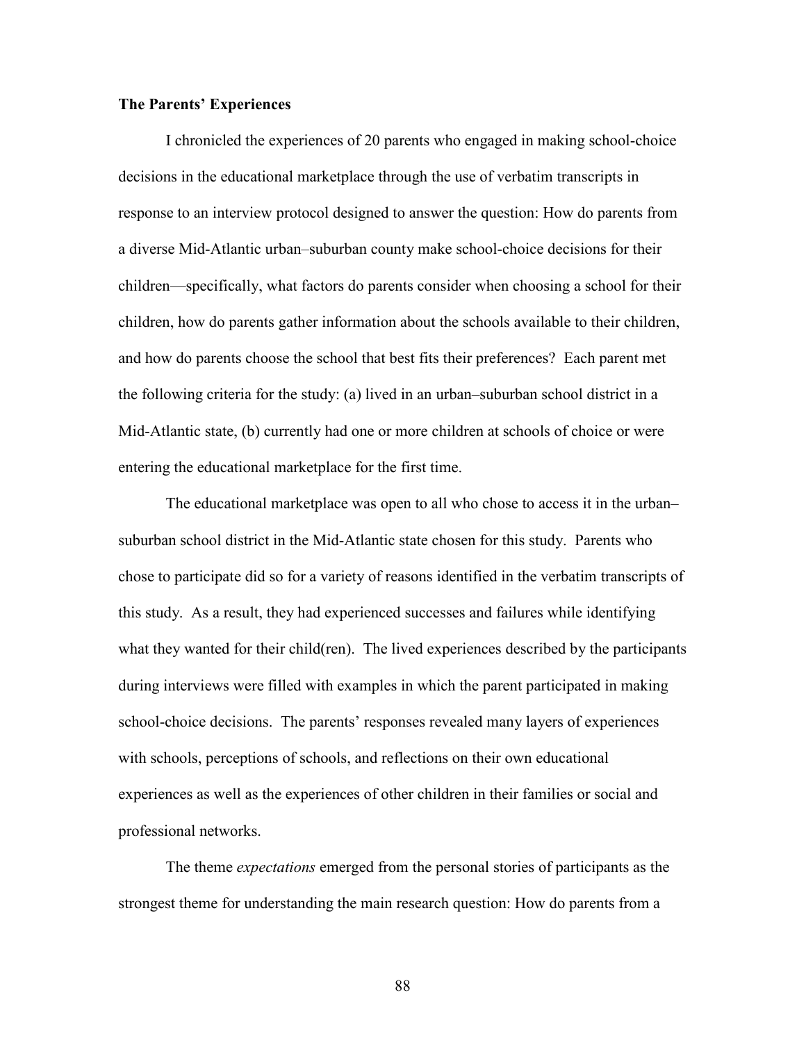**The Parents' Experiences**

I chronicled the experiences of 20 parents who engaged in making school-choice decisions in the educational marketplace through the use of verbatim transcripts in response to an interview protocol designed to answer the question: How do parents from a diverse Mid-Atlantic urban–suburban county make school-choice decisions for their children—specifically, what factors do parents consider when choosing a school for their children, how do parents gather information about the schools available to their children, and how do parents choose the school that best fits their preferences? Each parent met the following criteria for the study: (a) lived in an urban–suburban school district in a Mid-Atlantic state, (b) currently had one or more children at schools of choice or were entering the educational marketplace for the first time.

The educational marketplace was open to all who chose to access it in the urban–suburban school district in the Mid-Atlantic state chosen for this study. Parents who chose to participate did so for a variety of reasons identified in the verbatim transcripts of this study. As a result, they had experienced successes and failures while identifying what they wanted for their child(ren). The lived experiences described by the participants during interviews were filled with examples in which the parent participated in making school-choice decisions. The parents' responses revealed many layers of experiences with schools, perceptions of schools, and reflections on their own educational experiences as well as the experiences of other children in their families or social and professional networks.

The theme *expectations* emerged from the personal stories of participants as the strongest theme for understanding the main research question: How do parents from a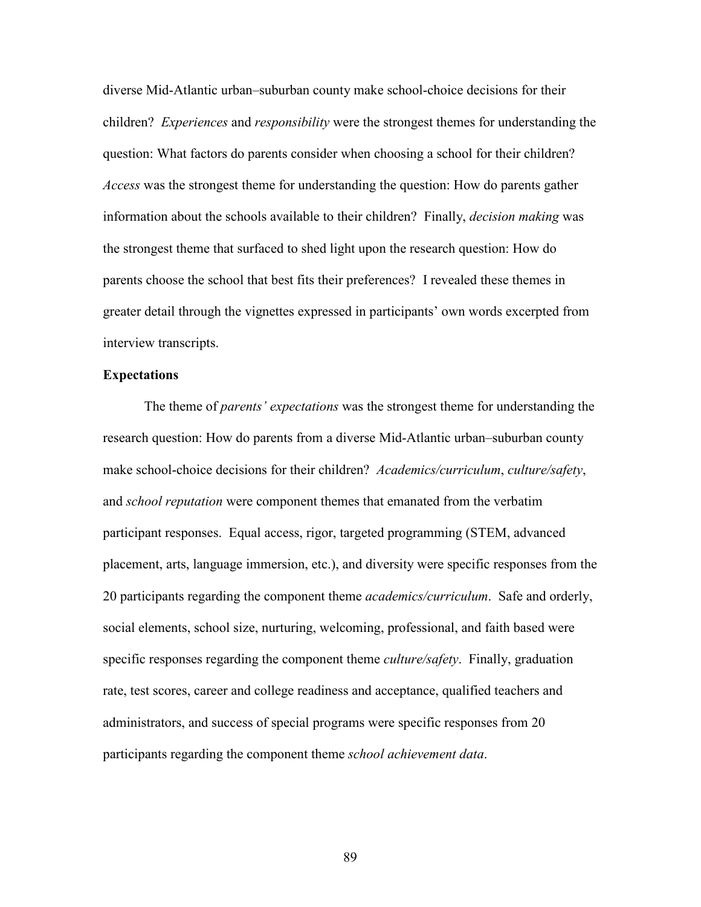diverse Mid-Atlantic urban–suburban county make school-choice decisions for their children? *Experiences* and *responsibility* were the strongest themes for understanding the question: What factors do parents consider when choosing a school for their children? *Access* was the strongest theme for understanding the question: How do parents gather information about the schools available to their children? Finally, *decision making* was the strongest theme that surfaced to shed light upon the research question: How do parents choose the school that best fits their preferences? I revealed these themes in greater detail through the vignettes expressed in participants' own words excerpted from interview transcripts.

**Expectations**

The theme of *parents' expectations* was the strongest theme for understanding the research question: How do parents from a diverse Mid-Atlantic urban–suburban county make school-choice decisions for their children? *Academics/curriculum*, *culture/safety*, and *school reputation* were component themes that emanated from the verbatim participant responses. Equal access, rigor, targeted programming (STEM, advanced placement, arts, language immersion, etc.), and diversity were specific responses from the 20 participants regarding the component theme *academics/curriculum*. Safe and orderly, social elements, school size, nurturing, welcoming, professional, and faith based were specific responses regarding the component theme *culture/safety*. Finally, graduation rate, test scores, career and college readiness and acceptance, qualified teachers and administrators, and success of special programs were specific responses from 20 participants regarding the component theme *school achievement data*.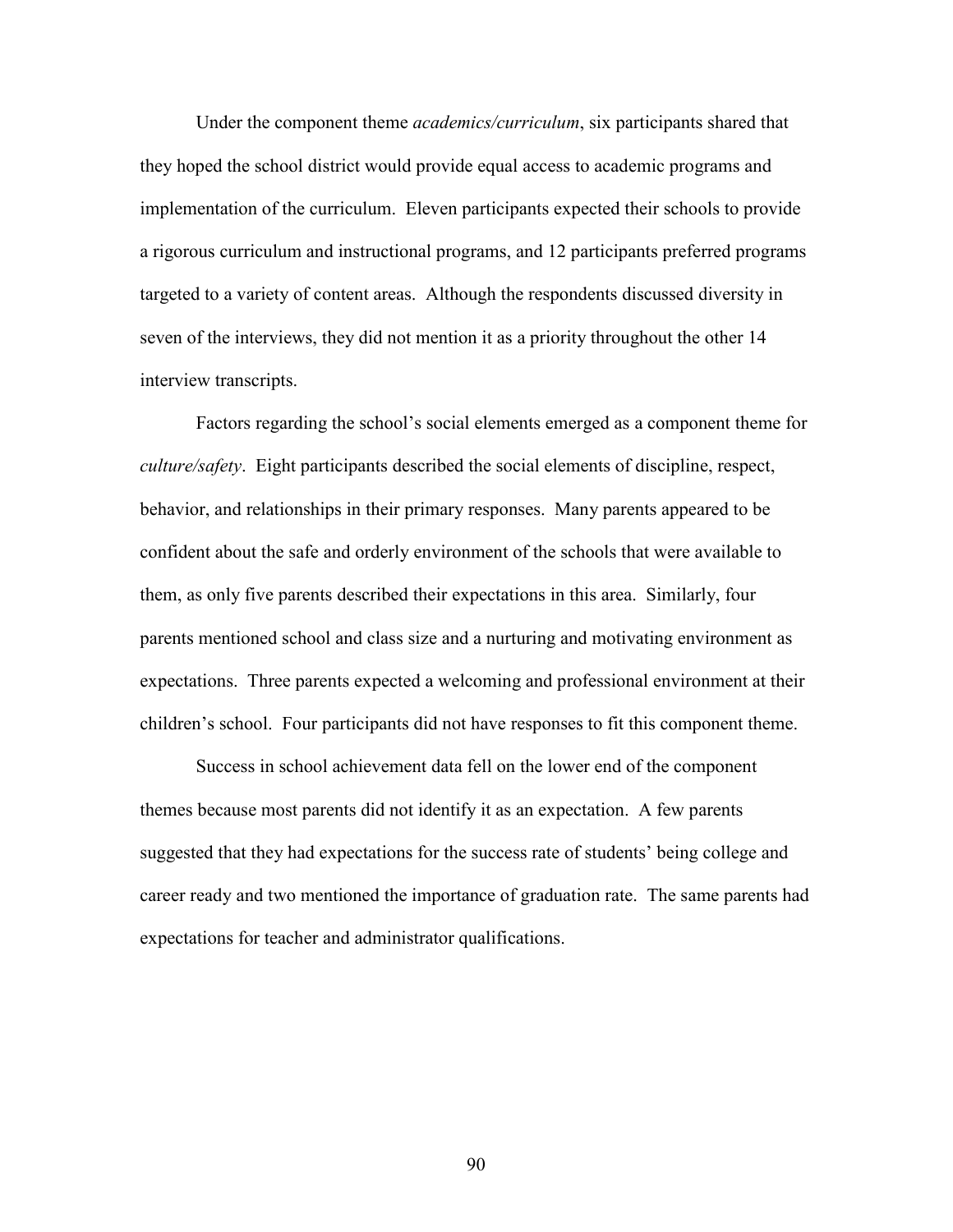Under the component theme *academics/curriculum*, six participants shared that they hoped the school district would provide equal access to academic programs and implementation of the curriculum. Eleven participants expected their schools to provide a rigorous curriculum and instructional programs, and 12 participants preferred programs targeted to a variety of content areas. Although the respondents discussed diversity in seven of the interviews, they did not mention it as a priority throughout the other 14 interview transcripts.

Factors regarding the school's social elements emerged as a component theme for *culture/safety*. Eight participants described the social elements of discipline, respect, behavior, and relationships in their primary responses. Many parents appeared to be confident about the safe and orderly environment of the schools that were available to them, as only five parents described their expectations in this area. Similarly, four parents mentioned school and class size and a nurturing and motivating environment as expectations. Three parents expected a welcoming and professional environment at their children's school. Four participants did not have responses to fit this component theme.

Success in school achievement data fell on the lower end of the component themes because most parents did not identify it as an expectation. A few parents suggested that they had expectations for the success rate of students' being college and career ready and two mentioned the importance of graduation rate. The same parents had expectations for teacher and administrator qualifications.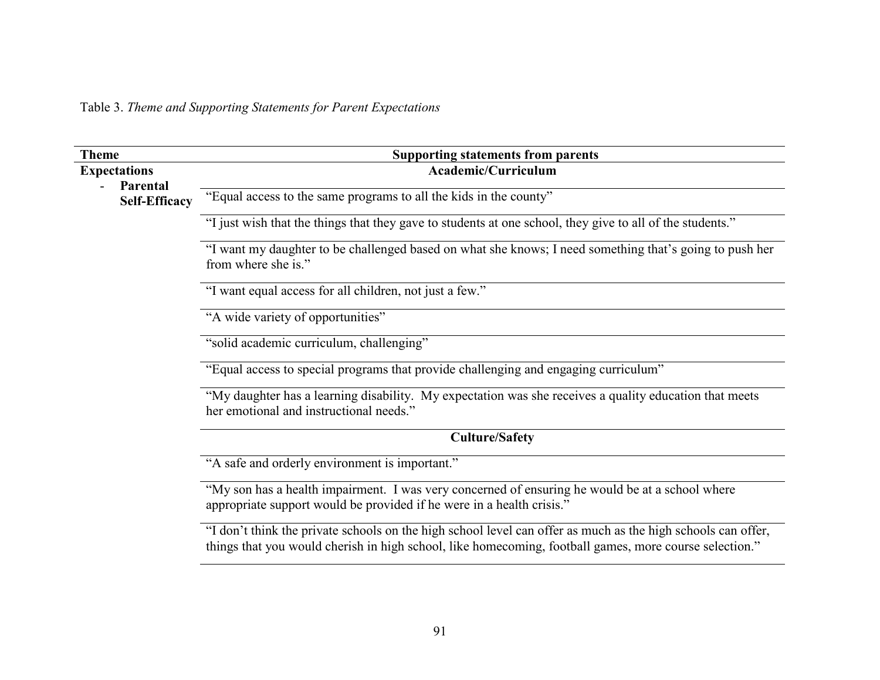Table 3. *Theme and Supporting Statements for Parent Expectations*

| Theme | Supporting statements from parents |
|---|---|
| **Expectations** | **Academic/Curriculum** |
| - **Parental Self-Efficacy** | "Equal access to the same programs to all the kids in the county" |
| | "I just wish that the things that they gave to students at one school, they give to all of the students." |
| | "I want my daughter to be challenged based on what she knows; I need something that's going to push her from where she is." |
| | "I want equal access for all children, not just a few." |
| | "A wide variety of opportunities" |
| | "solid academic curriculum, challenging" |
| | "Equal access to special programs that provide challenging and engaging curriculum" |
| | "My daughter has a learning disability. My expectation was she receives a quality education that meets her emotional and instructional needs." |
| | **Culture/Safety** |
| | "A safe and orderly environment is important." |
| | "My son has a health impairment. I was very concerned of ensuring he would be at a school where appropriate support would be provided if he were in a health crisis." |
| | "I don't think the private schools on the high school level can offer as much as the high schools can offer, things that you would cherish in high school, like homecoming, football games, more course selection." |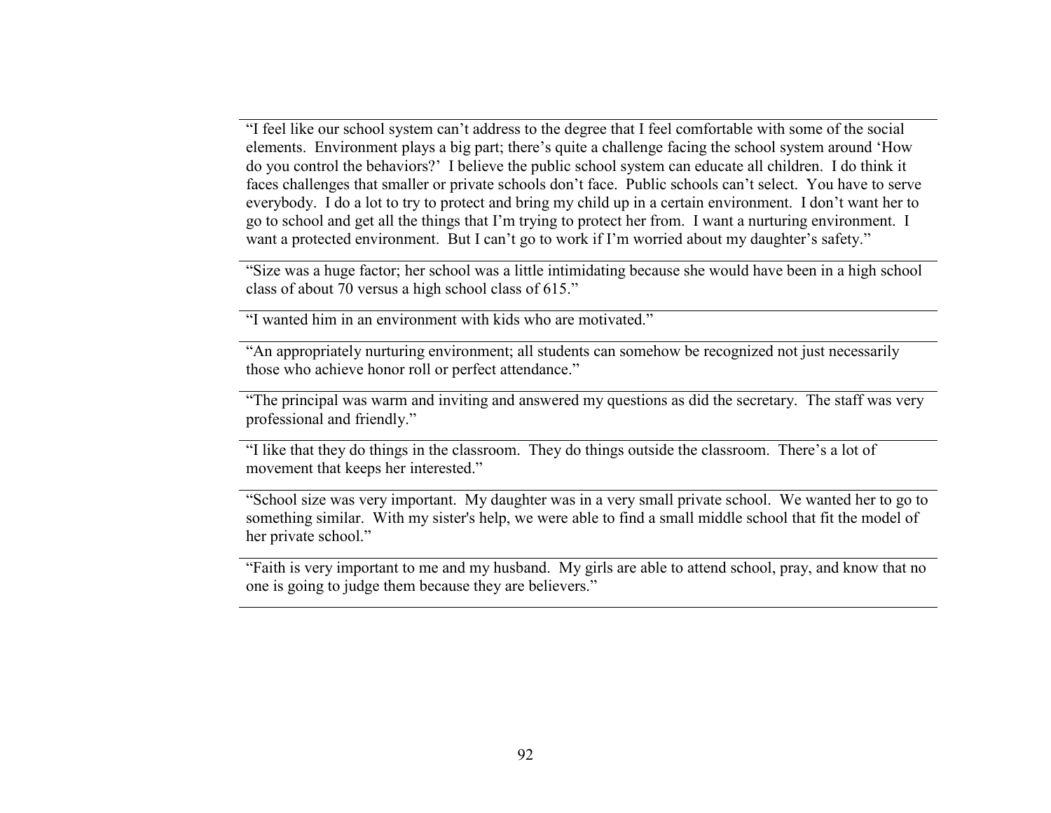| |
|---|
| "I feel like our school system can't address to the degree that I feel comfortable with some of the social elements. Environment plays a big part; there's quite a challenge facing the school system around 'How do you control the behaviors?' I believe the public school system can educate all children. I do think it faces challenges that smaller or private schools don't face. Public schools can't select. You have to serve everybody. I do a lot to try to protect and bring my child up in a certain environment. I don't want her to go to school and get all the things that I'm trying to protect her from. I want a nurturing environment. I want a protected environment. But I can't go to work if I'm worried about my daughter's safety." |
| "Size was a huge factor; her school was a little intimidating because she would have been in a high school class of about 70 versus a high school class of 615." |
| "I wanted him in an environment with kids who are motivated." |
| "An appropriately nurturing environment; all students can somehow be recognized not just necessarily those who achieve honor roll or perfect attendance." |
| "The principal was warm and inviting and answered my questions as did the secretary. The staff was very professional and friendly." |
| "I like that they do things in the classroom. They do things outside the classroom. There's a lot of movement that keeps her interested." |
| "School size was very important. My daughter was in a very small private school. We wanted her to go to something similar. With my sister's help, we were able to find a small middle school that fit the model of her private school." |
| "Faith is very important to me and my husband. My girls are able to attend school, pray, and know that no one is going to judge them because they are believers." |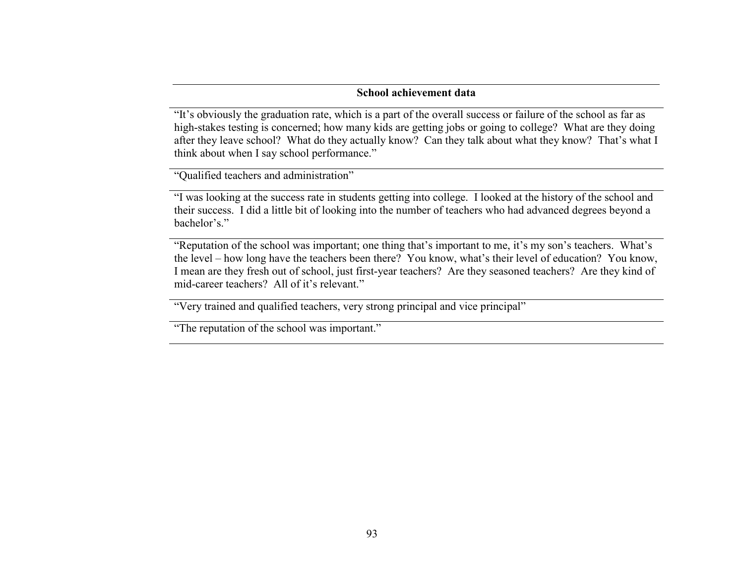| School achievement data |
| --- |
| "It's obviously the graduation rate, which is a part of the overall success or failure of the school as far as high-stakes testing is concerned; how many kids are getting jobs or going to college? What are they doing after they leave school? What do they actually know? Can they talk about what they know? That's what I think about when I say school performance." |
| "Qualified teachers and administration" |
| "I was looking at the success rate in students getting into college. I looked at the history of the school and their success. I did a little bit of looking into the number of teachers who had advanced degrees beyond a bachelor's." |
| "Reputation of the school was important; one thing that's important to me, it's my son's teachers. What's the level – how long have the teachers been there? You know, what's their level of education? You know, I mean are they fresh out of school, just first-year teachers? Are they seasoned teachers? Are they kind of mid-career teachers? All of it's relevant." |
| "Very trained and qualified teachers, very strong principal and vice principal" |
| "The reputation of the school was important." |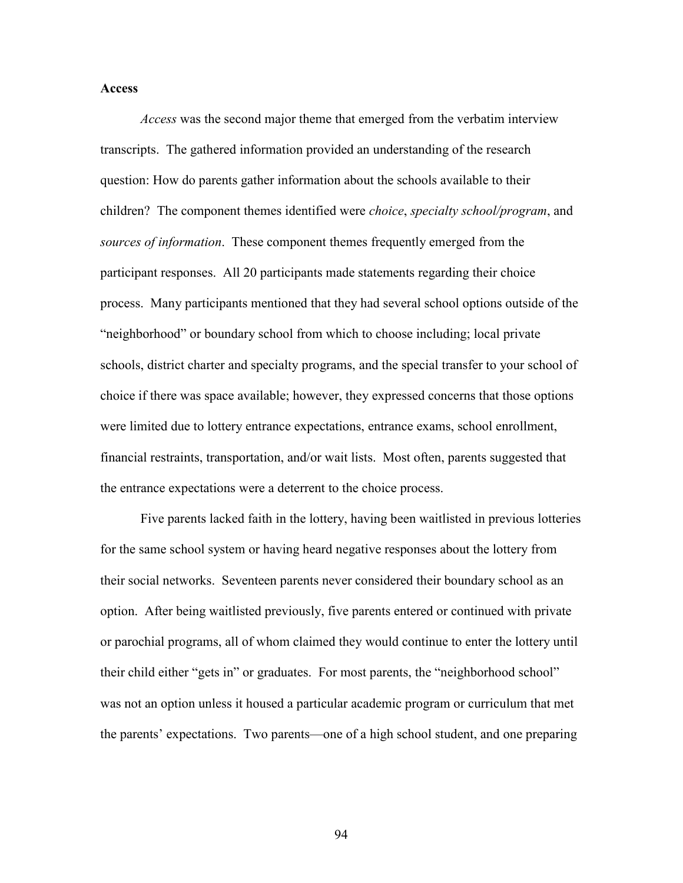**Access**

*Access* was the second major theme that emerged from the verbatim interview transcripts. The gathered information provided an understanding of the research question: How do parents gather information about the schools available to their children? The component themes identified were *choice*, *specialty school/program*, and *sources of information*. These component themes frequently emerged from the participant responses. All 20 participants made statements regarding their choice process. Many participants mentioned that they had several school options outside of the "neighborhood" or boundary school from which to choose including; local private schools, district charter and specialty programs, and the special transfer to your school of choice if there was space available; however, they expressed concerns that those options were limited due to lottery entrance expectations, entrance exams, school enrollment, financial restraints, transportation, and/or wait lists. Most often, parents suggested that the entrance expectations were a deterrent to the choice process.

Five parents lacked faith in the lottery, having been waitlisted in previous lotteries for the same school system or having heard negative responses about the lottery from their social networks. Seventeen parents never considered their boundary school as an option. After being waitlisted previously, five parents entered or continued with private or parochial programs, all of whom claimed they would continue to enter the lottery until their child either "gets in" or graduates. For most parents, the "neighborhood school" was not an option unless it housed a particular academic program or curriculum that met the parents' expectations. Two parents—one of a high school student, and one preparing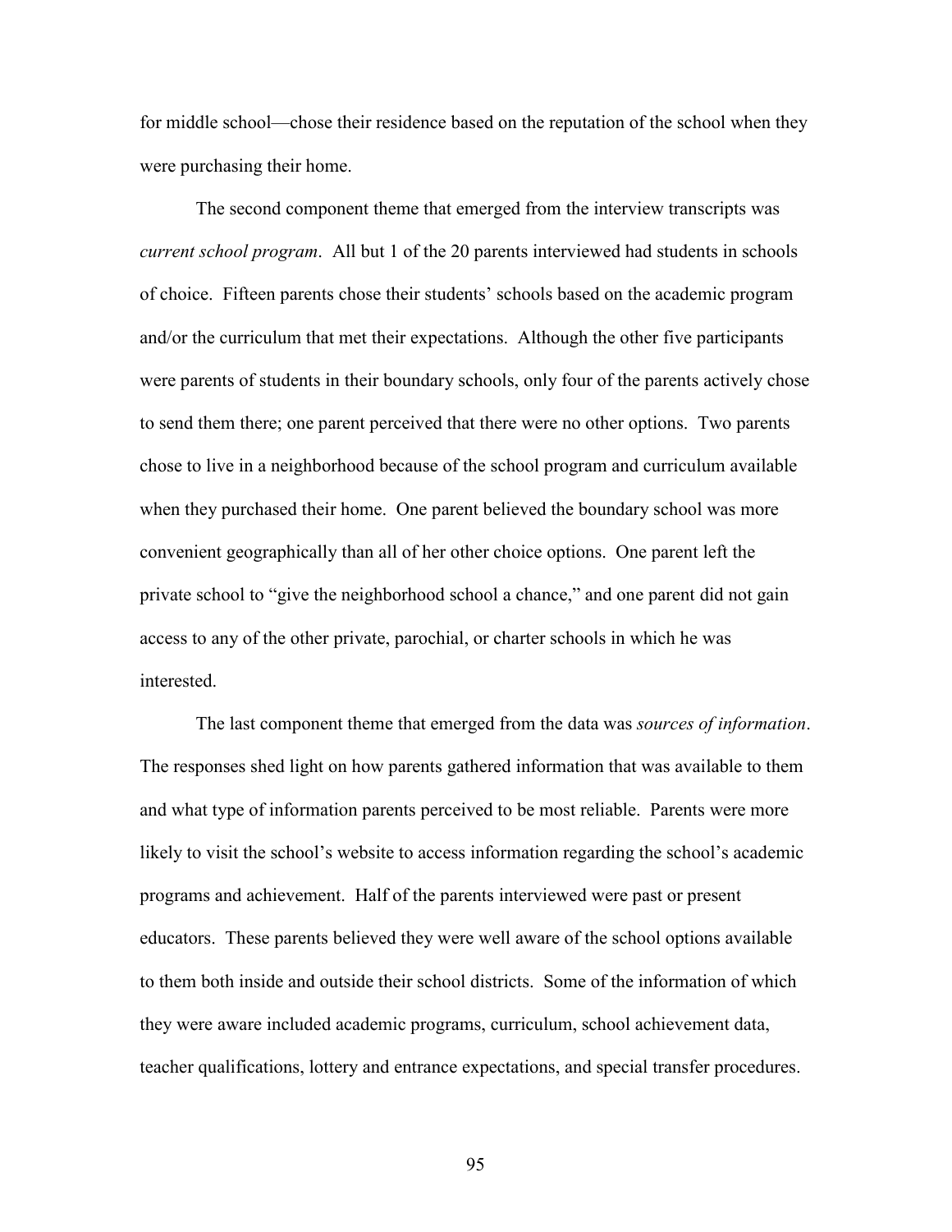for middle school—chose their residence based on the reputation of the school when they were purchasing their home.

The second component theme that emerged from the interview transcripts was *current school program*. All but 1 of the 20 parents interviewed had students in schools of choice. Fifteen parents chose their students' schools based on the academic program and/or the curriculum that met their expectations. Although the other five participants were parents of students in their boundary schools, only four of the parents actively chose to send them there; one parent perceived that there were no other options. Two parents chose to live in a neighborhood because of the school program and curriculum available when they purchased their home. One parent believed the boundary school was more convenient geographically than all of her other choice options. One parent left the private school to "give the neighborhood school a chance," and one parent did not gain access to any of the other private, parochial, or charter schools in which he was interested.

The last component theme that emerged from the data was *sources of information*. The responses shed light on how parents gathered information that was available to them and what type of information parents perceived to be most reliable. Parents were more likely to visit the school's website to access information regarding the school's academic programs and achievement. Half of the parents interviewed were past or present educators. These parents believed they were well aware of the school options available to them both inside and outside their school districts. Some of the information of which they were aware included academic programs, curriculum, school achievement data, teacher qualifications, lottery and entrance expectations, and special transfer procedures.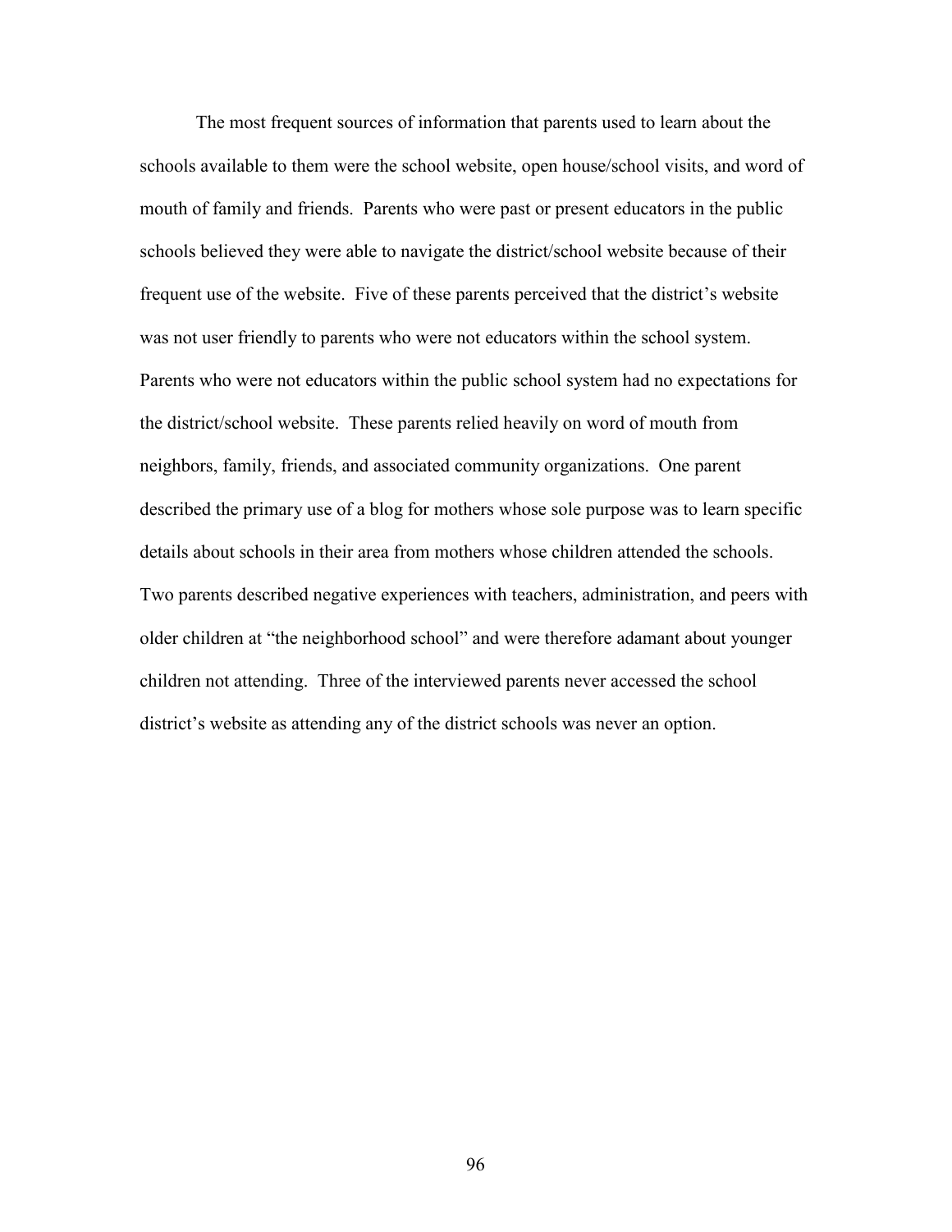The most frequent sources of information that parents used to learn about the schools available to them were the school website, open house/school visits, and word of mouth of family and friends. Parents who were past or present educators in the public schools believed they were able to navigate the district/school website because of their frequent use of the website. Five of these parents perceived that the district's website was not user friendly to parents who were not educators within the school system. Parents who were not educators within the public school system had no expectations for the district/school website. These parents relied heavily on word of mouth from neighbors, family, friends, and associated community organizations. One parent described the primary use of a blog for mothers whose sole purpose was to learn specific details about schools in their area from mothers whose children attended the schools. Two parents described negative experiences with teachers, administration, and peers with older children at "the neighborhood school" and were therefore adamant about younger children not attending. Three of the interviewed parents never accessed the school district's website as attending any of the district schools was never an option.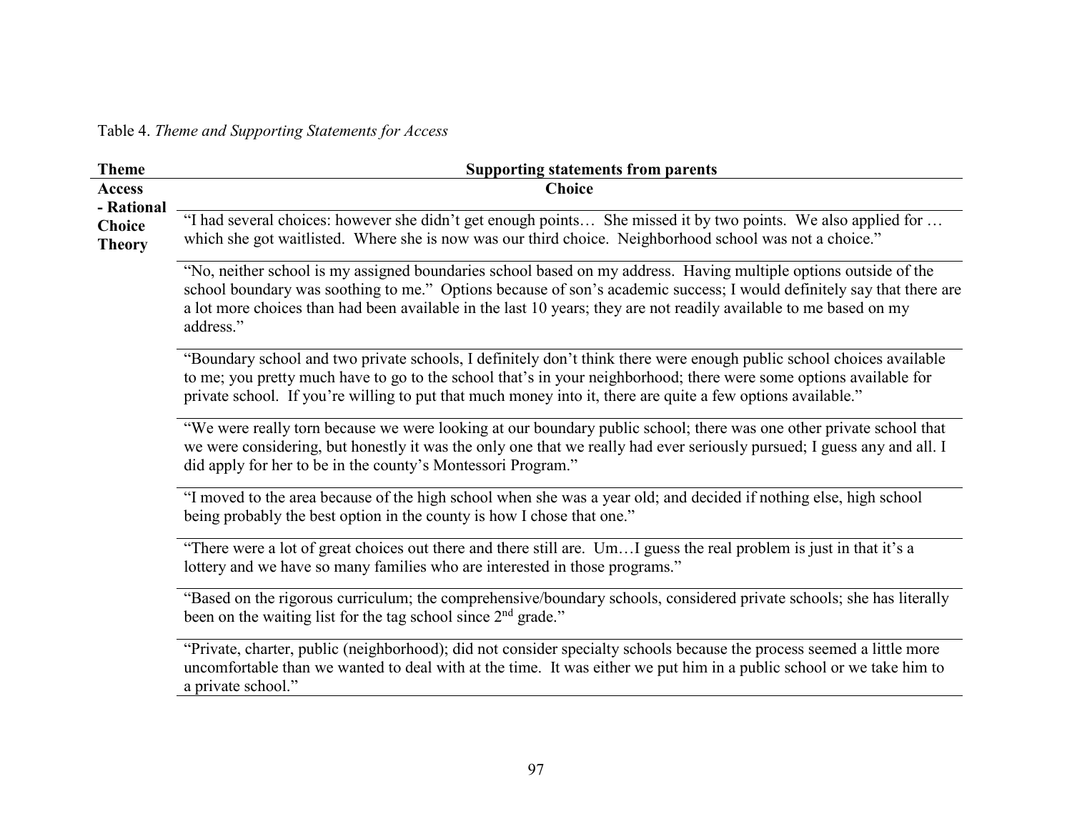Table 4. *Theme and Supporting Statements for Access*

| Theme | Supporting statements from parents |
| --- | --- |
| **Access - Rational Choice Theory** | **Choice** |
| | "I had several choices: however she didn't get enough points… She missed it by two points. We also applied for … which she got waitlisted. Where she is now was our third choice. Neighborhood school was not a choice." |
| | "No, neither school is my assigned boundaries school based on my address. Having multiple options outside of the school boundary was soothing to me." Options because of son's academic success; I would definitely say that there are a lot more choices than had been available in the last 10 years; they are not readily available to me based on my address." |
| | "Boundary school and two private schools, I definitely don't think there were enough public school choices available to me; you pretty much have to go to the school that's in your neighborhood; there were some options available for private school. If you're willing to put that much money into it, there are quite a few options available." |
| | "We were really torn because we were looking at our boundary public school; there was one other private school that we were considering, but honestly it was the only one that we really had ever seriously pursued; I guess any and all. I did apply for her to be in the county's Montessori Program." |
| | "I moved to the area because of the high school when she was a year old; and decided if nothing else, high school being probably the best option in the county is how I chose that one." |
| | "There were a lot of great choices out there and there still are. Um…I guess the real problem is just in that it's a lottery and we have so many families who are interested in those programs." |
| | "Based on the rigorous curriculum; the comprehensive/boundary schools, considered private schools; she has literally been on the waiting list for the tag school since 2nd grade." |
| | "Private, charter, public (neighborhood); did not consider specialty schools because the process seemed a little more uncomfortable than we wanted to deal with at the time. It was either we put him in a public school or we take him to a private school." |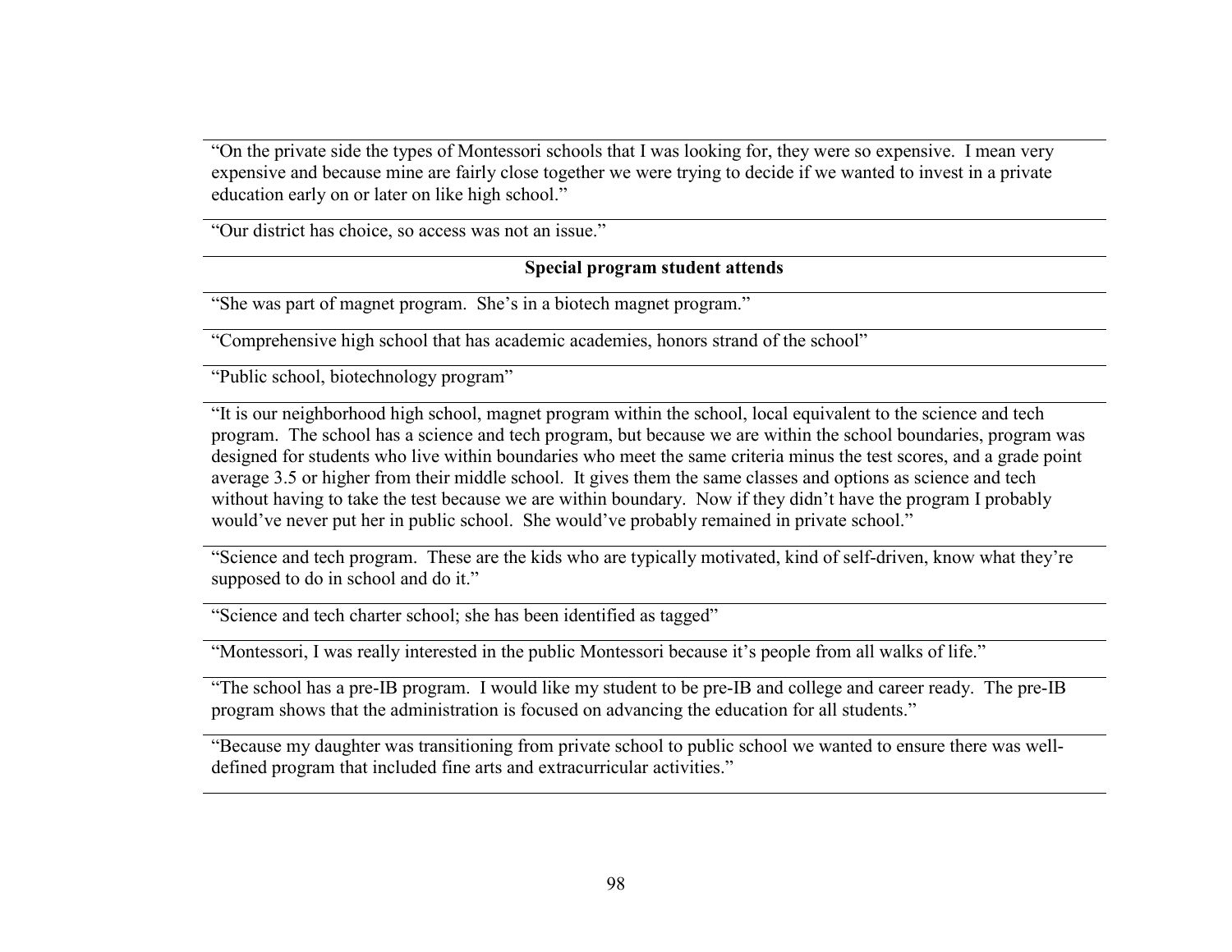| |
|---|
| "On the private side the types of Montessori schools that I was looking for, they were so expensive. I mean very expensive and because mine are fairly close together we were trying to decide if we wanted to invest in a private education early on or later on like high school." |
| "Our district has choice, so access was not an issue." |
| **Special program student attends** |
| "She was part of magnet program. She's in a biotech magnet program." |
| "Comprehensive high school that has academic academies, honors strand of the school" |
| "Public school, biotechnology program" |
| "It is our neighborhood high school, magnet program within the school, local equivalent to the science and tech program. The school has a science and tech program, but because we are within the school boundaries, program was designed for students who live within boundaries who meet the same criteria minus the test scores, and a grade point average 3.5 or higher from their middle school. It gives them the same classes and options as science and tech without having to take the test because we are within boundary. Now if they didn't have the program I probably would've never put her in public school. She would've probably remained in private school." |
| "Science and tech program. These are the kids who are typically motivated, kind of self-driven, know what they're supposed to do in school and do it." |
| "Science and tech charter school; she has been identified as tagged" |
| "Montessori, I was really interested in the public Montessori because it's people from all walks of life." |
| "The school has a pre-IB program. I would like my student to be pre-IB and college and career ready. The pre-IB program shows that the administration is focused on advancing the education for all students." |
| "Because my daughter was transitioning from private school to public school we wanted to ensure there was well-defined program that included fine arts and extracurricular activities." |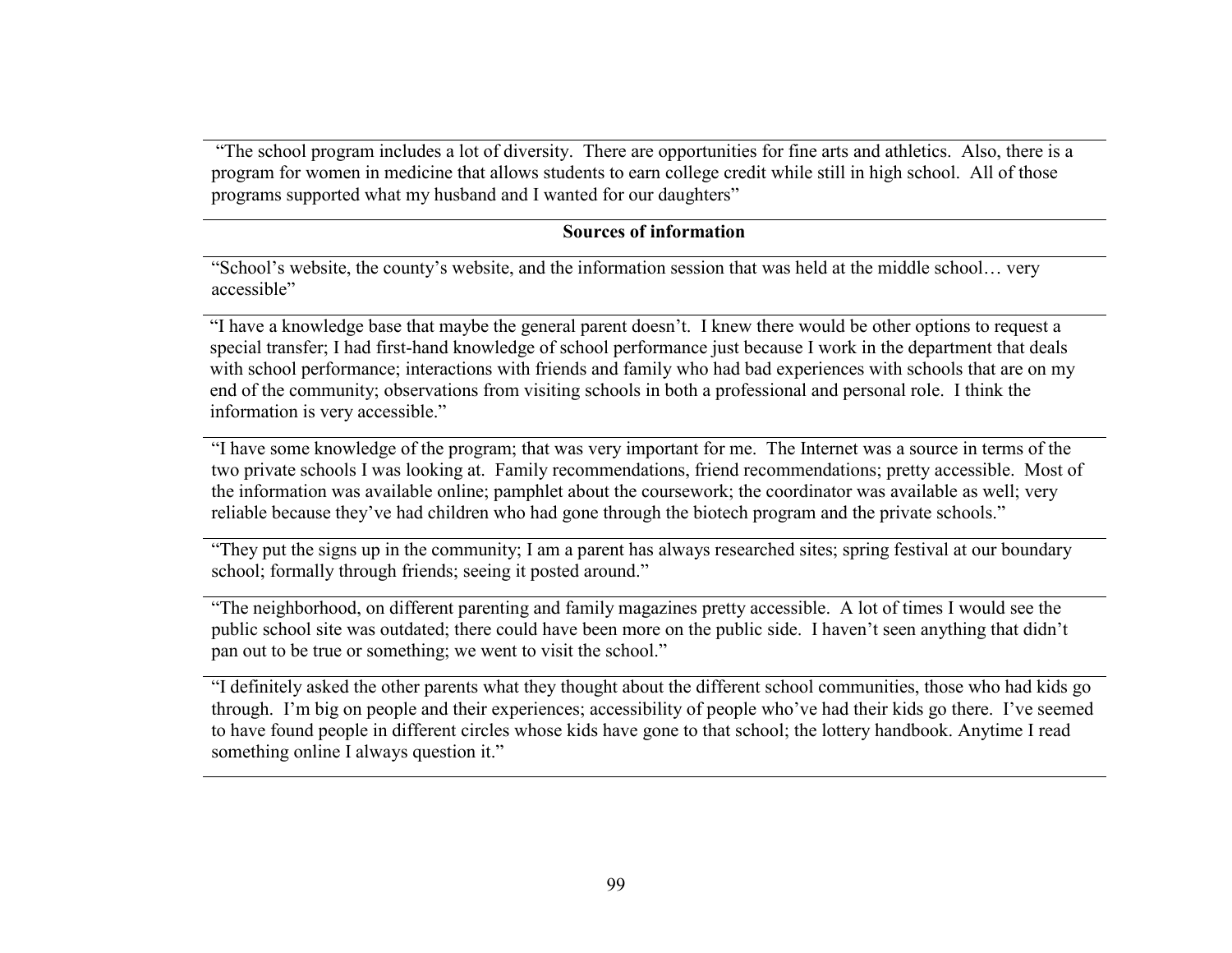| "The school program includes a lot of diversity. There are opportunities for fine arts and athletics. Also, there is a program for women in medicine that allows students to earn college credit while still in high school. All of those programs supported what my husband and I wanted for our daughters" |
|---|
| **Sources of information** |
| "School's website, the county's website, and the information session that was held at the middle school… very accessible" |
| "I have a knowledge base that maybe the general parent doesn't. I knew there would be other options to request a special transfer; I had first-hand knowledge of school performance just because I work in the department that deals with school performance; interactions with friends and family who had bad experiences with schools that are on my end of the community; observations from visiting schools in both a professional and personal role. I think the information is very accessible." |
| "I have some knowledge of the program; that was very important for me. The Internet was a source in terms of the two private schools I was looking at. Family recommendations, friend recommendations; pretty accessible. Most of the information was available online; pamphlet about the coursework; the coordinator was available as well; very reliable because they've had children who had gone through the biotech program and the private schools." |
| "They put the signs up in the community; I am a parent has always researched sites; spring festival at our boundary school; formally through friends; seeing it posted around." |
| "The neighborhood, on different parenting and family magazines pretty accessible. A lot of times I would see the public school site was outdated; there could have been more on the public side. I haven't seen anything that didn't pan out to be true or something; we went to visit the school." |
| "I definitely asked the other parents what they thought about the different school communities, those who had kids go through. I'm big on people and their experiences; accessibility of people who've had their kids go there. I've seemed to have found people in different circles whose kids have gone to that school; the lottery handbook. Anytime I read something online I always question it." |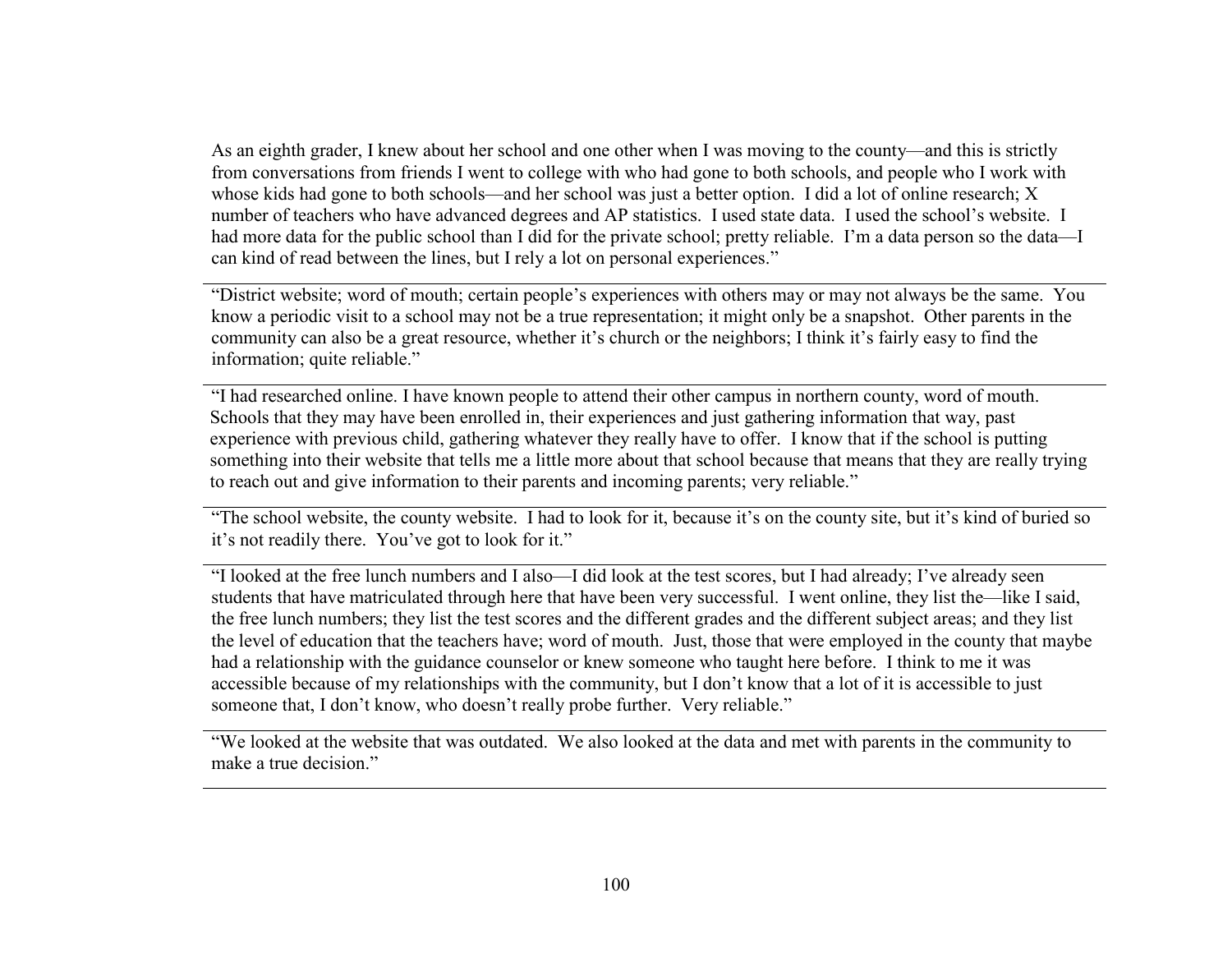As an eighth grader, I knew about her school and one other when I was moving to the county—and this is strictly from conversations from friends I went to college with who had gone to both schools, and people who I work with whose kids had gone to both schools—and her school was just a better option. I did a lot of online research; X number of teachers who have advanced degrees and AP statistics. I used state data. I used the school's website. I had more data for the public school than I did for the private school; pretty reliable. I'm a data person so the data—I can kind of read between the lines, but I rely a lot on personal experiences."

---

"District website; word of mouth; certain people's experiences with others may or may not always be the same. You know a periodic visit to a school may not be a true representation; it might only be a snapshot. Other parents in the community can also be a great resource, whether it's church or the neighbors; I think it's fairly easy to find the information; quite reliable."

---

"I had researched online. I have known people to attend their other campus in northern county, word of mouth. Schools that they may have been enrolled in, their experiences and just gathering information that way, past experience with previous child, gathering whatever they really have to offer. I know that if the school is putting something into their website that tells me a little more about that school because that means that they are really trying to reach out and give information to their parents and incoming parents; very reliable."

---

"The school website, the county website. I had to look for it, because it's on the county site, but it's kind of buried so it's not readily there. You've got to look for it."

---

"I looked at the free lunch numbers and I also—I did look at the test scores, but I had already; I've already seen students that have matriculated through here that have been very successful. I went online, they list the—like I said, the free lunch numbers; they list the test scores and the different grades and the different subject areas; and they list the level of education that the teachers have; word of mouth. Just, those that were employed in the county that maybe had a relationship with the guidance counselor or knew someone who taught here before. I think to me it was accessible because of my relationships with the community, but I don't know that a lot of it is accessible to just someone that, I don't know, who doesn't really probe further. Very reliable."

---

"We looked at the website that was outdated. We also looked at the data and met with parents in the community to make a true decision."

---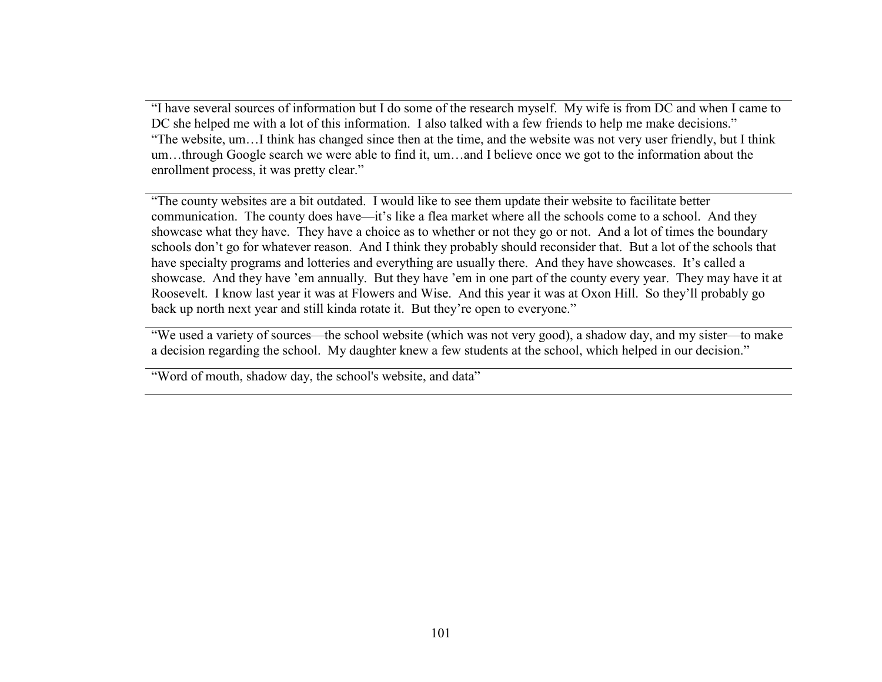"I have several sources of information but I do some of the research myself. My wife is from DC and when I came to DC she helped me with a lot of this information. I also talked with a few friends to help me make decisions."
"The website, um…I think has changed since then at the time, and the website was not very user friendly, but I think um…through Google search we were able to find it, um…and I believe once we got to the information about the enrollment process, it was pretty clear."

"The county websites are a bit outdated. I would like to see them update their website to facilitate better communication. The county does have—it's like a flea market where all the schools come to a school. And they showcase what they have. They have a choice as to whether or not they go or not. And a lot of times the boundary schools don't go for whatever reason. And I think they probably should reconsider that. But a lot of the schools that have specialty programs and lotteries and everything are usually there. And they have showcases. It's called a showcase. And they have 'em annually. But they have 'em in one part of the county every year. They may have it at Roosevelt. I know last year it was at Flowers and Wise. And this year it was at Oxon Hill. So they'll probably go back up north next year and still kinda rotate it. But they're open to everyone."

"We used a variety of sources—the school website (which was not very good), a shadow day, and my sister—to make a decision regarding the school. My daughter knew a few students at the school, which helped in our decision."

"Word of mouth, shadow day, the school's website, and data"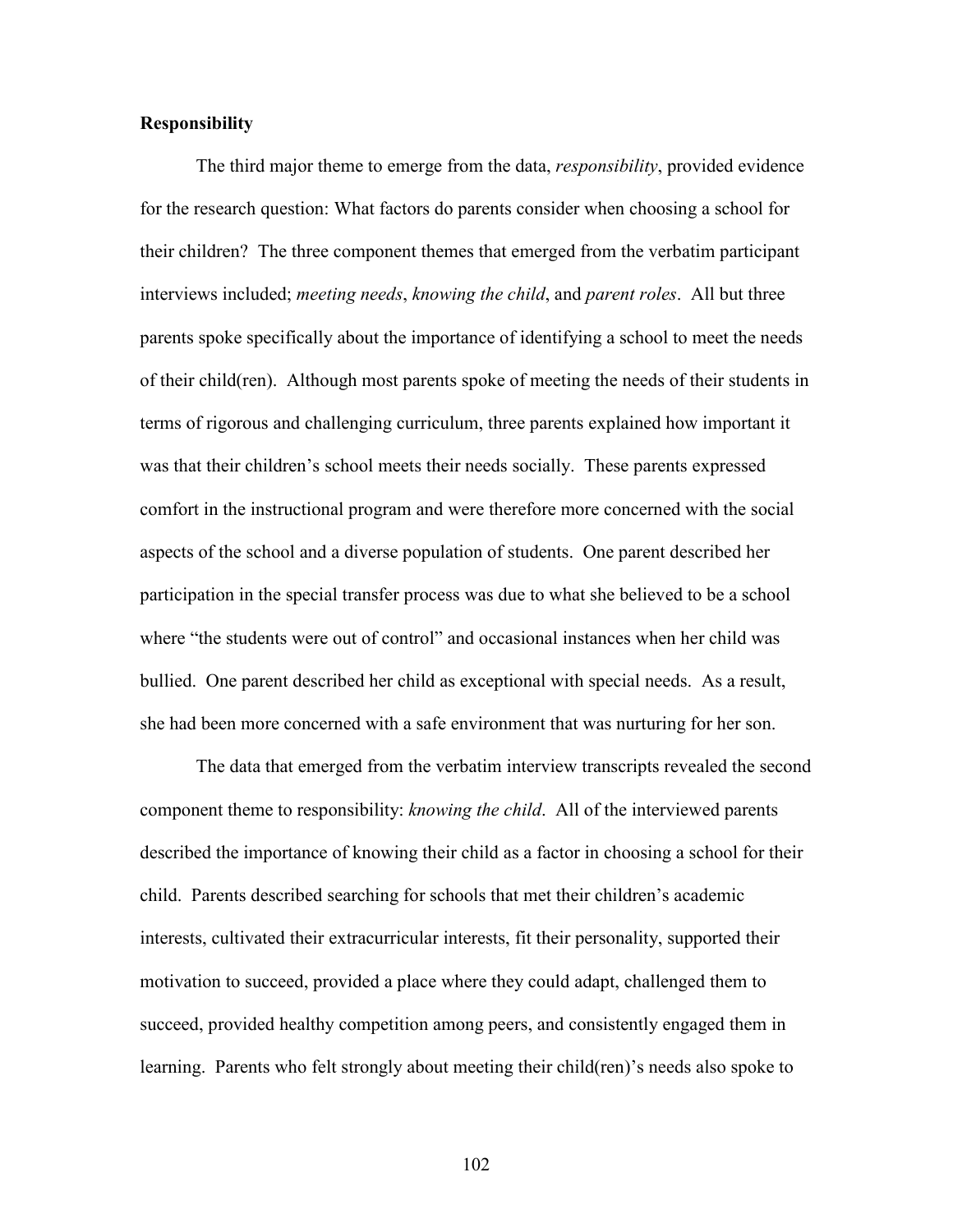**Responsibility**

The third major theme to emerge from the data, *responsibility*, provided evidence for the research question: What factors do parents consider when choosing a school for their children? The three component themes that emerged from the verbatim participant interviews included; *meeting needs*, *knowing the child*, and *parent roles*. All but three parents spoke specifically about the importance of identifying a school to meet the needs of their child(ren). Although most parents spoke of meeting the needs of their students in terms of rigorous and challenging curriculum, three parents explained how important it was that their children's school meets their needs socially. These parents expressed comfort in the instructional program and were therefore more concerned with the social aspects of the school and a diverse population of students. One parent described her participation in the special transfer process was due to what she believed to be a school where "the students were out of control" and occasional instances when her child was bullied. One parent described her child as exceptional with special needs. As a result, she had been more concerned with a safe environment that was nurturing for her son.

The data that emerged from the verbatim interview transcripts revealed the second component theme to responsibility: *knowing the child*. All of the interviewed parents described the importance of knowing their child as a factor in choosing a school for their child. Parents described searching for schools that met their children's academic interests, cultivated their extracurricular interests, fit their personality, supported their motivation to succeed, provided a place where they could adapt, challenged them to succeed, provided healthy competition among peers, and consistently engaged them in learning. Parents who felt strongly about meeting their child(ren)'s needs also spoke to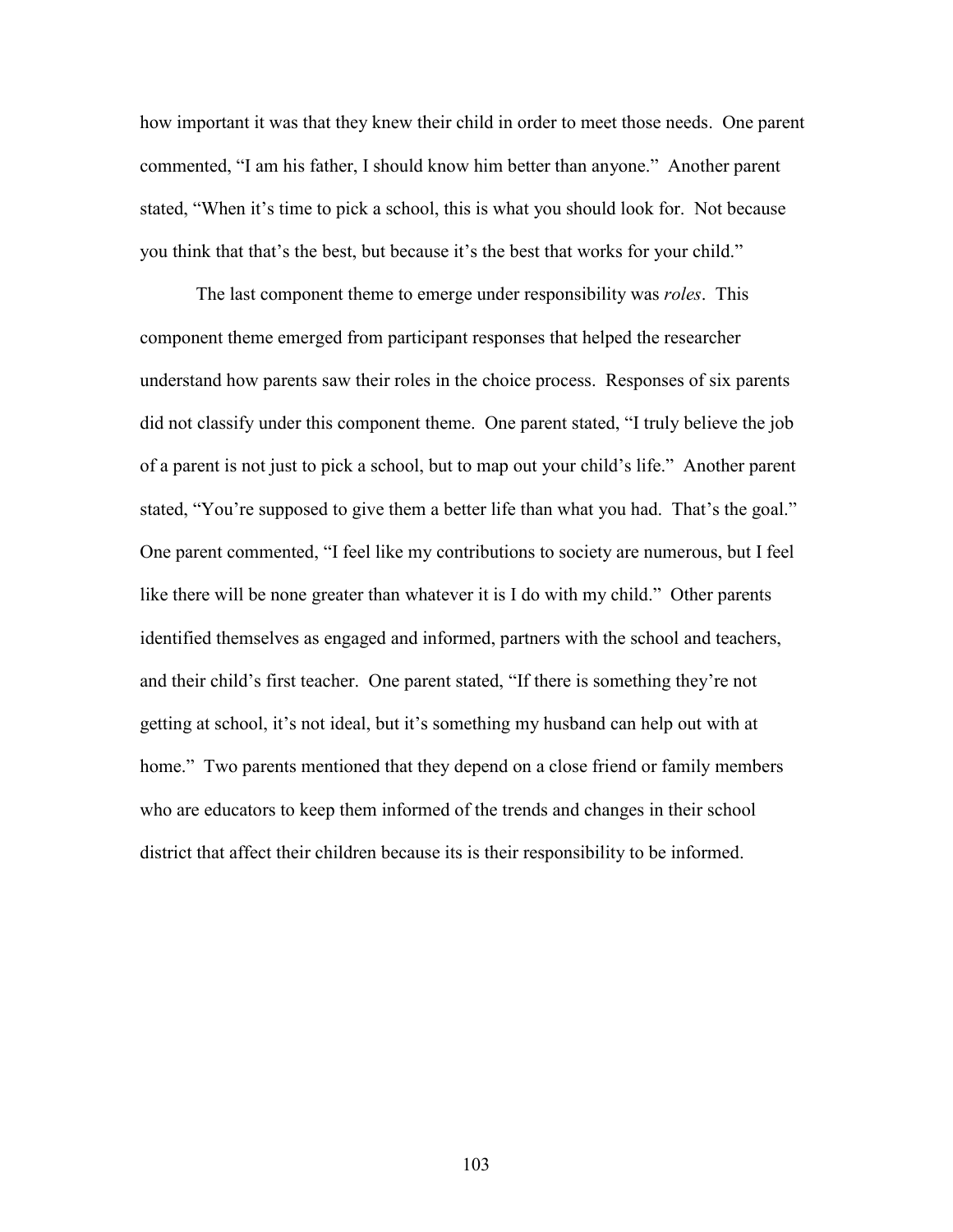how important it was that they knew their child in order to meet those needs. One parent commented, "I am his father, I should know him better than anyone." Another parent stated, "When it's time to pick a school, this is what you should look for. Not because you think that that's the best, but because it's the best that works for your child."

The last component theme to emerge under responsibility was *roles*. This component theme emerged from participant responses that helped the researcher understand how parents saw their roles in the choice process. Responses of six parents did not classify under this component theme. One parent stated, "I truly believe the job of a parent is not just to pick a school, but to map out your child's life." Another parent stated, "You're supposed to give them a better life than what you had. That's the goal." One parent commented, "I feel like my contributions to society are numerous, but I feel like there will be none greater than whatever it is I do with my child." Other parents identified themselves as engaged and informed, partners with the school and teachers, and their child's first teacher. One parent stated, "If there is something they're not getting at school, it's not ideal, but it's something my husband can help out with at home." Two parents mentioned that they depend on a close friend or family members who are educators to keep them informed of the trends and changes in their school district that affect their children because its is their responsibility to be informed.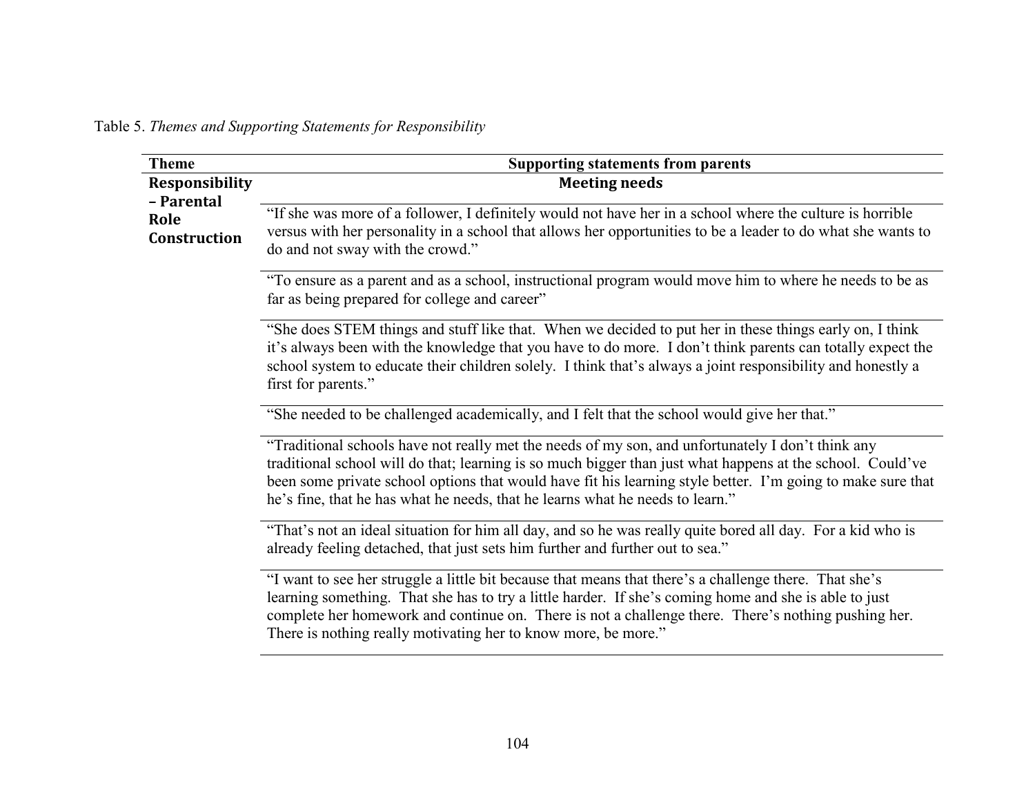Table 5. *Themes and Supporting Statements for Responsibility*

| Theme | Supporting statements from parents |
| --- | --- |
| **Responsibility – Parental Role Construction** | **Meeting needs** |
| | "If she was more of a follower, I definitely would not have her in a school where the culture is horrible versus with her personality in a school that allows her opportunities to be a leader to do what she wants to do and not sway with the crowd." |
| | "To ensure as a parent and as a school, instructional program would move him to where he needs to be as far as being prepared for college and career" |
| | "She does STEM things and stuff like that. When we decided to put her in these things early on, I think it's always been with the knowledge that you have to do more. I don't think parents can totally expect the school system to educate their children solely. I think that's always a joint responsibility and honestly a first for parents." |
| | "She needed to be challenged academically, and I felt that the school would give her that." |
| | "Traditional schools have not really met the needs of my son, and unfortunately I don't think any traditional school will do that; learning is so much bigger than just what happens at the school. Could've been some private school options that would have fit his learning style better. I'm going to make sure that he's fine, that he has what he needs, that he learns what he needs to learn." |
| | "That's not an ideal situation for him all day, and so he was really quite bored all day. For a kid who is already feeling detached, that just sets him further and further out to sea." |
| | "I want to see her struggle a little bit because that means that there's a challenge there. That she's learning something. That she has to try a little harder. If she's coming home and she is able to just complete her homework and continue on. There is not a challenge there. There's nothing pushing her. There is nothing really motivating her to know more, be more." |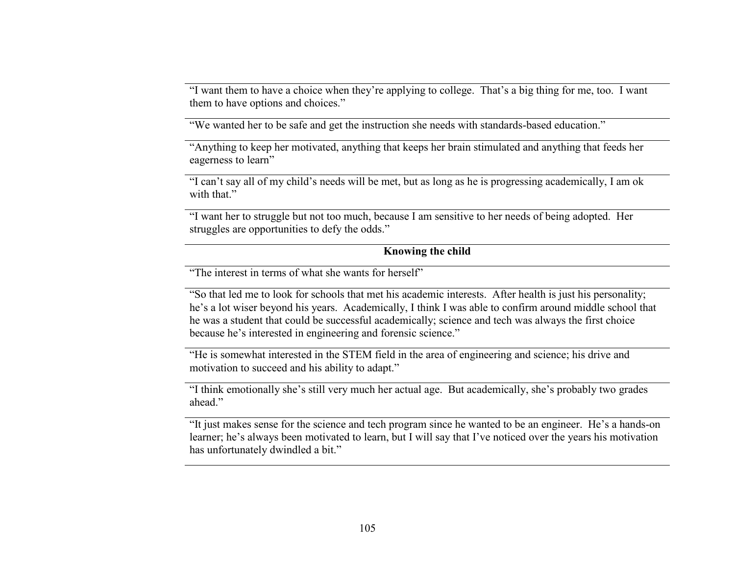| |
|---|
| "I want them to have a choice when they're applying to college. That's a big thing for me, too. I want them to have options and choices." |
| "We wanted her to be safe and get the instruction she needs with standards-based education." |
| "Anything to keep her motivated, anything that keeps her brain stimulated and anything that feeds her eagerness to learn" |
| "I can't say all of my child's needs will be met, but as long as he is progressing academically, I am ok with that." |
| "I want her to struggle but not too much, because I am sensitive to her needs of being adopted. Her struggles are opportunities to defy the odds." |
| **Knowing the child** |
| "The interest in terms of what she wants for herself" |
| "So that led me to look for schools that met his academic interests. After health is just his personality; he's a lot wiser beyond his years. Academically, I think I was able to confirm around middle school that he was a student that could be successful academically; science and tech was always the first choice because he's interested in engineering and forensic science." |
| "He is somewhat interested in the STEM field in the area of engineering and science; his drive and motivation to succeed and his ability to adapt." |
| "I think emotionally she's still very much her actual age. But academically, she's probably two grades ahead." |
| "It just makes sense for the science and tech program since he wanted to be an engineer. He's a hands-on learner; he's always been motivated to learn, but I will say that I've noticed over the years his motivation has unfortunately dwindled a bit." |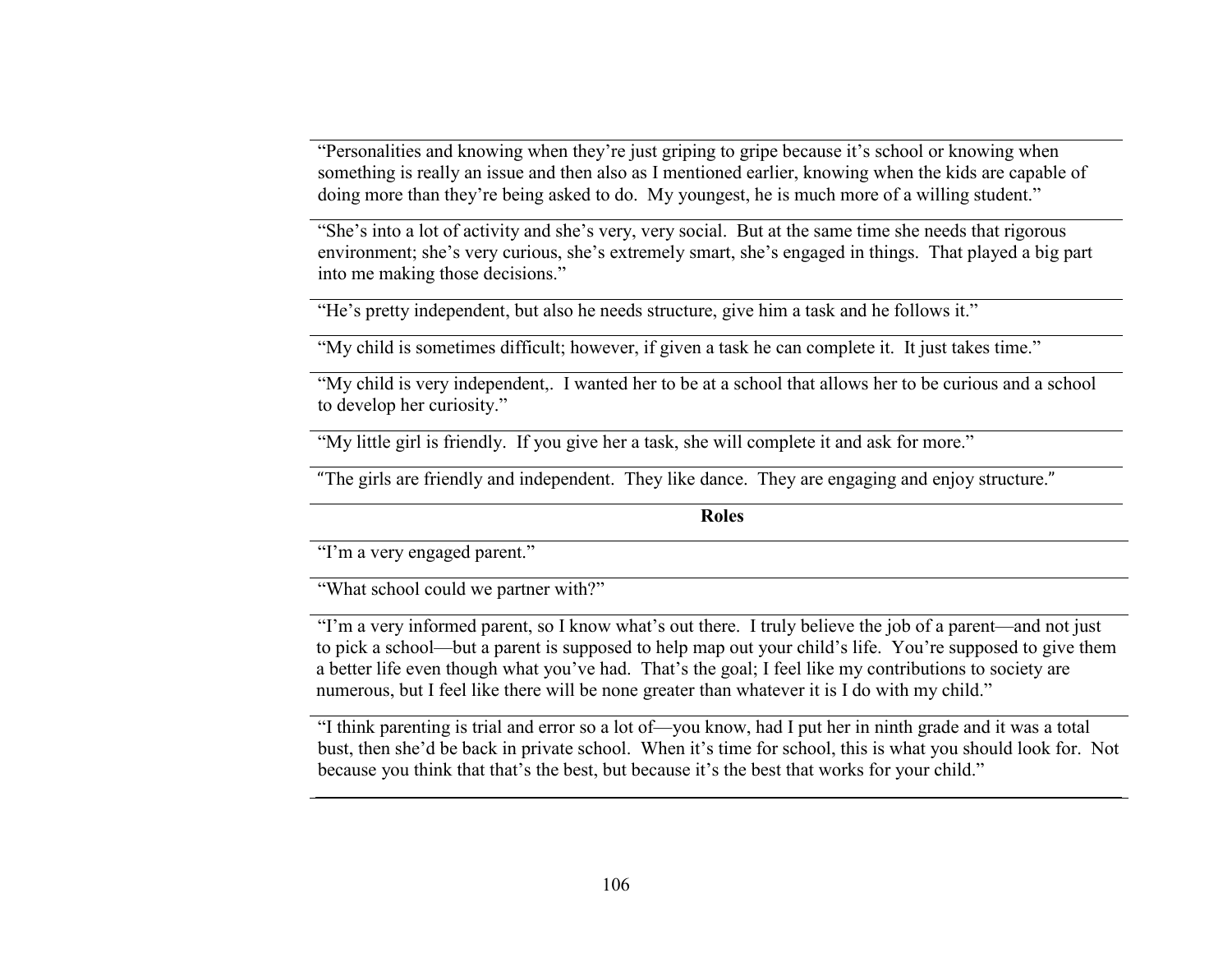| |
|---|
| "Personalities and knowing when they're just griping to gripe because it's school or knowing when something is really an issue and then also as I mentioned earlier, knowing when the kids are capable of doing more than they're being asked to do. My youngest, he is much more of a willing student." |
| "She's into a lot of activity and she's very, very social. But at the same time she needs that rigorous environment; she's very curious, she's extremely smart, she's engaged in things. That played a big part into me making those decisions." |
| "He's pretty independent, but also he needs structure, give him a task and he follows it." |
| "My child is sometimes difficult; however, if given a task he can complete it. It just takes time." |
| "My child is very independent,. I wanted her to be at a school that allows her to be curious and a school to develop her curiosity." |
| "My little girl is friendly. If you give her a task, she will complete it and ask for more." |
| "The girls are friendly and independent. They like dance. They are engaging and enjoy structure." |
| **Roles** |
| "I'm a very engaged parent." |
| "What school could we partner with?" |
| "I'm a very informed parent, so I know what's out there. I truly believe the job of a parent—and not just to pick a school—but a parent is supposed to help map out your child's life. You're supposed to give them a better life even though what you've had. That's the goal; I feel like my contributions to society are numerous, but I feel like there will be none greater than whatever it is I do with my child." |
| "I think parenting is trial and error so a lot of—you know, had I put her in ninth grade and it was a total bust, then she'd be back in private school. When it's time for school, this is what you should look for. Not because you think that that's the best, but because it's the best that works for your child." |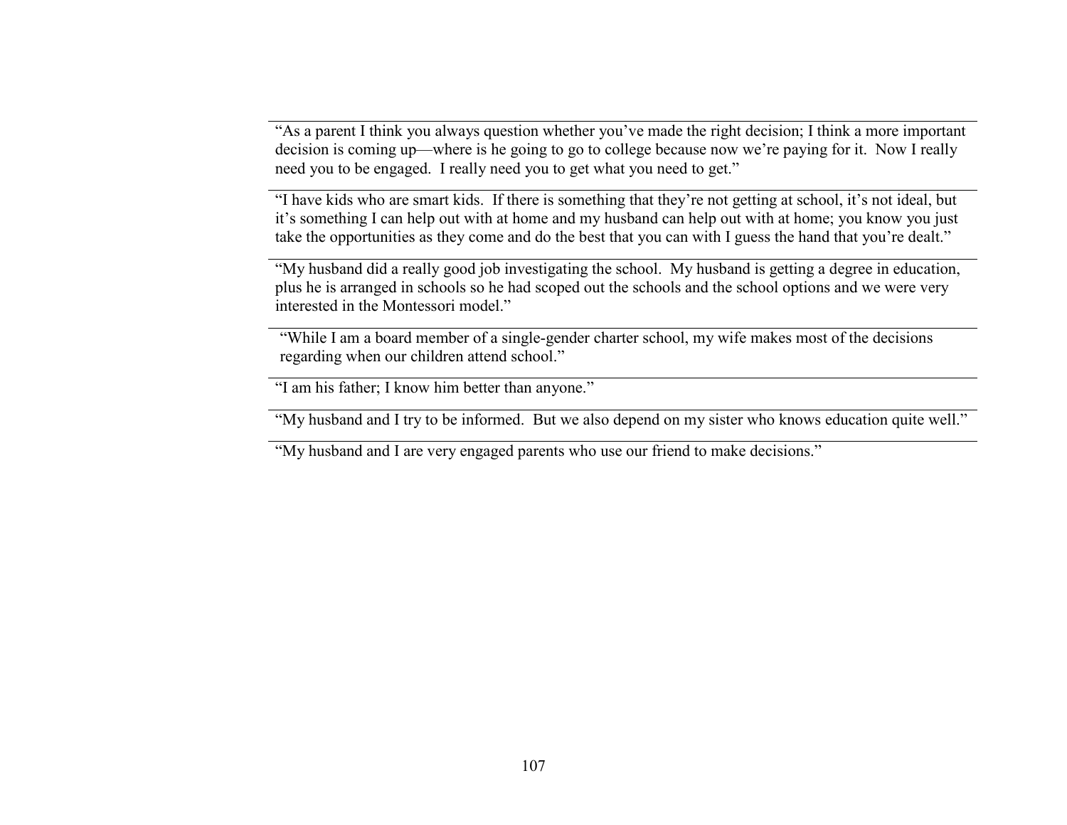"As a parent I think you always question whether you've made the right decision; I think a more important decision is coming up—where is he going to go to college because now we're paying for it. Now I really need you to be engaged. I really need you to get what you need to get."

"I have kids who are smart kids. If there is something that they're not getting at school, it's not ideal, but it's something I can help out with at home and my husband can help out with at home; you know you just take the opportunities as they come and do the best that you can with I guess the hand that you're dealt."

"My husband did a really good job investigating the school. My husband is getting a degree in education, plus he is arranged in schools so he had scoped out the schools and the school options and we were very interested in the Montessori model."

"While I am a board member of a single-gender charter school, my wife makes most of the decisions regarding when our children attend school."

"I am his father; I know him better than anyone."

"My husband and I try to be informed. But we also depend on my sister who knows education quite well."

"My husband and I are very engaged parents who use our friend to make decisions."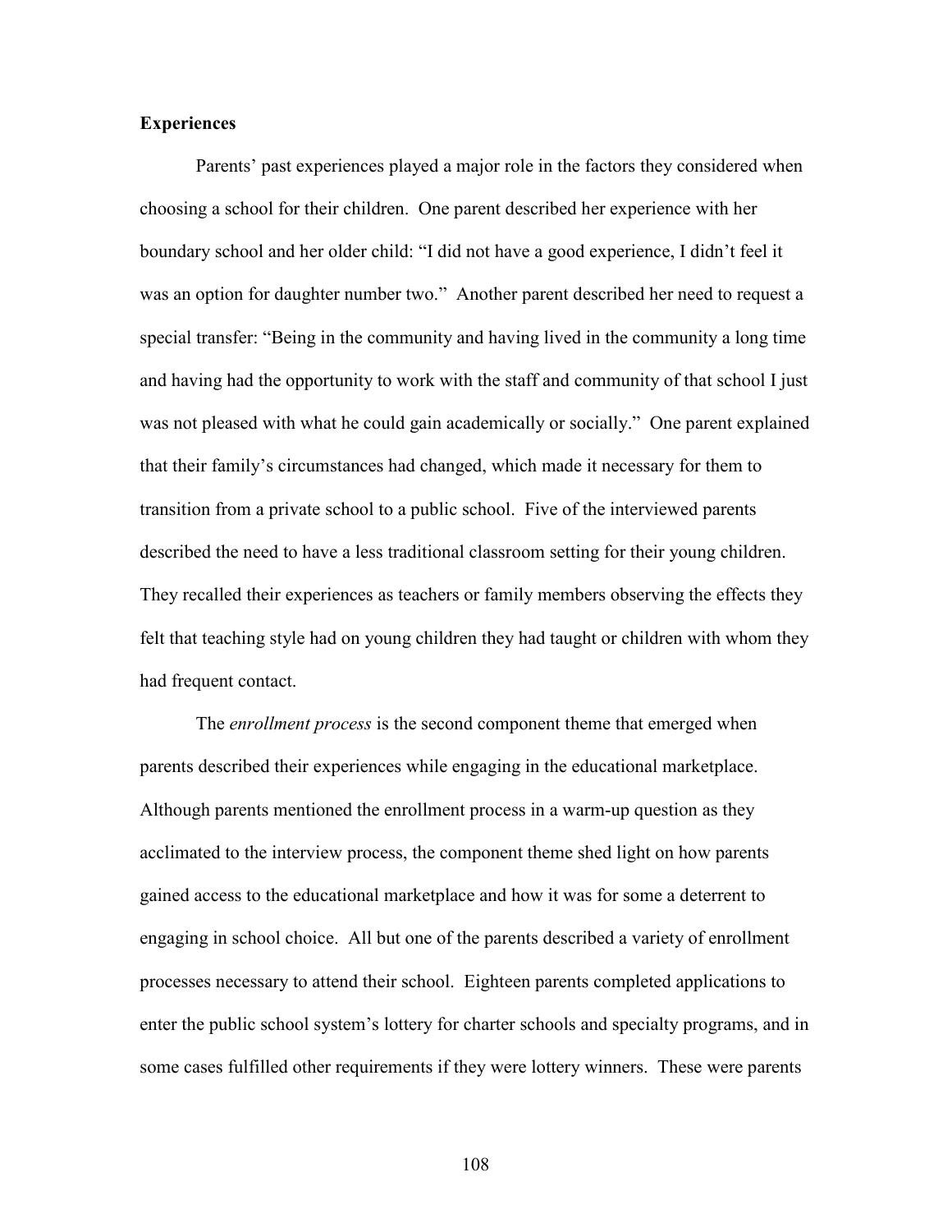**Experiences**

Parents' past experiences played a major role in the factors they considered when choosing a school for their children. One parent described her experience with her boundary school and her older child: "I did not have a good experience, I didn't feel it was an option for daughter number two." Another parent described her need to request a special transfer: "Being in the community and having lived in the community a long time and having had the opportunity to work with the staff and community of that school I just was not pleased with what he could gain academically or socially." One parent explained that their family's circumstances had changed, which made it necessary for them to transition from a private school to a public school. Five of the interviewed parents described the need to have a less traditional classroom setting for their young children. They recalled their experiences as teachers or family members observing the effects they felt that teaching style had on young children they had taught or children with whom they had frequent contact.

The *enrollment process* is the second component theme that emerged when parents described their experiences while engaging in the educational marketplace. Although parents mentioned the enrollment process in a warm-up question as they acclimated to the interview process, the component theme shed light on how parents gained access to the educational marketplace and how it was for some a deterrent to engaging in school choice. All but one of the parents described a variety of enrollment processes necessary to attend their school. Eighteen parents completed applications to enter the public school system's lottery for charter schools and specialty programs, and in some cases fulfilled other requirements if they were lottery winners. These were parents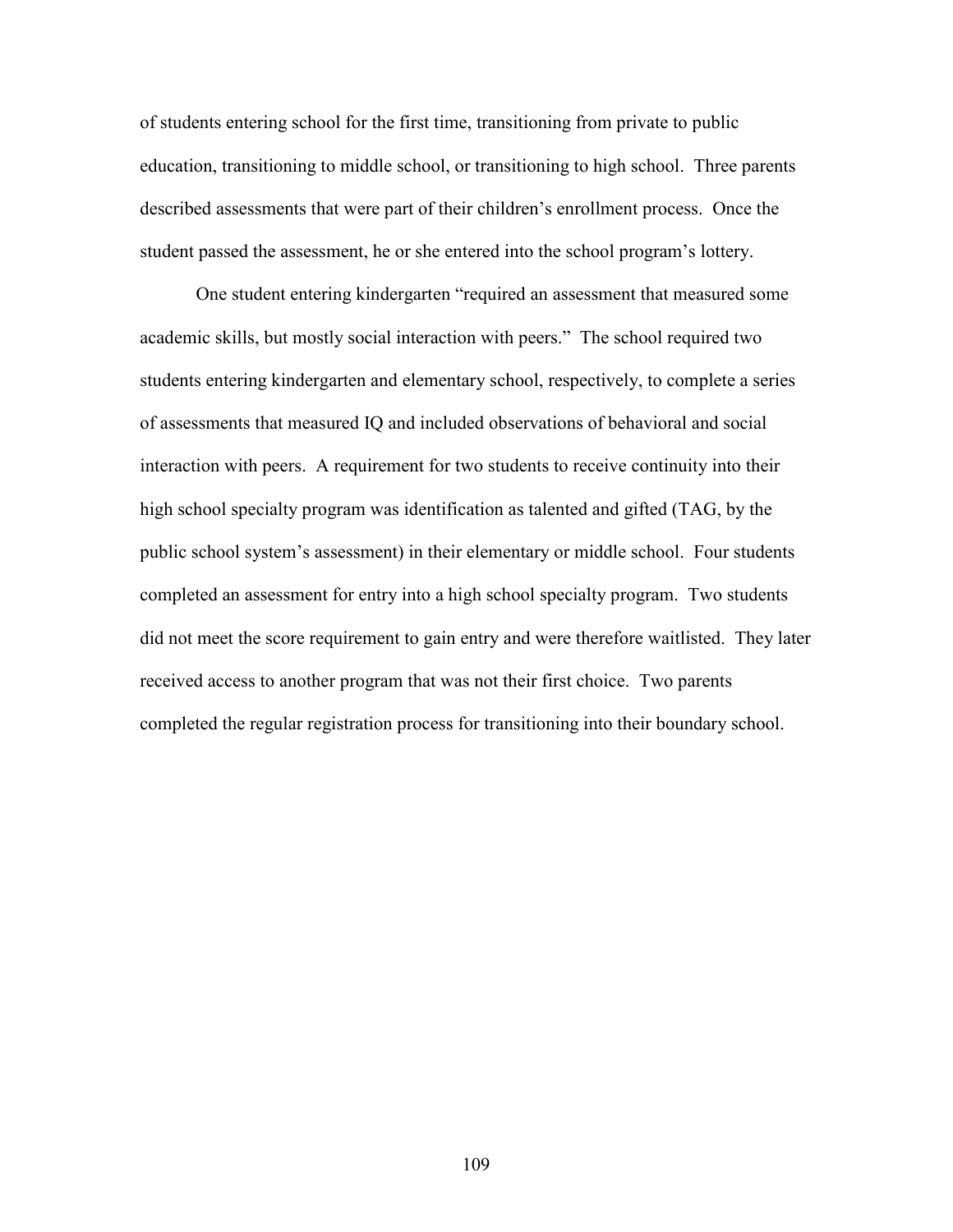of students entering school for the first time, transitioning from private to public education, transitioning to middle school, or transitioning to high school. Three parents described assessments that were part of their children's enrollment process. Once the student passed the assessment, he or she entered into the school program's lottery.

One student entering kindergarten "required an assessment that measured some academic skills, but mostly social interaction with peers." The school required two students entering kindergarten and elementary school, respectively, to complete a series of assessments that measured IQ and included observations of behavioral and social interaction with peers. A requirement for two students to receive continuity into their high school specialty program was identification as talented and gifted (TAG, by the public school system's assessment) in their elementary or middle school. Four students completed an assessment for entry into a high school specialty program. Two students did not meet the score requirement to gain entry and were therefore waitlisted. They later received access to another program that was not their first choice. Two parents completed the regular registration process for transitioning into their boundary school.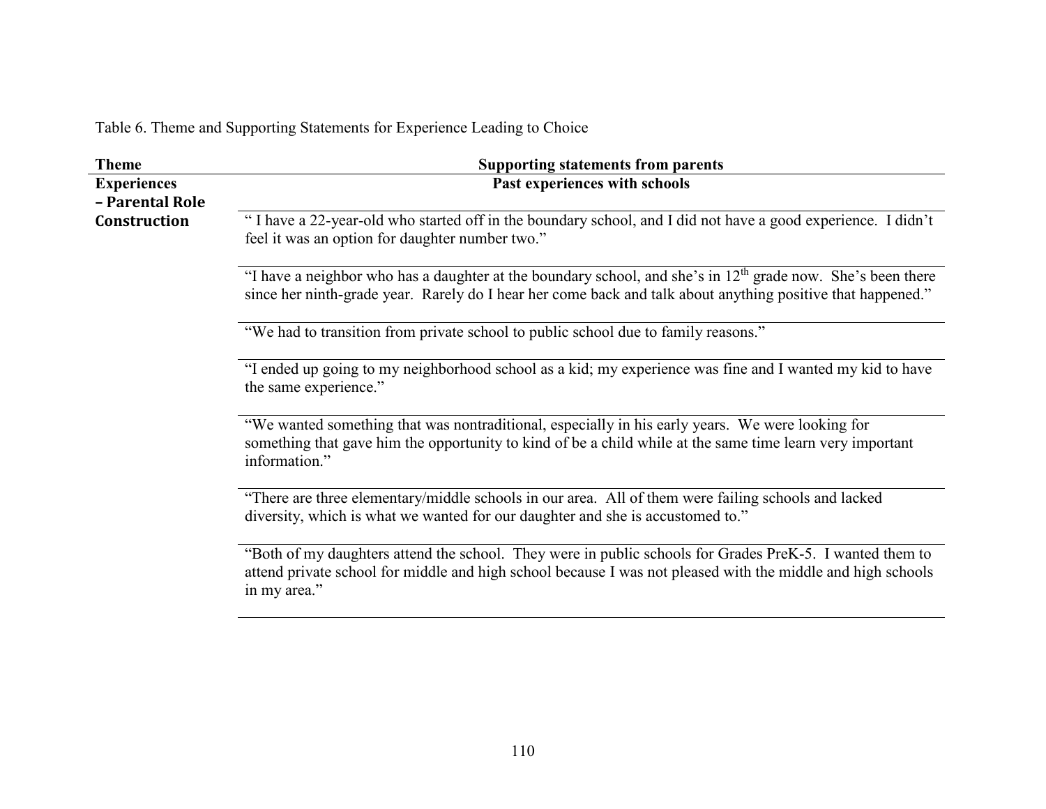Table 6. Theme and Supporting Statements for Experience Leading to Choice

| Theme | Supporting statements from parents |
|---|---|
| **Experiences – Parental Role Construction** | **Past experiences with schools** |
| | " I have a 22-year-old who started off in the boundary school, and I did not have a good experience. I didn't feel it was an option for daughter number two." |
| | "I have a neighbor who has a daughter at the boundary school, and she's in 12th grade now. She's been there since her ninth-grade year. Rarely do I hear her come back and talk about anything positive that happened." |
| | "We had to transition from private school to public school due to family reasons." |
| | "I ended up going to my neighborhood school as a kid; my experience was fine and I wanted my kid to have the same experience." |
| | "We wanted something that was nontraditional, especially in his early years. We were looking for something that gave him the opportunity to kind of be a child while at the same time learn very important information." |
| | "There are three elementary/middle schools in our area. All of them were failing schools and lacked diversity, which is what we wanted for our daughter and she is accustomed to." |
| | "Both of my daughters attend the school. They were in public schools for Grades PreK-5. I wanted them to attend private school for middle and high school because I was not pleased with the middle and high schools in my area." |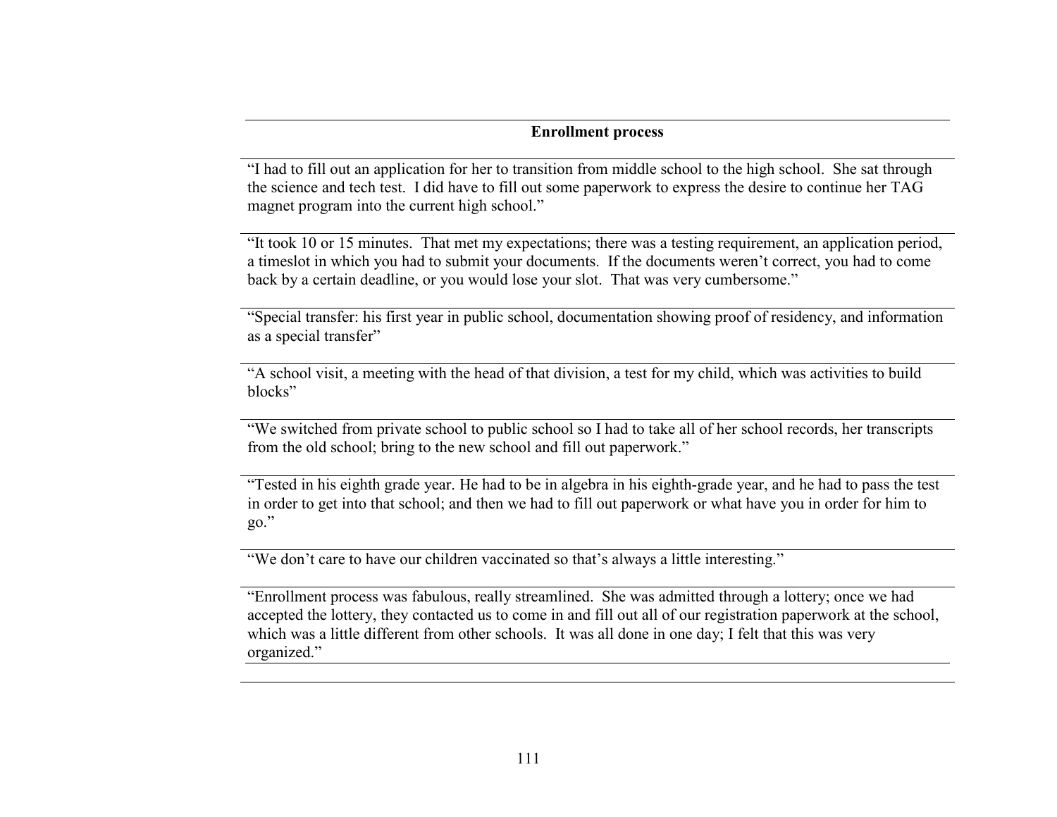| Enrollment process |
| --- |
| "I had to fill out an application for her to transition from middle school to the high school. She sat through the science and tech test. I did have to fill out some paperwork to express the desire to continue her TAG magnet program into the current high school." |
| "It took 10 or 15 minutes. That met my expectations; there was a testing requirement, an application period, a timeslot in which you had to submit your documents. If the documents weren't correct, you had to come back by a certain deadline, or you would lose your slot. That was very cumbersome." |
| "Special transfer: his first year in public school, documentation showing proof of residency, and information as a special transfer" |
| "A school visit, a meeting with the head of that division, a test for my child, which was activities to build blocks" |
| "We switched from private school to public school so I had to take all of her school records, her transcripts from the old school; bring to the new school and fill out paperwork." |
| "Tested in his eighth grade year. He had to be in algebra in his eighth-grade year, and he had to pass the test in order to get into that school; and then we had to fill out paperwork or what have you in order for him to go." |
| "We don't care to have our children vaccinated so that's always a little interesting." |
| "Enrollment process was fabulous, really streamlined. She was admitted through a lottery; once we had accepted the lottery, they contacted us to come in and fill out all of our registration paperwork at the school, which was a little different from other schools. It was all done in one day; I felt that this was very organized." |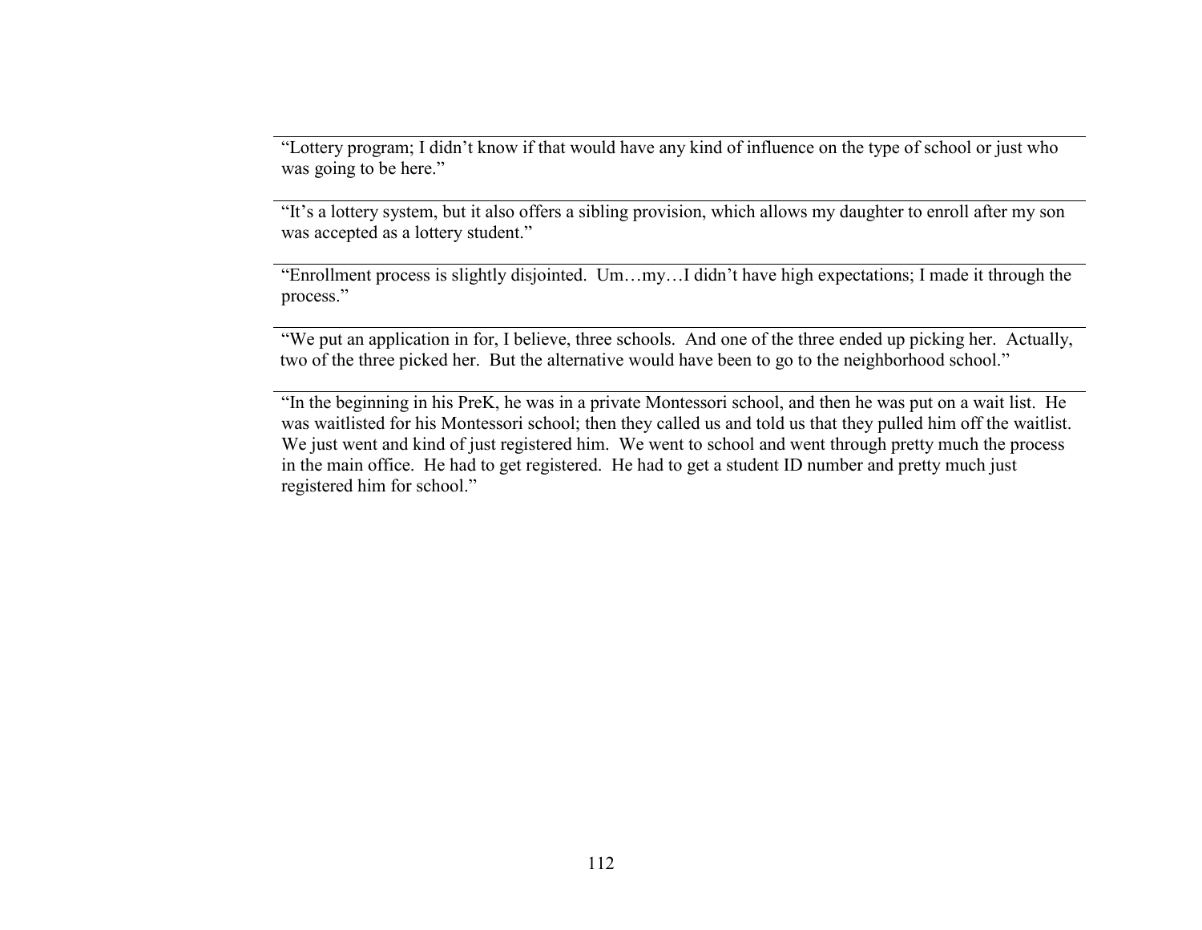"Lottery program; I didn't know if that would have any kind of influence on the type of school or just who was going to be here."

---

"It's a lottery system, but it also offers a sibling provision, which allows my daughter to enroll after my son was accepted as a lottery student."

---

"Enrollment process is slightly disjointed. Um…my…I didn't have high expectations; I made it through the process."

---

"We put an application in for, I believe, three schools. And one of the three ended up picking her. Actually, two of the three picked her. But the alternative would have been to go to the neighborhood school."

---

"In the beginning in his PreK, he was in a private Montessori school, and then he was put on a wait list. He was waitlisted for his Montessori school; then they called us and told us that they pulled him off the waitlist. We just went and kind of just registered him. We went to school and went through pretty much the process in the main office. He had to get registered. He had to get a student ID number and pretty much just registered him for school."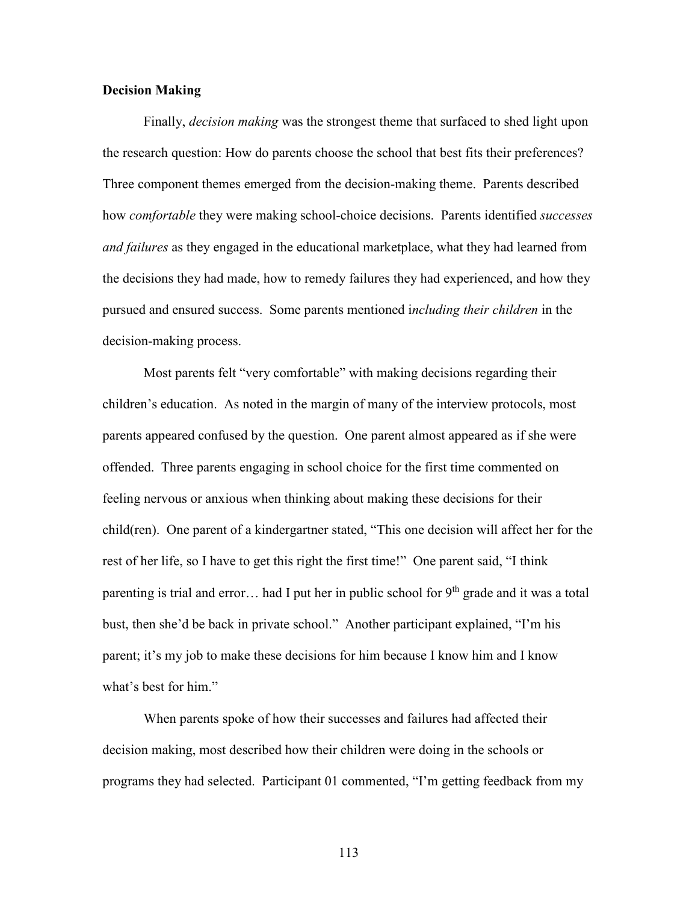**Decision Making**

Finally, *decision making* was the strongest theme that surfaced to shed light upon the research question: How do parents choose the school that best fits their preferences? Three component themes emerged from the decision-making theme. Parents described how *comfortable* they were making school-choice decisions. Parents identified *successes and failures* as they engaged in the educational marketplace, what they had learned from the decisions they had made, how to remedy failures they had experienced, and how they pursued and ensured success. Some parents mentioned i*ncluding their children* in the decision-making process.

Most parents felt "very comfortable" with making decisions regarding their children's education. As noted in the margin of many of the interview protocols, most parents appeared confused by the question. One parent almost appeared as if she were offended. Three parents engaging in school choice for the first time commented on feeling nervous or anxious when thinking about making these decisions for their child(ren). One parent of a kindergartner stated, "This one decision will affect her for the rest of her life, so I have to get this right the first time!" One parent said, "I think parenting is trial and error… had I put her in public school for 9th grade and it was a total bust, then she'd be back in private school." Another participant explained, "I'm his parent; it's my job to make these decisions for him because I know him and I know what's best for him."

When parents spoke of how their successes and failures had affected their decision making, most described how their children were doing in the schools or programs they had selected. Participant 01 commented, "I'm getting feedback from my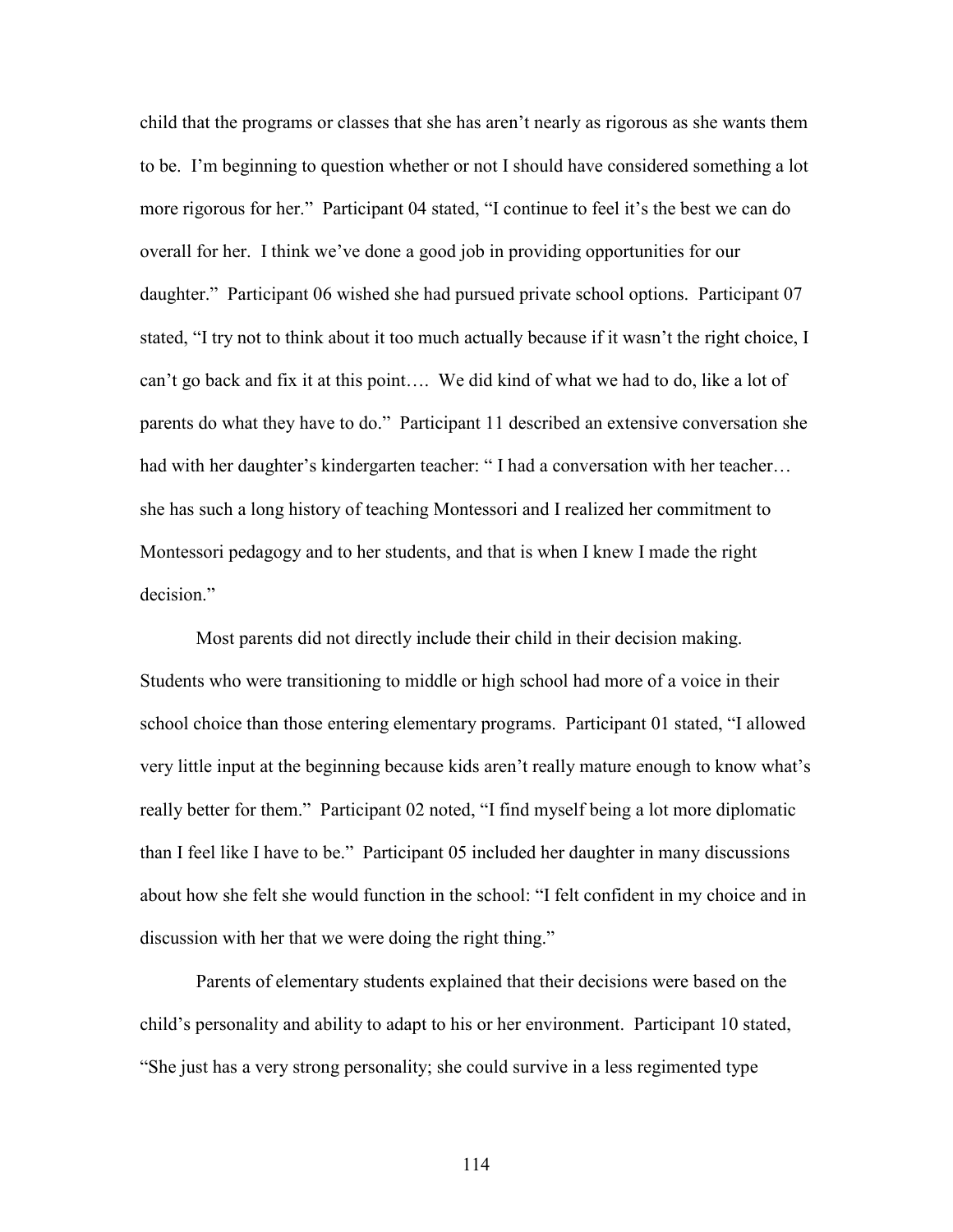child that the programs or classes that she has aren't nearly as rigorous as she wants them to be. I'm beginning to question whether or not I should have considered something a lot more rigorous for her." Participant 04 stated, "I continue to feel it's the best we can do overall for her. I think we've done a good job in providing opportunities for our daughter." Participant 06 wished she had pursued private school options. Participant 07 stated, "I try not to think about it too much actually because if it wasn't the right choice, I can't go back and fix it at this point…. We did kind of what we had to do, like a lot of parents do what they have to do." Participant 11 described an extensive conversation she had with her daughter's kindergarten teacher: " I had a conversation with her teacher… she has such a long history of teaching Montessori and I realized her commitment to Montessori pedagogy and to her students, and that is when I knew I made the right decision."

Most parents did not directly include their child in their decision making. Students who were transitioning to middle or high school had more of a voice in their school choice than those entering elementary programs. Participant 01 stated, "I allowed very little input at the beginning because kids aren't really mature enough to know what's really better for them." Participant 02 noted, "I find myself being a lot more diplomatic than I feel like I have to be." Participant 05 included her daughter in many discussions about how she felt she would function in the school: "I felt confident in my choice and in discussion with her that we were doing the right thing."

Parents of elementary students explained that their decisions were based on the child's personality and ability to adapt to his or her environment. Participant 10 stated, "She just has a very strong personality; she could survive in a less regimented type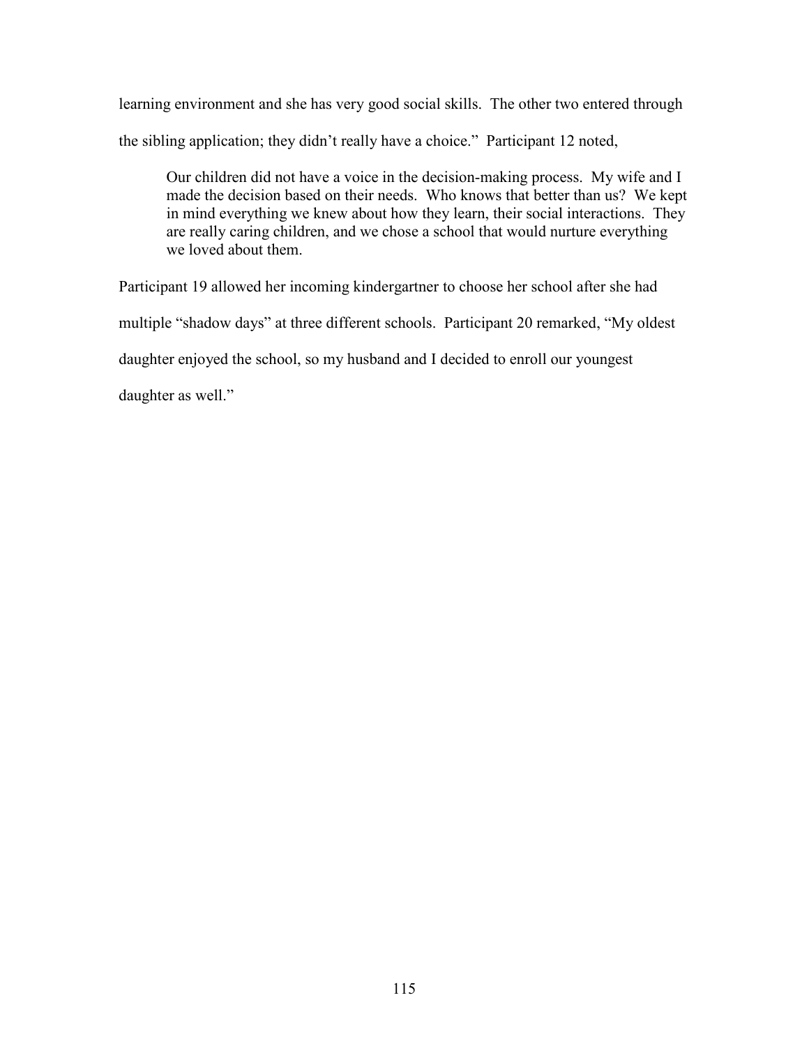learning environment and she has very good social skills. The other two entered through the sibling application; they didn't really have a choice." Participant 12 noted,

> Our children did not have a voice in the decision-making process. My wife and I made the decision based on their needs. Who knows that better than us? We kept in mind everything we knew about how they learn, their social interactions. They are really caring children, and we chose a school that would nurture everything we loved about them.

Participant 19 allowed her incoming kindergartner to choose her school after she had multiple "shadow days" at three different schools. Participant 20 remarked, "My oldest daughter enjoyed the school, so my husband and I decided to enroll our youngest daughter as well."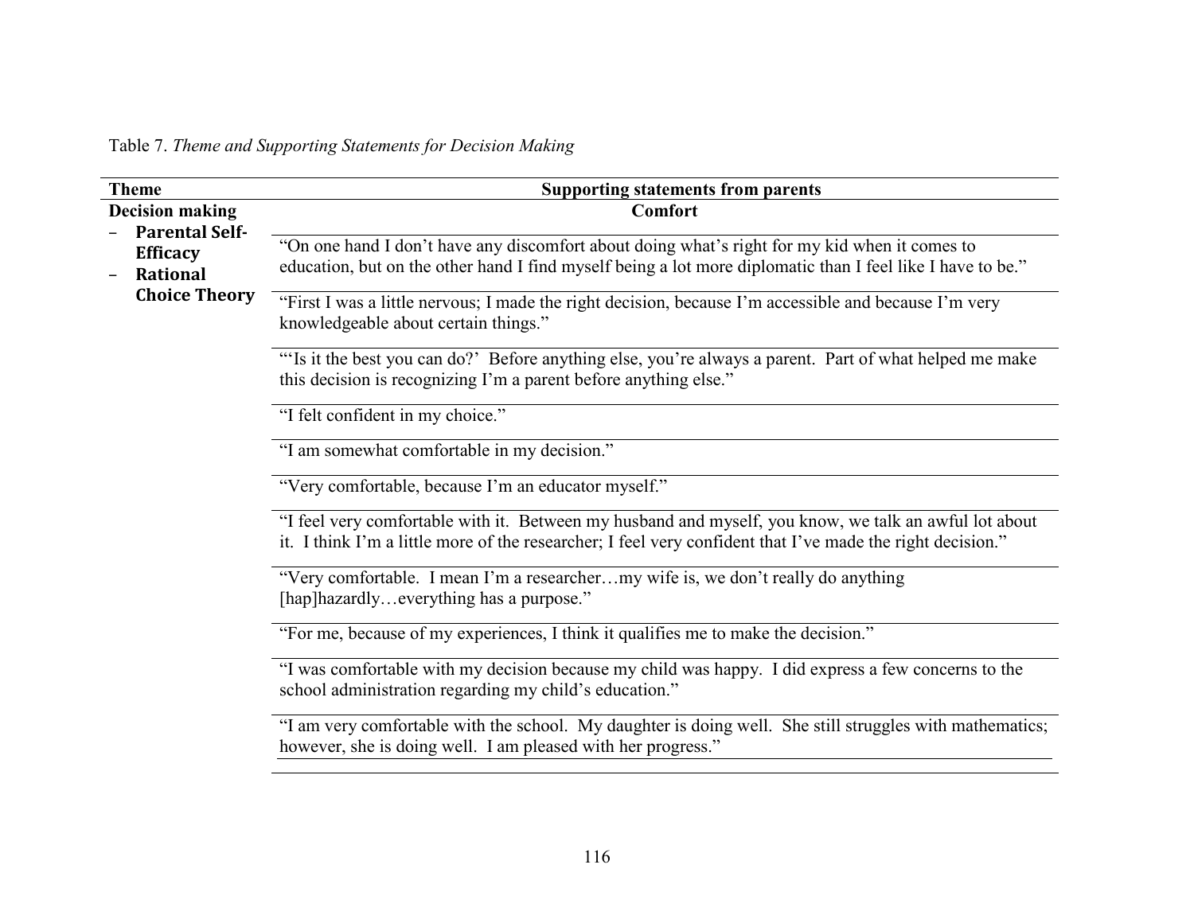Table 7. *Theme and Supporting Statements for Decision Making*

| Theme | Supporting statements from parents |
|---|---|
| **Decision making**<br>– **Parental Self-Efficacy**<br>– **Rational Choice Theory** | **Comfort** |
| | "On one hand I don't have any discomfort about doing what's right for my kid when it comes to education, but on the other hand I find myself being a lot more diplomatic than I feel like I have to be." |
| | "First I was a little nervous; I made the right decision, because I'm accessible and because I'm very knowledgeable about certain things." |
| | "'Is it the best you can do?' Before anything else, you're always a parent. Part of what helped me make this decision is recognizing I'm a parent before anything else." |
| | "I felt confident in my choice." |
| | "I am somewhat comfortable in my decision." |
| | "Very comfortable, because I'm an educator myself." |
| | "I feel very comfortable with it. Between my husband and myself, you know, we talk an awful lot about it. I think I'm a little more of the researcher; I feel very confident that I've made the right decision." |
| | "Very comfortable. I mean I'm a researcher…my wife is, we don't really do anything [hap]hazardly…everything has a purpose." |
| | "For me, because of my experiences, I think it qualifies me to make the decision." |
| | "I was comfortable with my decision because my child was happy. I did express a few concerns to the school administration regarding my child's education." |
| | "I am very comfortable with the school. My daughter is doing well. She still struggles with mathematics; however, she is doing well. I am pleased with her progress." |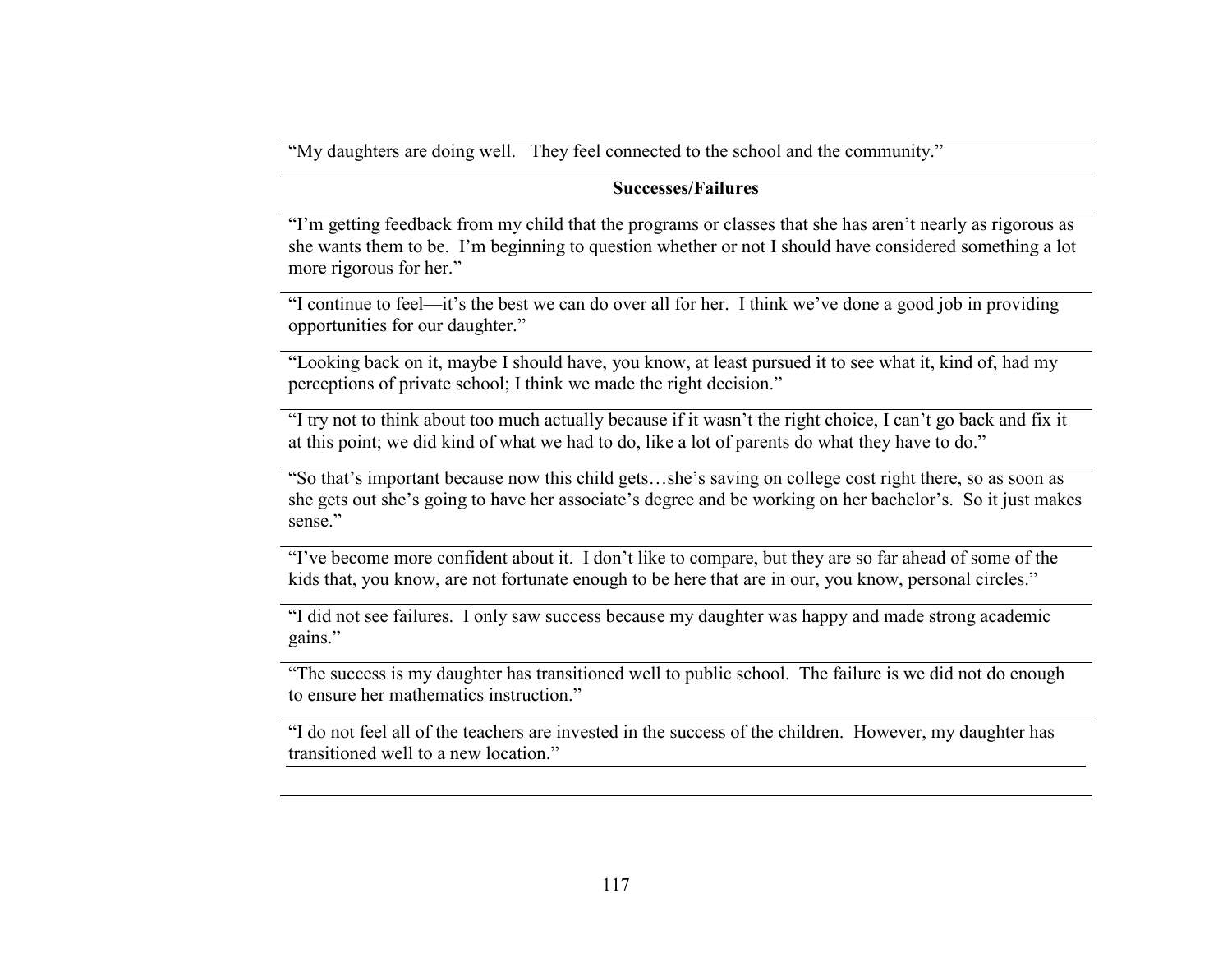| “My daughters are doing well.   They feel connected to the school and the community.” |
|---|
| **Successes/Failures** |
| “I’m getting feedback from my child that the programs or classes that she has aren’t nearly as rigorous as she wants them to be.  I’m beginning to question whether or not I should have considered something a lot more rigorous for her.” |
| “I continue to feel—it’s the best we can do over all for her.  I think we’ve done a good job in providing opportunities for our daughter.” |
| “Looking back on it, maybe I should have, you know, at least pursued it to see what it, kind of, had my perceptions of private school; I think we made the right decision.” |
| “I try not to think about too much actually because if it wasn’t the right choice, I can’t go back and fix it at this point; we did kind of what we had to do, like a lot of parents do what they have to do.” |
| “So that’s important because now this child gets…she’s saving on college cost right there, so as soon as she gets out she’s going to have her associate’s degree and be working on her bachelor’s.  So it just makes sense.” |
| “I’ve become more confident about it.  I don’t like to compare, but they are so far ahead of some of the kids that, you know, are not fortunate enough to be here that are in our, you know, personal circles.” |
| “I did not see failures.  I only saw success because my daughter was happy and made strong academic gains.” |
| “The success is my daughter has transitioned well to public school.  The failure is we did not do enough to ensure her mathematics instruction.” |
| “I do not feel all of the teachers are invested in the success of the children.  However, my daughter has transitioned well to a new location.” |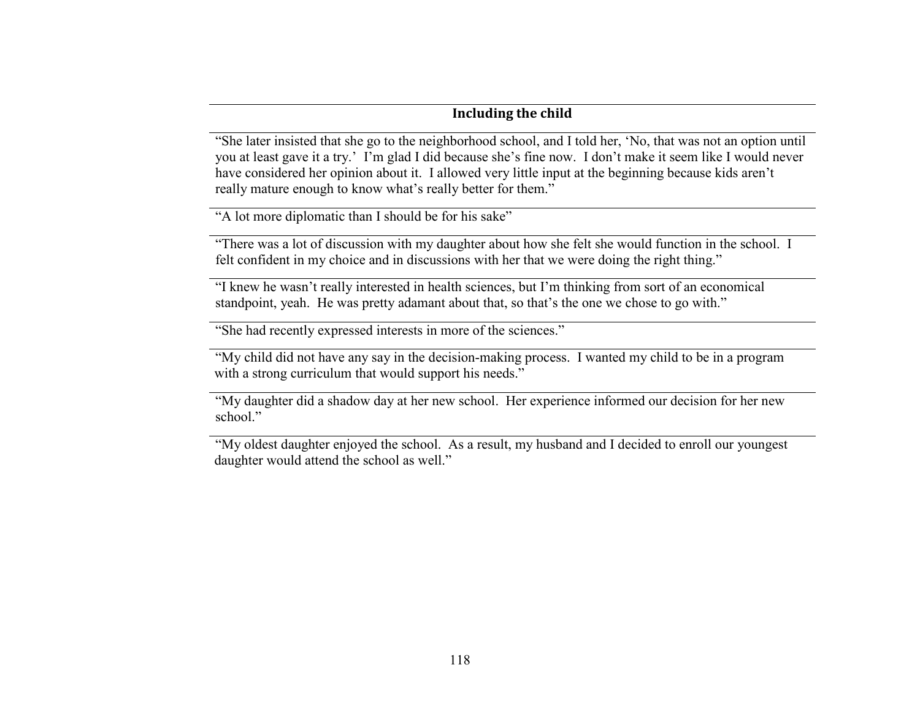| Including the child |
| --- |
| "She later insisted that she go to the neighborhood school, and I told her, 'No, that was not an option until you at least gave it a try.' I'm glad I did because she's fine now. I don't make it seem like I would never have considered her opinion about it. I allowed very little input at the beginning because kids aren't really mature enough to know what's really better for them." |
| "A lot more diplomatic than I should be for his sake" |
| "There was a lot of discussion with my daughter about how she felt she would function in the school. I felt confident in my choice and in discussions with her that we were doing the right thing." |
| "I knew he wasn't really interested in health sciences, but I'm thinking from sort of an economical standpoint, yeah. He was pretty adamant about that, so that's the one we chose to go with." |
| "She had recently expressed interests in more of the sciences." |
| "My child did not have any say in the decision-making process. I wanted my child to be in a program with a strong curriculum that would support his needs." |
| "My daughter did a shadow day at her new school. Her experience informed our decision for her new school." |
| "My oldest daughter enjoyed the school. As a result, my husband and I decided to enroll our youngest daughter would attend the school as well." |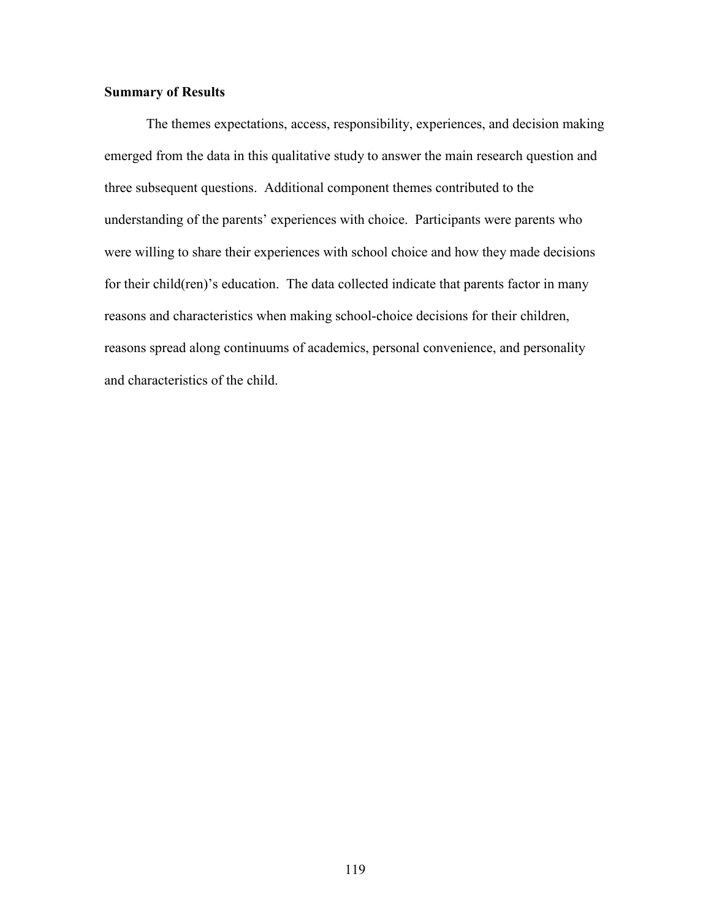**Summary of Results**

The themes expectations, access, responsibility, experiences, and decision making emerged from the data in this qualitative study to answer the main research question and three subsequent questions. Additional component themes contributed to the understanding of the parents' experiences with choice. Participants were parents who were willing to share their experiences with school choice and how they made decisions for their child(ren)'s education. The data collected indicate that parents factor in many reasons and characteristics when making school-choice decisions for their children, reasons spread along continuums of academics, personal convenience, and personality and characteristics of the child.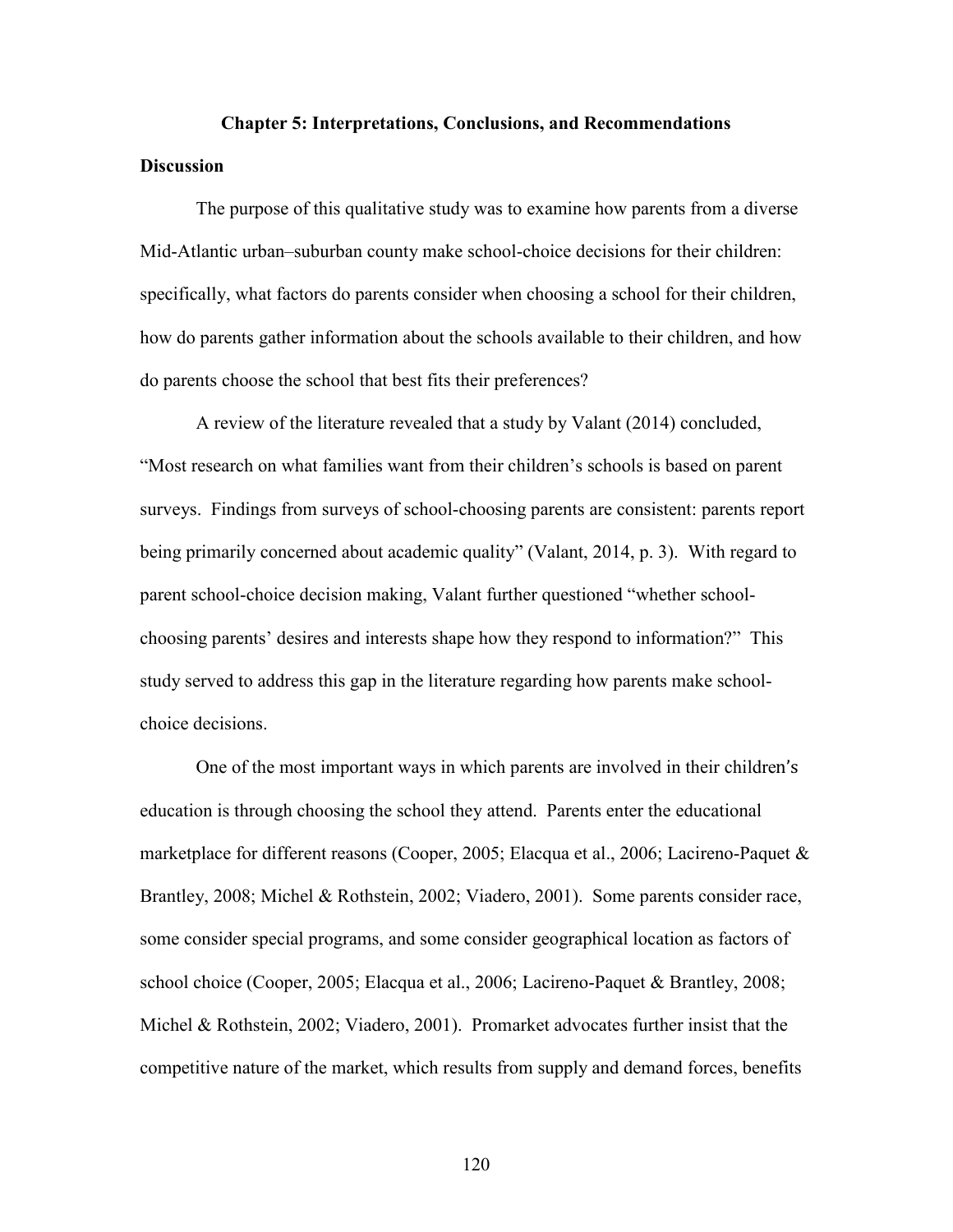# Chapter 5: Interpretations, Conclusions, and Recommendations

## Discussion

The purpose of this qualitative study was to examine how parents from a diverse Mid-Atlantic urban–suburban county make school-choice decisions for their children: specifically, what factors do parents consider when choosing a school for their children, how do parents gather information about the schools available to their children, and how do parents choose the school that best fits their preferences?

A review of the literature revealed that a study by Valant (2014) concluded, "Most research on what families want from their children's schools is based on parent surveys. Findings from surveys of school-choosing parents are consistent: parents report being primarily concerned about academic quality" (Valant, 2014, p. 3). With regard to parent school-choice decision making, Valant further questioned "whether school-choosing parents' desires and interests shape how they respond to information?" This study served to address this gap in the literature regarding how parents make school-choice decisions.

One of the most important ways in which parents are involved in their children's education is through choosing the school they attend. Parents enter the educational marketplace for different reasons (Cooper, 2005; Elacqua et al., 2006; Lacireno-Paquet & Brantley, 2008; Michel & Rothstein, 2002; Viadero, 2001). Some parents consider race, some consider special programs, and some consider geographical location as factors of school choice (Cooper, 2005; Elacqua et al., 2006; Lacireno-Paquet & Brantley, 2008; Michel & Rothstein, 2002; Viadero, 2001). Promarket advocates further insist that the competitive nature of the market, which results from supply and demand forces, benefits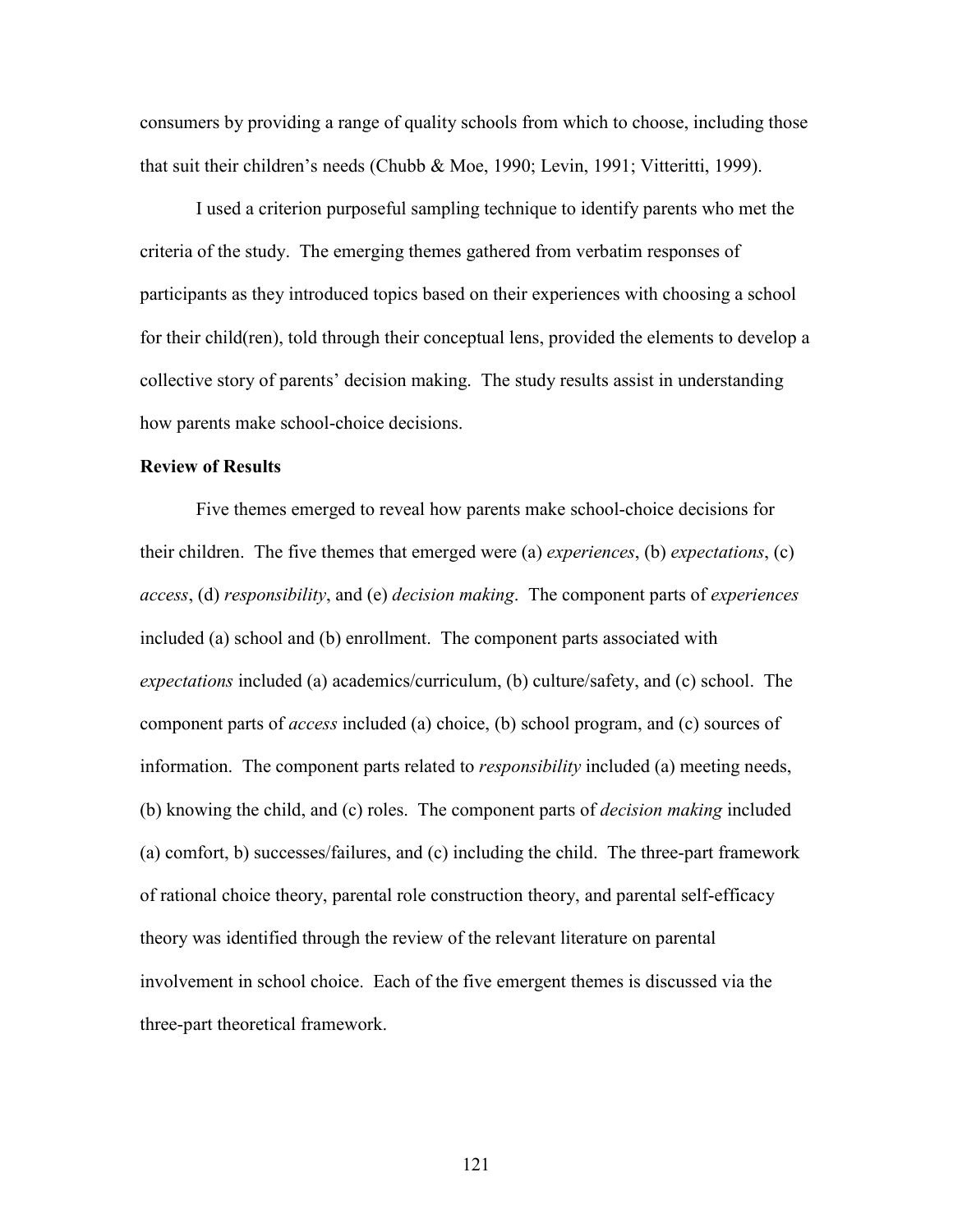consumers by providing a range of quality schools from which to choose, including those that suit their children's needs (Chubb & Moe, 1990; Levin, 1991; Vitteritti, 1999).

I used a criterion purposeful sampling technique to identify parents who met the criteria of the study. The emerging themes gathered from verbatim responses of participants as they introduced topics based on their experiences with choosing a school for their child(ren), told through their conceptual lens, provided the elements to develop a collective story of parents' decision making. The study results assist in understanding how parents make school-choice decisions.

**Review of Results**

Five themes emerged to reveal how parents make school-choice decisions for their children. The five themes that emerged were (a) *experiences*, (b) *expectations*, (c) *access*, (d) *responsibility*, and (e) *decision making*. The component parts of *experiences* included (a) school and (b) enrollment. The component parts associated with *expectations* included (a) academics/curriculum, (b) culture/safety, and (c) school. The component parts of *access* included (a) choice, (b) school program, and (c) sources of information. The component parts related to *responsibility* included (a) meeting needs, (b) knowing the child, and (c) roles. The component parts of *decision making* included (a) comfort, b) successes/failures, and (c) including the child. The three-part framework of rational choice theory, parental role construction theory, and parental self-efficacy theory was identified through the review of the relevant literature on parental involvement in school choice. Each of the five emergent themes is discussed via the three-part theoretical framework.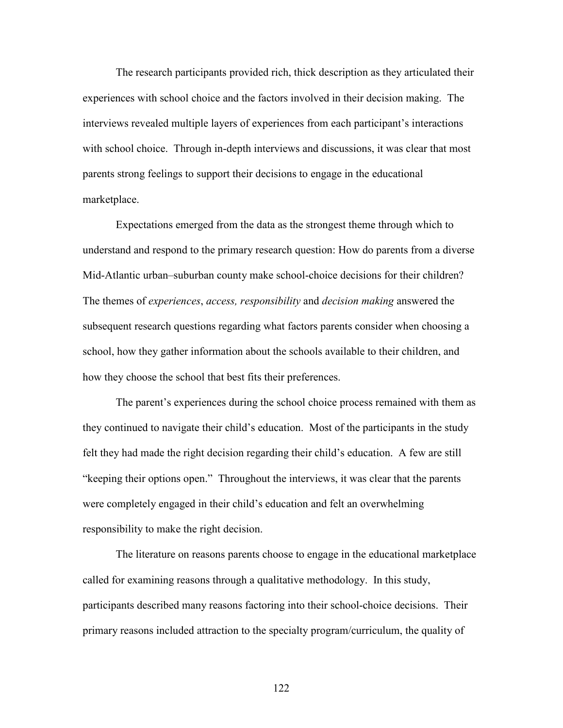The research participants provided rich, thick description as they articulated their experiences with school choice and the factors involved in their decision making. The interviews revealed multiple layers of experiences from each participant's interactions with school choice. Through in-depth interviews and discussions, it was clear that most parents strong feelings to support their decisions to engage in the educational marketplace.

Expectations emerged from the data as the strongest theme through which to understand and respond to the primary research question: How do parents from a diverse Mid-Atlantic urban–suburban county make school-choice decisions for their children? The themes of *experiences*, *access, responsibility* and *decision making* answered the subsequent research questions regarding what factors parents consider when choosing a school, how they gather information about the schools available to their children, and how they choose the school that best fits their preferences.

The parent's experiences during the school choice process remained with them as they continued to navigate their child's education. Most of the participants in the study felt they had made the right decision regarding their child's education. A few are still "keeping their options open." Throughout the interviews, it was clear that the parents were completely engaged in their child's education and felt an overwhelming responsibility to make the right decision.

The literature on reasons parents choose to engage in the educational marketplace called for examining reasons through a qualitative methodology. In this study, participants described many reasons factoring into their school-choice decisions. Their primary reasons included attraction to the specialty program/curriculum, the quality of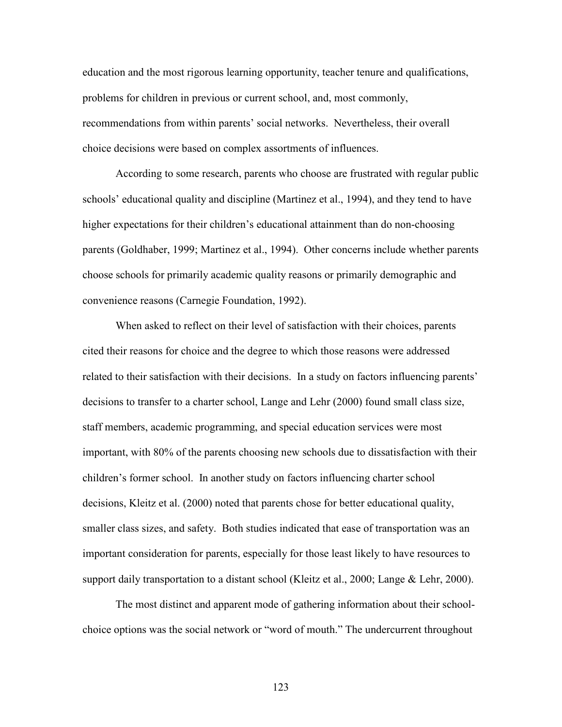education and the most rigorous learning opportunity, teacher tenure and qualifications, problems for children in previous or current school, and, most commonly, recommendations from within parents' social networks. Nevertheless, their overall choice decisions were based on complex assortments of influences.

According to some research, parents who choose are frustrated with regular public schools' educational quality and discipline (Martinez et al., 1994), and they tend to have higher expectations for their children's educational attainment than do non-choosing parents (Goldhaber, 1999; Martinez et al., 1994). Other concerns include whether parents choose schools for primarily academic quality reasons or primarily demographic and convenience reasons (Carnegie Foundation, 1992).

When asked to reflect on their level of satisfaction with their choices, parents cited their reasons for choice and the degree to which those reasons were addressed related to their satisfaction with their decisions. In a study on factors influencing parents' decisions to transfer to a charter school, Lange and Lehr (2000) found small class size, staff members, academic programming, and special education services were most important, with 80% of the parents choosing new schools due to dissatisfaction with their children's former school. In another study on factors influencing charter school decisions, Kleitz et al. (2000) noted that parents chose for better educational quality, smaller class sizes, and safety. Both studies indicated that ease of transportation was an important consideration for parents, especially for those least likely to have resources to support daily transportation to a distant school (Kleitz et al., 2000; Lange & Lehr, 2000).

The most distinct and apparent mode of gathering information about their school-choice options was the social network or "word of mouth." The undercurrent throughout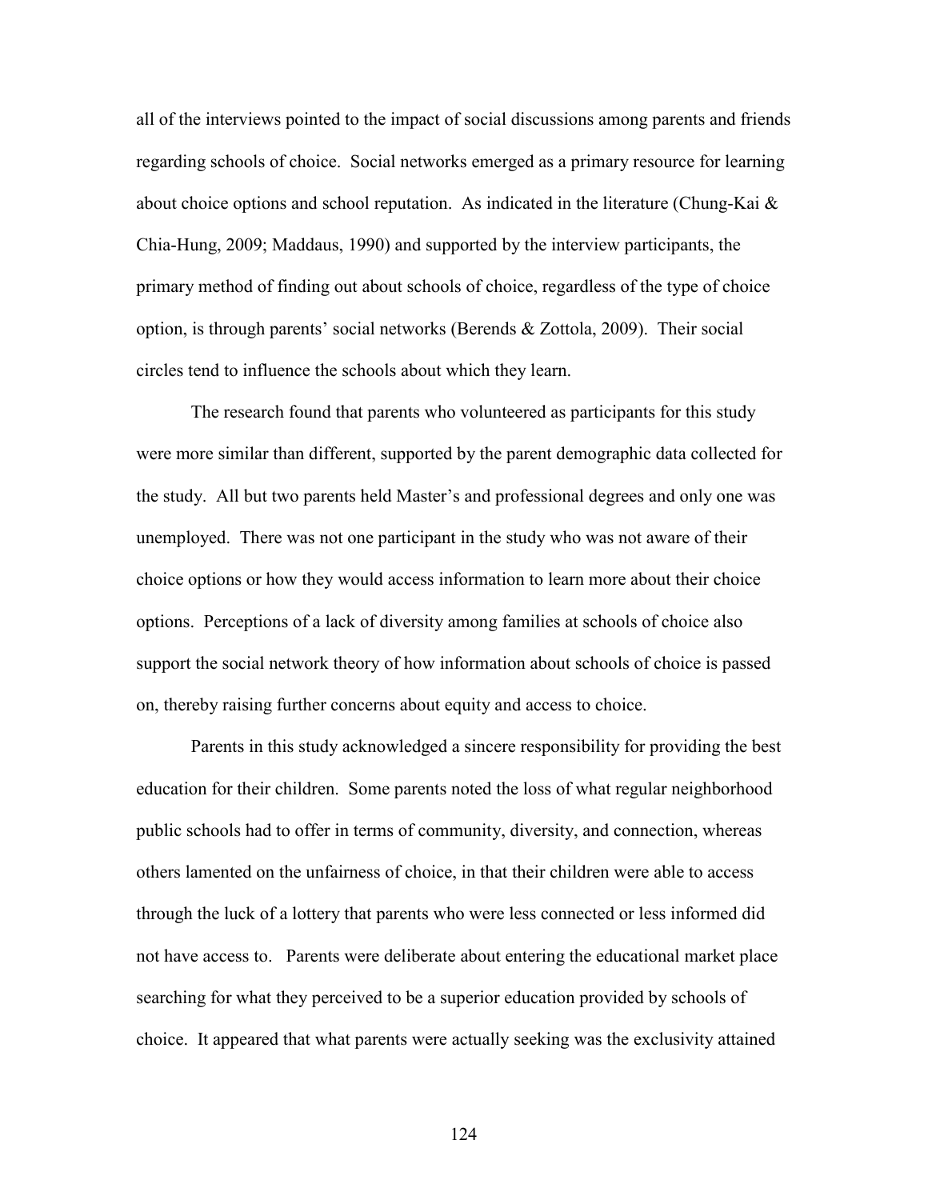all of the interviews pointed to the impact of social discussions among parents and friends regarding schools of choice. Social networks emerged as a primary resource for learning about choice options and school reputation. As indicated in the literature (Chung-Kai & Chia-Hung, 2009; Maddaus, 1990) and supported by the interview participants, the primary method of finding out about schools of choice, regardless of the type of choice option, is through parents' social networks (Berends & Zottola, 2009). Their social circles tend to influence the schools about which they learn.

The research found that parents who volunteered as participants for this study were more similar than different, supported by the parent demographic data collected for the study. All but two parents held Master's and professional degrees and only one was unemployed. There was not one participant in the study who was not aware of their choice options or how they would access information to learn more about their choice options. Perceptions of a lack of diversity among families at schools of choice also support the social network theory of how information about schools of choice is passed on, thereby raising further concerns about equity and access to choice.

Parents in this study acknowledged a sincere responsibility for providing the best education for their children. Some parents noted the loss of what regular neighborhood public schools had to offer in terms of community, diversity, and connection, whereas others lamented on the unfairness of choice, in that their children were able to access through the luck of a lottery that parents who were less connected or less informed did not have access to. Parents were deliberate about entering the educational market place searching for what they perceived to be a superior education provided by schools of choice. It appeared that what parents were actually seeking was the exclusivity attained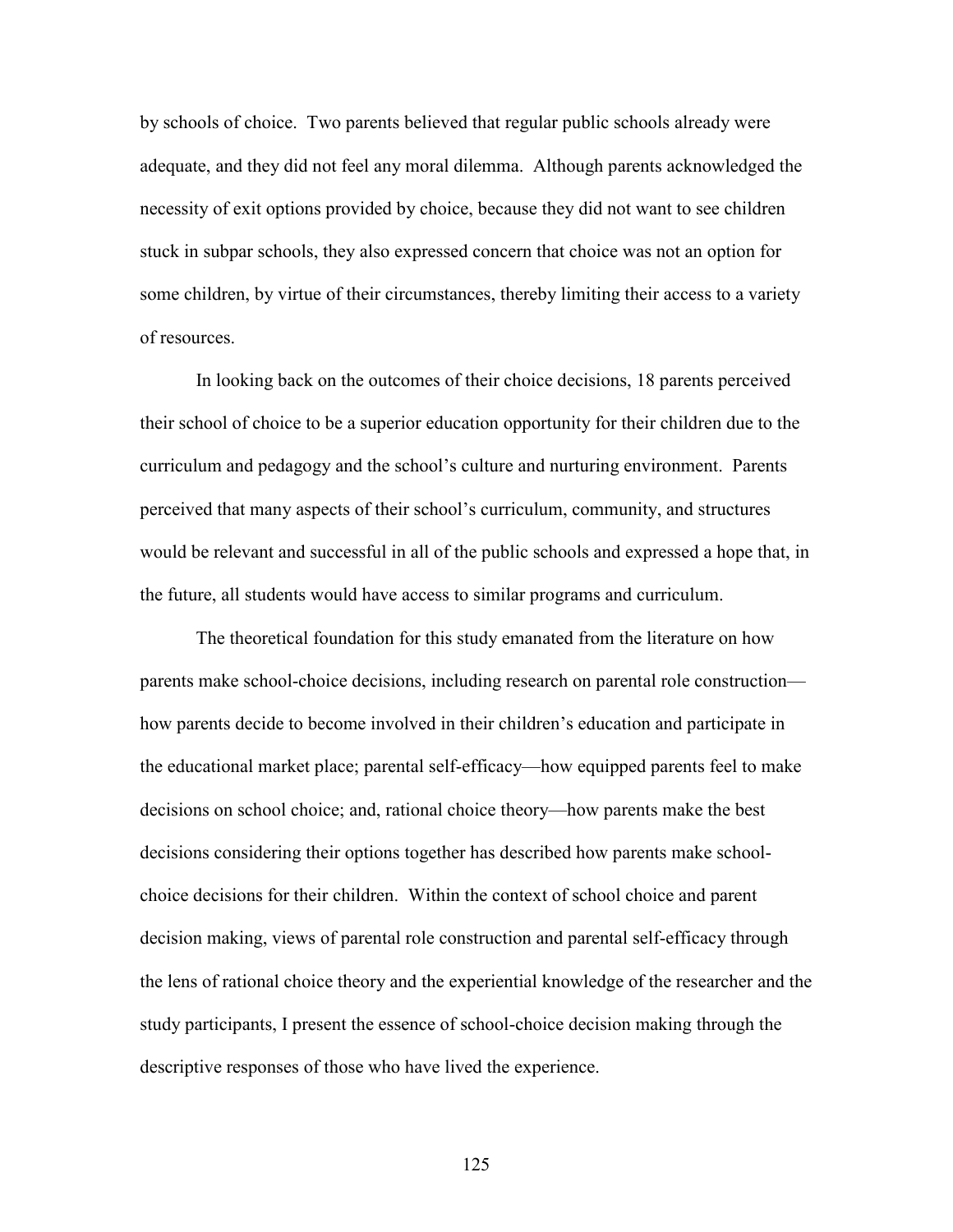by schools of choice. Two parents believed that regular public schools already were adequate, and they did not feel any moral dilemma. Although parents acknowledged the necessity of exit options provided by choice, because they did not want to see children stuck in subpar schools, they also expressed concern that choice was not an option for some children, by virtue of their circumstances, thereby limiting their access to a variety of resources.

In looking back on the outcomes of their choice decisions, 18 parents perceived their school of choice to be a superior education opportunity for their children due to the curriculum and pedagogy and the school's culture and nurturing environment. Parents perceived that many aspects of their school's curriculum, community, and structures would be relevant and successful in all of the public schools and expressed a hope that, in the future, all students would have access to similar programs and curriculum.

The theoretical foundation for this study emanated from the literature on how parents make school-choice decisions, including research on parental role construction—how parents decide to become involved in their children's education and participate in the educational market place; parental self-efficacy—how equipped parents feel to make decisions on school choice; and, rational choice theory—how parents make the best decisions considering their options together has described how parents make school-choice decisions for their children. Within the context of school choice and parent decision making, views of parental role construction and parental self-efficacy through the lens of rational choice theory and the experiential knowledge of the researcher and the study participants, I present the essence of school-choice decision making through the descriptive responses of those who have lived the experience.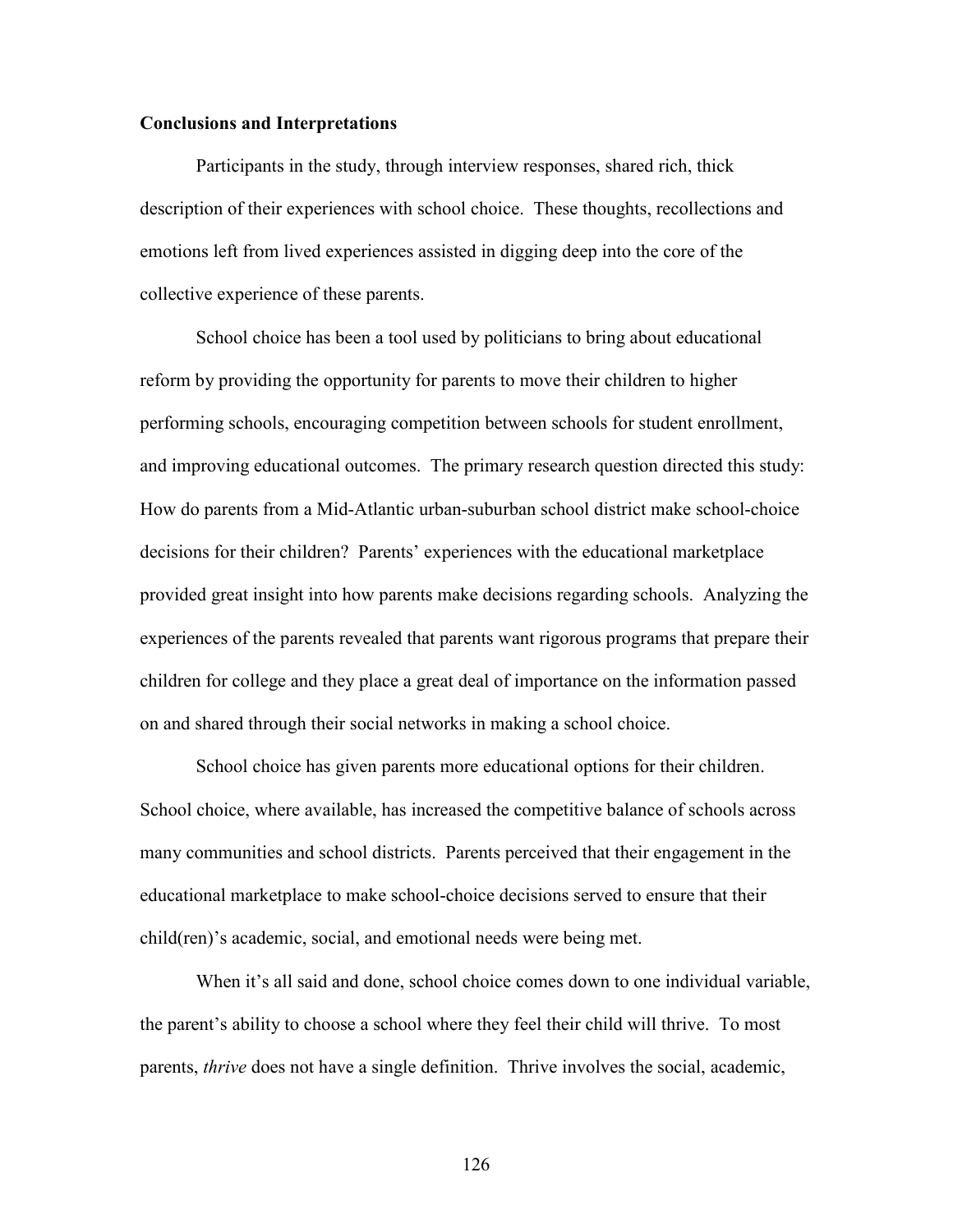### Conclusions and Interpretations

Participants in the study, through interview responses, shared rich, thick description of their experiences with school choice. These thoughts, recollections and emotions left from lived experiences assisted in digging deep into the core of the collective experience of these parents.

School choice has been a tool used by politicians to bring about educational reform by providing the opportunity for parents to move their children to higher performing schools, encouraging competition between schools for student enrollment, and improving educational outcomes. The primary research question directed this study: How do parents from a Mid-Atlantic urban-suburban school district make school-choice decisions for their children? Parents' experiences with the educational marketplace provided great insight into how parents make decisions regarding schools. Analyzing the experiences of the parents revealed that parents want rigorous programs that prepare their children for college and they place a great deal of importance on the information passed on and shared through their social networks in making a school choice.

School choice has given parents more educational options for their children. School choice, where available, has increased the competitive balance of schools across many communities and school districts. Parents perceived that their engagement in the educational marketplace to make school-choice decisions served to ensure that their child(ren)'s academic, social, and emotional needs were being met.

When it's all said and done, school choice comes down to one individual variable, the parent's ability to choose a school where they feel their child will thrive. To most parents, *thrive* does not have a single definition. Thrive involves the social, academic,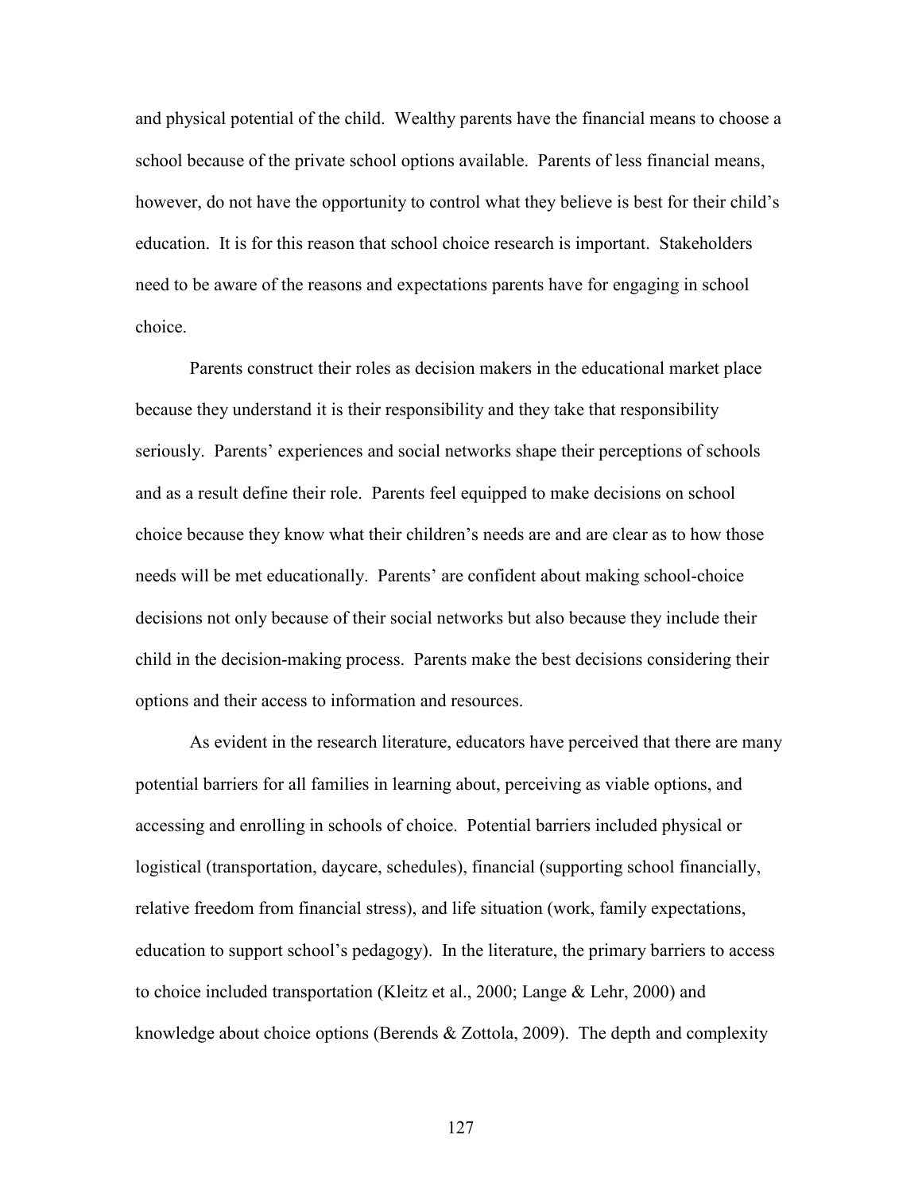and physical potential of the child. Wealthy parents have the financial means to choose a school because of the private school options available. Parents of less financial means, however, do not have the opportunity to control what they believe is best for their child's education. It is for this reason that school choice research is important. Stakeholders need to be aware of the reasons and expectations parents have for engaging in school choice.

Parents construct their roles as decision makers in the educational market place because they understand it is their responsibility and they take that responsibility seriously. Parents' experiences and social networks shape their perceptions of schools and as a result define their role. Parents feel equipped to make decisions on school choice because they know what their children's needs are and are clear as to how those needs will be met educationally. Parents' are confident about making school-choice decisions not only because of their social networks but also because they include their child in the decision-making process. Parents make the best decisions considering their options and their access to information and resources.

As evident in the research literature, educators have perceived that there are many potential barriers for all families in learning about, perceiving as viable options, and accessing and enrolling in schools of choice. Potential barriers included physical or logistical (transportation, daycare, schedules), financial (supporting school financially, relative freedom from financial stress), and life situation (work, family expectations, education to support school's pedagogy). In the literature, the primary barriers to access to choice included transportation (Kleitz et al., 2000; Lange & Lehr, 2000) and knowledge about choice options (Berends & Zottola, 2009). The depth and complexity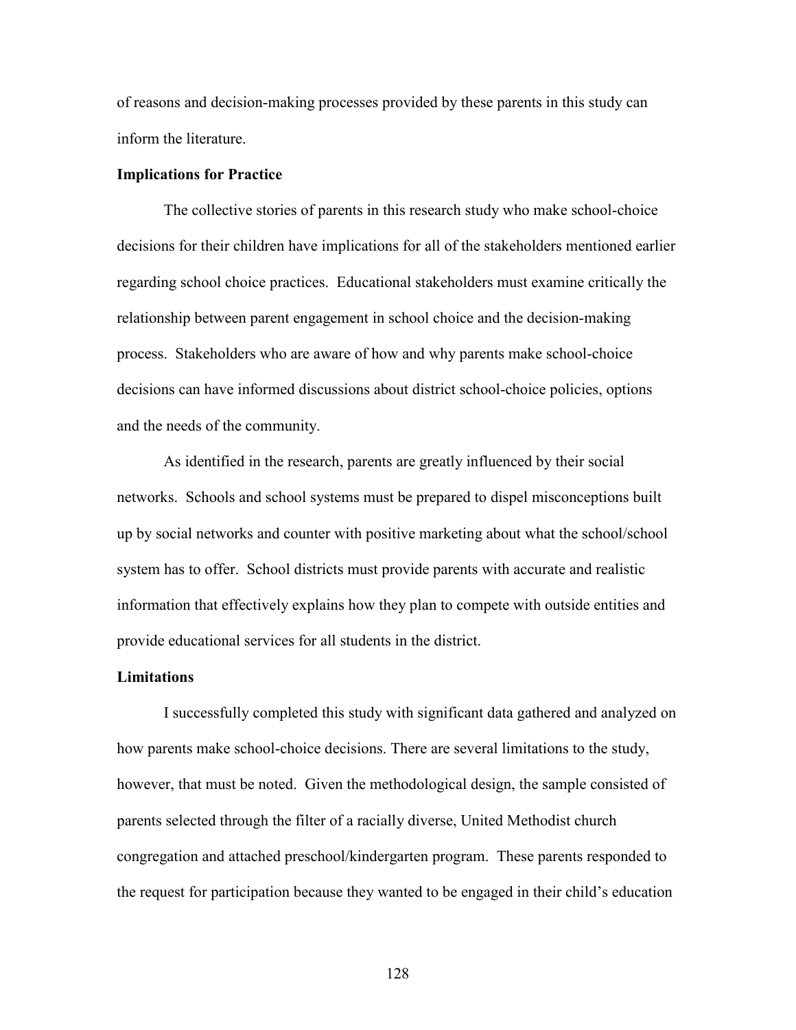of reasons and decision-making processes provided by these parents in this study can inform the literature.

**Implications for Practice**

The collective stories of parents in this research study who make school-choice decisions for their children have implications for all of the stakeholders mentioned earlier regarding school choice practices. Educational stakeholders must examine critically the relationship between parent engagement in school choice and the decision-making process. Stakeholders who are aware of how and why parents make school-choice decisions can have informed discussions about district school-choice policies, options and the needs of the community.

As identified in the research, parents are greatly influenced by their social networks. Schools and school systems must be prepared to dispel misconceptions built up by social networks and counter with positive marketing about what the school/school system has to offer. School districts must provide parents with accurate and realistic information that effectively explains how they plan to compete with outside entities and provide educational services for all students in the district.

**Limitations**

I successfully completed this study with significant data gathered and analyzed on how parents make school-choice decisions. There are several limitations to the study, however, that must be noted. Given the methodological design, the sample consisted of parents selected through the filter of a racially diverse, United Methodist church congregation and attached preschool/kindergarten program. These parents responded to the request for participation because they wanted to be engaged in their child's education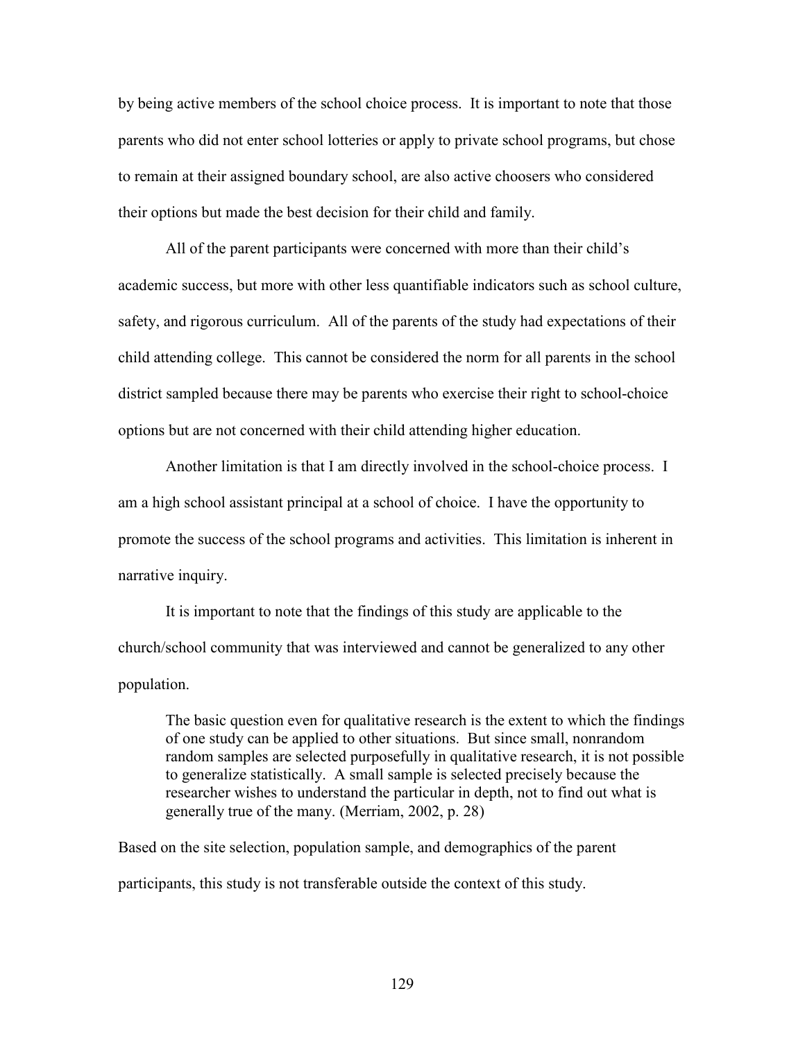by being active members of the school choice process. It is important to note that those parents who did not enter school lotteries or apply to private school programs, but chose to remain at their assigned boundary school, are also active choosers who considered their options but made the best decision for their child and family.

All of the parent participants were concerned with more than their child's academic success, but more with other less quantifiable indicators such as school culture, safety, and rigorous curriculum. All of the parents of the study had expectations of their child attending college. This cannot be considered the norm for all parents in the school district sampled because there may be parents who exercise their right to school-choice options but are not concerned with their child attending higher education.

Another limitation is that I am directly involved in the school-choice process. I am a high school assistant principal at a school of choice. I have the opportunity to promote the success of the school programs and activities. This limitation is inherent in narrative inquiry.

It is important to note that the findings of this study are applicable to the church/school community that was interviewed and cannot be generalized to any other population.

> The basic question even for qualitative research is the extent to which the findings of one study can be applied to other situations. But since small, nonrandom random samples are selected purposefully in qualitative research, it is not possible to generalize statistically. A small sample is selected precisely because the researcher wishes to understand the particular in depth, not to find out what is generally true of the many. (Merriam, 2002, p. 28)

Based on the site selection, population sample, and demographics of the parent participants, this study is not transferable outside the context of this study.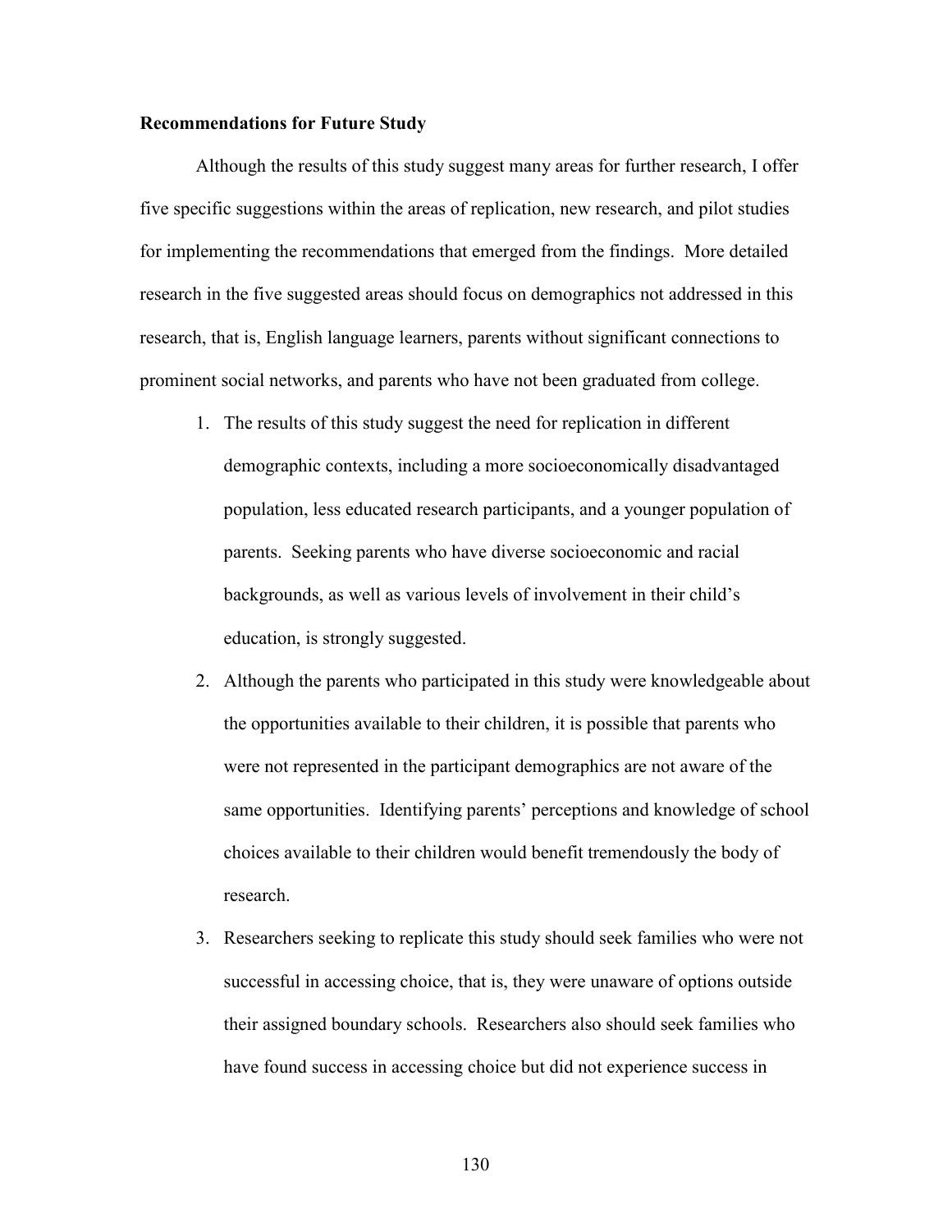**Recommendations for Future Study**

Although the results of this study suggest many areas for further research, I offer five specific suggestions within the areas of replication, new research, and pilot studies for implementing the recommendations that emerged from the findings. More detailed research in the five suggested areas should focus on demographics not addressed in this research, that is, English language learners, parents without significant connections to prominent social networks, and parents who have not been graduated from college.

1. The results of this study suggest the need for replication in different demographic contexts, including a more socioeconomically disadvantaged population, less educated research participants, and a younger population of parents. Seeking parents who have diverse socioeconomic and racial backgrounds, as well as various levels of involvement in their child's education, is strongly suggested.
2. Although the parents who participated in this study were knowledgeable about the opportunities available to their children, it is possible that parents who were not represented in the participant demographics are not aware of the same opportunities. Identifying parents' perceptions and knowledge of school choices available to their children would benefit tremendously the body of research.
3. Researchers seeking to replicate this study should seek families who were not successful in accessing choice, that is, they were unaware of options outside their assigned boundary schools. Researchers also should seek families who have found success in accessing choice but did not experience success in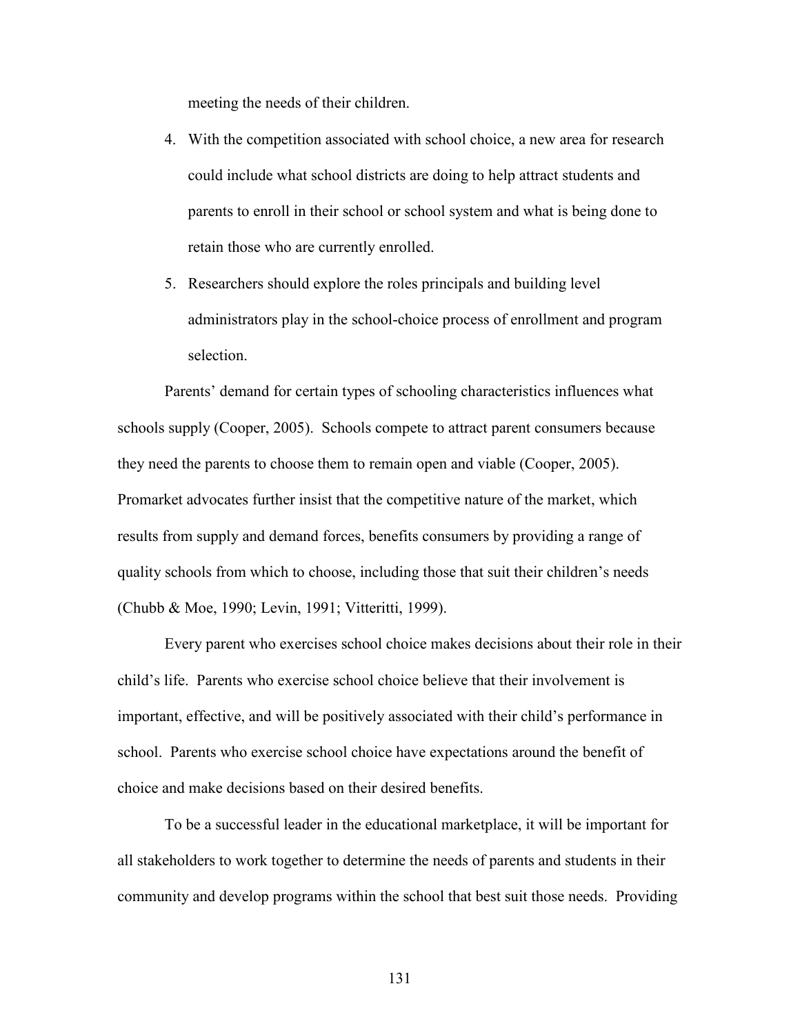meeting the needs of their children.

4. With the competition associated with school choice, a new area for research could include what school districts are doing to help attract students and parents to enroll in their school or school system and what is being done to retain those who are currently enrolled.
5. Researchers should explore the roles principals and building level administrators play in the school-choice process of enrollment and program selection.

Parents' demand for certain types of schooling characteristics influences what schools supply (Cooper, 2005). Schools compete to attract parent consumers because they need the parents to choose them to remain open and viable (Cooper, 2005). Promarket advocates further insist that the competitive nature of the market, which results from supply and demand forces, benefits consumers by providing a range of quality schools from which to choose, including those that suit their children's needs (Chubb & Moe, 1990; Levin, 1991; Vitteritti, 1999).

Every parent who exercises school choice makes decisions about their role in their child's life. Parents who exercise school choice believe that their involvement is important, effective, and will be positively associated with their child's performance in school. Parents who exercise school choice have expectations around the benefit of choice and make decisions based on their desired benefits.

To be a successful leader in the educational marketplace, it will be important for all stakeholders to work together to determine the needs of parents and students in their community and develop programs within the school that best suit those needs. Providing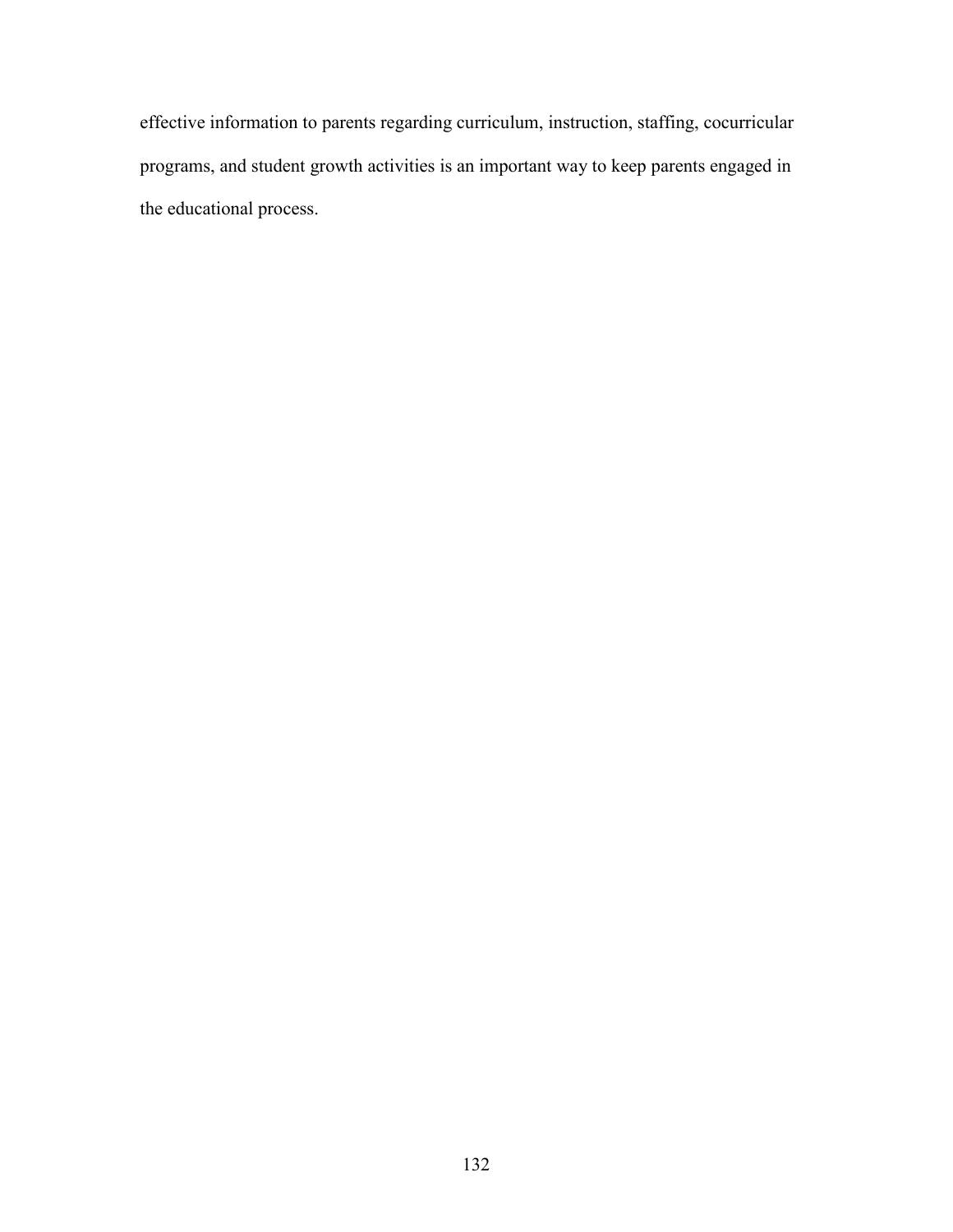effective information to parents regarding curriculum, instruction, staffing, cocurricular programs, and student growth activities is an important way to keep parents engaged in the educational process.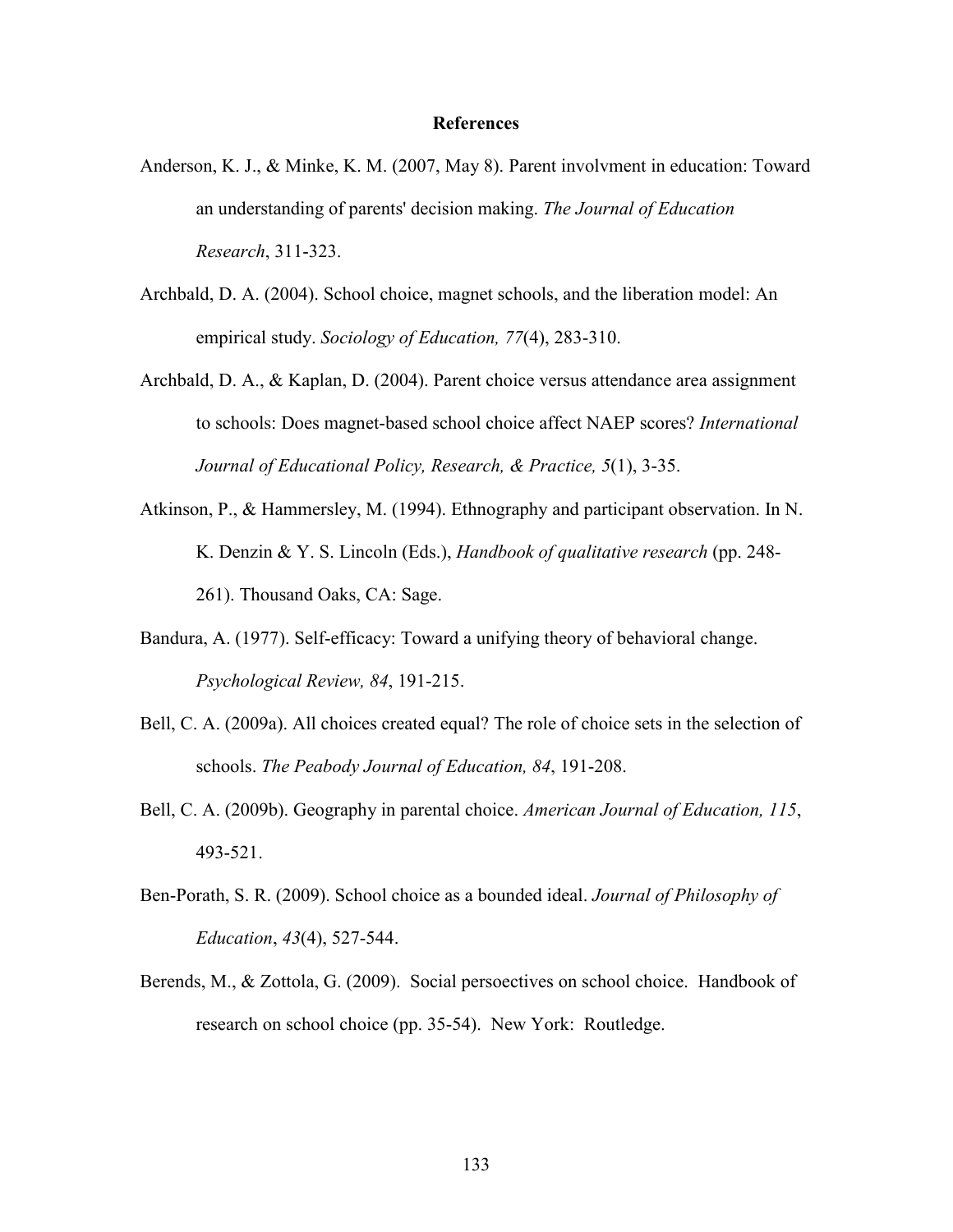# References

Anderson, K. J., & Minke, K. M. (2007, May 8). Parent involvment in education: Toward an understanding of parents' decision making. *The Journal of Education Research*, 311-323.

Archbald, D. A. (2004). School choice, magnet schools, and the liberation model: An empirical study. *Sociology of Education, 77*(4), 283-310.

Archbald, D. A., & Kaplan, D. (2004). Parent choice versus attendance area assignment to schools: Does magnet-based school choice affect NAEP scores? *International Journal of Educational Policy, Research, & Practice, 5*(1), 3-35.

Atkinson, P., & Hammersley, M. (1994). Ethnography and participant observation. In N. K. Denzin & Y. S. Lincoln (Eds.), *Handbook of qualitative research* (pp. 248-261). Thousand Oaks, CA: Sage.

Bandura, A. (1977). Self-efficacy: Toward a unifying theory of behavioral change. *Psychological Review, 84*, 191-215.

Bell, C. A. (2009a). All choices created equal? The role of choice sets in the selection of schools. *The Peabody Journal of Education, 84*, 191-208.

Bell, C. A. (2009b). Geography in parental choice. *American Journal of Education, 115*, 493-521.

Ben-Porath, S. R. (2009). School choice as a bounded ideal. *Journal of Philosophy of Education*, *43*(4), 527-544.

Berends, M., & Zottola, G. (2009). Social persoectives on school choice. Handbook of research on school choice (pp. 35-54). New York: Routledge.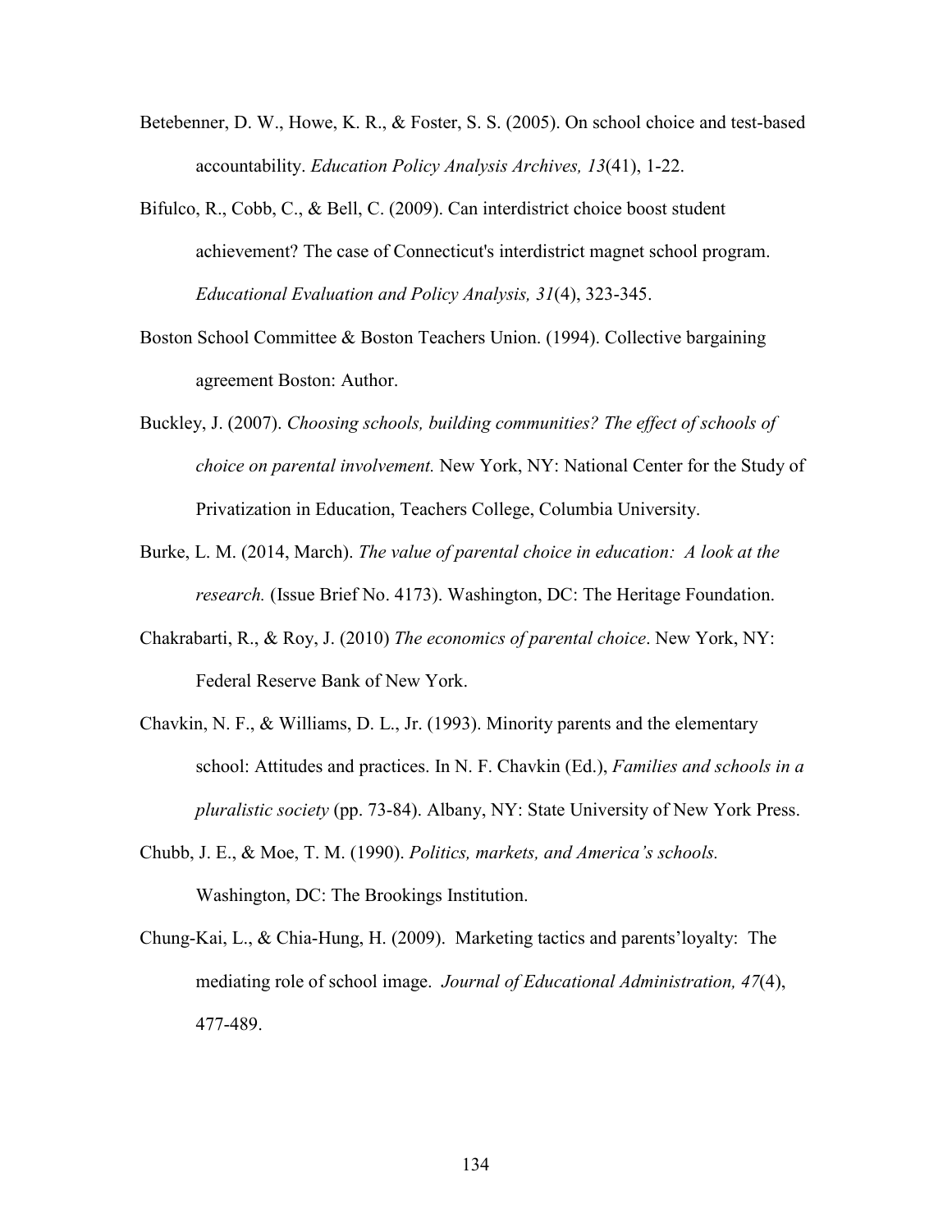Betebenner, D. W., Howe, K. R., & Foster, S. S. (2005). On school choice and test-based accountability. *Education Policy Analysis Archives, 13*(41), 1-22.

Bifulco, R., Cobb, C., & Bell, C. (2009). Can interdistrict choice boost student achievement? The case of Connecticut's interdistrict magnet school program. *Educational Evaluation and Policy Analysis, 31*(4), 323-345.

Boston School Committee & Boston Teachers Union. (1994). Collective bargaining agreement Boston: Author.

Buckley, J. (2007). *Choosing schools, building communities? The effect of schools of choice on parental involvement.* New York, NY: National Center for the Study of Privatization in Education, Teachers College, Columbia University.

Burke, L. M. (2014, March). *The value of parental choice in education: A look at the research.* (Issue Brief No. 4173). Washington, DC: The Heritage Foundation.

Chakrabarti, R., & Roy, J. (2010) *The economics of parental choice*. New York, NY: Federal Reserve Bank of New York.

Chavkin, N. F., & Williams, D. L., Jr. (1993). Minority parents and the elementary school: Attitudes and practices. In N. F. Chavkin (Ed.), *Families and schools in a pluralistic society* (pp. 73-84). Albany, NY: State University of New York Press.

Chubb, J. E., & Moe, T. M. (1990). *Politics, markets, and America's schools.* Washington, DC: The Brookings Institution.

Chung-Kai, L., & Chia-Hung, H. (2009). Marketing tactics and parents'loyalty: The mediating role of school image. *Journal of Educational Administration, 47*(4), 477-489.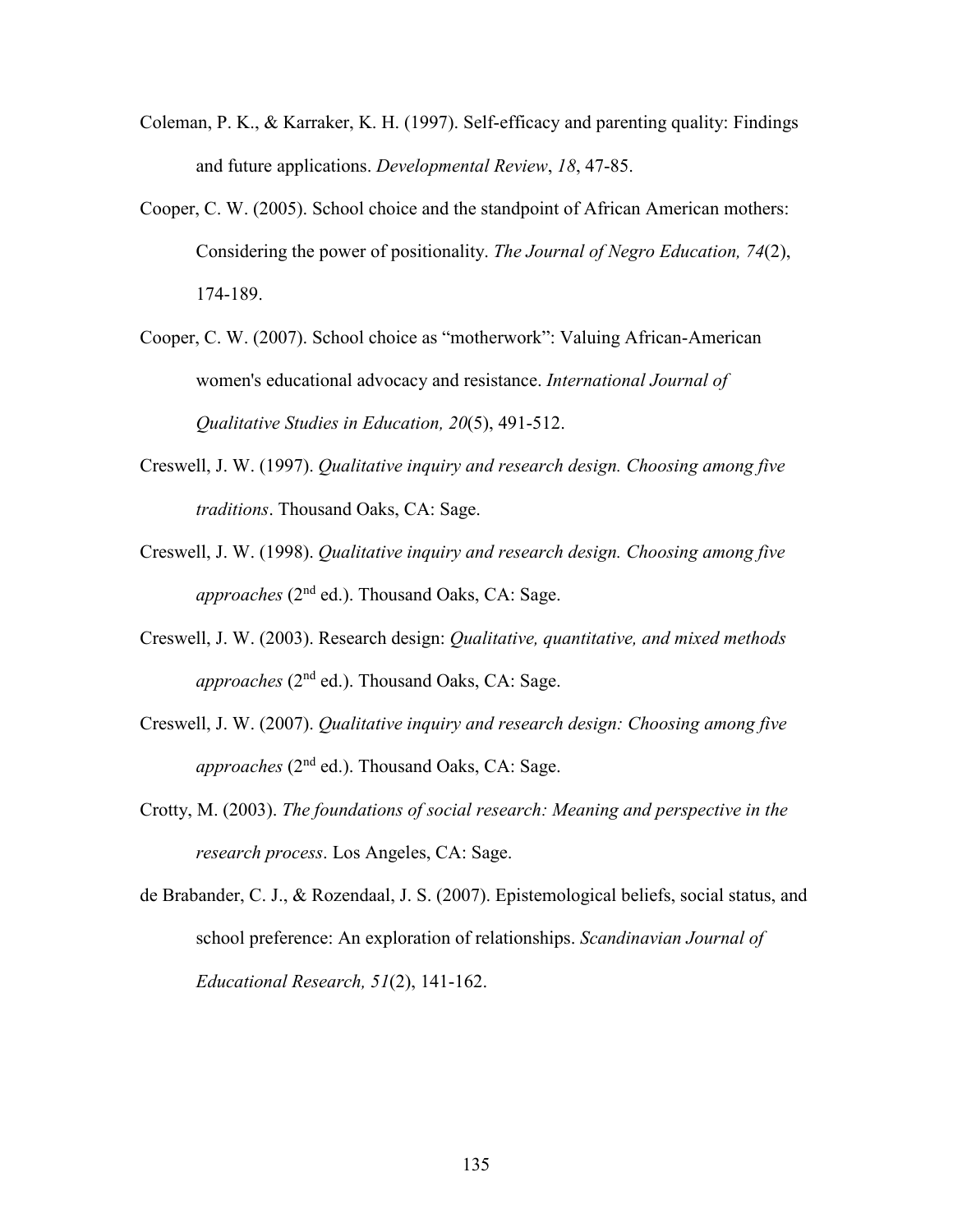Coleman, P. K., & Karraker, K. H. (1997). Self-efficacy and parenting quality: Findings and future applications. *Developmental Review*, *18*, 47-85.

Cooper, C. W. (2005). School choice and the standpoint of African American mothers: Considering the power of positionality. *The Journal of Negro Education, 74*(2), 174-189.

Cooper, C. W. (2007). School choice as "motherwork": Valuing African-American women's educational advocacy and resistance. *International Journal of Qualitative Studies in Education, 20*(5), 491-512.

Creswell, J. W. (1997). *Qualitative inquiry and research design. Choosing among five traditions*. Thousand Oaks, CA: Sage.

Creswell, J. W. (1998). *Qualitative inquiry and research design. Choosing among five approaches* (2nd ed.). Thousand Oaks, CA: Sage.

Creswell, J. W. (2003). Research design: *Qualitative, quantitative, and mixed methods approaches* (2nd ed.). Thousand Oaks, CA: Sage.

Creswell, J. W. (2007). *Qualitative inquiry and research design: Choosing among five approaches* (2nd ed.). Thousand Oaks, CA: Sage.

Crotty, M. (2003). *The foundations of social research: Meaning and perspective in the research process*. Los Angeles, CA: Sage.

de Brabander, C. J., & Rozendaal, J. S. (2007). Epistemological beliefs, social status, and school preference: An exploration of relationships. *Scandinavian Journal of Educational Research, 51*(2), 141-162.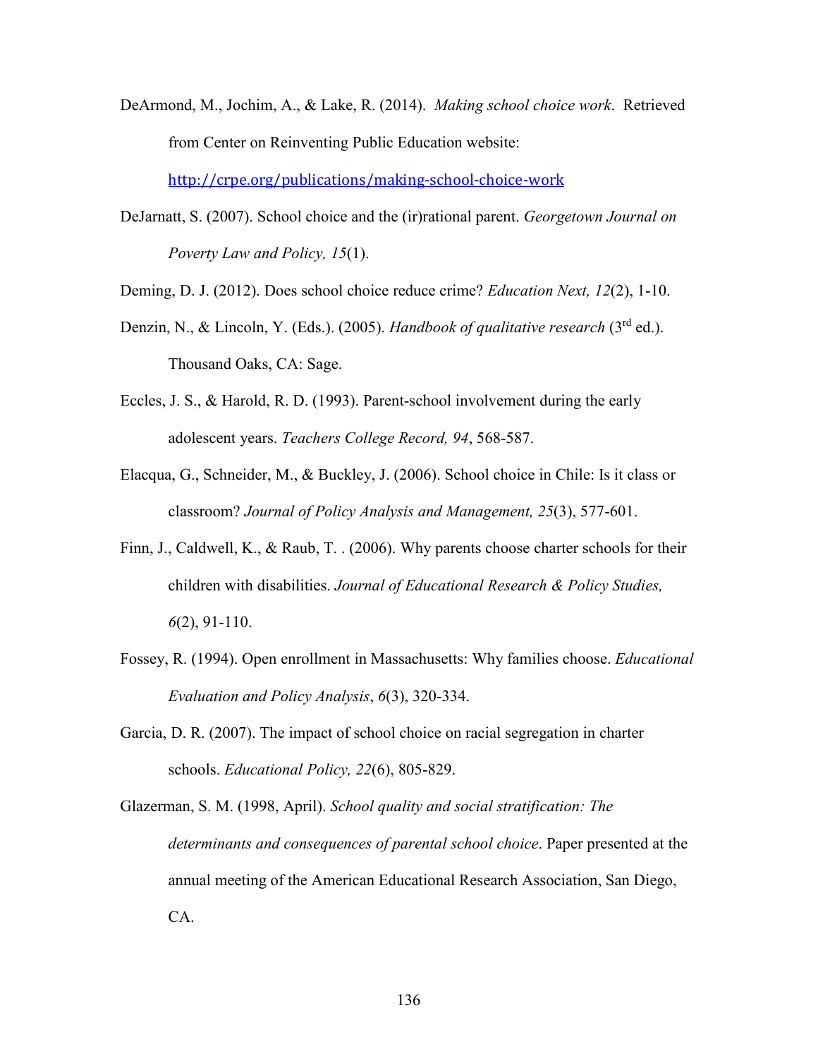DeArmond, M., Jochim, A., & Lake, R. (2014). *Making school choice work*. Retrieved from Center on Reinventing Public Education website: http://crpe.org/publications/making-school-choice-work

DeJarnatt, S. (2007). School choice and the (ir)rational parent. *Georgetown Journal on Poverty Law and Policy, 15*(1).

Deming, D. J. (2012). Does school choice reduce crime? *Education Next, 12*(2), 1-10.

Denzin, N., & Lincoln, Y. (Eds.). (2005). *Handbook of qualitative research* (3rd ed.). Thousand Oaks, CA: Sage.

Eccles, J. S., & Harold, R. D. (1993). Parent-school involvement during the early adolescent years. *Teachers College Record, 94*, 568-587.

Elacqua, G., Schneider, M., & Buckley, J. (2006). School choice in Chile: Is it class or classroom? *Journal of Policy Analysis and Management, 25*(3), 577-601.

Finn, J., Caldwell, K., & Raub, T. . (2006). Why parents choose charter schools for their children with disabilities. *Journal of Educational Research & Policy Studies, 6*(2), 91-110.

Fossey, R. (1994). Open enrollment in Massachusetts: Why families choose. *Educational Evaluation and Policy Analysis*, *6*(3), 320-334.

Garcia, D. R. (2007). The impact of school choice on racial segregation in charter schools. *Educational Policy, 22*(6), 805-829.

Glazerman, S. M. (1998, April). *School quality and social stratification: The determinants and consequences of parental school choice*. Paper presented at the annual meeting of the American Educational Research Association, San Diego, CA.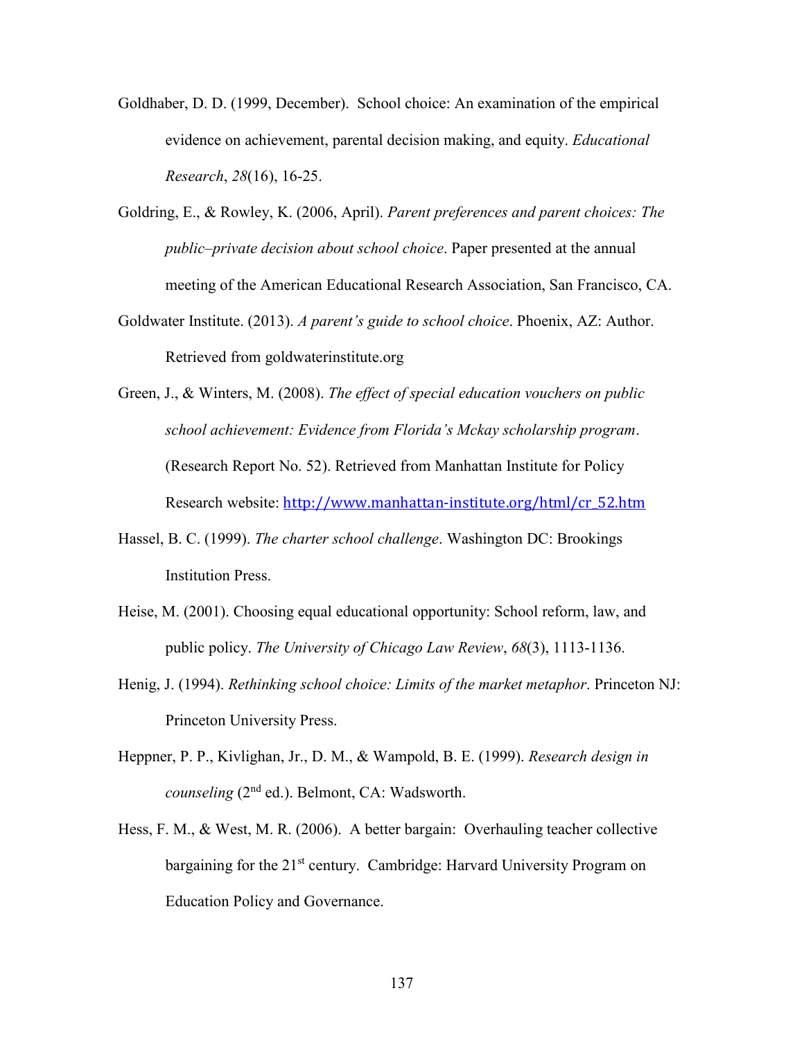Goldhaber, D. D. (1999, December). School choice: An examination of the empirical evidence on achievement, parental decision making, and equity. *Educational Research*, *28*(16), 16-25.

Goldring, E., & Rowley, K. (2006, April). *Parent preferences and parent choices: The public–private decision about school choice*. Paper presented at the annual meeting of the American Educational Research Association, San Francisco, CA.

Goldwater Institute. (2013). *A parent's guide to school choice*. Phoenix, AZ: Author. Retrieved from goldwaterinstitute.org

Green, J., & Winters, M. (2008). *The effect of special education vouchers on public school achievement: Evidence from Florida's Mckay scholarship program*. (Research Report No. 52). Retrieved from Manhattan Institute for Policy Research website: http://www.manhattan-institute.org/html/cr_52.htm

Hassel, B. C. (1999). *The charter school challenge*. Washington DC: Brookings Institution Press.

Heise, M. (2001). Choosing equal educational opportunity: School reform, law, and public policy. *The University of Chicago Law Review*, *68*(3), 1113-1136.

Henig, J. (1994). *Rethinking school choice: Limits of the market metaphor*. Princeton NJ: Princeton University Press.

Heppner, P. P., Kivlighan, Jr., D. M., & Wampold, B. E. (1999). *Research design in counseling* (2nd ed.). Belmont, CA: Wadsworth.

Hess, F. M., & West, M. R. (2006). A better bargain: Overhauling teacher collective bargaining for the 21st century. Cambridge: Harvard University Program on Education Policy and Governance.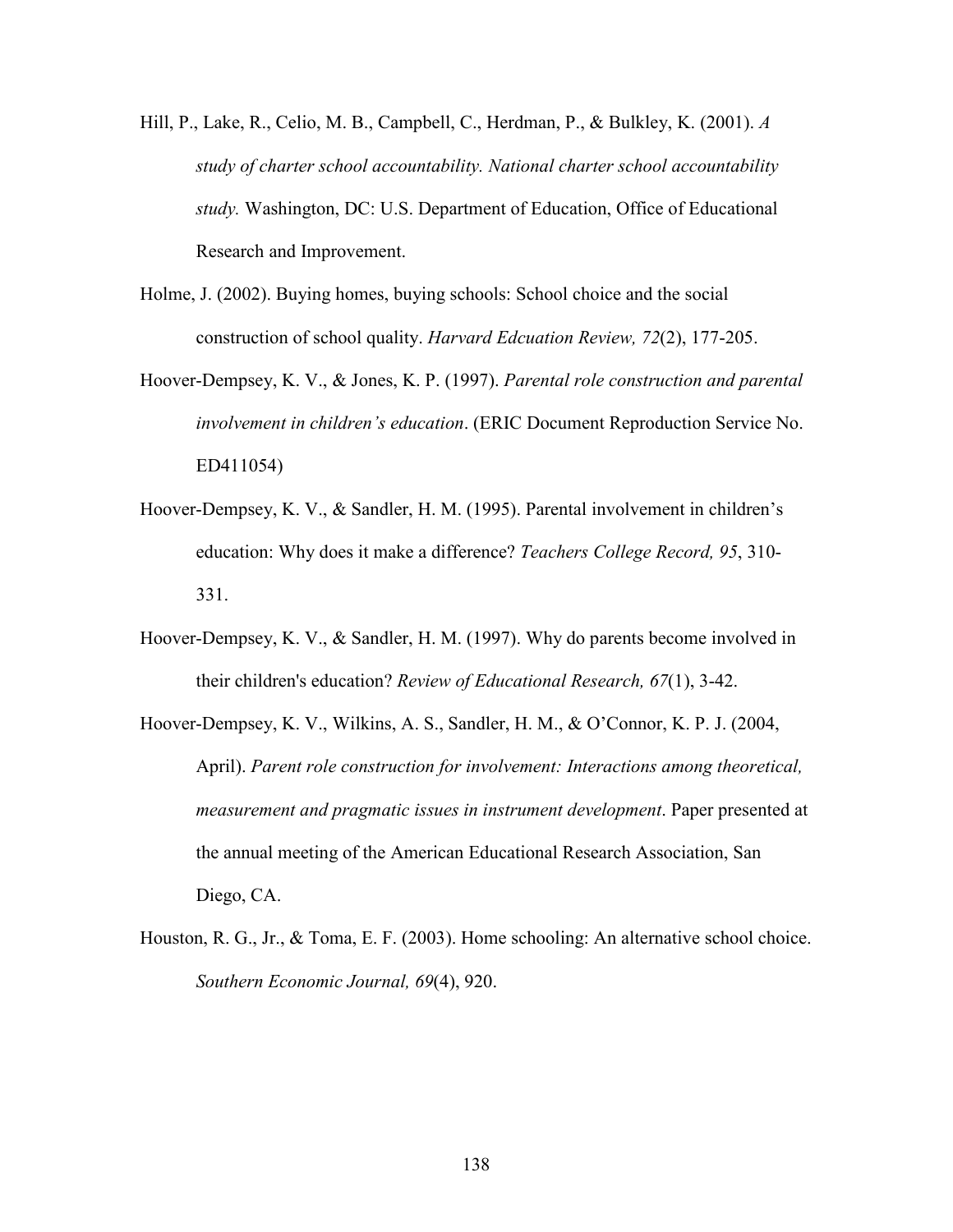Hill, P., Lake, R., Celio, M. B., Campbell, C., Herdman, P., & Bulkley, K. (2001). *A study of charter school accountability. National charter school accountability study.* Washington, DC: U.S. Department of Education, Office of Educational Research and Improvement.

Holme, J. (2002). Buying homes, buying schools: School choice and the social construction of school quality. *Harvard Edcuation Review, 72*(2), 177-205.

Hoover-Dempsey, K. V., & Jones, K. P. (1997). *Parental role construction and parental involvement in children's education*. (ERIC Document Reproduction Service No. ED411054)

Hoover-Dempsey, K. V., & Sandler, H. M. (1995). Parental involvement in children's education: Why does it make a difference? *Teachers College Record, 95*, 310-331.

Hoover-Dempsey, K. V., & Sandler, H. M. (1997). Why do parents become involved in their children's education? *Review of Educational Research, 67*(1), 3-42.

Hoover-Dempsey, K. V., Wilkins, A. S., Sandler, H. M., & O'Connor, K. P. J. (2004, April). *Parent role construction for involvement: Interactions among theoretical, measurement and pragmatic issues in instrument development*. Paper presented at the annual meeting of the American Educational Research Association, San Diego, CA.

Houston, R. G., Jr., & Toma, E. F. (2003). Home schooling: An alternative school choice. *Southern Economic Journal, 69*(4), 920.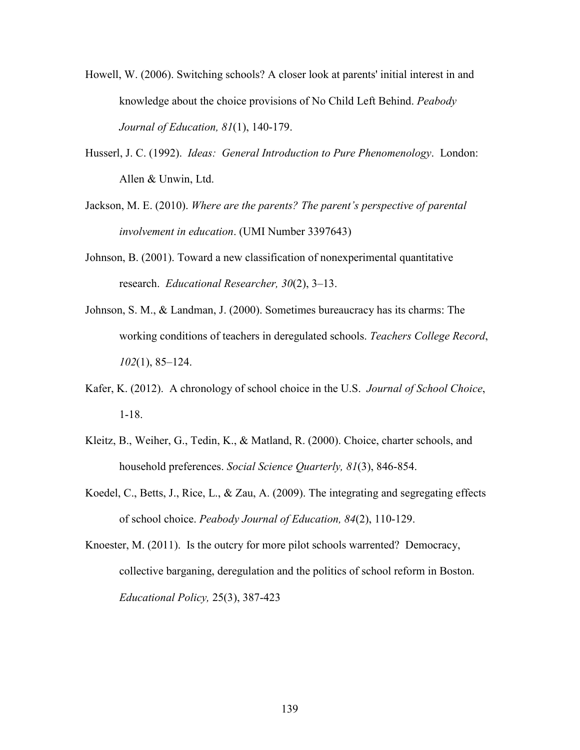Howell, W. (2006). Switching schools? A closer look at parents' initial interest in and knowledge about the choice provisions of No Child Left Behind. *Peabody Journal of Education, 81*(1), 140-179.

Husserl, J. C. (1992). *Ideas: General Introduction to Pure Phenomenology*. London: Allen & Unwin, Ltd.

Jackson, M. E. (2010). *Where are the parents? The parent's perspective of parental involvement in education*. (UMI Number 3397643)

Johnson, B. (2001). Toward a new classification of nonexperimental quantitative research. *Educational Researcher, 30*(2), 3–13.

Johnson, S. M., & Landman, J. (2000). Sometimes bureaucracy has its charms: The working conditions of teachers in deregulated schools. *Teachers College Record*, *102*(1), 85–124.

Kafer, K. (2012). A chronology of school choice in the U.S. *Journal of School Choice*, 1-18.

Kleitz, B., Weiher, G., Tedin, K., & Matland, R. (2000). Choice, charter schools, and household preferences. *Social Science Quarterly, 81*(3), 846-854.

Koedel, C., Betts, J., Rice, L., & Zau, A. (2009). The integrating and segregating effects of school choice. *Peabody Journal of Education, 84*(2), 110-129.

Knoester, M. (2011). Is the outcry for more pilot schools warrented? Democracy, collective barganing, deregulation and the politics of school reform in Boston. *Educational Policy,* 25(3), 387-423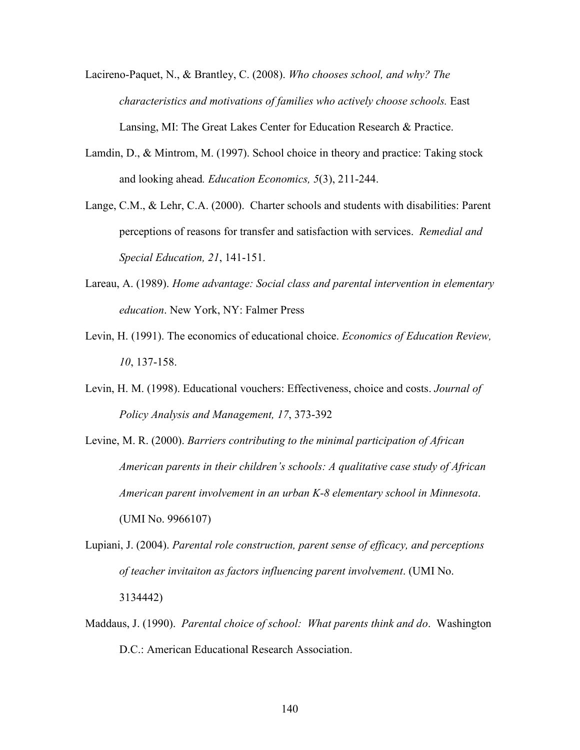Lacireno-Paquet, N., & Brantley, C. (2008). *Who chooses school, and why? The characteristics and motivations of families who actively choose schools.* East Lansing, MI: The Great Lakes Center for Education Research & Practice.

Lamdin, D., & Mintrom, M. (1997). School choice in theory and practice: Taking stock and looking ahead. *Education Economics, 5*(3), 211-244.

Lange, C.M., & Lehr, C.A. (2000). Charter schools and students with disabilities: Parent perceptions of reasons for transfer and satisfaction with services. *Remedial and Special Education, 21*, 141-151.

Lareau, A. (1989). *Home advantage: Social class and parental intervention in elementary education*. New York, NY: Falmer Press

Levin, H. (1991). The economics of educational choice. *Economics of Education Review, 10*, 137-158.

Levin, H. M. (1998). Educational vouchers: Effectiveness, choice and costs. *Journal of Policy Analysis and Management, 17*, 373-392

Levine, M. R. (2000). *Barriers contributing to the minimal participation of African American parents in their children's schools: A qualitative case study of African American parent involvement in an urban K-8 elementary school in Minnesota*. (UMI No. 9966107)

Lupiani, J. (2004). *Parental role construction, parent sense of efficacy, and perceptions of teacher invitaiton as factors influencing parent involvement*. (UMI No. 3134442)

Maddaus, J. (1990). *Parental choice of school: What parents think and do*. Washington D.C.: American Educational Research Association.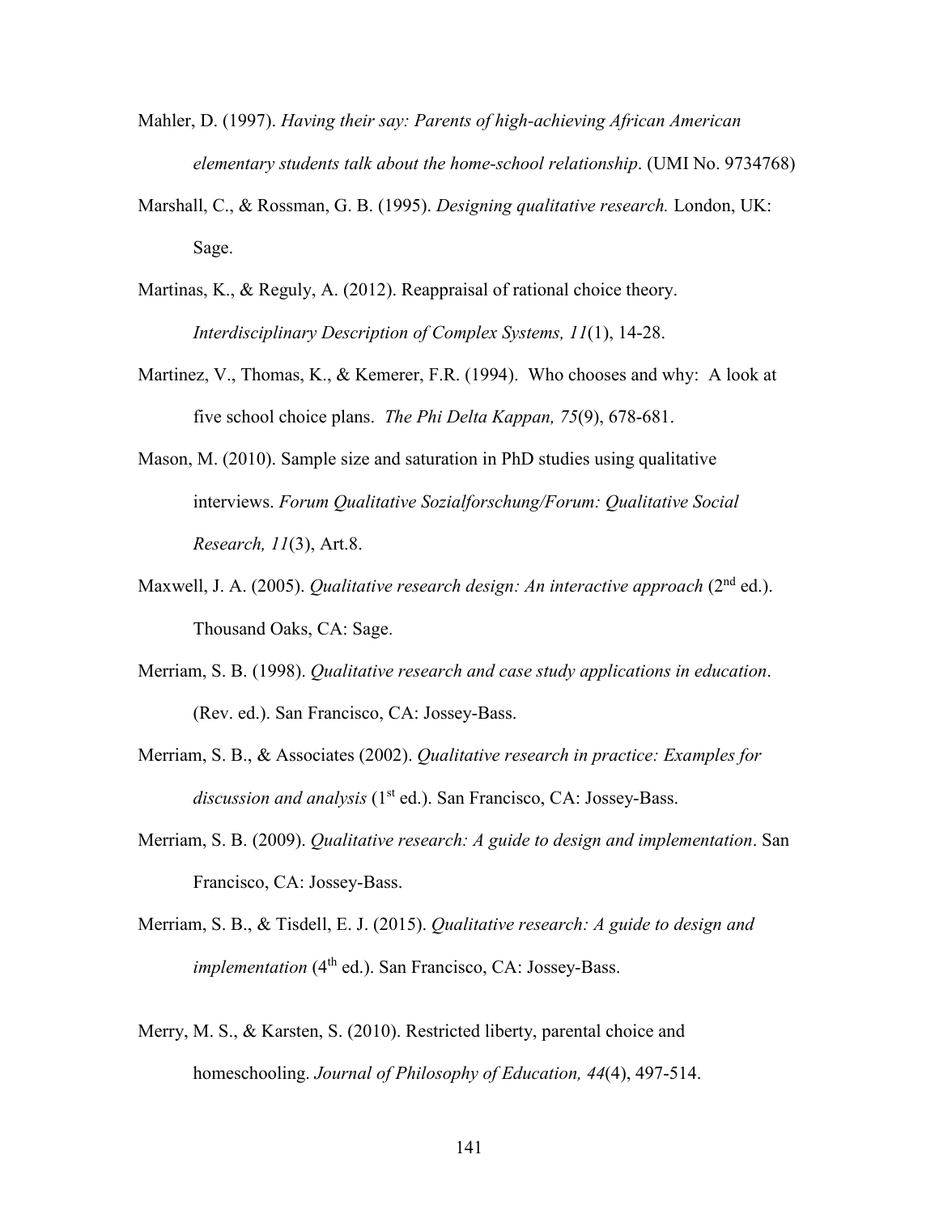Mahler, D. (1997). *Having their say: Parents of high-achieving African American elementary students talk about the home-school relationship*. (UMI No. 9734768)

Marshall, C., & Rossman, G. B. (1995). *Designing qualitative research.* London, UK: Sage.

Martinas, K., & Reguly, A. (2012). Reappraisal of rational choice theory. *Interdisciplinary Description of Complex Systems, 11*(1), 14-28.

Martinez, V., Thomas, K., & Kemerer, F.R. (1994). Who chooses and why: A look at five school choice plans. *The Phi Delta Kappan, 75*(9), 678-681.

Mason, M. (2010). Sample size and saturation in PhD studies using qualitative interviews. *Forum Qualitative Sozialforschung/Forum: Qualitative Social Research, 11*(3), Art.8.

Maxwell, J. A. (2005). *Qualitative research design: An interactive approach* (2nd ed.). Thousand Oaks, CA: Sage.

Merriam, S. B. (1998). *Qualitative research and case study applications in education*. (Rev. ed.). San Francisco, CA: Jossey-Bass.

Merriam, S. B., & Associates (2002). *Qualitative research in practice: Examples for discussion and analysis* (1st ed.). San Francisco, CA: Jossey-Bass.

Merriam, S. B. (2009). *Qualitative research: A guide to design and implementation*. San Francisco, CA: Jossey-Bass.

Merriam, S. B., & Tisdell, E. J. (2015). *Qualitative research: A guide to design and implementation* (4th ed.). San Francisco, CA: Jossey-Bass.

Merry, M. S., & Karsten, S. (2010). Restricted liberty, parental choice and homeschooling. *Journal of Philosophy of Education, 44*(4), 497-514.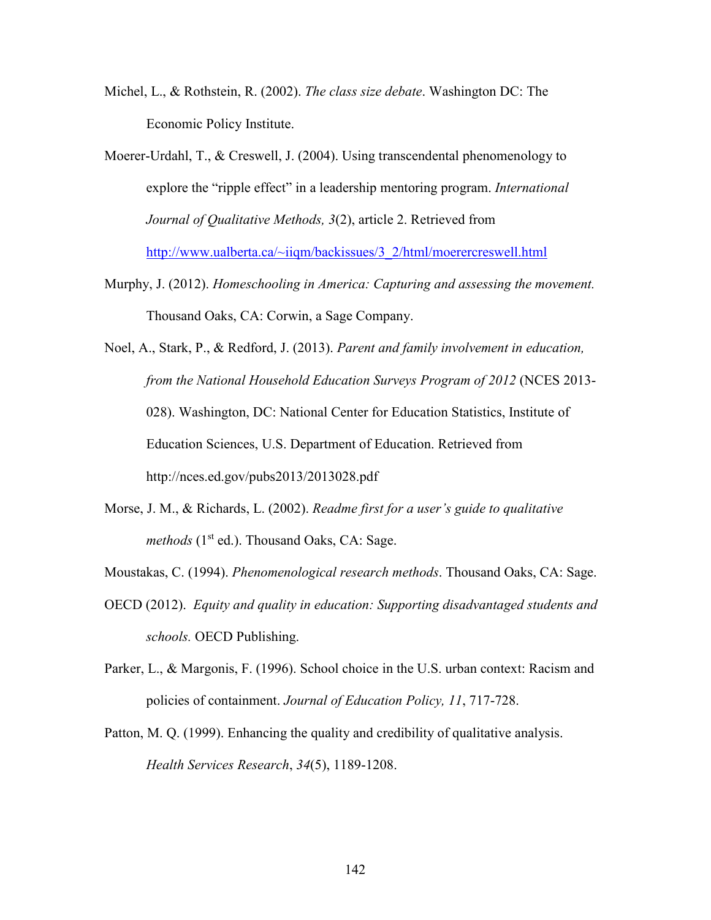Michel, L., & Rothstein, R. (2002). *The class size debate*. Washington DC: The Economic Policy Institute.

Moerer-Urdahl, T., & Creswell, J. (2004). Using transcendental phenomenology to explore the "ripple effect" in a leadership mentoring program. *International Journal of Qualitative Methods, 3*(2), article 2. Retrieved from http://www.ualberta.ca/~iiqm/backissues/3_2/html/moerercreswell.html

Murphy, J. (2012). *Homeschooling in America: Capturing and assessing the movement.* Thousand Oaks, CA: Corwin, a Sage Company.

Noel, A., Stark, P., & Redford, J. (2013). *Parent and family involvement in education, from the National Household Education Surveys Program of 2012* (NCES 2013-028). Washington, DC: National Center for Education Statistics, Institute of Education Sciences, U.S. Department of Education. Retrieved from http://nces.ed.gov/pubs2013/2013028.pdf

Morse, J. M., & Richards, L. (2002). *Readme first for a user's guide to qualitative methods* (1st ed.). Thousand Oaks, CA: Sage.

Moustakas, C. (1994). *Phenomenological research methods*. Thousand Oaks, CA: Sage.

OECD (2012). *Equity and quality in education: Supporting disadvantaged students and schools.* OECD Publishing.

Parker, L., & Margonis, F. (1996). School choice in the U.S. urban context: Racism and policies of containment. *Journal of Education Policy, 11*, 717-728.

Patton, M. Q. (1999). Enhancing the quality and credibility of qualitative analysis. *Health Services Research*, *34*(5), 1189-1208.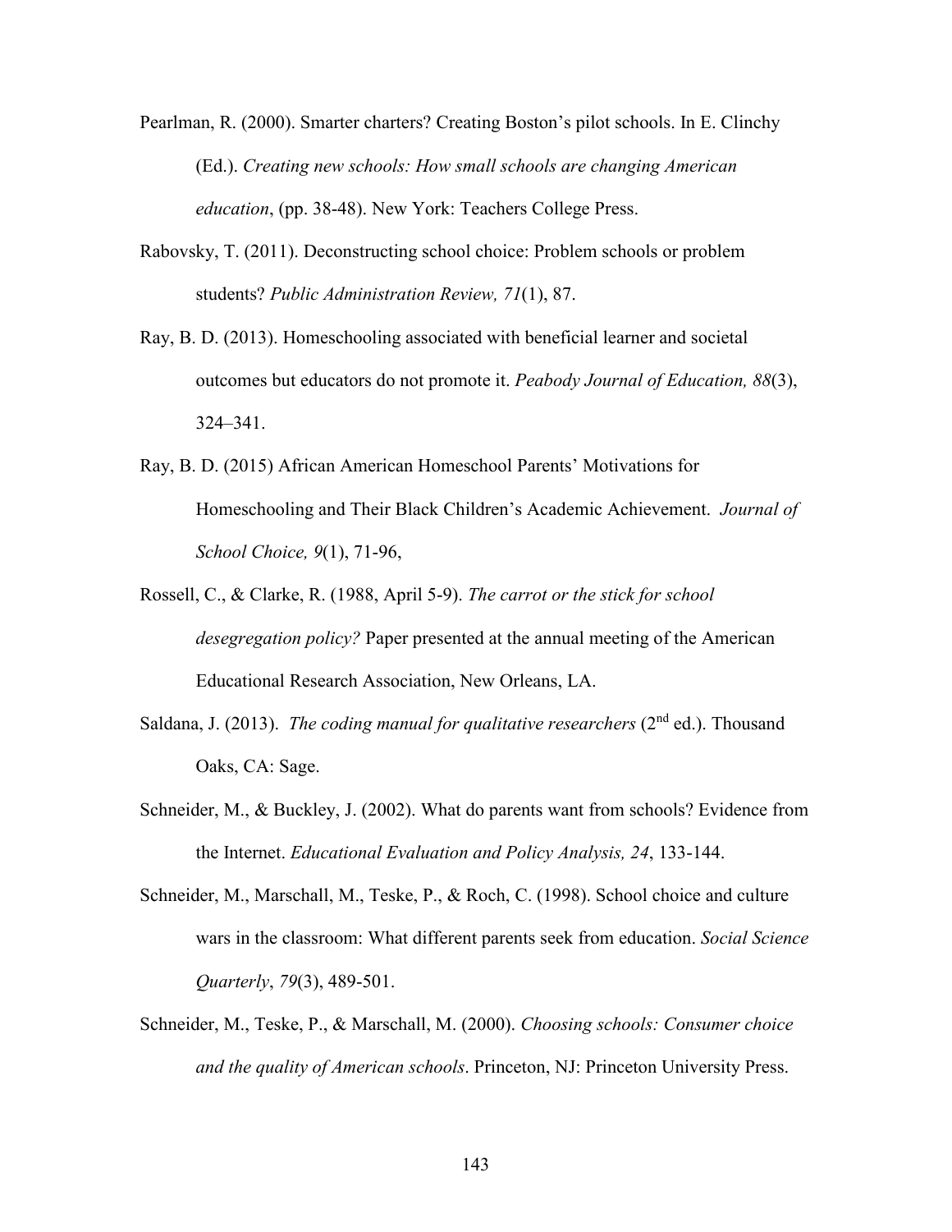Pearlman, R. (2000). Smarter charters? Creating Boston's pilot schools. In E. Clinchy (Ed.). *Creating new schools: How small schools are changing American education*, (pp. 38-48). New York: Teachers College Press.

Rabovsky, T. (2011). Deconstructing school choice: Problem schools or problem students? *Public Administration Review, 71*(1), 87.

Ray, B. D. (2013). Homeschooling associated with beneficial learner and societal outcomes but educators do not promote it. *Peabody Journal of Education, 88*(3), 324–341.

Ray, B. D. (2015) African American Homeschool Parents' Motivations for Homeschooling and Their Black Children's Academic Achievement. *Journal of School Choice, 9*(1), 71-96,

Rossell, C., & Clarke, R. (1988, April 5-9). *The carrot or the stick for school desegregation policy?* Paper presented at the annual meeting of the American Educational Research Association, New Orleans, LA.

Saldana, J. (2013). *The coding manual for qualitative researchers* (2nd ed.). Thousand Oaks, CA: Sage.

Schneider, M., & Buckley, J. (2002). What do parents want from schools? Evidence from the Internet. *Educational Evaluation and Policy Analysis, 24*, 133-144.

Schneider, M., Marschall, M., Teske, P., & Roch, C. (1998). School choice and culture wars in the classroom: What different parents seek from education. *Social Science Quarterly*, *79*(3), 489-501.

Schneider, M., Teske, P., & Marschall, M. (2000). *Choosing schools: Consumer choice and the quality of American schools*. Princeton, NJ: Princeton University Press.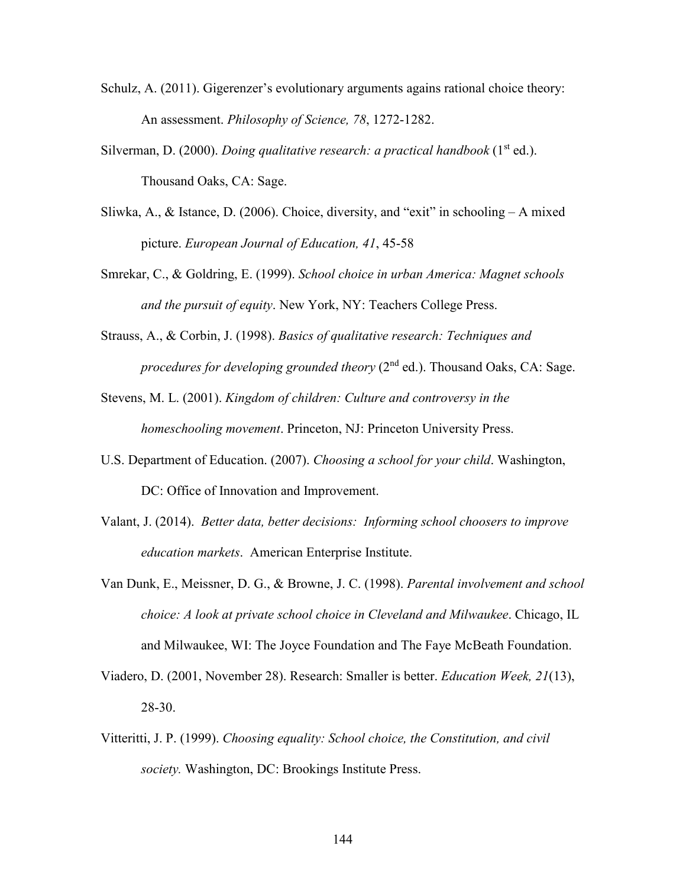Schulz, A. (2011). Gigerenzer's evolutionary arguments agains rational choice theory: An assessment. *Philosophy of Science, 78*, 1272-1282.

Silverman, D. (2000). *Doing qualitative research: a practical handbook* (1st ed.). Thousand Oaks, CA: Sage.

Sliwka, A., & Istance, D. (2006). Choice, diversity, and "exit" in schooling – A mixed picture. *European Journal of Education, 41*, 45-58

Smrekar, C., & Goldring, E. (1999). *School choice in urban America: Magnet schools and the pursuit of equity*. New York, NY: Teachers College Press.

Strauss, A., & Corbin, J. (1998). *Basics of qualitative research: Techniques and procedures for developing grounded theory* (2nd ed.). Thousand Oaks, CA: Sage.

Stevens, M. L. (2001). *Kingdom of children: Culture and controversy in the homeschooling movement*. Princeton, NJ: Princeton University Press.

U.S. Department of Education. (2007). *Choosing a school for your child*. Washington, DC: Office of Innovation and Improvement.

Valant, J. (2014). *Better data, better decisions: Informing school choosers to improve education markets*. American Enterprise Institute.

Van Dunk, E., Meissner, D. G., & Browne, J. C. (1998). *Parental involvement and school choice: A look at private school choice in Cleveland and Milwaukee*. Chicago, IL and Milwaukee, WI: The Joyce Foundation and The Faye McBeath Foundation.

Viadero, D. (2001, November 28). Research: Smaller is better. *Education Week, 21*(13), 28-30.

Vitteritti, J. P. (1999). *Choosing equality: School choice, the Constitution, and civil society.* Washington, DC: Brookings Institute Press.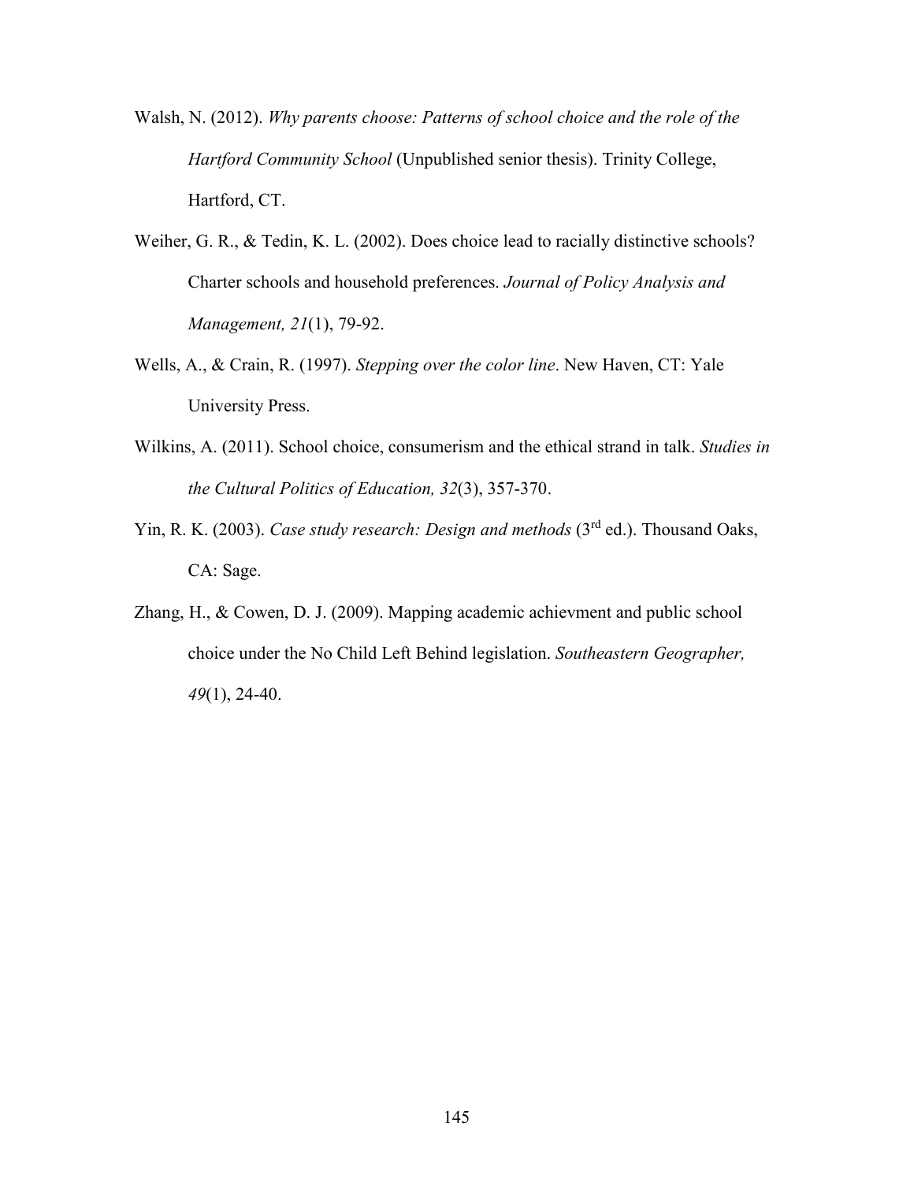Walsh, N. (2012). *Why parents choose: Patterns of school choice and the role of the Hartford Community School* (Unpublished senior thesis). Trinity College, Hartford, CT.

Weiher, G. R., & Tedin, K. L. (2002). Does choice lead to racially distinctive schools? Charter schools and household preferences. *Journal of Policy Analysis and Management, 21*(1), 79-92.

Wells, A., & Crain, R. (1997). *Stepping over the color line*. New Haven, CT: Yale University Press.

Wilkins, A. (2011). School choice, consumerism and the ethical strand in talk. *Studies in the Cultural Politics of Education, 32*(3), 357-370.

Yin, R. K. (2003). *Case study research: Design and methods* (3rd ed.). Thousand Oaks, CA: Sage.

Zhang, H., & Cowen, D. J. (2009). Mapping academic achievment and public school choice under the No Child Left Behind legislation. *Southeastern Geographer, 49*(1), 24-40.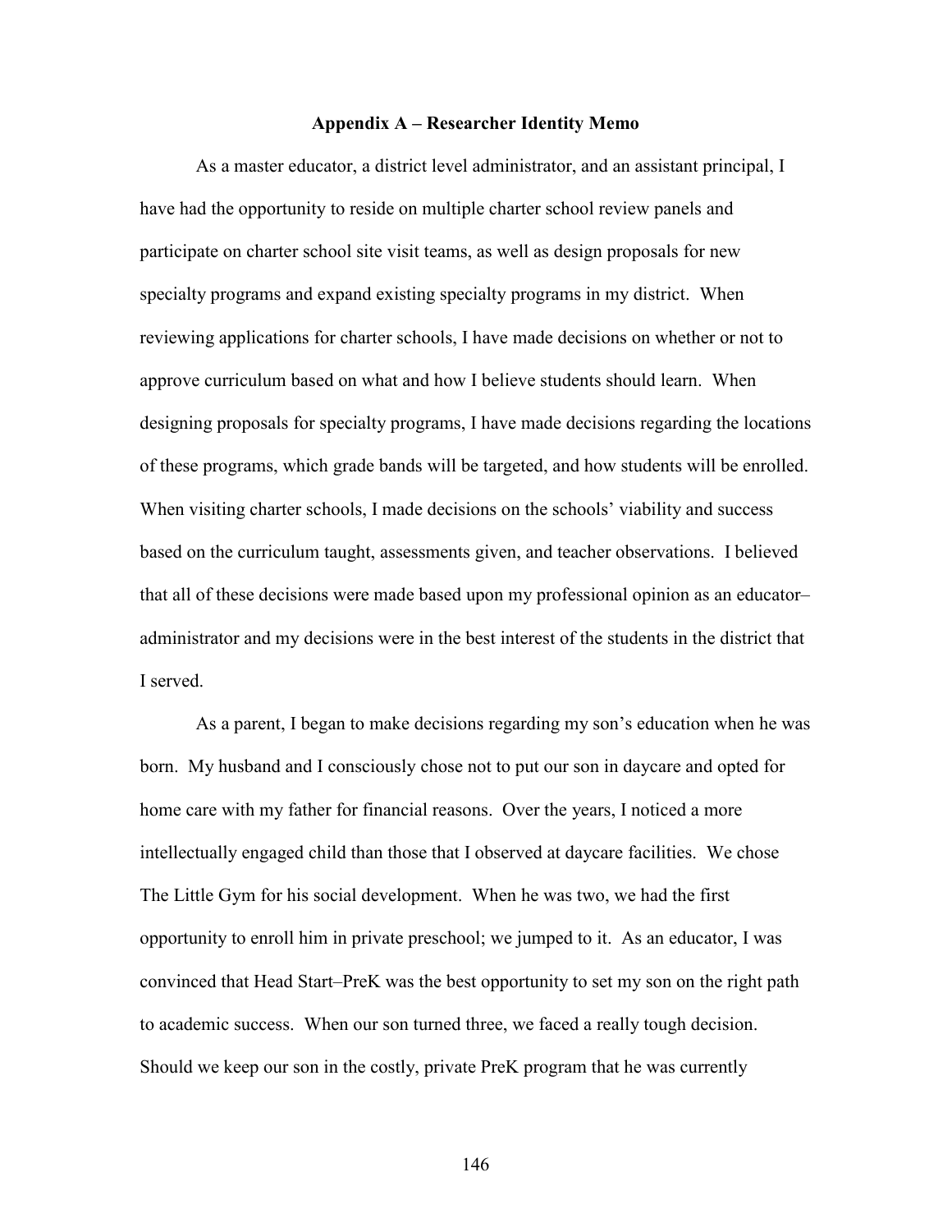## Appendix A – Researcher Identity Memo

As a master educator, a district level administrator, and an assistant principal, I have had the opportunity to reside on multiple charter school review panels and participate on charter school site visit teams, as well as design proposals for new specialty programs and expand existing specialty programs in my district. When reviewing applications for charter schools, I have made decisions on whether or not to approve curriculum based on what and how I believe students should learn. When designing proposals for specialty programs, I have made decisions regarding the locations of these programs, which grade bands will be targeted, and how students will be enrolled. When visiting charter schools, I made decisions on the schools' viability and success based on the curriculum taught, assessments given, and teacher observations. I believed that all of these decisions were made based upon my professional opinion as an educator–administrator and my decisions were in the best interest of the students in the district that I served.

As a parent, I began to make decisions regarding my son's education when he was born. My husband and I consciously chose not to put our son in daycare and opted for home care with my father for financial reasons. Over the years, I noticed a more intellectually engaged child than those that I observed at daycare facilities. We chose The Little Gym for his social development. When he was two, we had the first opportunity to enroll him in private preschool; we jumped to it. As an educator, I was convinced that Head Start–PreK was the best opportunity to set my son on the right path to academic success. When our son turned three, we faced a really tough decision. Should we keep our son in the costly, private PreK program that he was currently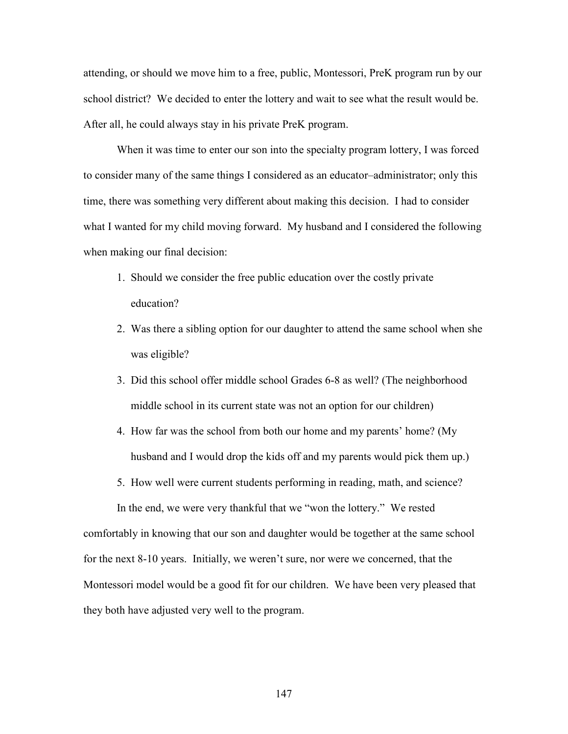attending, or should we move him to a free, public, Montessori, PreK program run by our school district? We decided to enter the lottery and wait to see what the result would be. After all, he could always stay in his private PreK program.

When it was time to enter our son into the specialty program lottery, I was forced to consider many of the same things I considered as an educator–administrator; only this time, there was something very different about making this decision. I had to consider what I wanted for my child moving forward. My husband and I considered the following when making our final decision:

1. Should we consider the free public education over the costly private education?
2. Was there a sibling option for our daughter to attend the same school when she was eligible?
3. Did this school offer middle school Grades 6-8 as well? (The neighborhood middle school in its current state was not an option for our children)
4. How far was the school from both our home and my parents' home? (My husband and I would drop the kids off and my parents would pick them up.)
5. How well were current students performing in reading, math, and science?

In the end, we were very thankful that we "won the lottery." We rested comfortably in knowing that our son and daughter would be together at the same school for the next 8-10 years. Initially, we weren't sure, nor were we concerned, that the Montessori model would be a good fit for our children. We have been very pleased that they both have adjusted very well to the program.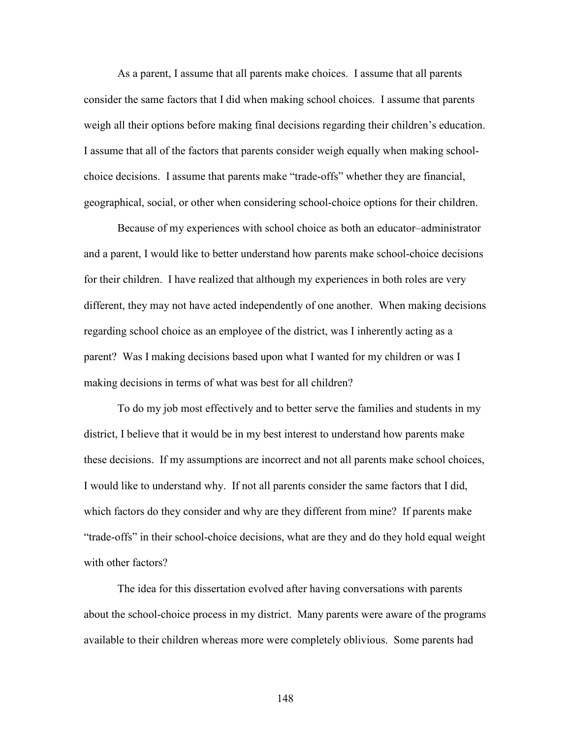As a parent, I assume that all parents make choices. I assume that all parents consider the same factors that I did when making school choices. I assume that parents weigh all their options before making final decisions regarding their children's education. I assume that all of the factors that parents consider weigh equally when making school-choice decisions. I assume that parents make "trade-offs" whether they are financial, geographical, social, or other when considering school-choice options for their children.

Because of my experiences with school choice as both an educator–administrator and a parent, I would like to better understand how parents make school-choice decisions for their children. I have realized that although my experiences in both roles are very different, they may not have acted independently of one another. When making decisions regarding school choice as an employee of the district, was I inherently acting as a parent? Was I making decisions based upon what I wanted for my children or was I making decisions in terms of what was best for all children?

To do my job most effectively and to better serve the families and students in my district, I believe that it would be in my best interest to understand how parents make these decisions. If my assumptions are incorrect and not all parents make school choices, I would like to understand why. If not all parents consider the same factors that I did, which factors do they consider and why are they different from mine? If parents make "trade-offs" in their school-choice decisions, what are they and do they hold equal weight with other factors?

The idea for this dissertation evolved after having conversations with parents about the school-choice process in my district. Many parents were aware of the programs available to their children whereas more were completely oblivious. Some parents had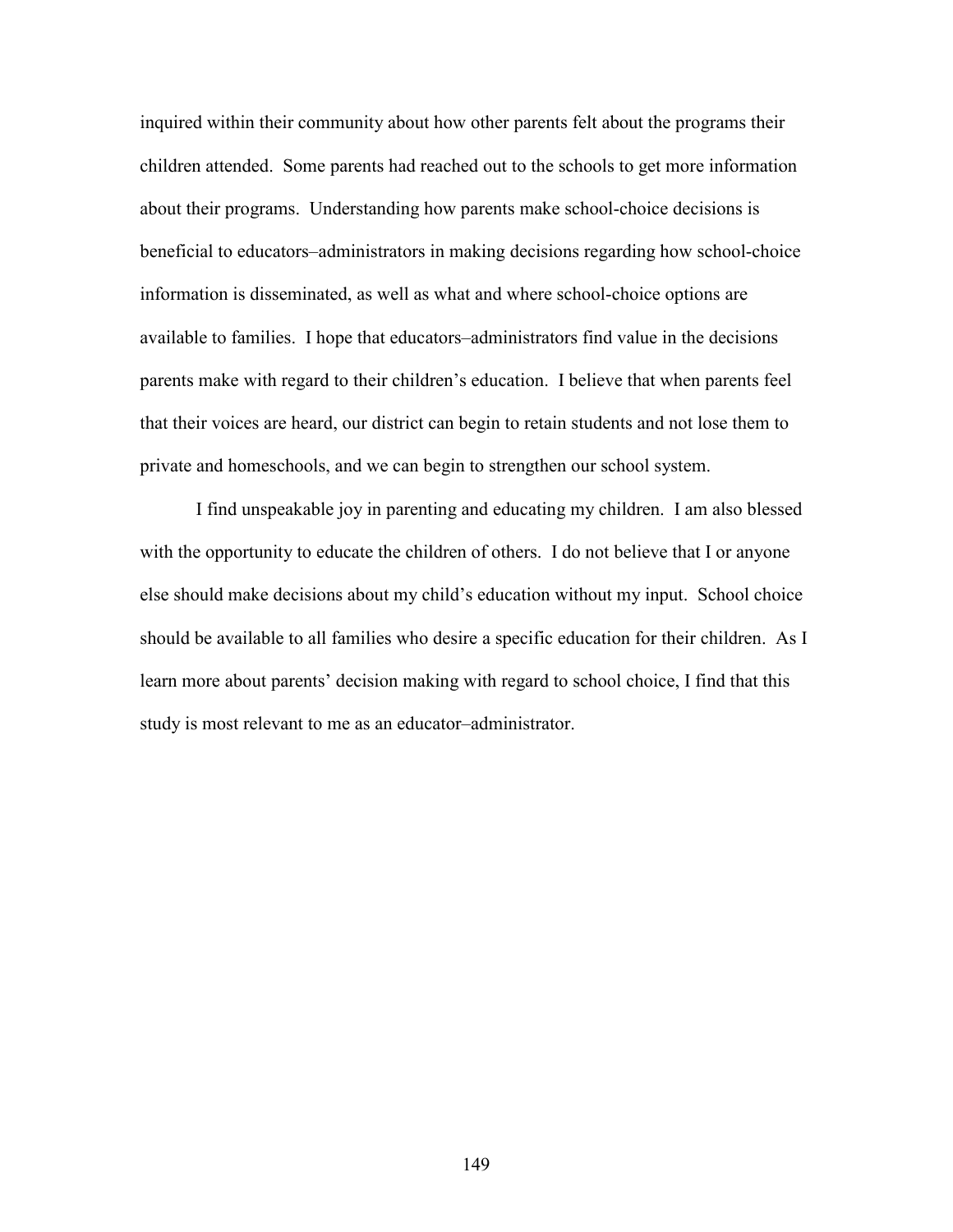inquired within their community about how other parents felt about the programs their children attended. Some parents had reached out to the schools to get more information about their programs. Understanding how parents make school-choice decisions is beneficial to educators–administrators in making decisions regarding how school-choice information is disseminated, as well as what and where school-choice options are available to families. I hope that educators–administrators find value in the decisions parents make with regard to their children's education. I believe that when parents feel that their voices are heard, our district can begin to retain students and not lose them to private and homeschools, and we can begin to strengthen our school system.

I find unspeakable joy in parenting and educating my children. I am also blessed with the opportunity to educate the children of others. I do not believe that I or anyone else should make decisions about my child's education without my input. School choice should be available to all families who desire a specific education for their children. As I learn more about parents' decision making with regard to school choice, I find that this study is most relevant to me as an educator–administrator.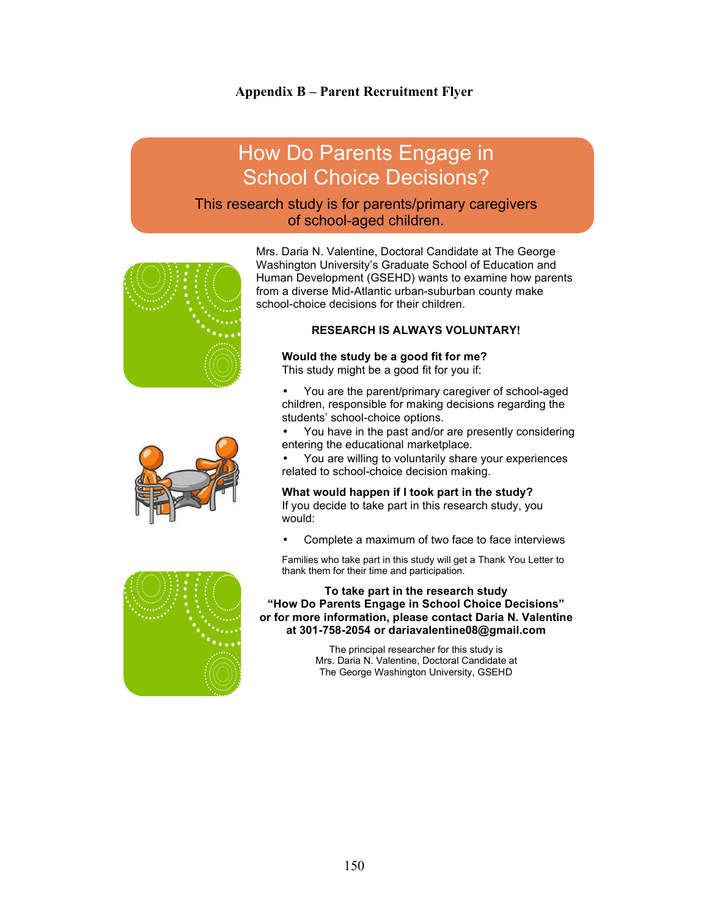## Appendix B – Parent Recruitment Flyer

# How Do Parents Engage in School Choice Decisions?

### This research study is for parents/primary caregivers of school-aged children.

Mrs. Daria N. Valentine, Doctoral Candidate at The George Washington University's Graduate School of Education and Human Development (GSEHD) wants to examine how parents from a diverse Mid-Atlantic urban-suburban county make school-choice decisions for their children.

**RESEARCH IS ALWAYS VOLUNTARY!**

**Would the study be a good fit for me?**
This study might be a good fit for you if:

- You are the parent/primary caregiver of school-aged children, responsible for making decisions regarding the students' school-choice options.
- You have in the past and/or are presently considering entering the educational marketplace.
- You are willing to voluntarily share your experiences related to school-choice decision making.

**What would happen if I took part in the study?**
If you decide to take part in this research study, you would:

- Complete a maximum of two face to face interviews

Families who take part in this study will get a Thank You Letter to thank them for their time and participation.

**To take part in the research study "How Do Parents Engage in School Choice Decisions" or for more information, please contact Daria N. Valentine at 301-758-2054 or dariavalentine08@gmail.com**

The principal researcher for this study is
Mrs. Daria N. Valentine, Doctoral Candidate at
The George Washington University, GSEHD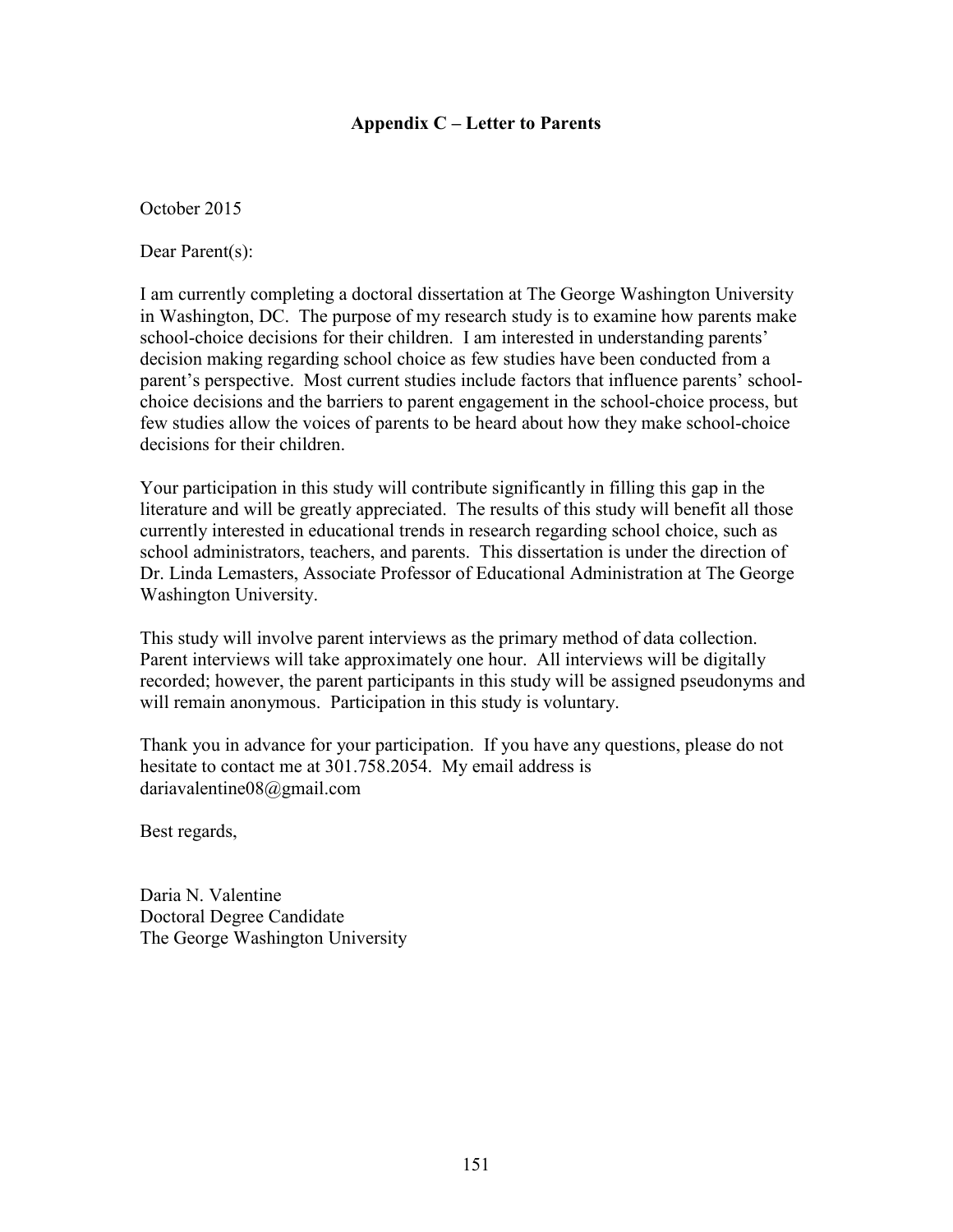## Appendix C – Letter to Parents

October 2015

Dear Parent(s):

I am currently completing a doctoral dissertation at The George Washington University in Washington, DC. The purpose of my research study is to examine how parents make school-choice decisions for their children. I am interested in understanding parents' decision making regarding school choice as few studies have been conducted from a parent's perspective. Most current studies include factors that influence parents' school-choice decisions and the barriers to parent engagement in the school-choice process, but few studies allow the voices of parents to be heard about how they make school-choice decisions for their children.

Your participation in this study will contribute significantly in filling this gap in the literature and will be greatly appreciated. The results of this study will benefit all those currently interested in educational trends in research regarding school choice, such as school administrators, teachers, and parents. This dissertation is under the direction of Dr. Linda Lemasters, Associate Professor of Educational Administration at The George Washington University.

This study will involve parent interviews as the primary method of data collection. Parent interviews will take approximately one hour. All interviews will be digitally recorded; however, the parent participants in this study will be assigned pseudonyms and will remain anonymous. Participation in this study is voluntary.

Thank you in advance for your participation. If you have any questions, please do not hesitate to contact me at 301.758.2054. My email address is dariavalentine08@gmail.com

Best regards,

Daria N. Valentine
Doctoral Degree Candidate
The George Washington University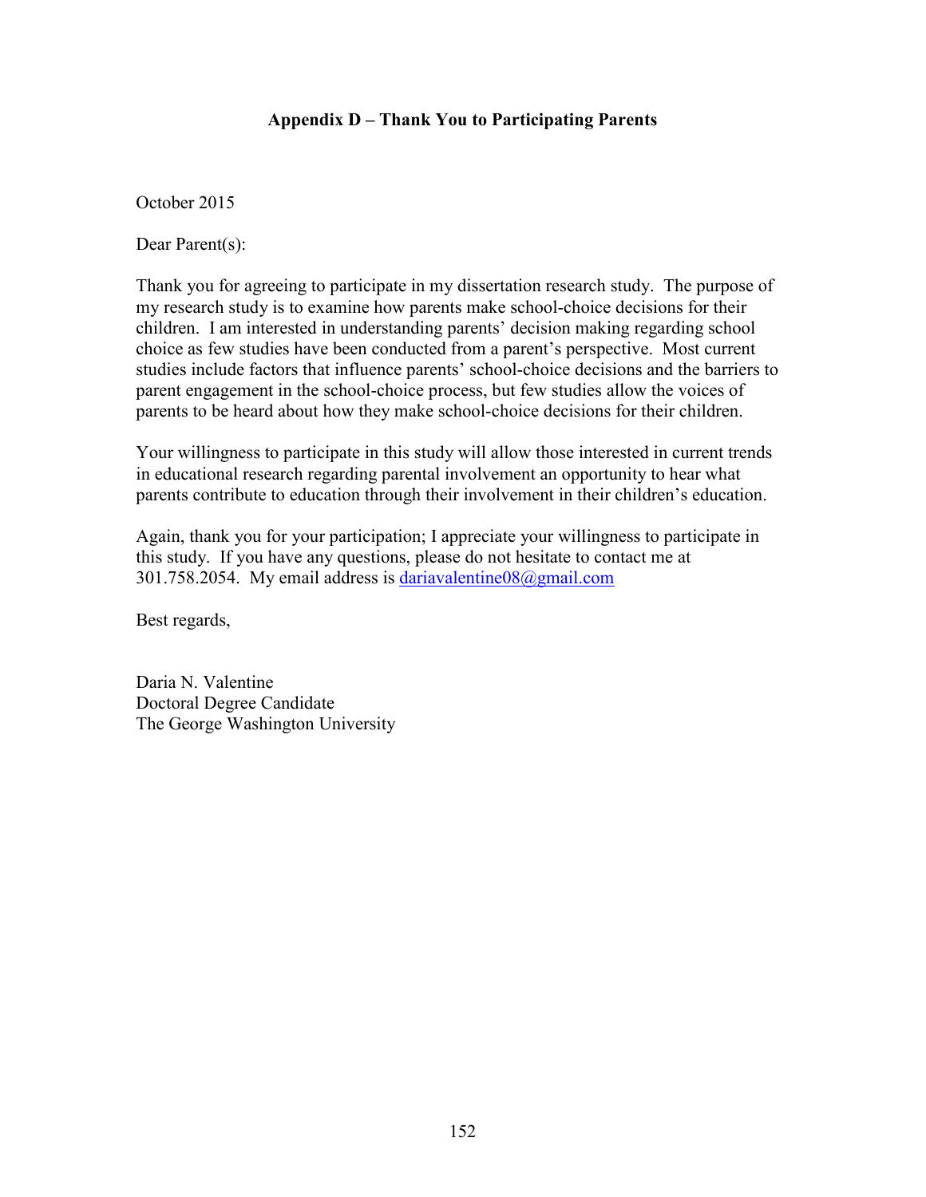## Appendix D – Thank You to Participating Parents

October 2015

Dear Parent(s):

Thank you for agreeing to participate in my dissertation research study. The purpose of my research study is to examine how parents make school-choice decisions for their children. I am interested in understanding parents' decision making regarding school choice as few studies have been conducted from a parent's perspective. Most current studies include factors that influence parents' school-choice decisions and the barriers to parent engagement in the school-choice process, but few studies allow the voices of parents to be heard about how they make school-choice decisions for their children.

Your willingness to participate in this study will allow those interested in current trends in educational research regarding parental involvement an opportunity to hear what parents contribute to education through their involvement in their children's education.

Again, thank you for your participation; I appreciate your willingness to participate in this study. If you have any questions, please do not hesitate to contact me at 301.758.2054. My email address is dariavalentine08@gmail.com

Best regards,

Daria N. Valentine
Doctoral Degree Candidate
The George Washington University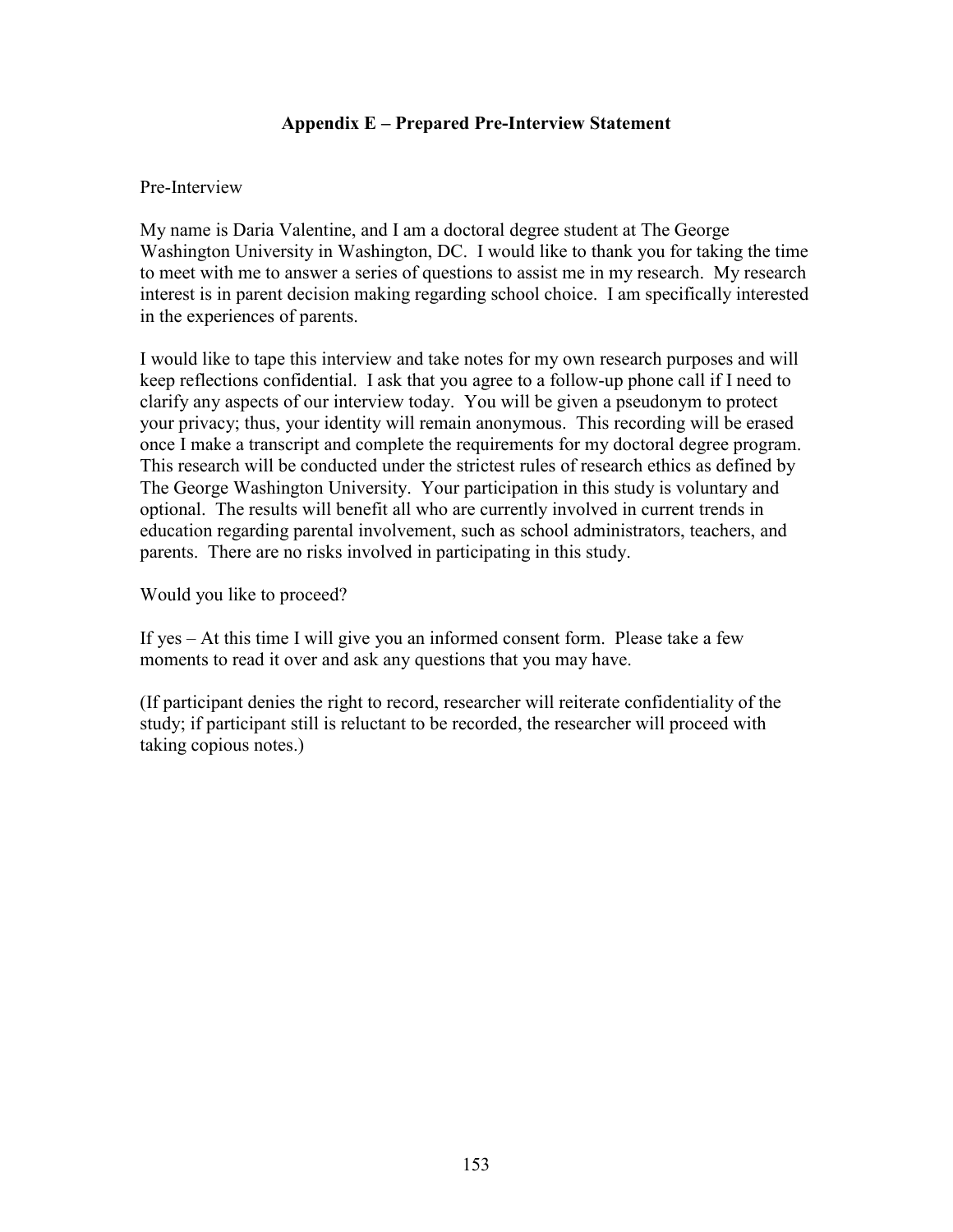## Appendix E – Prepared Pre-Interview Statement

Pre-Interview

My name is Daria Valentine, and I am a doctoral degree student at The George Washington University in Washington, DC. I would like to thank you for taking the time to meet with me to answer a series of questions to assist me in my research. My research interest is in parent decision making regarding school choice. I am specifically interested in the experiences of parents.

I would like to tape this interview and take notes for my own research purposes and will keep reflections confidential. I ask that you agree to a follow-up phone call if I need to clarify any aspects of our interview today. You will be given a pseudonym to protect your privacy; thus, your identity will remain anonymous. This recording will be erased once I make a transcript and complete the requirements for my doctoral degree program. This research will be conducted under the strictest rules of research ethics as defined by The George Washington University. Your participation in this study is voluntary and optional. The results will benefit all who are currently involved in current trends in education regarding parental involvement, such as school administrators, teachers, and parents. There are no risks involved in participating in this study.

Would you like to proceed?

If yes – At this time I will give you an informed consent form. Please take a few moments to read it over and ask any questions that you may have.

(If participant denies the right to record, researcher will reiterate confidentiality of the study; if participant still is reluctant to be recorded, the researcher will proceed with taking copious notes.)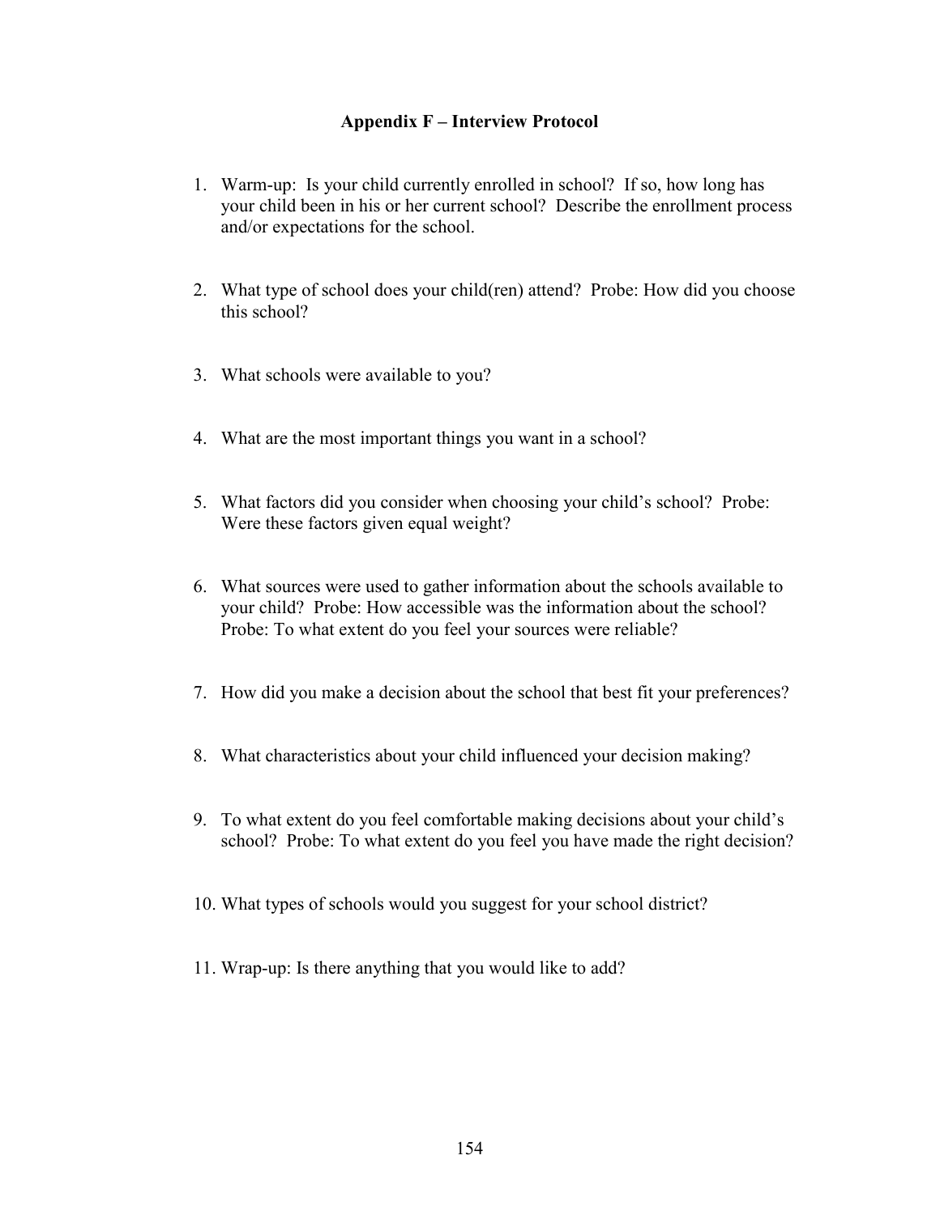## Appendix F – Interview Protocol

1. Warm-up: Is your child currently enrolled in school? If so, how long has your child been in his or her current school? Describe the enrollment process and/or expectations for the school.

2. What type of school does your child(ren) attend? Probe: How did you choose this school?

3. What schools were available to you?

4. What are the most important things you want in a school?

5. What factors did you consider when choosing your child's school? Probe: Were these factors given equal weight?

6. What sources were used to gather information about the schools available to your child? Probe: How accessible was the information about the school? Probe: To what extent do you feel your sources were reliable?

7. How did you make a decision about the school that best fit your preferences?

8. What characteristics about your child influenced your decision making?

9. To what extent do you feel comfortable making decisions about your child's school? Probe: To what extent do you feel you have made the right decision?

10. What types of schools would you suggest for your school district?

11. Wrap-up: Is there anything that you would like to add?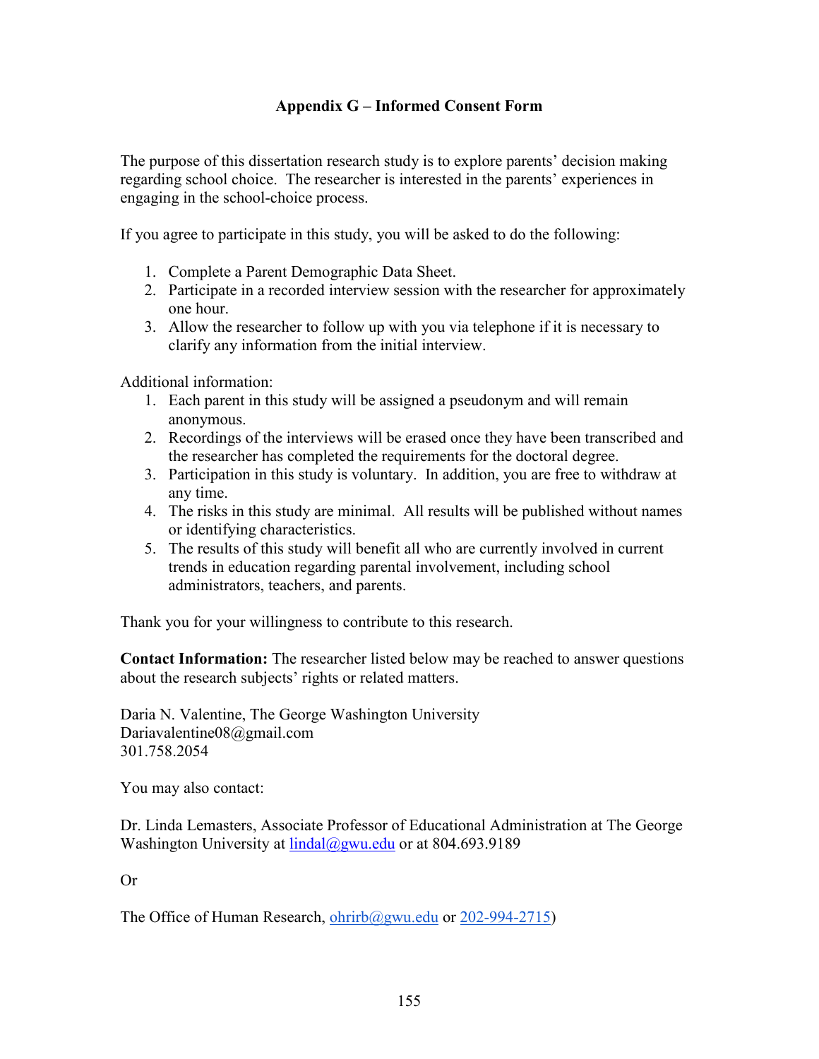# Appendix G – Informed Consent Form

The purpose of this dissertation research study is to explore parents' decision making regarding school choice. The researcher is interested in the parents' experiences in engaging in the school-choice process.

If you agree to participate in this study, you will be asked to do the following:

1. Complete a Parent Demographic Data Sheet.
2. Participate in a recorded interview session with the researcher for approximately one hour.
3. Allow the researcher to follow up with you via telephone if it is necessary to clarify any information from the initial interview.

Additional information:

1. Each parent in this study will be assigned a pseudonym and will remain anonymous.
2. Recordings of the interviews will be erased once they have been transcribed and the researcher has completed the requirements for the doctoral degree.
3. Participation in this study is voluntary. In addition, you are free to withdraw at any time.
4. The risks in this study are minimal. All results will be published without names or identifying characteristics.
5. The results of this study will benefit all who are currently involved in current trends in education regarding parental involvement, including school administrators, teachers, and parents.

Thank you for your willingness to contribute to this research.

**Contact Information:** The researcher listed below may be reached to answer questions about the research subjects' rights or related matters.

Daria N. Valentine, The George Washington University
Dariavalentine08@gmail.com
301.758.2054

You may also contact:

Dr. Linda Lemasters, Associate Professor of Educational Administration at The George Washington University at lindal@gwu.edu or at 804.693.9189

Or

The Office of Human Research, ohrirb@gwu.edu or 202-994-2715)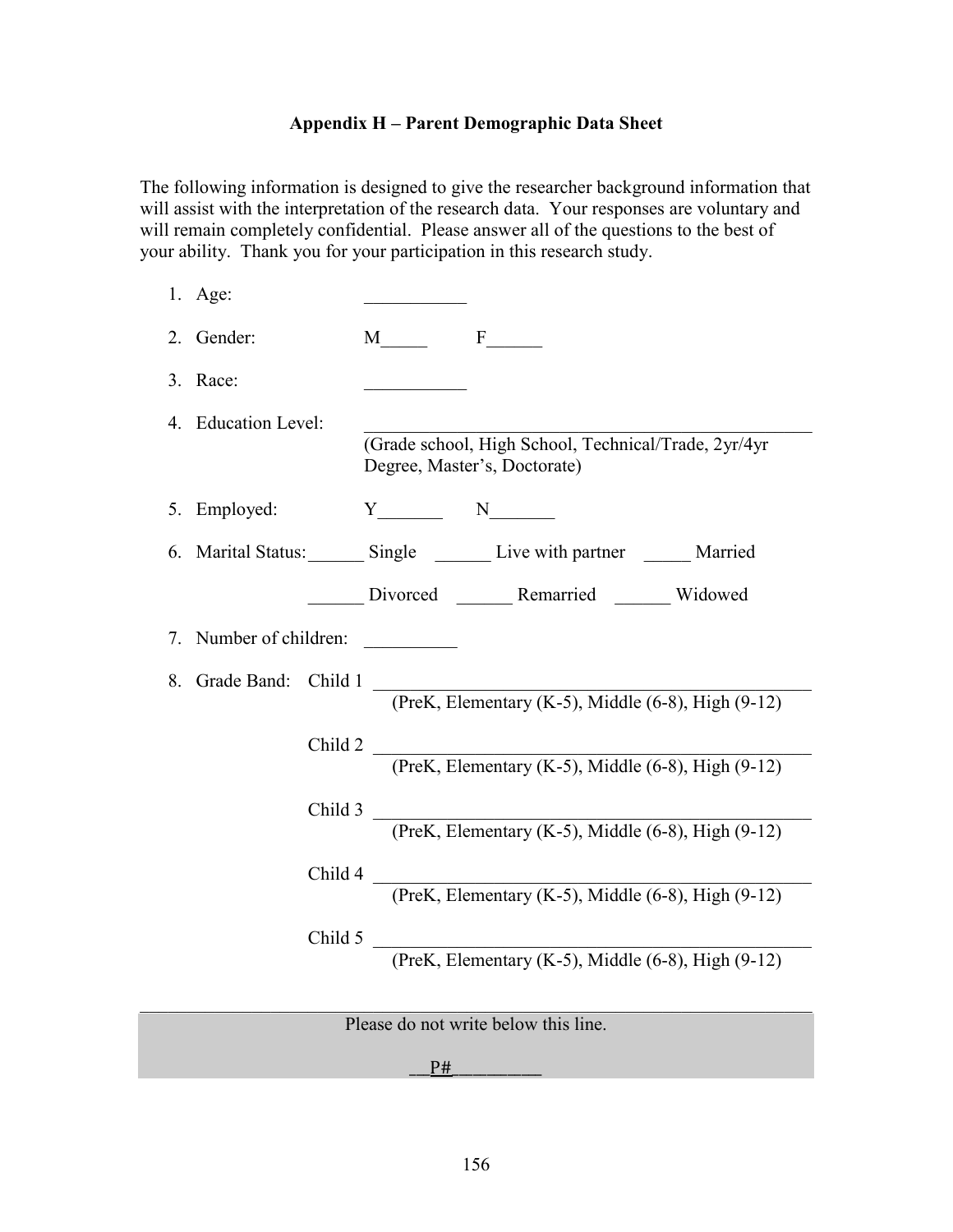## Appendix H – Parent Demographic Data Sheet

The following information is designed to give the researcher background information that will assist with the interpretation of the research data. Your responses are voluntary and will remain completely confidential. Please answer all of the questions to the best of your ability. Thank you for your participation in this research study.

1. Age: ___________
2. Gender: M_____ F______
3. Race: ___________
4. Education Level: ___________________________________________
   (Grade school, High School, Technical/Trade, 2yr/4yr Degree, Master's, Doctorate)
5. Employed: Y_______ N_______
6. Marital Status: ______ Single ______ Live with partner _____ Married

   ______ Divorced ______ Remarried ______ Widowed
7. Number of children: __________
8. Grade Band: Child 1 ___________________________________________
   (PreK, Elementary (K-5), Middle (6-8), High (9-12)

   Child 2 ___________________________________________
   (PreK, Elementary (K-5), Middle (6-8), High (9-12)

   Child 3 ___________________________________________
   (PreK, Elementary (K-5), Middle (6-8), High (9-12)

   Child 4 ___________________________________________
   (PreK, Elementary (K-5), Middle (6-8), High (9-12)

   Child 5 ___________________________________________
   (PreK, Elementary (K-5), Middle (6-8), High (9-12)

---

Please do not write below this line.

__P#_________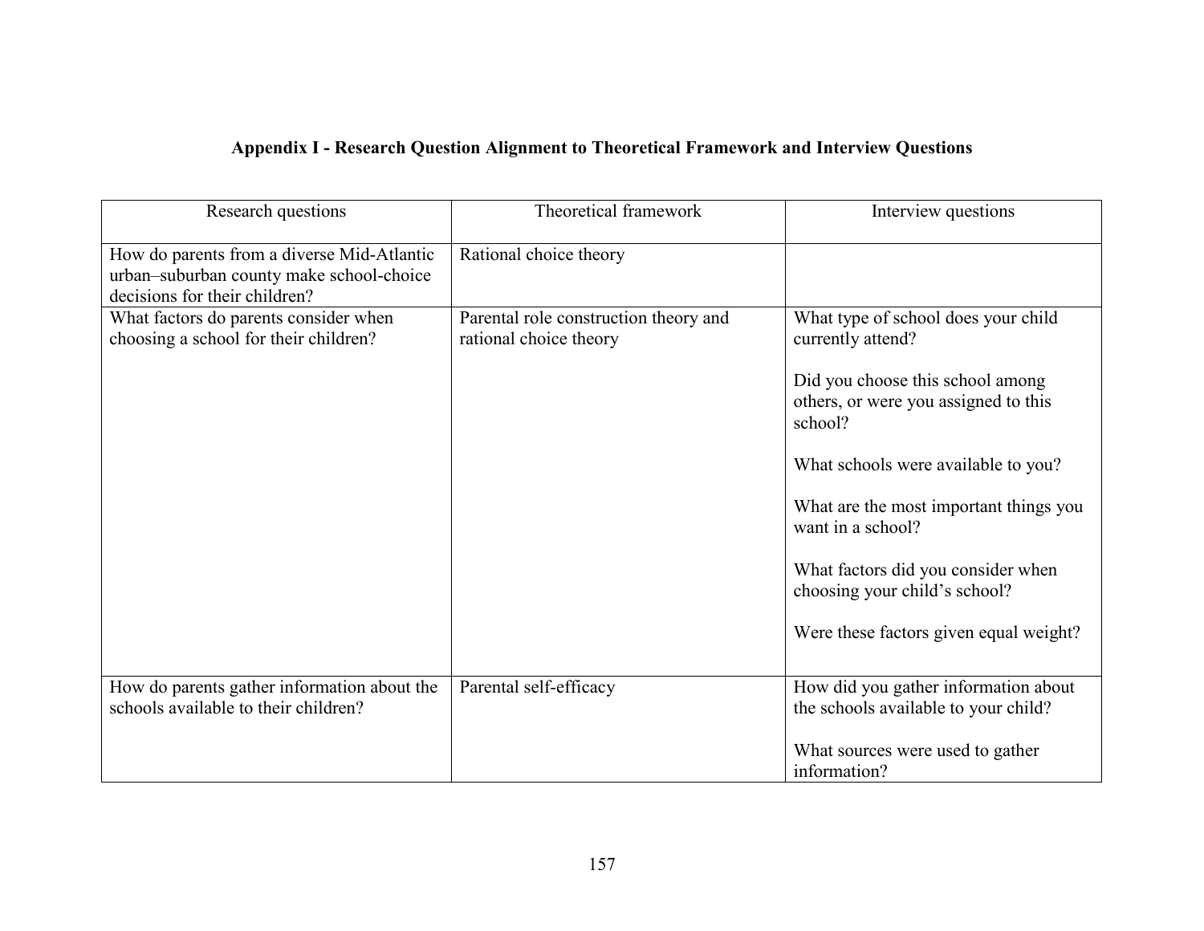## Appendix I - Research Question Alignment to Theoretical Framework and Interview Questions

| Research questions | Theoretical framework | Interview questions |
|---|---|---|
| How do parents from a diverse Mid-Atlantic urban–suburban county make school-choice decisions for their children? | Rational choice theory | |
| What factors do parents consider when choosing a school for their children? | Parental role construction theory and rational choice theory | What type of school does your child currently attend?<br><br>Did you choose this school among others, or were you assigned to this school?<br><br>What schools were available to you?<br><br>What are the most important things you want in a school?<br><br>What factors did you consider when choosing your child's school?<br><br>Were these factors given equal weight? |
| How do parents gather information about the schools available to their children? | Parental self-efficacy | How did you gather information about the schools available to your child?<br><br>What sources were used to gather information? |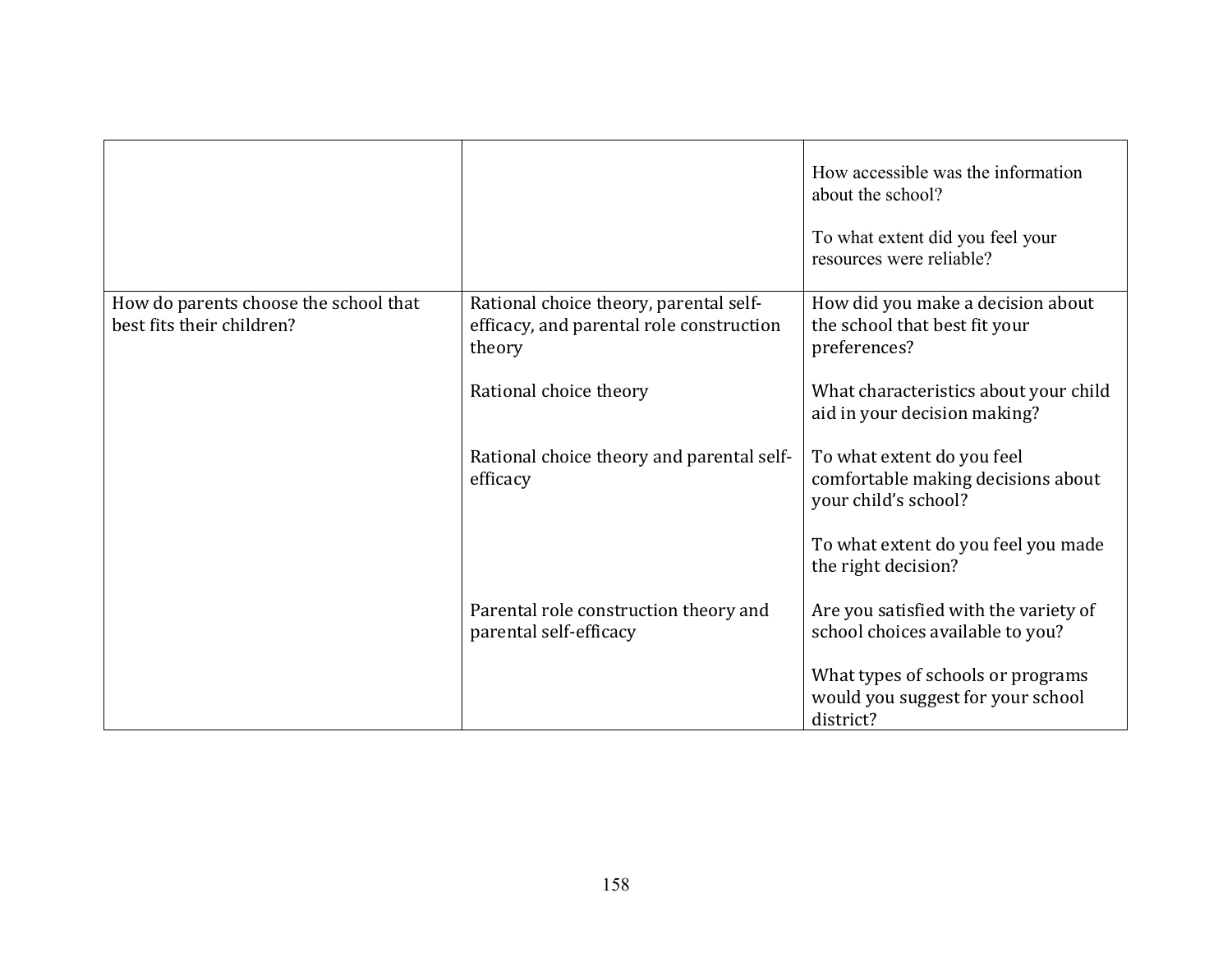| | | |
|---|---|---|
| | | How accessible was the information about the school?<br><br>To what extent did you feel your resources were reliable? |
| How do parents choose the school that best fits their children? | Rational choice theory, parental self-efficacy, and parental role construction theory | How did you make a decision about the school that best fit your preferences? |
| | Rational choice theory | What characteristics about your child aid in your decision making? |
| | Rational choice theory and parental self-efficacy | To what extent do you feel comfortable making decisions about your child's school?<br><br>To what extent do you feel you made the right decision? |
| | Parental role construction theory and parental self-efficacy | Are you satisfied with the variety of school choices available to you?<br><br>What types of schools or programs would you suggest for your school district? |